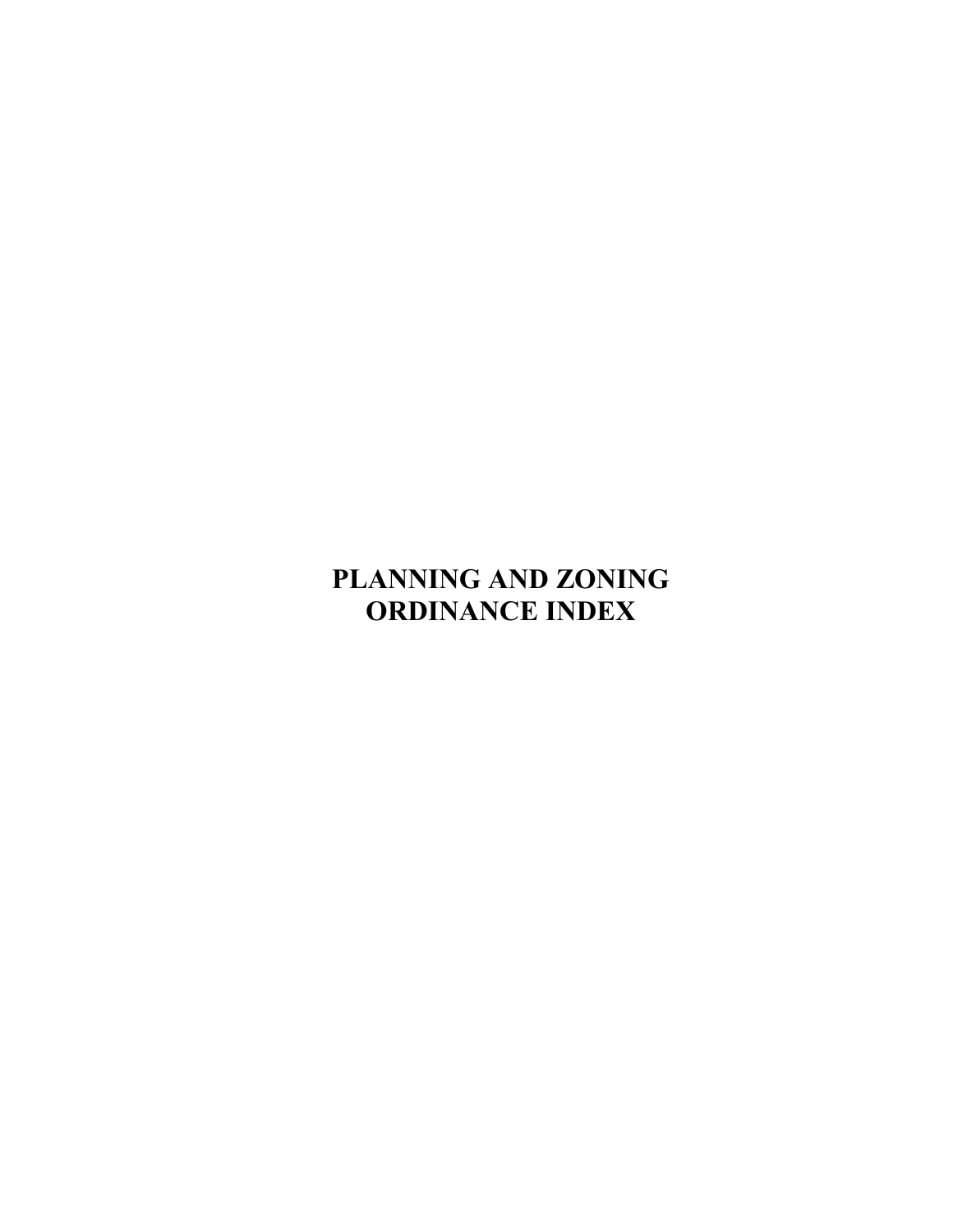# PLANNING AND ZONING ORDINANCE INDEX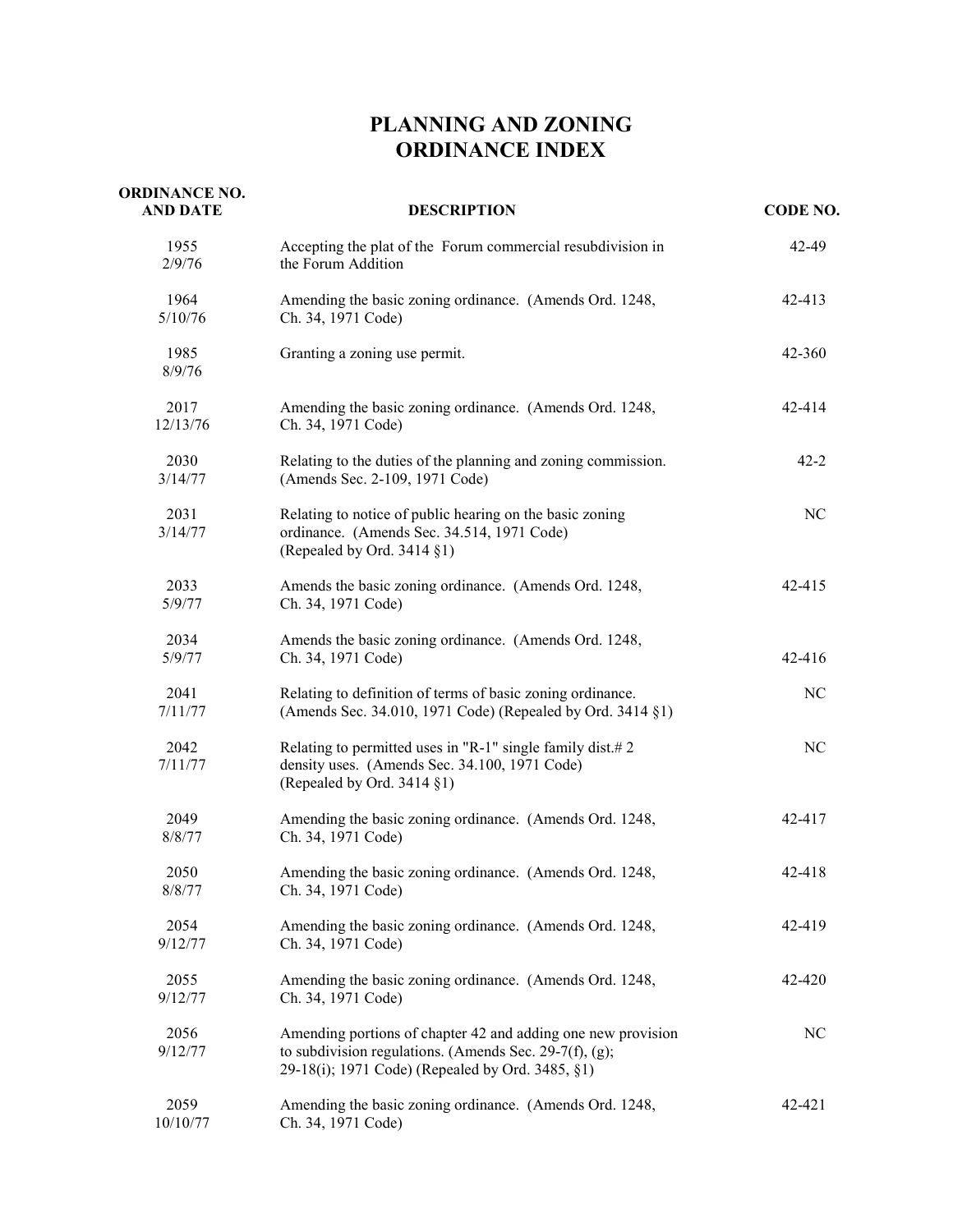# PLANNING AND ZONING ORDINANCE INDEX

| ORDINANCE NO. AND DATE | DESCRIPTION | CODE NO. |
|---|---|---|
| 1955<br>2/9/76 | Accepting the plat of the Forum commercial resubdivision in the Forum Addition | 42-49 |
| 1964<br>5/10/76 | Amending the basic zoning ordinance. (Amends Ord. 1248, Ch. 34, 1971 Code) | 42-413 |
| 1985<br>8/9/76 | Granting a zoning use permit. | 42-360 |
| 2017<br>12/13/76 | Amending the basic zoning ordinance. (Amends Ord. 1248, Ch. 34, 1971 Code) | 42-414 |
| 2030<br>3/14/77 | Relating to the duties of the planning and zoning commission. (Amends Sec. 2-109, 1971 Code) | 42-2 |
| 2031<br>3/14/77 | Relating to notice of public hearing on the basic zoning ordinance. (Amends Sec. 34.514, 1971 Code) (Repealed by Ord. 3414 §1) | NC |
| 2033<br>5/9/77 | Amends the basic zoning ordinance. (Amends Ord. 1248, Ch. 34, 1971 Code) | 42-415 |
| 2034<br>5/9/77 | Amends the basic zoning ordinance. (Amends Ord. 1248, Ch. 34, 1971 Code) | 42-416 |
| 2041<br>7/11/77 | Relating to definition of terms of basic zoning ordinance. (Amends Sec. 34.010, 1971 Code) (Repealed by Ord. 3414 §1) | NC |
| 2042<br>7/11/77 | Relating to permitted uses in "R-1" single family dist.# 2 density uses. (Amends Sec. 34.100, 1971 Code) (Repealed by Ord. 3414 §1) | NC |
| 2049<br>8/8/77 | Amending the basic zoning ordinance. (Amends Ord. 1248, Ch. 34, 1971 Code) | 42-417 |
| 2050<br>8/8/77 | Amending the basic zoning ordinance. (Amends Ord. 1248, Ch. 34, 1971 Code) | 42-418 |
| 2054<br>9/12/77 | Amending the basic zoning ordinance. (Amends Ord. 1248, Ch. 34, 1971 Code) | 42-419 |
| 2055<br>9/12/77 | Amending the basic zoning ordinance. (Amends Ord. 1248, Ch. 34, 1971 Code) | 42-420 |
| 2056<br>9/12/77 | Amending portions of chapter 42 and adding one new provision to subdivision regulations. (Amends Sec. 29-7(f), (g); 29-18(i); 1971 Code) (Repealed by Ord. 3485, §1) | NC |
| 2059<br>10/10/77 | Amending the basic zoning ordinance. (Amends Ord. 1248, Ch. 34, 1971 Code) | 42-421 |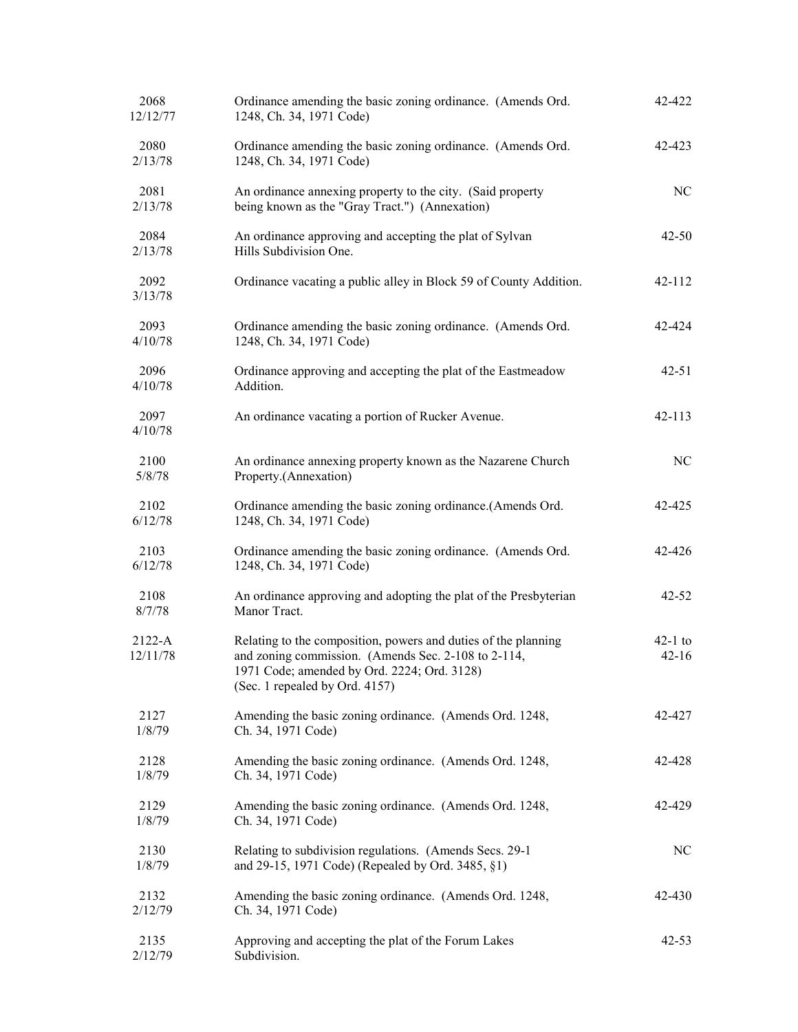| | | |
|---|---|---|
| 2068<br>12/12/77 | Ordinance amending the basic zoning ordinance. (Amends Ord. 1248, Ch. 34, 1971 Code) | 42-422 |
| 2080<br>2/13/78 | Ordinance amending the basic zoning ordinance. (Amends Ord. 1248, Ch. 34, 1971 Code) | 42-423 |
| 2081<br>2/13/78 | An ordinance annexing property to the city. (Said property being known as the "Gray Tract.") (Annexation) | NC |
| 2084<br>2/13/78 | An ordinance approving and accepting the plat of Sylvan Hills Subdivision One. | 42-50 |
| 2092<br>3/13/78 | Ordinance vacating a public alley in Block 59 of County Addition. | 42-112 |
| 2093<br>4/10/78 | Ordinance amending the basic zoning ordinance. (Amends Ord. 1248, Ch. 34, 1971 Code) | 42-424 |
| 2096<br>4/10/78 | Ordinance approving and accepting the plat of the Eastmeadow Addition. | 42-51 |
| 2097<br>4/10/78 | An ordinance vacating a portion of Rucker Avenue. | 42-113 |
| 2100<br>5/8/78 | An ordinance annexing property known as the Nazarene Church Property.(Annexation) | NC |
| 2102<br>6/12/78 | Ordinance amending the basic zoning ordinance.(Amends Ord. 1248, Ch. 34, 1971 Code) | 42-425 |
| 2103<br>6/12/78 | Ordinance amending the basic zoning ordinance. (Amends Ord. 1248, Ch. 34, 1971 Code) | 42-426 |
| 2108<br>8/7/78 | An ordinance approving and adopting the plat of the Presbyterian Manor Tract. | 42-52 |
| 2122-A<br>12/11/78 | Relating to the composition, powers and duties of the planning and zoning commission. (Amends Sec. 2-108 to 2-114, 1971 Code; amended by Ord. 2224; Ord. 3128) (Sec. 1 repealed by Ord. 4157) | 42-1 to 42-16 |
| 2127<br>1/8/79 | Amending the basic zoning ordinance. (Amends Ord. 1248, Ch. 34, 1971 Code) | 42-427 |
| 2128<br>1/8/79 | Amending the basic zoning ordinance. (Amends Ord. 1248, Ch. 34, 1971 Code) | 42-428 |
| 2129<br>1/8/79 | Amending the basic zoning ordinance. (Amends Ord. 1248, Ch. 34, 1971 Code) | 42-429 |
| 2130<br>1/8/79 | Relating to subdivision regulations. (Amends Secs. 29-1 and 29-15, 1971 Code) (Repealed by Ord. 3485, §1) | NC |
| 2132<br>2/12/79 | Amending the basic zoning ordinance. (Amends Ord. 1248, Ch. 34, 1971 Code) | 42-430 |
| 2135<br>2/12/79 | Approving and accepting the plat of the Forum Lakes Subdivision. | 42-53 |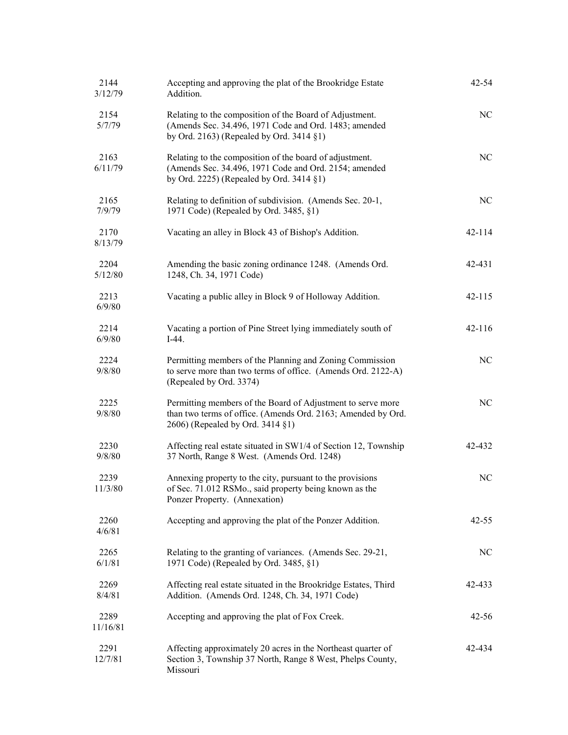| | | |
|---|---|---|
| 2144<br>3/12/79 | Accepting and approving the plat of the Brookridge Estate Addition. | 42-54 |
| 2154<br>5/7/79 | Relating to the composition of the Board of Adjustment. (Amends Sec. 34.496, 1971 Code and Ord. 1483; amended by Ord. 2163) (Repealed by Ord. 3414 §1) | NC |
| 2163<br>6/11/79 | Relating to the composition of the board of adjustment. (Amends Sec. 34.496, 1971 Code and Ord. 2154; amended by Ord. 2225) (Repealed by Ord. 3414 §1) | NC |
| 2165<br>7/9/79 | Relating to definition of subdivision. (Amends Sec. 20-1, 1971 Code) (Repealed by Ord. 3485, §1) | NC |
| 2170<br>8/13/79 | Vacating an alley in Block 43 of Bishop's Addition. | 42-114 |
| 2204<br>5/12/80 | Amending the basic zoning ordinance 1248. (Amends Ord. 1248, Ch. 34, 1971 Code) | 42-431 |
| 2213<br>6/9/80 | Vacating a public alley in Block 9 of Holloway Addition. | 42-115 |
| 2214<br>6/9/80 | Vacating a portion of Pine Street lying immediately south of I-44. | 42-116 |
| 2224<br>9/8/80 | Permitting members of the Planning and Zoning Commission to serve more than two terms of office. (Amends Ord. 2122-A) (Repealed by Ord. 3374) | NC |
| 2225<br>9/8/80 | Permitting members of the Board of Adjustment to serve more than two terms of office. (Amends Ord. 2163; Amended by Ord. 2606) (Repealed by Ord. 3414 §1) | NC |
| 2230<br>9/8/80 | Affecting real estate situated in SW1/4 of Section 12, Township 37 North, Range 8 West. (Amends Ord. 1248) | 42-432 |
| 2239<br>11/3/80 | Annexing property to the city, pursuant to the provisions of Sec. 71.012 RSMo., said property being known as the Ponzer Property. (Annexation) | NC |
| 2260<br>4/6/81 | Accepting and approving the plat of the Ponzer Addition. | 42-55 |
| 2265<br>6/1/81 | Relating to the granting of variances. (Amends Sec. 29-21, 1971 Code) (Repealed by Ord. 3485, §1) | NC |
| 2269<br>8/4/81 | Affecting real estate situated in the Brookridge Estates, Third Addition. (Amends Ord. 1248, Ch. 34, 1971 Code) | 42-433 |
| 2289<br>11/16/81 | Accepting and approving the plat of Fox Creek. | 42-56 |
| 2291<br>12/7/81 | Affecting approximately 20 acres in the Northeast quarter of Section 3, Township 37 North, Range 8 West, Phelps County, Missouri | 42-434 |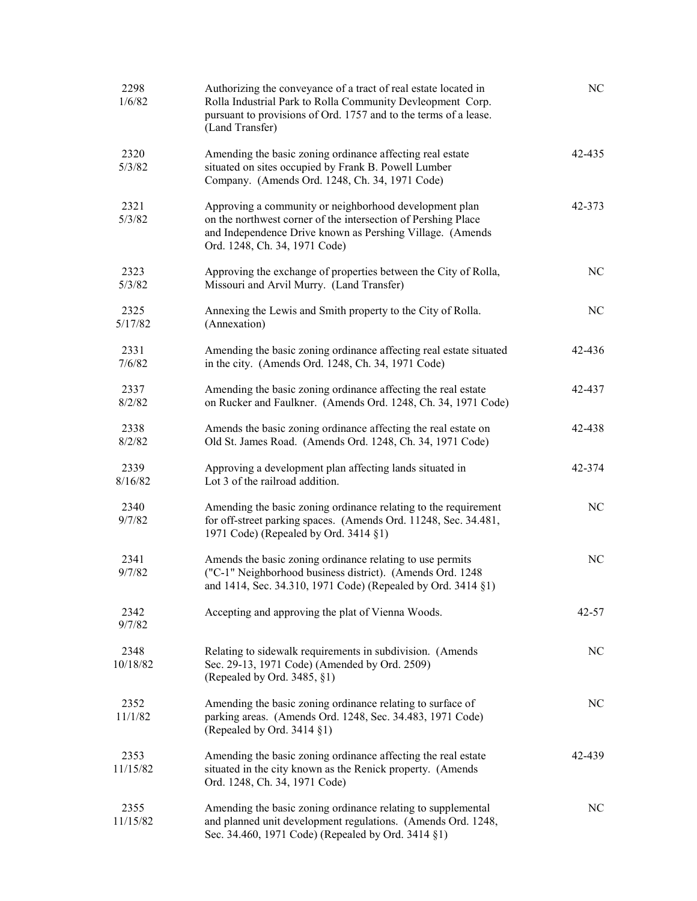| | | |
|---|---|---|
| 2298<br>1/6/82 | Authorizing the conveyance of a tract of real estate located in Rolla Industrial Park to Rolla Community Devleopment Corp. pursuant to provisions of Ord. 1757 and to the terms of a lease. (Land Transfer) | NC |
| 2320<br>5/3/82 | Amending the basic zoning ordinance affecting real estate situated on sites occupied by Frank B. Powell Lumber Company. (Amends Ord. 1248, Ch. 34, 1971 Code) | 42-435 |
| 2321<br>5/3/82 | Approving a community or neighborhood development plan on the northwest corner of the intersection of Pershing Place and Independence Drive known as Pershing Village. (Amends Ord. 1248, Ch. 34, 1971 Code) | 42-373 |
| 2323<br>5/3/82 | Approving the exchange of properties between the City of Rolla, Missouri and Arvil Murry. (Land Transfer) | NC |
| 2325<br>5/17/82 | Annexing the Lewis and Smith property to the City of Rolla. (Annexation) | NC |
| 2331<br>7/6/82 | Amending the basic zoning ordinance affecting real estate situated in the city. (Amends Ord. 1248, Ch. 34, 1971 Code) | 42-436 |
| 2337<br>8/2/82 | Amending the basic zoning ordinance affecting the real estate on Rucker and Faulkner. (Amends Ord. 1248, Ch. 34, 1971 Code) | 42-437 |
| 2338<br>8/2/82 | Amends the basic zoning ordinance affecting the real estate on Old St. James Road. (Amends Ord. 1248, Ch. 34, 1971 Code) | 42-438 |
| 2339<br>8/16/82 | Approving a development plan affecting lands situated in Lot 3 of the railroad addition. | 42-374 |
| 2340<br>9/7/82 | Amending the basic zoning ordinance relating to the requirement for off-street parking spaces. (Amends Ord. 11248, Sec. 34.481, 1971 Code) (Repealed by Ord. 3414 §1) | NC |
| 2341<br>9/7/82 | Amends the basic zoning ordinance relating to use permits ("C-1" Neighborhood business district). (Amends Ord. 1248 and 1414, Sec. 34.310, 1971 Code) (Repealed by Ord. 3414 §1) | NC |
| 2342<br>9/7/82 | Accepting and approving the plat of Vienna Woods. | 42-57 |
| 2348<br>10/18/82 | Relating to sidewalk requirements in subdivision. (Amends Sec. 29-13, 1971 Code) (Amended by Ord. 2509) (Repealed by Ord. 3485, §1) | NC |
| 2352<br>11/1/82 | Amending the basic zoning ordinance relating to surface of parking areas. (Amends Ord. 1248, Sec. 34.483, 1971 Code) (Repealed by Ord. 3414 §1) | NC |
| 2353<br>11/15/82 | Amending the basic zoning ordinance affecting the real estate situated in the city known as the Renick property. (Amends Ord. 1248, Ch. 34, 1971 Code) | 42-439 |
| 2355<br>11/15/82 | Amending the basic zoning ordinance relating to supplemental and planned unit development regulations. (Amends Ord. 1248, Sec. 34.460, 1971 Code) (Repealed by Ord. 3414 §1) | NC |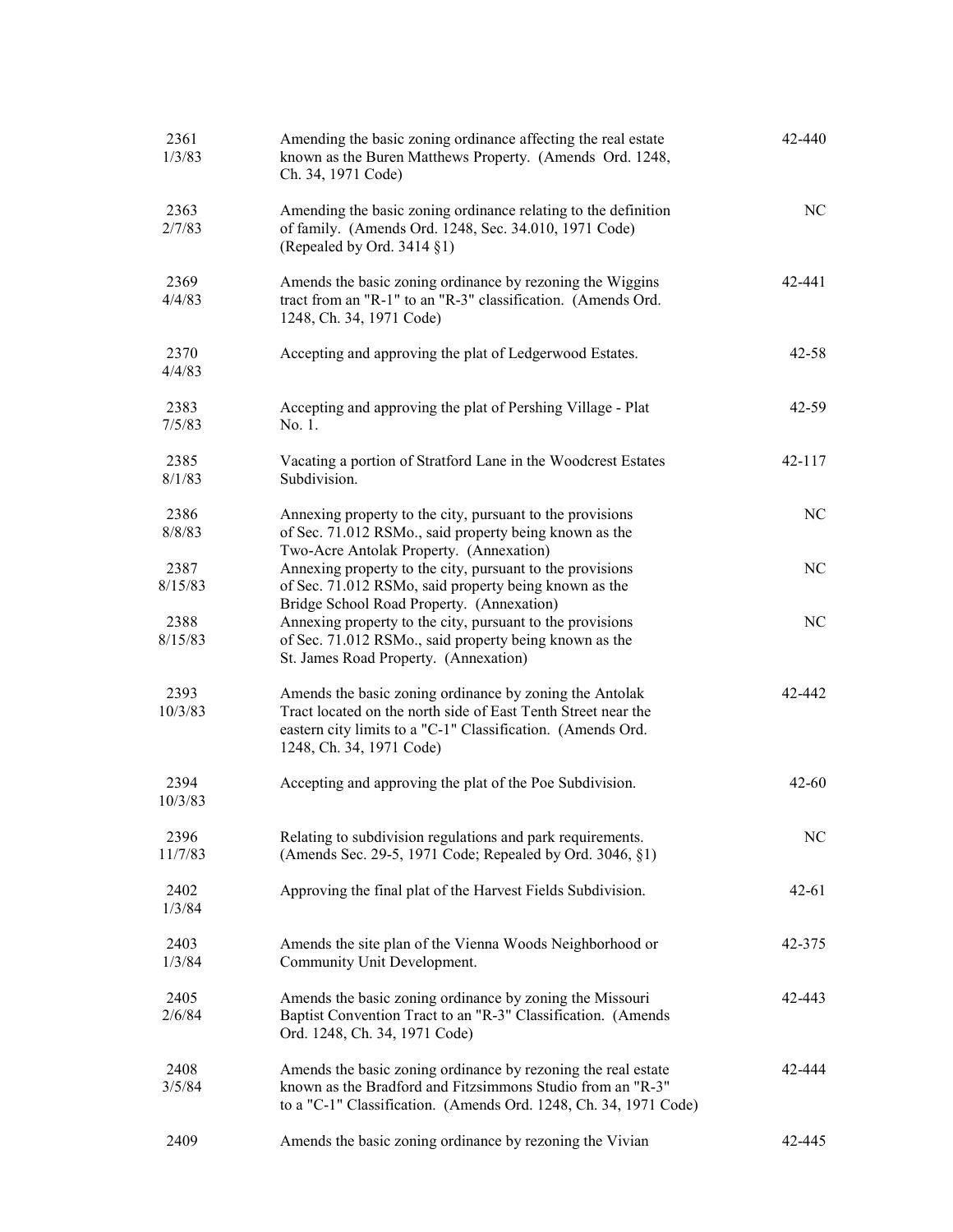| | | |
|---|---|---|
| 2361<br>1/3/83 | Amending the basic zoning ordinance affecting the real estate known as the Buren Matthews Property. (Amends Ord. 1248, Ch. 34, 1971 Code) | 42-440 |
| 2363<br>2/7/83 | Amending the basic zoning ordinance relating to the definition of family. (Amends Ord. 1248, Sec. 34.010, 1971 Code) (Repealed by Ord. 3414 §1) | NC |
| 2369<br>4/4/83 | Amends the basic zoning ordinance by rezoning the Wiggins tract from an "R-1" to an "R-3" classification. (Amends Ord. 1248, Ch. 34, 1971 Code) | 42-441 |
| 2370<br>4/4/83 | Accepting and approving the plat of Ledgerwood Estates. | 42-58 |
| 2383<br>7/5/83 | Accepting and approving the plat of Pershing Village - Plat No. 1. | 42-59 |
| 2385<br>8/1/83 | Vacating a portion of Stratford Lane in the Woodcrest Estates Subdivision. | 42-117 |
| 2386<br>8/8/83 | Annexing property to the city, pursuant to the provisions of Sec. 71.012 RSMo., said property being known as the Two-Acre Antolak Property. (Annexation) | NC |
| 2387<br>8/15/83 | Annexing property to the city, pursuant to the provisions of Sec. 71.012 RSMo, said property being known as the Bridge School Road Property. (Annexation) | NC |
| 2388<br>8/15/83 | Annexing property to the city, pursuant to the provisions of Sec. 71.012 RSMo., said property being known as the St. James Road Property. (Annexation) | NC |
| 2393<br>10/3/83 | Amends the basic zoning ordinance by zoning the Antolak Tract located on the north side of East Tenth Street near the eastern city limits to a "C-1" Classification. (Amends Ord. 1248, Ch. 34, 1971 Code) | 42-442 |
| 2394<br>10/3/83 | Accepting and approving the plat of the Poe Subdivision. | 42-60 |
| 2396<br>11/7/83 | Relating to subdivision regulations and park requirements. (Amends Sec. 29-5, 1971 Code; Repealed by Ord. 3046, §1) | NC |
| 2402<br>1/3/84 | Approving the final plat of the Harvest Fields Subdivision. | 42-61 |
| 2403<br>1/3/84 | Amends the site plan of the Vienna Woods Neighborhood or Community Unit Development. | 42-375 |
| 2405<br>2/6/84 | Amends the basic zoning ordinance by zoning the Missouri Baptist Convention Tract to an "R-3" Classification. (Amends Ord. 1248, Ch. 34, 1971 Code) | 42-443 |
| 2408<br>3/5/84 | Amends the basic zoning ordinance by rezoning the real estate known as the Bradford and Fitzsimmons Studio from an "R-3" to a "C-1" Classification. (Amends Ord. 1248, Ch. 34, 1971 Code) | 42-444 |
| 2409 | Amends the basic zoning ordinance by rezoning the Vivian | 42-445 |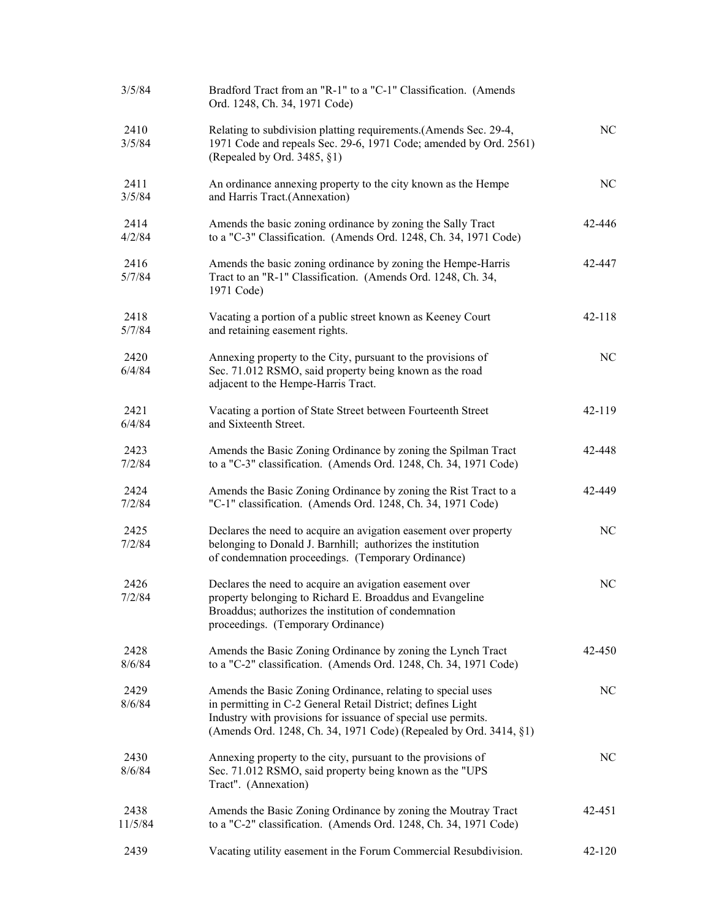| | | |
|---|---|---|
| 3/5/84 | Bradford Tract from an "R-1" to a "C-1" Classification. (Amends Ord. 1248, Ch. 34, 1971 Code) | |
| 2410<br>3/5/84 | Relating to subdivision platting requirements.(Amends Sec. 29-4, 1971 Code and repeals Sec. 29-6, 1971 Code; amended by Ord. 2561) (Repealed by Ord. 3485, §1) | NC |
| 2411<br>3/5/84 | An ordinance annexing property to the city known as the Hempe and Harris Tract.(Annexation) | NC |
| 2414<br>4/2/84 | Amends the basic zoning ordinance by zoning the Sally Tract to a "C-3" Classification. (Amends Ord. 1248, Ch. 34, 1971 Code) | 42-446 |
| 2416<br>5/7/84 | Amends the basic zoning ordinance by zoning the Hempe-Harris Tract to an "R-1" Classification. (Amends Ord. 1248, Ch. 34, 1971 Code) | 42-447 |
| 2418<br>5/7/84 | Vacating a portion of a public street known as Keeney Court and retaining easement rights. | 42-118 |
| 2420<br>6/4/84 | Annexing property to the City, pursuant to the provisions of Sec. 71.012 RSMO, said property being known as the road adjacent to the Hempe-Harris Tract. | NC |
| 2421<br>6/4/84 | Vacating a portion of State Street between Fourteenth Street and Sixteenth Street. | 42-119 |
| 2423<br>7/2/84 | Amends the Basic Zoning Ordinance by zoning the Spilman Tract to a "C-3" classification. (Amends Ord. 1248, Ch. 34, 1971 Code) | 42-448 |
| 2424<br>7/2/84 | Amends the Basic Zoning Ordinance by zoning the Rist Tract to a "C-1" classification. (Amends Ord. 1248, Ch. 34, 1971 Code) | 42-449 |
| 2425<br>7/2/84 | Declares the need to acquire an avigation easement over property belonging to Donald J. Barnhill; authorizes the institution of condemnation proceedings. (Temporary Ordinance) | NC |
| 2426<br>7/2/84 | Declares the need to acquire an avigation easement over property belonging to Richard E. Broaddus and Evangeline Broaddus; authorizes the institution of condemnation proceedings. (Temporary Ordinance) | NC |
| 2428<br>8/6/84 | Amends the Basic Zoning Ordinance by zoning the Lynch Tract to a "C-2" classification. (Amends Ord. 1248, Ch. 34, 1971 Code) | 42-450 |
| 2429<br>8/6/84 | Amends the Basic Zoning Ordinance, relating to special uses in permitting in C-2 General Retail District; defines Light Industry with provisions for issuance of special use permits. (Amends Ord. 1248, Ch. 34, 1971 Code) (Repealed by Ord. 3414, §1) | NC |
| 2430<br>8/6/84 | Annexing property to the city, pursuant to the provisions of Sec. 71.012 RSMO, said property being known as the "UPS Tract". (Annexation) | NC |
| 2438<br>11/5/84 | Amends the Basic Zoning Ordinance by zoning the Moutray Tract to a "C-2" classification. (Amends Ord. 1248, Ch. 34, 1971 Code) | 42-451 |
| 2439 | Vacating utility easement in the Forum Commercial Resubdivision. | 42-120 |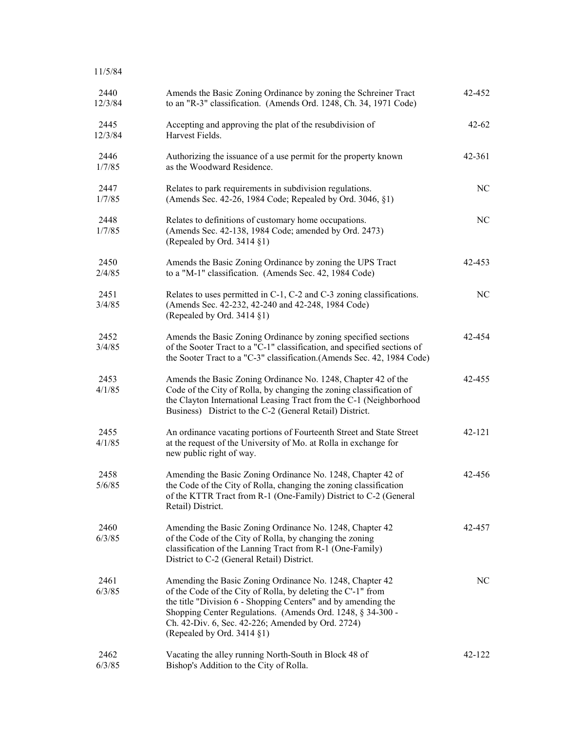11/5/84

| | | |
|---|---|---|
| 2440<br>12/3/84 | Amends the Basic Zoning Ordinance by zoning the Schreiner Tract to an "R-3" classification. (Amends Ord. 1248, Ch. 34, 1971 Code) | 42-452 |
| 2445<br>12/3/84 | Accepting and approving the plat of the resubdivision of Harvest Fields. | 42-62 |
| 2446<br>1/7/85 | Authorizing the issuance of a use permit for the property known as the Woodward Residence. | 42-361 |
| 2447<br>1/7/85 | Relates to park requirements in subdivision regulations. (Amends Sec. 42-26, 1984 Code; Repealed by Ord. 3046, §1) | NC |
| 2448<br>1/7/85 | Relates to definitions of customary home occupations. (Amends Sec. 42-138, 1984 Code; amended by Ord. 2473) (Repealed by Ord. 3414 §1) | NC |
| 2450<br>2/4/85 | Amends the Basic Zoning Ordinance by zoning the UPS Tract to a "M-1" classification. (Amends Sec. 42, 1984 Code) | 42-453 |
| 2451<br>3/4/85 | Relates to uses permitted in C-1, C-2 and C-3 zoning classifications. (Amends Sec. 42-232, 42-240 and 42-248, 1984 Code) (Repealed by Ord. 3414 §1) | NC |
| 2452<br>3/4/85 | Amends the Basic Zoning Ordinance by zoning specified sections of the Sooter Tract to a "C-1" classification, and specified sections of the Sooter Tract to a "C-3" classification.(Amends Sec. 42, 1984 Code) | 42-454 |
| 2453<br>4/1/85 | Amends the Basic Zoning Ordinance No. 1248, Chapter 42 of the Code of the City of Rolla, by changing the zoning classification of the Clayton International Leasing Tract from the C-1 (Neighborhood Business) District to the C-2 (General Retail) District. | 42-455 |
| 2455<br>4/1/85 | An ordinance vacating portions of Fourteenth Street and State Street at the request of the University of Mo. at Rolla in exchange for new public right of way. | 42-121 |
| 2458<br>5/6/85 | Amending the Basic Zoning Ordinance No. 1248, Chapter 42 of the Code of the City of Rolla, changing the zoning classification of the KTTR Tract from R-1 (One-Family) District to C-2 (General Retail) District. | 42-456 |
| 2460<br>6/3/85 | Amending the Basic Zoning Ordinance No. 1248, Chapter 42 of the Code of the City of Rolla, by changing the zoning classification of the Lanning Tract from R-1 (One-Family) District to C-2 (General Retail) District. | 42-457 |
| 2461<br>6/3/85 | Amending the Basic Zoning Ordinance No. 1248, Chapter 42 of the Code of the City of Rolla, by deleting the C'-1" from the title "Division 6 - Shopping Centers" and by amending the Shopping Center Regulations. (Amends Ord. 1248, § 34-300 - Ch. 42-Div. 6, Sec. 42-226; Amended by Ord. 2724) (Repealed by Ord. 3414 §1) | NC |
| 2462<br>6/3/85 | Vacating the alley running North-South in Block 48 of Bishop's Addition to the City of Rolla. | 42-122 |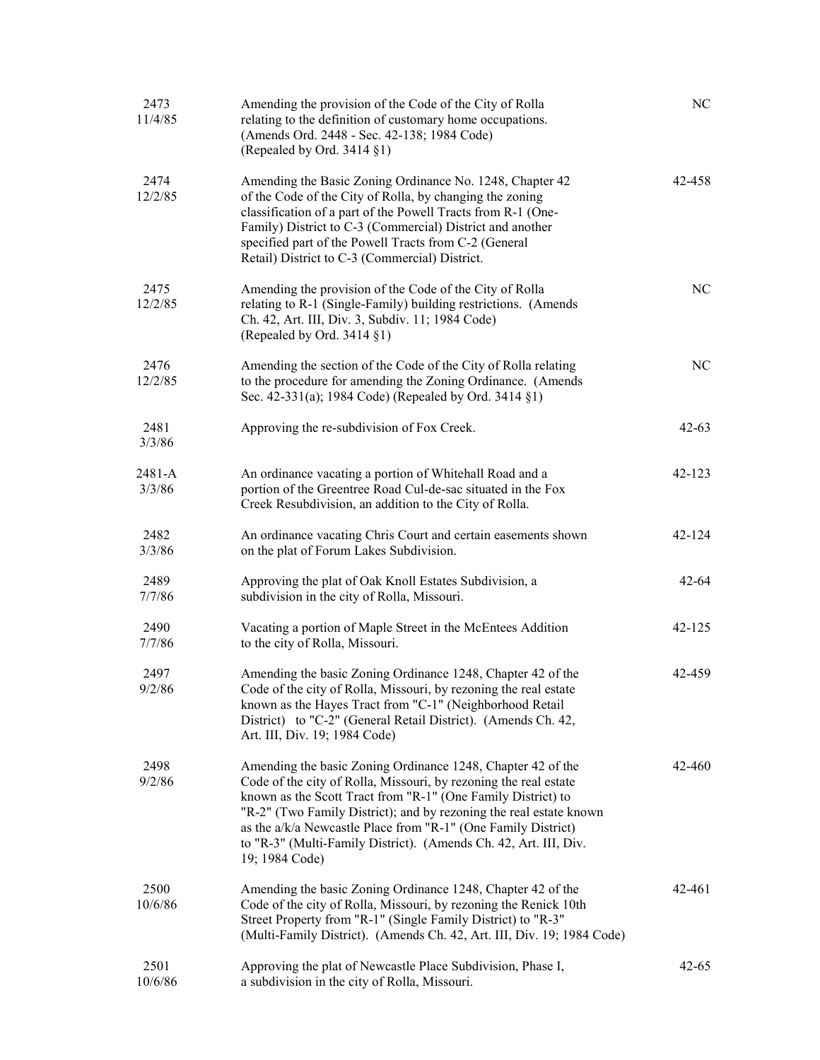| | | |
|---|---|---|
| 2473<br>11/4/85 | Amending the provision of the Code of the City of Rolla relating to the definition of customary home occupations. (Amends Ord. 2448 - Sec. 42-138; 1984 Code) (Repealed by Ord. 3414 §1) | NC |
| 2474<br>12/2/85 | Amending the Basic Zoning Ordinance No. 1248, Chapter 42 of the Code of the City of Rolla, by changing the zoning classification of a part of the Powell Tracts from R-1 (One-Family) District to C-3 (Commercial) District and another specified part of the Powell Tracts from C-2 (General Retail) District to C-3 (Commercial) District. | 42-458 |
| 2475<br>12/2/85 | Amending the provision of the Code of the City of Rolla relating to R-1 (Single-Family) building restrictions. (Amends Ch. 42, Art. III, Div. 3, Subdiv. 11; 1984 Code) (Repealed by Ord. 3414 §1) | NC |
| 2476<br>12/2/85 | Amending the section of the Code of the City of Rolla relating to the procedure for amending the Zoning Ordinance. (Amends Sec. 42-331(a); 1984 Code) (Repealed by Ord. 3414 §1) | NC |
| 2481<br>3/3/86 | Approving the re-subdivision of Fox Creek. | 42-63 |
| 2481-A<br>3/3/86 | An ordinance vacating a portion of Whitehall Road and a portion of the Greentree Road Cul-de-sac situated in the Fox Creek Resubdivision, an addition to the City of Rolla. | 42-123 |
| 2482<br>3/3/86 | An ordinance vacating Chris Court and certain easements shown on the plat of Forum Lakes Subdivision. | 42-124 |
| 2489<br>7/7/86 | Approving the plat of Oak Knoll Estates Subdivision, a subdivision in the city of Rolla, Missouri. | 42-64 |
| 2490<br>7/7/86 | Vacating a portion of Maple Street in the McEntees Addition to the city of Rolla, Missouri. | 42-125 |
| 2497<br>9/2/86 | Amending the basic Zoning Ordinance 1248, Chapter 42 of the Code of the city of Rolla, Missouri, by rezoning the real estate known as the Hayes Tract from "C-1" (Neighborhood Retail District) to "C-2" (General Retail District). (Amends Ch. 42, Art. III, Div. 19; 1984 Code) | 42-459 |
| 2498<br>9/2/86 | Amending the basic Zoning Ordinance 1248, Chapter 42 of the Code of the city of Rolla, Missouri, by rezoning the real estate known as the Scott Tract from "R-1" (One Family District) to "R-2" (Two Family District); and by rezoning the real estate known as the a/k/a Newcastle Place from "R-1" (One Family District) to "R-3" (Multi-Family District). (Amends Ch. 42, Art. III, Div. 19; 1984 Code) | 42-460 |
| 2500<br>10/6/86 | Amending the basic Zoning Ordinance 1248, Chapter 42 of the Code of the city of Rolla, Missouri, by rezoning the Renick 10th Street Property from "R-1" (Single Family District) to "R-3" (Multi-Family District). (Amends Ch. 42, Art. III, Div. 19; 1984 Code) | 42-461 |
| 2501<br>10/6/86 | Approving the plat of Newcastle Place Subdivision, Phase I, a subdivision in the city of Rolla, Missouri. | 42-65 |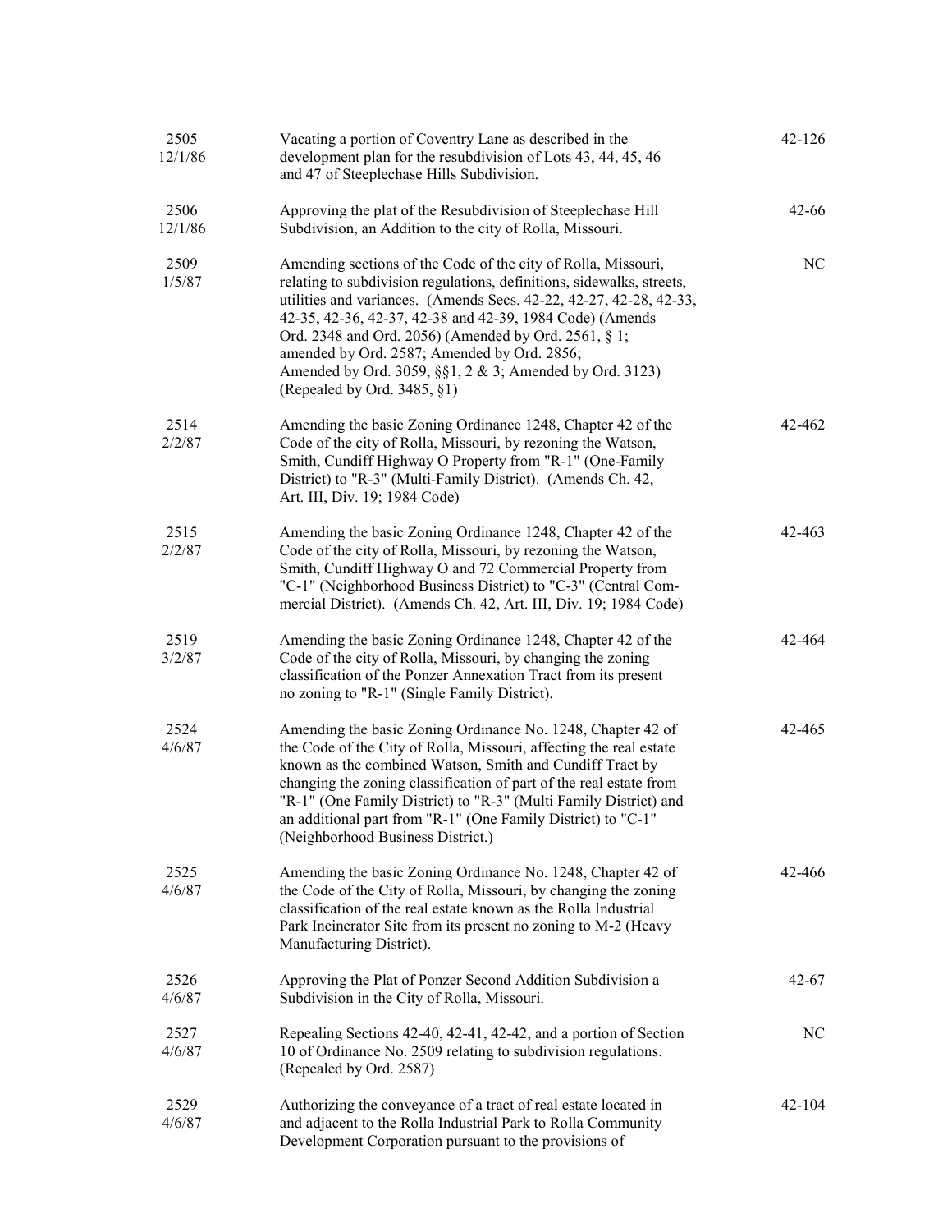| | | |
|---|---|---|
| 2505<br>12/1/86 | Vacating a portion of Coventry Lane as described in the development plan for the resubdivision of Lots 43, 44, 45, 46 and 47 of Steeplechase Hills Subdivision. | 42-126 |
| 2506<br>12/1/86 | Approving the plat of the Resubdivision of Steeplechase Hill Subdivision, an Addition to the city of Rolla, Missouri. | 42-66 |
| 2509<br>1/5/87 | Amending sections of the Code of the city of Rolla, Missouri, relating to subdivision regulations, definitions, sidewalks, streets, utilities and variances. (Amends Secs. 42-22, 42-27, 42-28, 42-33, 42-35, 42-36, 42-37, 42-38 and 42-39, 1984 Code) (Amends Ord. 2348 and Ord. 2056) (Amended by Ord. 2561, § 1; amended by Ord. 2587; Amended by Ord. 2856; Amended by Ord. 3059, §§1, 2 & 3; Amended by Ord. 3123) (Repealed by Ord. 3485, §1) | NC |
| 2514<br>2/2/87 | Amending the basic Zoning Ordinance 1248, Chapter 42 of the Code of the city of Rolla, Missouri, by rezoning the Watson, Smith, Cundiff Highway O Property from "R-1" (One-Family District) to "R-3" (Multi-Family District). (Amends Ch. 42, Art. III, Div. 19; 1984 Code) | 42-462 |
| 2515<br>2/2/87 | Amending the basic Zoning Ordinance 1248, Chapter 42 of the Code of the city of Rolla, Missouri, by rezoning the Watson, Smith, Cundiff Highway O and 72 Commercial Property from "C-1" (Neighborhood Business District) to "C-3" (Central Commercial District). (Amends Ch. 42, Art. III, Div. 19; 1984 Code) | 42-463 |
| 2519<br>3/2/87 | Amending the basic Zoning Ordinance 1248, Chapter 42 of the Code of the city of Rolla, Missouri, by changing the zoning classification of the Ponzer Annexation Tract from its present no zoning to "R-1" (Single Family District). | 42-464 |
| 2524<br>4/6/87 | Amending the basic Zoning Ordinance No. 1248, Chapter 42 of the Code of the City of Rolla, Missouri, affecting the real estate known as the combined Watson, Smith and Cundiff Tract by changing the zoning classification of part of the real estate from "R-1" (One Family District) to "R-3" (Multi Family District) and an additional part from "R-1" (One Family District) to "C-1" (Neighborhood Business District.) | 42-465 |
| 2525<br>4/6/87 | Amending the basic Zoning Ordinance No. 1248, Chapter 42 of the Code of the City of Rolla, Missouri, by changing the zoning classification of the real estate known as the Rolla Industrial Park Incinerator Site from its present no zoning to M-2 (Heavy Manufacturing District). | 42-466 |
| 2526<br>4/6/87 | Approving the Plat of Ponzer Second Addition Subdivision a Subdivision in the City of Rolla, Missouri. | 42-67 |
| 2527<br>4/6/87 | Repealing Sections 42-40, 42-41, 42-42, and a portion of Section 10 of Ordinance No. 2509 relating to subdivision regulations. (Repealed by Ord. 2587) | NC |
| 2529<br>4/6/87 | Authorizing the conveyance of a tract of real estate located in and adjacent to the Rolla Industrial Park to Rolla Community Development Corporation pursuant to the provisions of | 42-104 |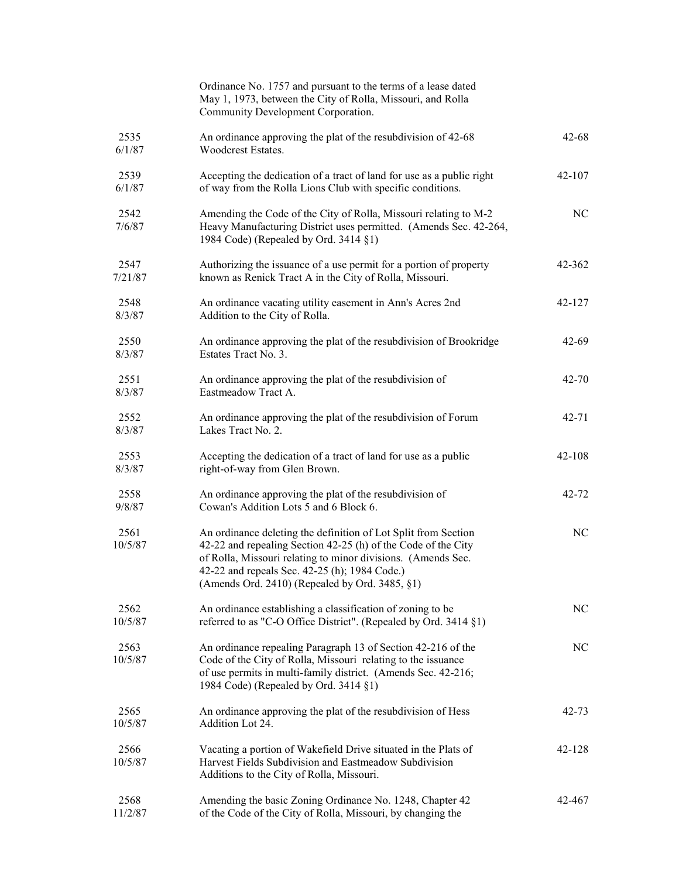| | | |
|---|---|---|
| | Ordinance No. 1757 and pursuant to the terms of a lease dated May 1, 1973, between the City of Rolla, Missouri, and Rolla Community Development Corporation. | |
| 2535 6/1/87 | An ordinance approving the plat of the resubdivision of 42-68 Woodcrest Estates. | 42-68 |
| 2539 6/1/87 | Accepting the dedication of a tract of land for use as a public right of way from the Rolla Lions Club with specific conditions. | 42-107 |
| 2542 7/6/87 | Amending the Code of the City of Rolla, Missouri relating to M-2 Heavy Manufacturing District uses permitted. (Amends Sec. 42-264, 1984 Code) (Repealed by Ord. 3414 §1) | NC |
| 2547 7/21/87 | Authorizing the issuance of a use permit for a portion of property known as Renick Tract A in the City of Rolla, Missouri. | 42-362 |
| 2548 8/3/87 | An ordinance vacating utility easement in Ann's Acres 2nd Addition to the City of Rolla. | 42-127 |
| 2550 8/3/87 | An ordinance approving the plat of the resubdivision of Brookridge Estates Tract No. 3. | 42-69 |
| 2551 8/3/87 | An ordinance approving the plat of the resubdivision of Eastmeadow Tract A. | 42-70 |
| 2552 8/3/87 | An ordinance approving the plat of the resubdivision of Forum Lakes Tract No. 2. | 42-71 |
| 2553 8/3/87 | Accepting the dedication of a tract of land for use as a public right-of-way from Glen Brown. | 42-108 |
| 2558 9/8/87 | An ordinance approving the plat of the resubdivision of Cowan's Addition Lots 5 and 6 Block 6. | 42-72 |
| 2561 10/5/87 | An ordinance deleting the definition of Lot Split from Section 42-22 and repealing Section 42-25 (h) of the Code of the City of Rolla, Missouri relating to minor divisions. (Amends Sec. 42-22 and repeals Sec. 42-25 (h); 1984 Code.) (Amends Ord. 2410) (Repealed by Ord. 3485, §1) | NC |
| 2562 10/5/87 | An ordinance establishing a classification of zoning to be referred to as "C-O Office District". (Repealed by Ord. 3414 §1) | NC |
| 2563 10/5/87 | An ordinance repealing Paragraph 13 of Section 42-216 of the Code of the City of Rolla, Missouri relating to the issuance of use permits in multi-family district. (Amends Sec. 42-216; 1984 Code) (Repealed by Ord. 3414 §1) | NC |
| 2565 10/5/87 | An ordinance approving the plat of the resubdivision of Hess Addition Lot 24. | 42-73 |
| 2566 10/5/87 | Vacating a portion of Wakefield Drive situated in the Plats of Harvest Fields Subdivision and Eastmeadow Subdivision Additions to the City of Rolla, Missouri. | 42-128 |
| 2568 11/2/87 | Amending the basic Zoning Ordinance No. 1248, Chapter 42 of the Code of the City of Rolla, Missouri, by changing the | 42-467 |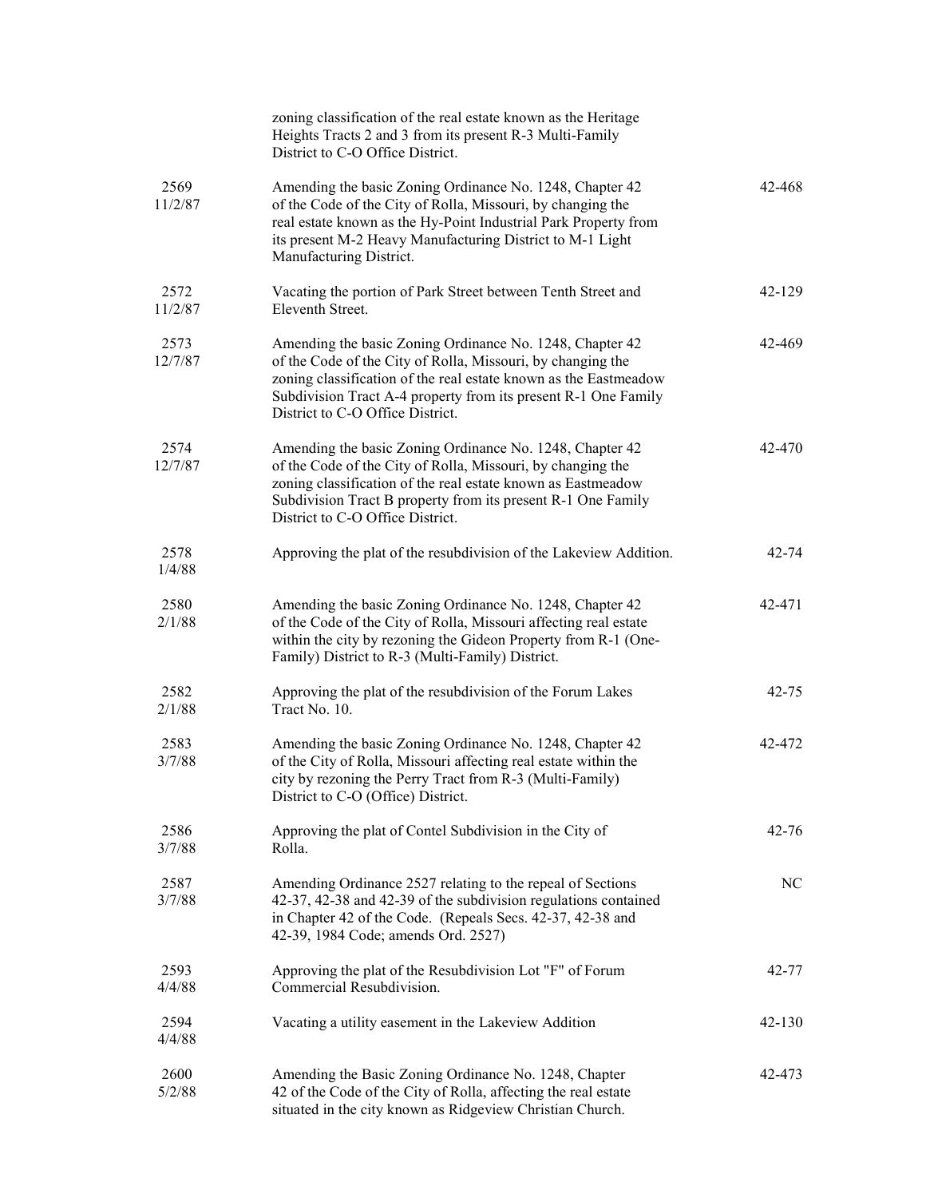| | | |
|---|---|---|
| | zoning classification of the real estate known as the Heritage Heights Tracts 2 and 3 from its present R-3 Multi-Family District to C-O Office District. | |
| 2569<br>11/2/87 | Amending the basic Zoning Ordinance No. 1248, Chapter 42 of the Code of the City of Rolla, Missouri, by changing the real estate known as the Hy-Point Industrial Park Property from its present M-2 Heavy Manufacturing District to M-1 Light Manufacturing District. | 42-468 |
| 2572<br>11/2/87 | Vacating the portion of Park Street between Tenth Street and Eleventh Street. | 42-129 |
| 2573<br>12/7/87 | Amending the basic Zoning Ordinance No. 1248, Chapter 42 of the Code of the City of Rolla, Missouri, by changing the zoning classification of the real estate known as the Eastmeadow Subdivision Tract A-4 property from its present R-1 One Family District to C-O Office District. | 42-469 |
| 2574<br>12/7/87 | Amending the basic Zoning Ordinance No. 1248, Chapter 42 of the Code of the City of Rolla, Missouri, by changing the zoning classification of the real estate known as Eastmeadow Subdivision Tract B property from its present R-1 One Family District to C-O Office District. | 42-470 |
| 2578<br>1/4/88 | Approving the plat of the resubdivision of the Lakeview Addition. | 42-74 |
| 2580<br>2/1/88 | Amending the basic Zoning Ordinance No. 1248, Chapter 42 of the Code of the City of Rolla, Missouri affecting real estate within the city by rezoning the Gideon Property from R-1 (One-Family) District to R-3 (Multi-Family) District. | 42-471 |
| 2582<br>2/1/88 | Approving the plat of the resubdivision of the Forum Lakes Tract No. 10. | 42-75 |
| 2583<br>3/7/88 | Amending the basic Zoning Ordinance No. 1248, Chapter 42 of the City of Rolla, Missouri affecting real estate within the city by rezoning the Perry Tract from R-3 (Multi-Family) District to C-O (Office) District. | 42-472 |
| 2586<br>3/7/88 | Approving the plat of Contel Subdivision in the City of Rolla. | 42-76 |
| 2587<br>3/7/88 | Amending Ordinance 2527 relating to the repeal of Sections 42-37, 42-38 and 42-39 of the subdivision regulations contained in Chapter 42 of the Code. (Repeals Secs. 42-37, 42-38 and 42-39, 1984 Code; amends Ord. 2527) | NC |
| 2593<br>4/4/88 | Approving the plat of the Resubdivision Lot "F" of Forum Commercial Resubdivision. | 42-77 |
| 2594<br>4/4/88 | Vacating a utility easement in the Lakeview Addition | 42-130 |
| 2600<br>5/2/88 | Amending the Basic Zoning Ordinance No. 1248, Chapter 42 of the Code of the City of Rolla, affecting the real estate situated in the city known as Ridgeview Christian Church. | 42-473 |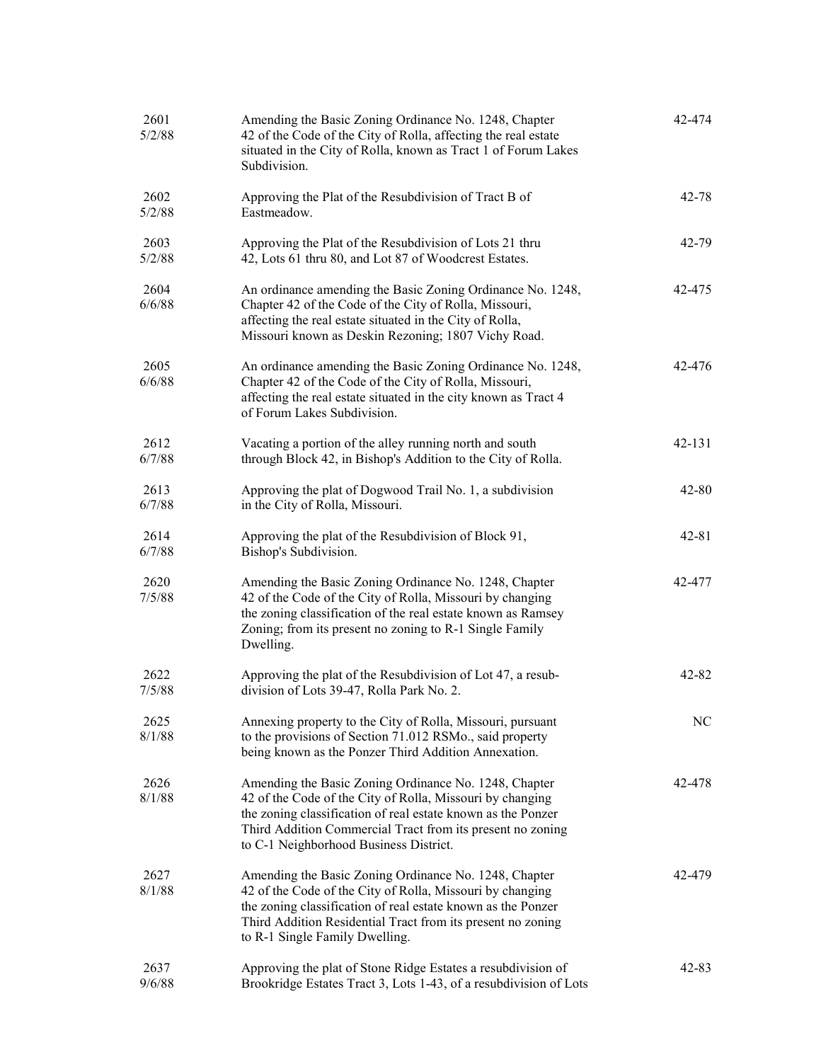| | | |
|---|---|---|
| 2601<br>5/2/88 | Amending the Basic Zoning Ordinance No. 1248, Chapter 42 of the Code of the City of Rolla, affecting the real estate situated in the City of Rolla, known as Tract 1 of Forum Lakes Subdivision. | 42-474 |
| 2602<br>5/2/88 | Approving the Plat of the Resubdivision of Tract B of Eastmeadow. | 42-78 |
| 2603<br>5/2/88 | Approving the Plat of the Resubdivision of Lots 21 thru 42, Lots 61 thru 80, and Lot 87 of Woodcrest Estates. | 42-79 |
| 2604<br>6/6/88 | An ordinance amending the Basic Zoning Ordinance No. 1248, Chapter 42 of the Code of the City of Rolla, Missouri, affecting the real estate situated in the City of Rolla, Missouri known as Deskin Rezoning; 1807 Vichy Road. | 42-475 |
| 2605<br>6/6/88 | An ordinance amending the Basic Zoning Ordinance No. 1248, Chapter 42 of the Code of the City of Rolla, Missouri, affecting the real estate situated in the city known as Tract 4 of Forum Lakes Subdivision. | 42-476 |
| 2612<br>6/7/88 | Vacating a portion of the alley running north and south through Block 42, in Bishop's Addition to the City of Rolla. | 42-131 |
| 2613<br>6/7/88 | Approving the plat of Dogwood Trail No. 1, a subdivision in the City of Rolla, Missouri. | 42-80 |
| 2614<br>6/7/88 | Approving the plat of the Resubdivision of Block 91, Bishop's Subdivision. | 42-81 |
| 2620<br>7/5/88 | Amending the Basic Zoning Ordinance No. 1248, Chapter 42 of the Code of the City of Rolla, Missouri by changing the zoning classification of the real estate known as Ramsey Zoning; from its present no zoning to R-1 Single Family Dwelling. | 42-477 |
| 2622<br>7/5/88 | Approving the plat of the Resubdivision of Lot 47, a resub-division of Lots 39-47, Rolla Park No. 2. | 42-82 |
| 2625<br>8/1/88 | Annexing property to the City of Rolla, Missouri, pursuant to the provisions of Section 71.012 RSMo., said property being known as the Ponzer Third Addition Annexation. | NC |
| 2626<br>8/1/88 | Amending the Basic Zoning Ordinance No. 1248, Chapter 42 of the Code of the City of Rolla, Missouri by changing the zoning classification of real estate known as the Ponzer Third Addition Commercial Tract from its present no zoning to C-1 Neighborhood Business District. | 42-478 |
| 2627<br>8/1/88 | Amending the Basic Zoning Ordinance No. 1248, Chapter 42 of the Code of the City of Rolla, Missouri by changing the zoning classification of real estate known as the Ponzer Third Addition Residential Tract from its present no zoning to R-1 Single Family Dwelling. | 42-479 |
| 2637<br>9/6/88 | Approving the plat of Stone Ridge Estates a resubdivision of Brookridge Estates Tract 3, Lots 1-43, of a resubdivision of Lots | 42-83 |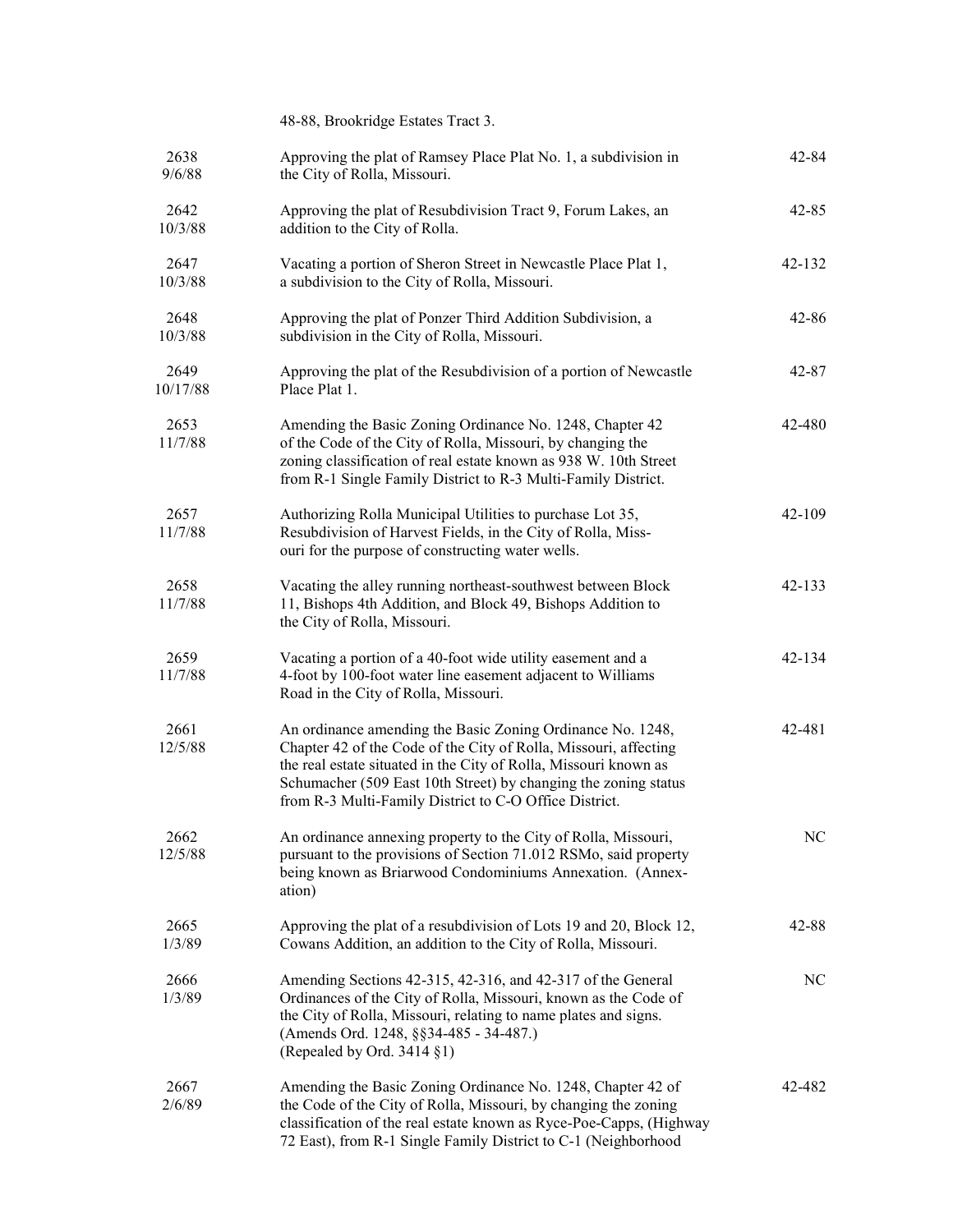| | | |
|---|---|---|
| | 48-88, Brookridge Estates Tract 3. | |
| 2638<br>9/6/88 | Approving the plat of Ramsey Place Plat No. 1, a subdivision in the City of Rolla, Missouri. | 42-84 |
| 2642<br>10/3/88 | Approving the plat of Resubdivision Tract 9, Forum Lakes, an addition to the City of Rolla. | 42-85 |
| 2647<br>10/3/88 | Vacating a portion of Sheron Street in Newcastle Place Plat 1, a subdivision to the City of Rolla, Missouri. | 42-132 |
| 2648<br>10/3/88 | Approving the plat of Ponzer Third Addition Subdivision, a subdivision in the City of Rolla, Missouri. | 42-86 |
| 2649<br>10/17/88 | Approving the plat of the Resubdivision of a portion of Newcastle Place Plat 1. | 42-87 |
| 2653<br>11/7/88 | Amending the Basic Zoning Ordinance No. 1248, Chapter 42 of the Code of the City of Rolla, Missouri, by changing the zoning classification of real estate known as 938 W. 10th Street from R-1 Single Family District to R-3 Multi-Family District. | 42-480 |
| 2657<br>11/7/88 | Authorizing Rolla Municipal Utilities to purchase Lot 35, Resubdivision of Harvest Fields, in the City of Rolla, Missouri for the purpose of constructing water wells. | 42-109 |
| 2658<br>11/7/88 | Vacating the alley running northeast-southwest between Block 11, Bishops 4th Addition, and Block 49, Bishops Addition to the City of Rolla, Missouri. | 42-133 |
| 2659<br>11/7/88 | Vacating a portion of a 40-foot wide utility easement and a 4-foot by 100-foot water line easement adjacent to Williams Road in the City of Rolla, Missouri. | 42-134 |
| 2661<br>12/5/88 | An ordinance amending the Basic Zoning Ordinance No. 1248, Chapter 42 of the Code of the City of Rolla, Missouri, affecting the real estate situated in the City of Rolla, Missouri known as Schumacher (509 East 10th Street) by changing the zoning status from R-3 Multi-Family District to C-O Office District. | 42-481 |
| 2662<br>12/5/88 | An ordinance annexing property to the City of Rolla, Missouri, pursuant to the provisions of Section 71.012 RSMo, said property being known as Briarwood Condominiums Annexation. (Annexation) | NC |
| 2665<br>1/3/89 | Approving the plat of a resubdivision of Lots 19 and 20, Block 12, Cowans Addition, an addition to the City of Rolla, Missouri. | 42-88 |
| 2666<br>1/3/89 | Amending Sections 42-315, 42-316, and 42-317 of the General Ordinances of the City of Rolla, Missouri, known as the Code of the City of Rolla, Missouri, relating to name plates and signs. (Amends Ord. 1248, §§34-485 - 34-487.) (Repealed by Ord. 3414 §1) | NC |
| 2667<br>2/6/89 | Amending the Basic Zoning Ordinance No. 1248, Chapter 42 of the Code of the City of Rolla, Missouri, by changing the zoning classification of the real estate known as Ryce-Poe-Capps, (Highway 72 East), from R-1 Single Family District to C-1 (Neighborhood | 42-482 |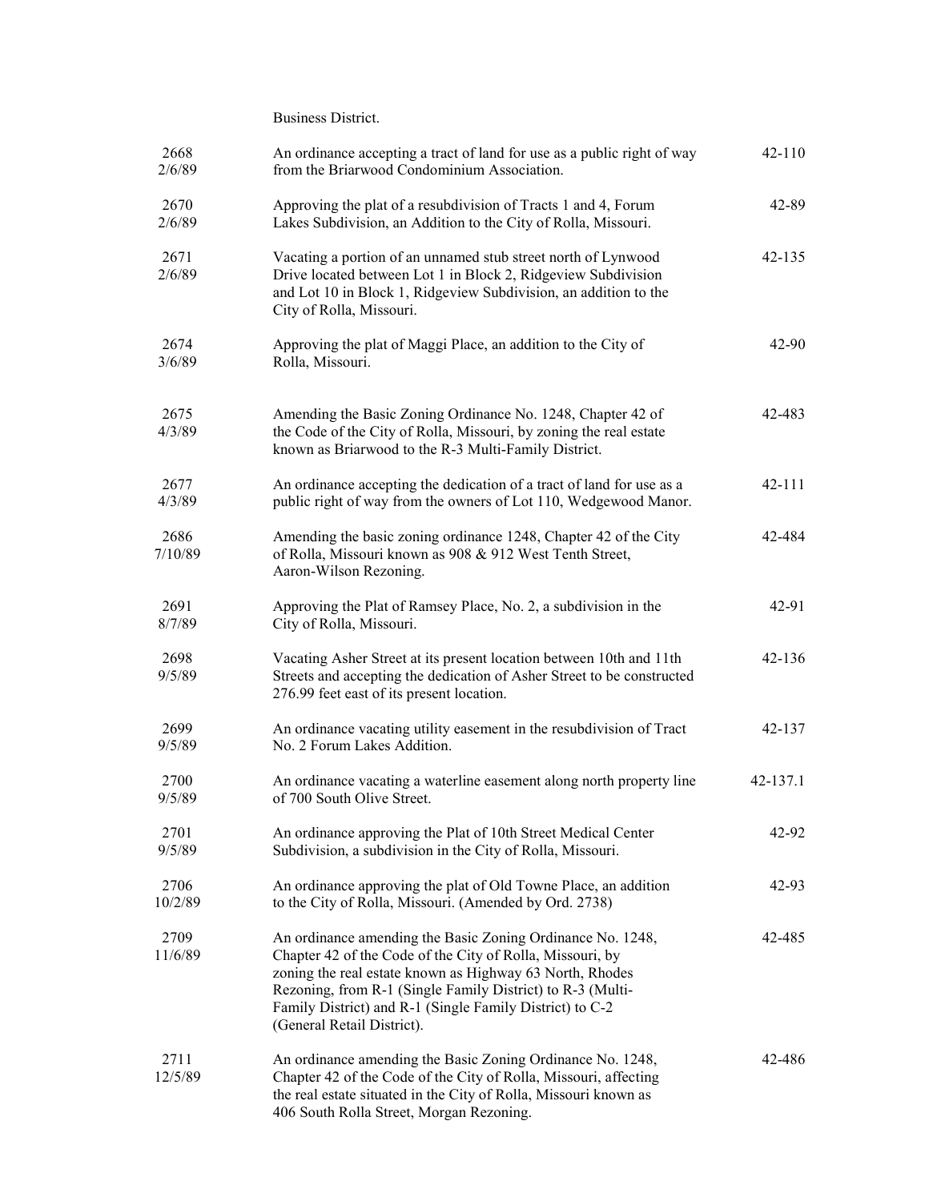Business District.

| | | |
|---|---|---|
| 2668<br>2/6/89 | An ordinance accepting a tract of land for use as a public right of way from the Briarwood Condominium Association. | 42-110 |
| 2670<br>2/6/89 | Approving the plat of a resubdivision of Tracts 1 and 4, Forum Lakes Subdivision, an Addition to the City of Rolla, Missouri. | 42-89 |
| 2671<br>2/6/89 | Vacating a portion of an unnamed stub street north of Lynwood Drive located between Lot 1 in Block 2, Ridgeview Subdivision and Lot 10 in Block 1, Ridgeview Subdivision, an addition to the City of Rolla, Missouri. | 42-135 |
| 2674<br>3/6/89 | Approving the plat of Maggi Place, an addition to the City of Rolla, Missouri. | 42-90 |
| 2675<br>4/3/89 | Amending the Basic Zoning Ordinance No. 1248, Chapter 42 of the Code of the City of Rolla, Missouri, by zoning the real estate known as Briarwood to the R-3 Multi-Family District. | 42-483 |
| 2677<br>4/3/89 | An ordinance accepting the dedication of a tract of land for use as a public right of way from the owners of Lot 110, Wedgewood Manor. | 42-111 |
| 2686<br>7/10/89 | Amending the basic zoning ordinance 1248, Chapter 42 of the City of Rolla, Missouri known as 908 & 912 West Tenth Street, Aaron-Wilson Rezoning. | 42-484 |
| 2691<br>8/7/89 | Approving the Plat of Ramsey Place, No. 2, a subdivision in the City of Rolla, Missouri. | 42-91 |
| 2698<br>9/5/89 | Vacating Asher Street at its present location between 10th and 11th Streets and accepting the dedication of Asher Street to be constructed 276.99 feet east of its present location. | 42-136 |
| 2699<br>9/5/89 | An ordinance vacating utility easement in the resubdivision of Tract No. 2 Forum Lakes Addition. | 42-137 |
| 2700<br>9/5/89 | An ordinance vacating a waterline easement along north property line of 700 South Olive Street. | 42-137.1 |
| 2701<br>9/5/89 | An ordinance approving the Plat of 10th Street Medical Center Subdivision, a subdivision in the City of Rolla, Missouri. | 42-92 |
| 2706<br>10/2/89 | An ordinance approving the plat of Old Towne Place, an addition to the City of Rolla, Missouri. (Amended by Ord. 2738) | 42-93 |
| 2709<br>11/6/89 | An ordinance amending the Basic Zoning Ordinance No. 1248, Chapter 42 of the Code of the City of Rolla, Missouri, by zoning the real estate known as Highway 63 North, Rhodes Rezoning, from R-1 (Single Family District) to R-3 (Multi-Family District) and R-1 (Single Family District) to C-2 (General Retail District). | 42-485 |
| 2711<br>12/5/89 | An ordinance amending the Basic Zoning Ordinance No. 1248, Chapter 42 of the Code of the City of Rolla, Missouri, affecting the real estate situated in the City of Rolla, Missouri known as 406 South Rolla Street, Morgan Rezoning. | 42-486 |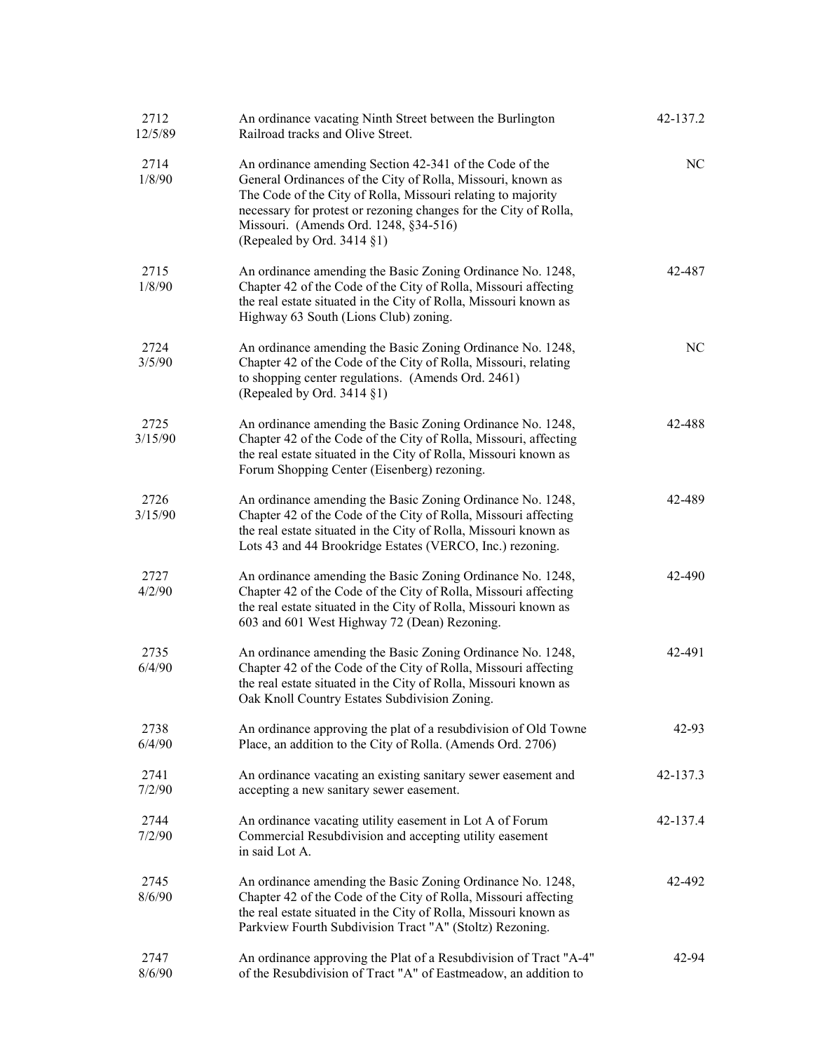| | | |
|---|---|---|
| 2712<br>12/5/89 | An ordinance vacating Ninth Street between the Burlington Railroad tracks and Olive Street. | 42-137.2 |
| 2714<br>1/8/90 | An ordinance amending Section 42-341 of the Code of the General Ordinances of the City of Rolla, Missouri, known as The Code of the City of Rolla, Missouri relating to majority necessary for protest or rezoning changes for the City of Rolla, Missouri. (Amends Ord. 1248, §34-516)<br>(Repealed by Ord. 3414 §1) | NC |
| 2715<br>1/8/90 | An ordinance amending the Basic Zoning Ordinance No. 1248, Chapter 42 of the Code of the City of Rolla, Missouri affecting the real estate situated in the City of Rolla, Missouri known as Highway 63 South (Lions Club) zoning. | 42-487 |
| 2724<br>3/5/90 | An ordinance amending the Basic Zoning Ordinance No. 1248, Chapter 42 of the Code of the City of Rolla, Missouri, relating to shopping center regulations. (Amends Ord. 2461)<br>(Repealed by Ord. 3414 §1) | NC |
| 2725<br>3/15/90 | An ordinance amending the Basic Zoning Ordinance No. 1248, Chapter 42 of the Code of the City of Rolla, Missouri, affecting the real estate situated in the City of Rolla, Missouri known as Forum Shopping Center (Eisenberg) rezoning. | 42-488 |
| 2726<br>3/15/90 | An ordinance amending the Basic Zoning Ordinance No. 1248, Chapter 42 of the Code of the City of Rolla, Missouri affecting the real estate situated in the City of Rolla, Missouri known as Lots 43 and 44 Brookridge Estates (VERCO, Inc.) rezoning. | 42-489 |
| 2727<br>4/2/90 | An ordinance amending the Basic Zoning Ordinance No. 1248, Chapter 42 of the Code of the City of Rolla, Missouri affecting the real estate situated in the City of Rolla, Missouri known as 603 and 601 West Highway 72 (Dean) Rezoning. | 42-490 |
| 2735<br>6/4/90 | An ordinance amending the Basic Zoning Ordinance No. 1248, Chapter 42 of the Code of the City of Rolla, Missouri affecting the real estate situated in the City of Rolla, Missouri known as Oak Knoll Country Estates Subdivision Zoning. | 42-491 |
| 2738<br>6/4/90 | An ordinance approving the plat of a resubdivision of Old Towne Place, an addition to the City of Rolla. (Amends Ord. 2706) | 42-93 |
| 2741<br>7/2/90 | An ordinance vacating an existing sanitary sewer easement and accepting a new sanitary sewer easement. | 42-137.3 |
| 2744<br>7/2/90 | An ordinance vacating utility easement in Lot A of Forum Commercial Resubdivision and accepting utility easement in said Lot A. | 42-137.4 |
| 2745<br>8/6/90 | An ordinance amending the Basic Zoning Ordinance No. 1248, Chapter 42 of the Code of the City of Rolla, Missouri affecting the real estate situated in the City of Rolla, Missouri known as Parkview Fourth Subdivision Tract "A" (Stoltz) Rezoning. | 42-492 |
| 2747<br>8/6/90 | An ordinance approving the Plat of a Resubdivision of Tract "A-4" of the Resubdivision of Tract "A" of Eastmeadow, an addition to | 42-94 |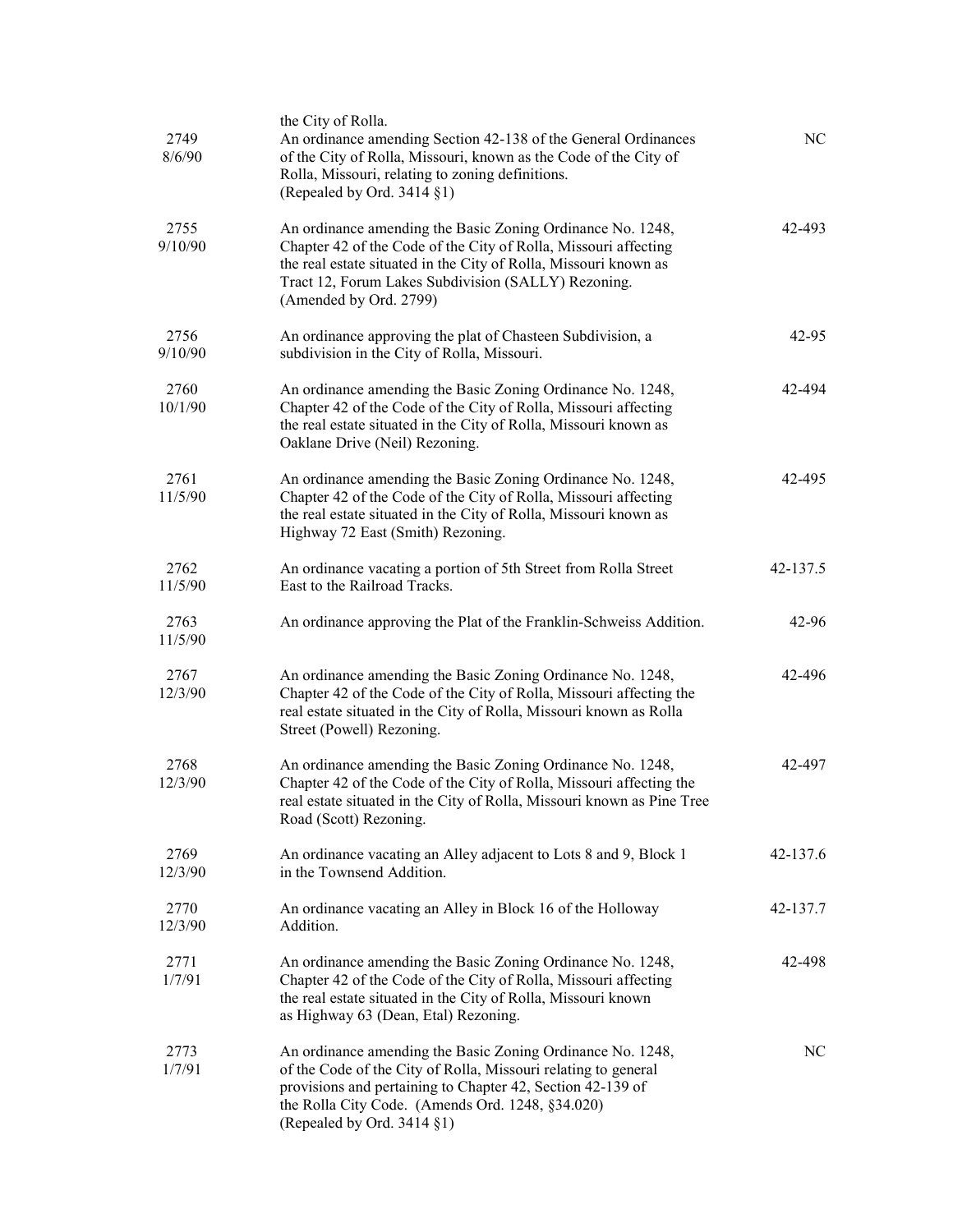| | the City of Rolla. | |
|---|---|---|
| 2749<br>8/6/90 | An ordinance amending Section 42-138 of the General Ordinances of the City of Rolla, Missouri, known as the Code of the City of Rolla, Missouri, relating to zoning definitions.<br>(Repealed by Ord. 3414 §1) | NC |
| 2755<br>9/10/90 | An ordinance amending the Basic Zoning Ordinance No. 1248, Chapter 42 of the Code of the City of Rolla, Missouri affecting the real estate situated in the City of Rolla, Missouri known as Tract 12, Forum Lakes Subdivision (SALLY) Rezoning.<br>(Amended by Ord. 2799) | 42-493 |
| 2756<br>9/10/90 | An ordinance approving the plat of Chasteen Subdivision, a subdivision in the City of Rolla, Missouri. | 42-95 |
| 2760<br>10/1/90 | An ordinance amending the Basic Zoning Ordinance No. 1248, Chapter 42 of the Code of the City of Rolla, Missouri affecting the real estate situated in the City of Rolla, Missouri known as Oaklane Drive (Neil) Rezoning. | 42-494 |
| 2761<br>11/5/90 | An ordinance amending the Basic Zoning Ordinance No. 1248, Chapter 42 of the Code of the City of Rolla, Missouri affecting the real estate situated in the City of Rolla, Missouri known as Highway 72 East (Smith) Rezoning. | 42-495 |
| 2762<br>11/5/90 | An ordinance vacating a portion of 5th Street from Rolla Street East to the Railroad Tracks. | 42-137.5 |
| 2763<br>11/5/90 | An ordinance approving the Plat of the Franklin-Schweiss Addition. | 42-96 |
| 2767<br>12/3/90 | An ordinance amending the Basic Zoning Ordinance No. 1248, Chapter 42 of the Code of the City of Rolla, Missouri affecting the real estate situated in the City of Rolla, Missouri known as Rolla Street (Powell) Rezoning. | 42-496 |
| 2768<br>12/3/90 | An ordinance amending the Basic Zoning Ordinance No. 1248, Chapter 42 of the Code of the City of Rolla, Missouri affecting the real estate situated in the City of Rolla, Missouri known as Pine Tree Road (Scott) Rezoning. | 42-497 |
| 2769<br>12/3/90 | An ordinance vacating an Alley adjacent to Lots 8 and 9, Block 1 in the Townsend Addition. | 42-137.6 |
| 2770<br>12/3/90 | An ordinance vacating an Alley in Block 16 of the Holloway Addition. | 42-137.7 |
| 2771<br>1/7/91 | An ordinance amending the Basic Zoning Ordinance No. 1248, Chapter 42 of the Code of the City of Rolla, Missouri affecting the real estate situated in the City of Rolla, Missouri known as Highway 63 (Dean, Etal) Rezoning. | 42-498 |
| 2773<br>1/7/91 | An ordinance amending the Basic Zoning Ordinance No. 1248, of the Code of the City of Rolla, Missouri relating to general provisions and pertaining to Chapter 42, Section 42-139 of the Rolla City Code. (Amends Ord. 1248, §34.020)<br>(Repealed by Ord. 3414 §1) | NC |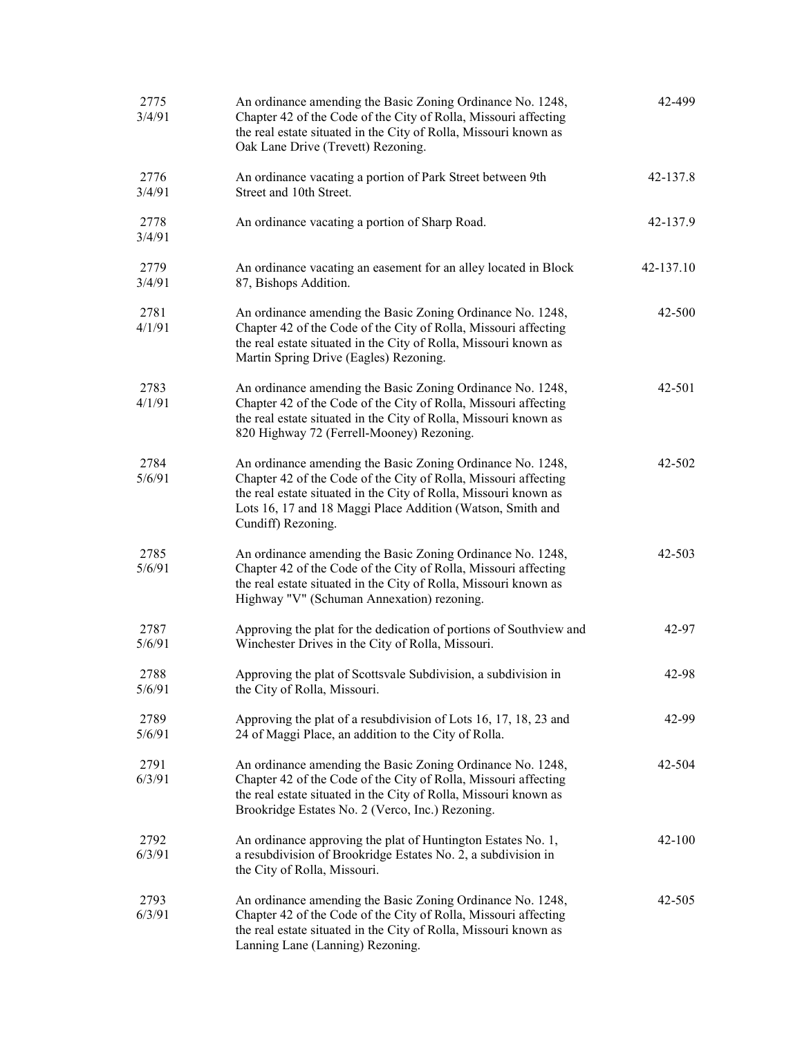| | | |
|---|---|---|
| 2775<br>3/4/91 | An ordinance amending the Basic Zoning Ordinance No. 1248, Chapter 42 of the Code of the City of Rolla, Missouri affecting the real estate situated in the City of Rolla, Missouri known as Oak Lane Drive (Trevett) Rezoning. | 42-499 |
| 2776<br>3/4/91 | An ordinance vacating a portion of Park Street between 9th Street and 10th Street. | 42-137.8 |
| 2778<br>3/4/91 | An ordinance vacating a portion of Sharp Road. | 42-137.9 |
| 2779<br>3/4/91 | An ordinance vacating an easement for an alley located in Block 87, Bishops Addition. | 42-137.10 |
| 2781<br>4/1/91 | An ordinance amending the Basic Zoning Ordinance No. 1248, Chapter 42 of the Code of the City of Rolla, Missouri affecting the real estate situated in the City of Rolla, Missouri known as Martin Spring Drive (Eagles) Rezoning. | 42-500 |
| 2783<br>4/1/91 | An ordinance amending the Basic Zoning Ordinance No. 1248, Chapter 42 of the Code of the City of Rolla, Missouri affecting the real estate situated in the City of Rolla, Missouri known as 820 Highway 72 (Ferrell-Mooney) Rezoning. | 42-501 |
| 2784<br>5/6/91 | An ordinance amending the Basic Zoning Ordinance No. 1248, Chapter 42 of the Code of the City of Rolla, Missouri affecting the real estate situated in the City of Rolla, Missouri known as Lots 16, 17 and 18 Maggi Place Addition (Watson, Smith and Cundiff) Rezoning. | 42-502 |
| 2785<br>5/6/91 | An ordinance amending the Basic Zoning Ordinance No. 1248, Chapter 42 of the Code of the City of Rolla, Missouri affecting the real estate situated in the City of Rolla, Missouri known as Highway "V" (Schuman Annexation) rezoning. | 42-503 |
| 2787<br>5/6/91 | Approving the plat for the dedication of portions of Southview and Winchester Drives in the City of Rolla, Missouri. | 42-97 |
| 2788<br>5/6/91 | Approving the plat of Scottsvale Subdivision, a subdivision in the City of Rolla, Missouri. | 42-98 |
| 2789<br>5/6/91 | Approving the plat of a resubdivision of Lots 16, 17, 18, 23 and 24 of Maggi Place, an addition to the City of Rolla. | 42-99 |
| 2791<br>6/3/91 | An ordinance amending the Basic Zoning Ordinance No. 1248, Chapter 42 of the Code of the City of Rolla, Missouri affecting the real estate situated in the City of Rolla, Missouri known as Brookridge Estates No. 2 (Verco, Inc.) Rezoning. | 42-504 |
| 2792<br>6/3/91 | An ordinance approving the plat of Huntington Estates No. 1, a resubdivision of Brookridge Estates No. 2, a subdivision in the City of Rolla, Missouri. | 42-100 |
| 2793<br>6/3/91 | An ordinance amending the Basic Zoning Ordinance No. 1248, Chapter 42 of the Code of the City of Rolla, Missouri affecting the real estate situated in the City of Rolla, Missouri known as Lanning Lane (Lanning) Rezoning. | 42-505 |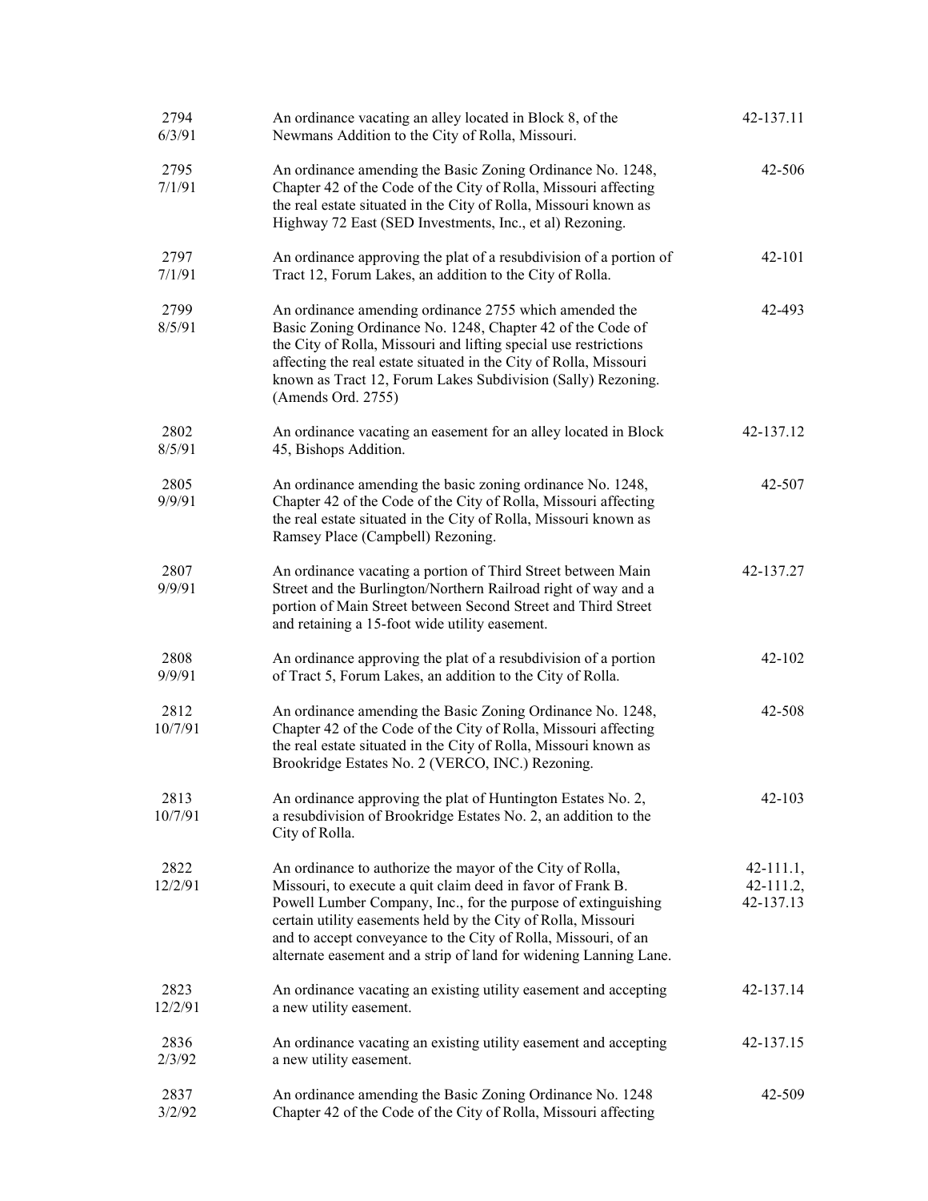| | | |
|---|---|---|
| 2794<br>6/3/91 | An ordinance vacating an alley located in Block 8, of the Newmans Addition to the City of Rolla, Missouri. | 42-137.11 |
| 2795<br>7/1/91 | An ordinance amending the Basic Zoning Ordinance No. 1248, Chapter 42 of the Code of the City of Rolla, Missouri affecting the real estate situated in the City of Rolla, Missouri known as Highway 72 East (SED Investments, Inc., et al) Rezoning. | 42-506 |
| 2797<br>7/1/91 | An ordinance approving the plat of a resubdivision of a portion of Tract 12, Forum Lakes, an addition to the City of Rolla. | 42-101 |
| 2799<br>8/5/91 | An ordinance amending ordinance 2755 which amended the Basic Zoning Ordinance No. 1248, Chapter 42 of the Code of the City of Rolla, Missouri and lifting special use restrictions affecting the real estate situated in the City of Rolla, Missouri known as Tract 12, Forum Lakes Subdivision (Sally) Rezoning. (Amends Ord. 2755) | 42-493 |
| 2802<br>8/5/91 | An ordinance vacating an easement for an alley located in Block 45, Bishops Addition. | 42-137.12 |
| 2805<br>9/9/91 | An ordinance amending the basic zoning ordinance No. 1248, Chapter 42 of the Code of the City of Rolla, Missouri affecting the real estate situated in the City of Rolla, Missouri known as Ramsey Place (Campbell) Rezoning. | 42-507 |
| 2807<br>9/9/91 | An ordinance vacating a portion of Third Street between Main Street and the Burlington/Northern Railroad right of way and a portion of Main Street between Second Street and Third Street and retaining a 15-foot wide utility easement. | 42-137.27 |
| 2808<br>9/9/91 | An ordinance approving the plat of a resubdivision of a portion of Tract 5, Forum Lakes, an addition to the City of Rolla. | 42-102 |
| 2812<br>10/7/91 | An ordinance amending the Basic Zoning Ordinance No. 1248, Chapter 42 of the Code of the City of Rolla, Missouri affecting the real estate situated in the City of Rolla, Missouri known as Brookridge Estates No. 2 (VERCO, INC.) Rezoning. | 42-508 |
| 2813<br>10/7/91 | An ordinance approving the plat of Huntington Estates No. 2, a resubdivision of Brookridge Estates No. 2, an addition to the City of Rolla. | 42-103 |
| 2822<br>12/2/91 | An ordinance to authorize the mayor of the City of Rolla, Missouri, to execute a quit claim deed in favor of Frank B. Powell Lumber Company, Inc., for the purpose of extinguishing certain utility easements held by the City of Rolla, Missouri and to accept conveyance to the City of Rolla, Missouri, of an alternate easement and a strip of land for widening Lanning Lane. | 42-111.1,<br>42-111.2,<br>42-137.13 |
| 2823<br>12/2/91 | An ordinance vacating an existing utility easement and accepting a new utility easement. | 42-137.14 |
| 2836<br>2/3/92 | An ordinance vacating an existing utility easement and accepting a new utility easement. | 42-137.15 |
| 2837<br>3/2/92 | An ordinance amending the Basic Zoning Ordinance No. 1248 Chapter 42 of the Code of the City of Rolla, Missouri affecting | 42-509 |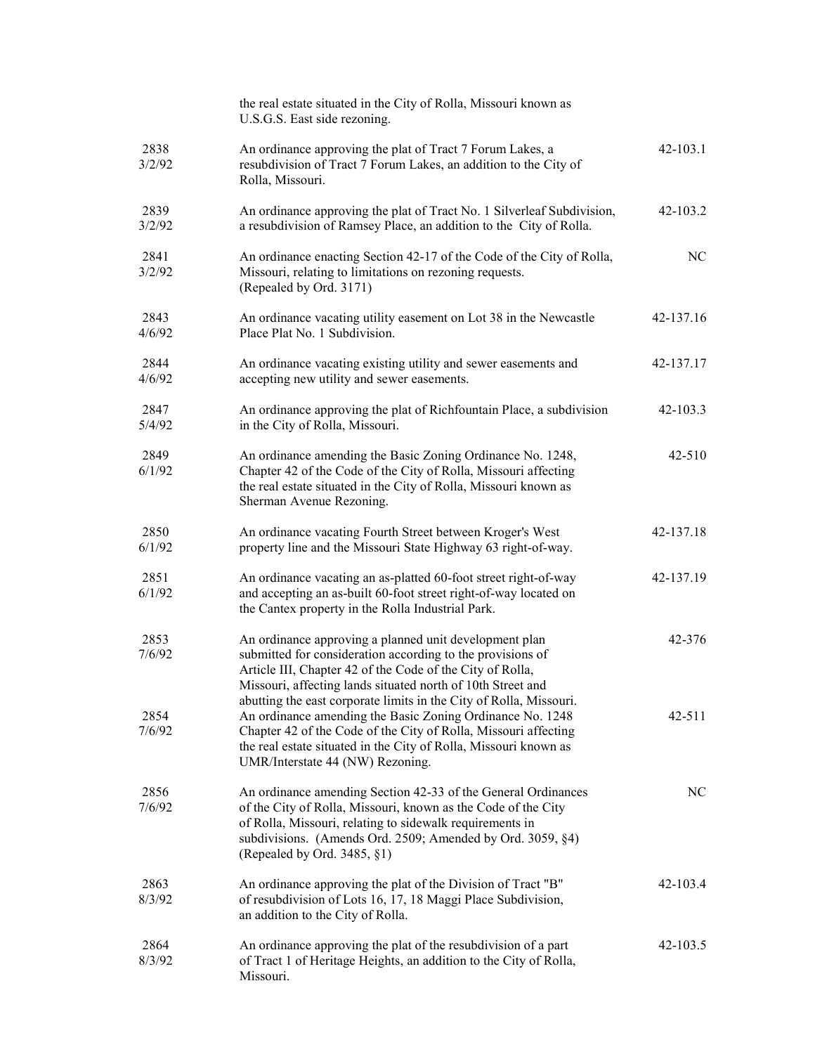| | | |
|---|---|---|
| | the real estate situated in the City of Rolla, Missouri known as U.S.G.S. East side rezoning. | |
| 2838<br>3/2/92 | An ordinance approving the plat of Tract 7 Forum Lakes, a resubdivision of Tract 7 Forum Lakes, an addition to the City of Rolla, Missouri. | 42-103.1 |
| 2839<br>3/2/92 | An ordinance approving the plat of Tract No. 1 Silverleaf Subdivision, a resubdivision of Ramsey Place, an addition to the City of Rolla. | 42-103.2 |
| 2841<br>3/2/92 | An ordinance enacting Section 42-17 of the Code of the City of Rolla, Missouri, relating to limitations on rezoning requests. (Repealed by Ord. 3171) | NC |
| 2843<br>4/6/92 | An ordinance vacating utility easement on Lot 38 in the Newcastle Place Plat No. 1 Subdivision. | 42-137.16 |
| 2844<br>4/6/92 | An ordinance vacating existing utility and sewer easements and accepting new utility and sewer easements. | 42-137.17 |
| 2847<br>5/4/92 | An ordinance approving the plat of Richfountain Place, a subdivision in the City of Rolla, Missouri. | 42-103.3 |
| 2849<br>6/1/92 | An ordinance amending the Basic Zoning Ordinance No. 1248, Chapter 42 of the Code of the City of Rolla, Missouri affecting the real estate situated in the City of Rolla, Missouri known as Sherman Avenue Rezoning. | 42-510 |
| 2850<br>6/1/92 | An ordinance vacating Fourth Street between Kroger's West property line and the Missouri State Highway 63 right-of-way. | 42-137.18 |
| 2851<br>6/1/92 | An ordinance vacating an as-platted 60-foot street right-of-way and accepting an as-built 60-foot street right-of-way located on the Cantex property in the Rolla Industrial Park. | 42-137.19 |
| 2853<br>7/6/92 | An ordinance approving a planned unit development plan submitted for consideration according to the provisions of Article III, Chapter 42 of the Code of the City of Rolla, Missouri, affecting lands situated north of 10th Street and abutting the east corporate limits in the City of Rolla, Missouri. | 42-376 |
| 2854<br>7/6/92 | An ordinance amending the Basic Zoning Ordinance No. 1248 Chapter 42 of the Code of the City of Rolla, Missouri affecting the real estate situated in the City of Rolla, Missouri known as UMR/Interstate 44 (NW) Rezoning. | 42-511 |
| 2856<br>7/6/92 | An ordinance amending Section 42-33 of the General Ordinances of the City of Rolla, Missouri, known as the Code of the City of Rolla, Missouri, relating to sidewalk requirements in subdivisions. (Amends Ord. 2509; Amended by Ord. 3059, §4) (Repealed by Ord. 3485, §1) | NC |
| 2863<br>8/3/92 | An ordinance approving the plat of the Division of Tract "B" of resubdivision of Lots 16, 17, 18 Maggi Place Subdivision, an addition to the City of Rolla. | 42-103.4 |
| 2864<br>8/3/92 | An ordinance approving the plat of the resubdivision of a part of Tract 1 of Heritage Heights, an addition to the City of Rolla, Missouri. | 42-103.5 |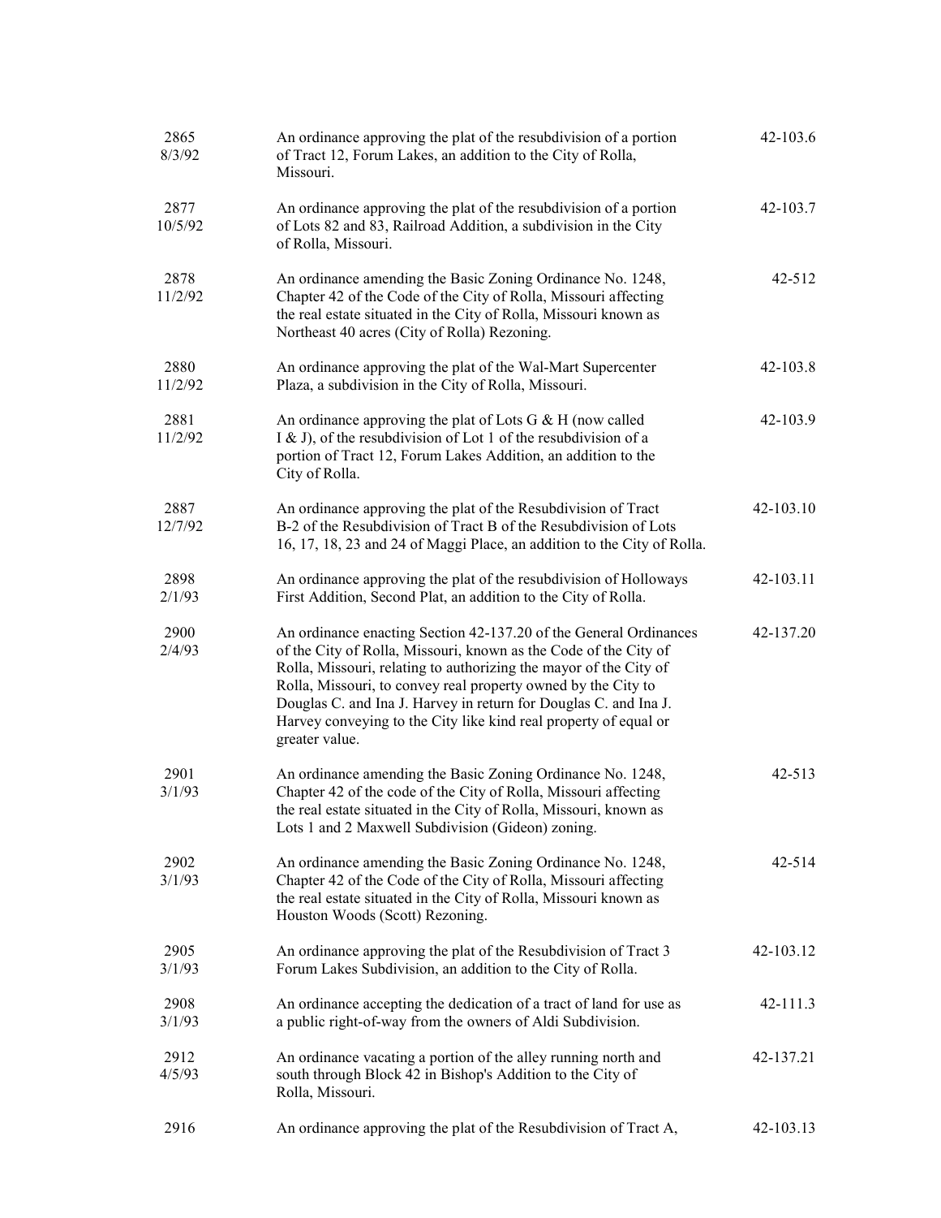| | | |
|---|---|---|
| 2865<br>8/3/92 | An ordinance approving the plat of the resubdivision of a portion of Tract 12, Forum Lakes, an addition to the City of Rolla, Missouri. | 42-103.6 |
| 2877<br>10/5/92 | An ordinance approving the plat of the resubdivision of a portion of Lots 82 and 83, Railroad Addition, a subdivision in the City of Rolla, Missouri. | 42-103.7 |
| 2878<br>11/2/92 | An ordinance amending the Basic Zoning Ordinance No. 1248, Chapter 42 of the Code of the City of Rolla, Missouri affecting the real estate situated in the City of Rolla, Missouri known as Northeast 40 acres (City of Rolla) Rezoning. | 42-512 |
| 2880<br>11/2/92 | An ordinance approving the plat of the Wal-Mart Supercenter Plaza, a subdivision in the City of Rolla, Missouri. | 42-103.8 |
| 2881<br>11/2/92 | An ordinance approving the plat of Lots G & H (now called I & J), of the resubdivision of Lot 1 of the resubdivision of a portion of Tract 12, Forum Lakes Addition, an addition to the City of Rolla. | 42-103.9 |
| 2887<br>12/7/92 | An ordinance approving the plat of the Resubdivision of Tract B-2 of the Resubdivision of Tract B of the Resubdivision of Lots 16, 17, 18, 23 and 24 of Maggi Place, an addition to the City of Rolla. | 42-103.10 |
| 2898<br>2/1/93 | An ordinance approving the plat of the resubdivision of Holloways First Addition, Second Plat, an addition to the City of Rolla. | 42-103.11 |
| 2900<br>2/4/93 | An ordinance enacting Section 42-137.20 of the General Ordinances of the City of Rolla, Missouri, known as the Code of the City of Rolla, Missouri, relating to authorizing the mayor of the City of Rolla, Missouri, to convey real property owned by the City to Douglas C. and Ina J. Harvey in return for Douglas C. and Ina J. Harvey conveying to the City like kind real property of equal or greater value. | 42-137.20 |
| 2901<br>3/1/93 | An ordinance amending the Basic Zoning Ordinance No. 1248, Chapter 42 of the code of the City of Rolla, Missouri affecting the real estate situated in the City of Rolla, Missouri, known as Lots 1 and 2 Maxwell Subdivision (Gideon) zoning. | 42-513 |
| 2902<br>3/1/93 | An ordinance amending the Basic Zoning Ordinance No. 1248, Chapter 42 of the Code of the City of Rolla, Missouri affecting the real estate situated in the City of Rolla, Missouri known as Houston Woods (Scott) Rezoning. | 42-514 |
| 2905<br>3/1/93 | An ordinance approving the plat of the Resubdivision of Tract 3 Forum Lakes Subdivision, an addition to the City of Rolla. | 42-103.12 |
| 2908<br>3/1/93 | An ordinance accepting the dedication of a tract of land for use as a public right-of-way from the owners of Aldi Subdivision. | 42-111.3 |
| 2912<br>4/5/93 | An ordinance vacating a portion of the alley running north and south through Block 42 in Bishop's Addition to the City of Rolla, Missouri. | 42-137.21 |
| 2916 | An ordinance approving the plat of the Resubdivision of Tract A, | 42-103.13 |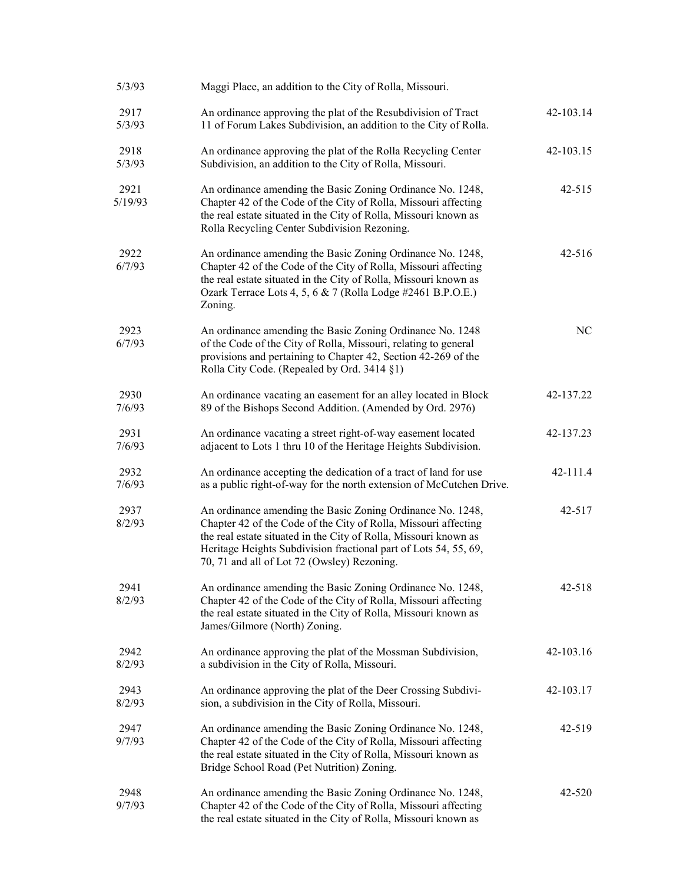| | | |
|---|---|---|
| 5/3/93 | Maggi Place, an addition to the City of Rolla, Missouri. | |
| 2917<br>5/3/93 | An ordinance approving the plat of the Resubdivision of Tract 11 of Forum Lakes Subdivision, an addition to the City of Rolla. | 42-103.14 |
| 2918<br>5/3/93 | An ordinance approving the plat of the Rolla Recycling Center Subdivision, an addition to the City of Rolla, Missouri. | 42-103.15 |
| 2921<br>5/19/93 | An ordinance amending the Basic Zoning Ordinance No. 1248, Chapter 42 of the Code of the City of Rolla, Missouri affecting the real estate situated in the City of Rolla, Missouri known as Rolla Recycling Center Subdivision Rezoning. | 42-515 |
| 2922<br>6/7/93 | An ordinance amending the Basic Zoning Ordinance No. 1248, Chapter 42 of the Code of the City of Rolla, Missouri affecting the real estate situated in the City of Rolla, Missouri known as Ozark Terrace Lots 4, 5, 6 & 7 (Rolla Lodge #2461 B.P.O.E.) Zoning. | 42-516 |
| 2923<br>6/7/93 | An ordinance amending the Basic Zoning Ordinance No. 1248 of the Code of the City of Rolla, Missouri, relating to general provisions and pertaining to Chapter 42, Section 42-269 of the Rolla City Code. (Repealed by Ord. 3414 §1) | NC |
| 2930<br>7/6/93 | An ordinance vacating an easement for an alley located in Block 89 of the Bishops Second Addition. (Amended by Ord. 2976) | 42-137.22 |
| 2931<br>7/6/93 | An ordinance vacating a street right-of-way easement located adjacent to Lots 1 thru 10 of the Heritage Heights Subdivision. | 42-137.23 |
| 2932<br>7/6/93 | An ordinance accepting the dedication of a tract of land for use as a public right-of-way for the north extension of McCutchen Drive. | 42-111.4 |
| 2937<br>8/2/93 | An ordinance amending the Basic Zoning Ordinance No. 1248, Chapter 42 of the Code of the City of Rolla, Missouri affecting the real estate situated in the City of Rolla, Missouri known as Heritage Heights Subdivision fractional part of Lots 54, 55, 69, 70, 71 and all of Lot 72 (Owsley) Rezoning. | 42-517 |
| 2941<br>8/2/93 | An ordinance amending the Basic Zoning Ordinance No. 1248, Chapter 42 of the Code of the City of Rolla, Missouri affecting the real estate situated in the City of Rolla, Missouri known as James/Gilmore (North) Zoning. | 42-518 |
| 2942<br>8/2/93 | An ordinance approving the plat of the Mossman Subdivision, a subdivision in the City of Rolla, Missouri. | 42-103.16 |
| 2943<br>8/2/93 | An ordinance approving the plat of the Deer Crossing Subdivision, a subdivision in the City of Rolla, Missouri. | 42-103.17 |
| 2947<br>9/7/93 | An ordinance amending the Basic Zoning Ordinance No. 1248, Chapter 42 of the Code of the City of Rolla, Missouri affecting the real estate situated in the City of Rolla, Missouri known as Bridge School Road (Pet Nutrition) Zoning. | 42-519 |
| 2948<br>9/7/93 | An ordinance amending the Basic Zoning Ordinance No. 1248, Chapter 42 of the Code of the City of Rolla, Missouri affecting the real estate situated in the City of Rolla, Missouri known as | 42-520 |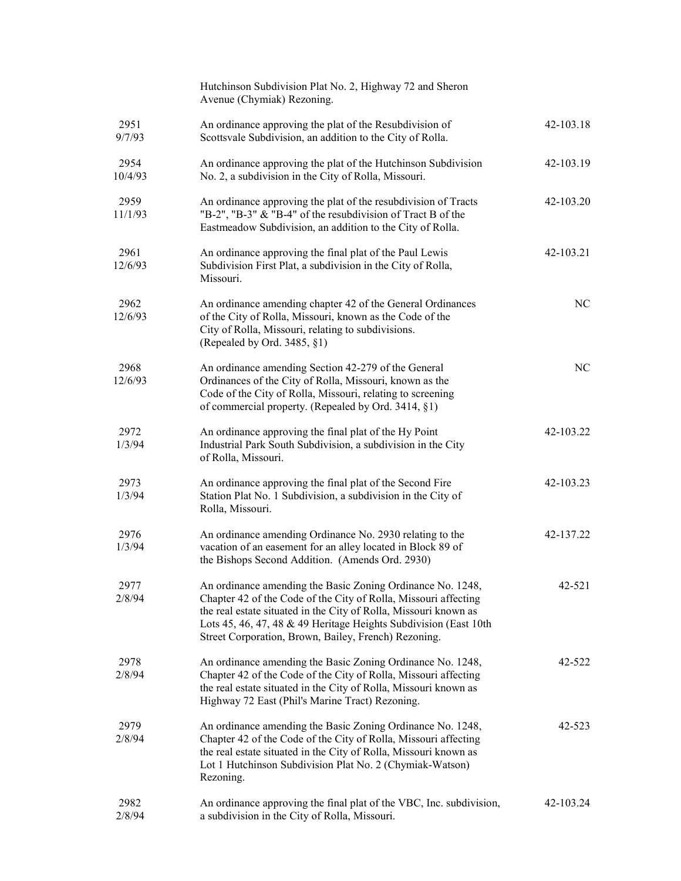| | | |
|---|---|---|
| | Hutchinson Subdivision Plat No. 2, Highway 72 and Sheron Avenue (Chymiak) Rezoning. | |
| 2951<br>9/7/93 | An ordinance approving the plat of the Resubdivision of Scottsvale Subdivision, an addition to the City of Rolla. | 42-103.18 |
| 2954<br>10/4/93 | An ordinance approving the plat of the Hutchinson Subdivision No. 2, a subdivision in the City of Rolla, Missouri. | 42-103.19 |
| 2959<br>11/1/93 | An ordinance approving the plat of the resubdivision of Tracts "B-2", "B-3" & "B-4" of the resubdivision of Tract B of the Eastmeadow Subdivision, an addition to the City of Rolla. | 42-103.20 |
| 2961<br>12/6/93 | An ordinance approving the final plat of the Paul Lewis Subdivision First Plat, a subdivision in the City of Rolla, Missouri. | 42-103.21 |
| 2962<br>12/6/93 | An ordinance amending chapter 42 of the General Ordinances of the City of Rolla, Missouri, known as the Code of the City of Rolla, Missouri, relating to subdivisions. (Repealed by Ord. 3485, §1) | NC |
| 2968<br>12/6/93 | An ordinance amending Section 42-279 of the General Ordinances of the City of Rolla, Missouri, known as the Code of the City of Rolla, Missouri, relating to screening of commercial property. (Repealed by Ord. 3414, §1) | NC |
| 2972<br>1/3/94 | An ordinance approving the final plat of the Hy Point Industrial Park South Subdivision, a subdivision in the City of Rolla, Missouri. | 42-103.22 |
| 2973<br>1/3/94 | An ordinance approving the final plat of the Second Fire Station Plat No. 1 Subdivision, a subdivision in the City of Rolla, Missouri. | 42-103.23 |
| 2976<br>1/3/94 | An ordinance amending Ordinance No. 2930 relating to the vacation of an easement for an alley located in Block 89 of the Bishops Second Addition. (Amends Ord. 2930) | 42-137.22 |
| 2977<br>2/8/94 | An ordinance amending the Basic Zoning Ordinance No. 1248, Chapter 42 of the Code of the City of Rolla, Missouri affecting the real estate situated in the City of Rolla, Missouri known as Lots 45, 46, 47, 48 & 49 Heritage Heights Subdivision (East 10th Street Corporation, Brown, Bailey, French) Rezoning. | 42-521 |
| 2978<br>2/8/94 | An ordinance amending the Basic Zoning Ordinance No. 1248, Chapter 42 of the Code of the City of Rolla, Missouri affecting the real estate situated in the City of Rolla, Missouri known as Highway 72 East (Phil's Marine Tract) Rezoning. | 42-522 |
| 2979<br>2/8/94 | An ordinance amending the Basic Zoning Ordinance No. 1248, Chapter 42 of the Code of the City of Rolla, Missouri affecting the real estate situated in the City of Rolla, Missouri known as Lot 1 Hutchinson Subdivision Plat No. 2 (Chymiak-Watson) Rezoning. | 42-523 |
| 2982<br>2/8/94 | An ordinance approving the final plat of the VBC, Inc. subdivision, a subdivision in the City of Rolla, Missouri. | 42-103.24 |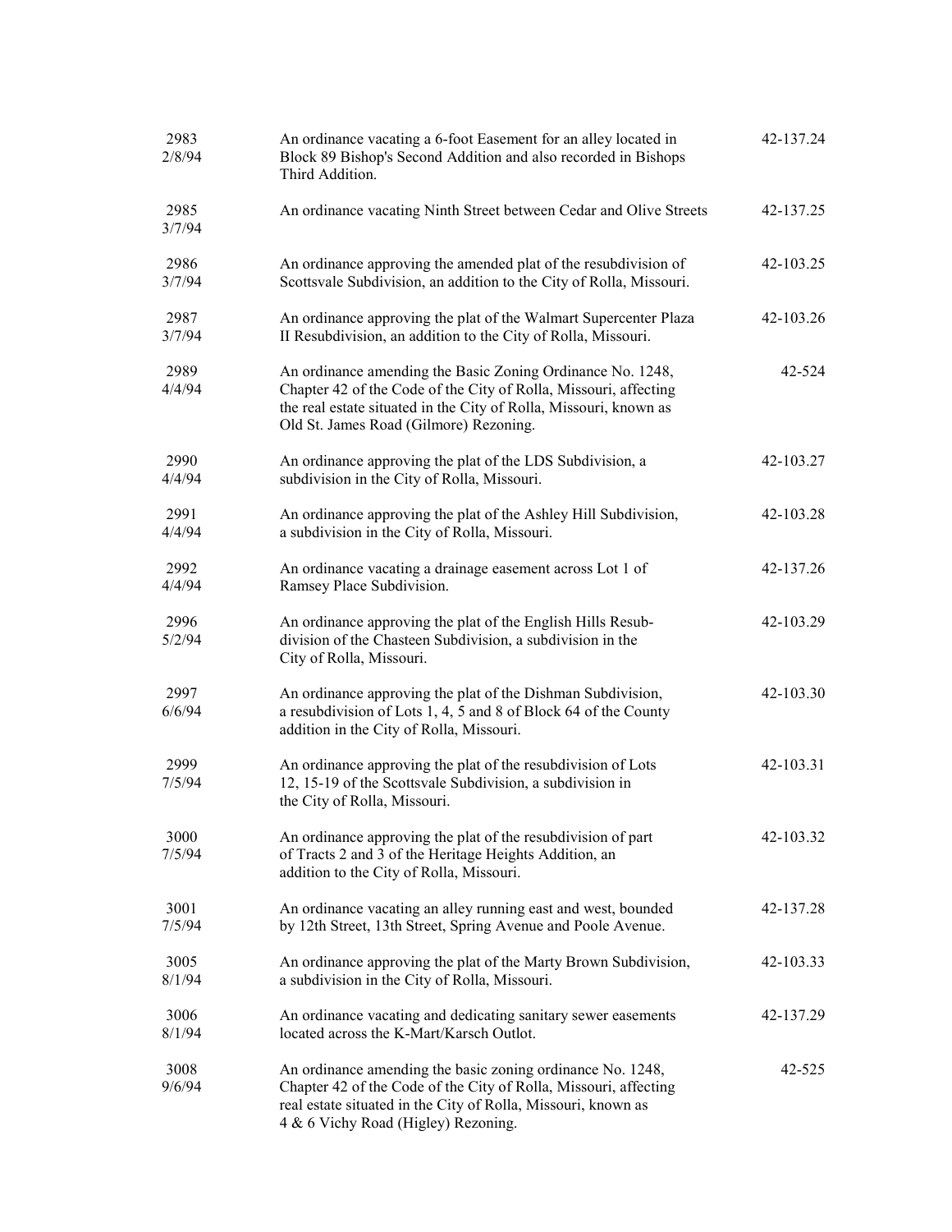| | | |
|---|---|---|
| 2983<br>2/8/94 | An ordinance vacating a 6-foot Easement for an alley located in Block 89 Bishop's Second Addition and also recorded in Bishops Third Addition. | 42-137.24 |
| 2985<br>3/7/94 | An ordinance vacating Ninth Street between Cedar and Olive Streets | 42-137.25 |
| 2986<br>3/7/94 | An ordinance approving the amended plat of the resubdivision of Scottsvale Subdivision, an addition to the City of Rolla, Missouri. | 42-103.25 |
| 2987<br>3/7/94 | An ordinance approving the plat of the Walmart Supercenter Plaza II Resubdivision, an addition to the City of Rolla, Missouri. | 42-103.26 |
| 2989<br>4/4/94 | An ordinance amending the Basic Zoning Ordinance No. 1248, Chapter 42 of the Code of the City of Rolla, Missouri, affecting the real estate situated in the City of Rolla, Missouri, known as Old St. James Road (Gilmore) Rezoning. | 42-524 |
| 2990<br>4/4/94 | An ordinance approving the plat of the LDS Subdivision, a subdivision in the City of Rolla, Missouri. | 42-103.27 |
| 2991<br>4/4/94 | An ordinance approving the plat of the Ashley Hill Subdivision, a subdivision in the City of Rolla, Missouri. | 42-103.28 |
| 2992<br>4/4/94 | An ordinance vacating a drainage easement across Lot 1 of Ramsey Place Subdivision. | 42-137.26 |
| 2996<br>5/2/94 | An ordinance approving the plat of the English Hills Resub-division of the Chasteen Subdivision, a subdivision in the City of Rolla, Missouri. | 42-103.29 |
| 2997<br>6/6/94 | An ordinance approving the plat of the Dishman Subdivision, a resubdivision of Lots 1, 4, 5 and 8 of Block 64 of the County addition in the City of Rolla, Missouri. | 42-103.30 |
| 2999<br>7/5/94 | An ordinance approving the plat of the resubdivision of Lots 12, 15-19 of the Scottsvale Subdivision, a subdivision in the City of Rolla, Missouri. | 42-103.31 |
| 3000<br>7/5/94 | An ordinance approving the plat of the resubdivision of part of Tracts 2 and 3 of the Heritage Heights Addition, an addition to the City of Rolla, Missouri. | 42-103.32 |
| 3001<br>7/5/94 | An ordinance vacating an alley running east and west, bounded by 12th Street, 13th Street, Spring Avenue and Poole Avenue. | 42-137.28 |
| 3005<br>8/1/94 | An ordinance approving the plat of the Marty Brown Subdivision, a subdivision in the City of Rolla, Missouri. | 42-103.33 |
| 3006<br>8/1/94 | An ordinance vacating and dedicating sanitary sewer easements located across the K-Mart/Karsch Outlot. | 42-137.29 |
| 3008<br>9/6/94 | An ordinance amending the basic zoning ordinance No. 1248, Chapter 42 of the Code of the City of Rolla, Missouri, affecting real estate situated in the City of Rolla, Missouri, known as 4 & 6 Vichy Road (Higley) Rezoning. | 42-525 |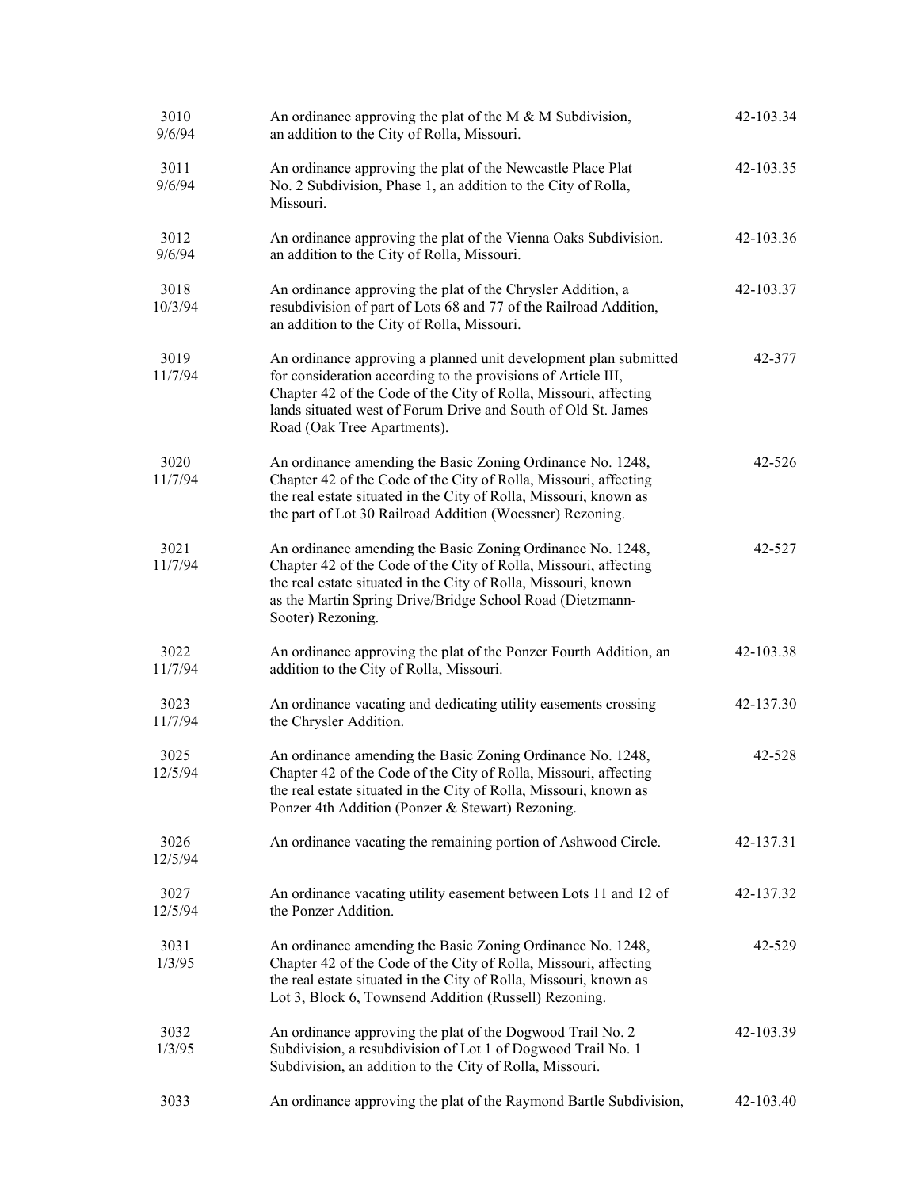| | | |
|---|---|---|
| 3010<br>9/6/94 | An ordinance approving the plat of the M & M Subdivision, an addition to the City of Rolla, Missouri. | 42-103.34 |
| 3011<br>9/6/94 | An ordinance approving the plat of the Newcastle Place Plat No. 2 Subdivision, Phase 1, an addition to the City of Rolla, Missouri. | 42-103.35 |
| 3012<br>9/6/94 | An ordinance approving the plat of the Vienna Oaks Subdivision. an addition to the City of Rolla, Missouri. | 42-103.36 |
| 3018<br>10/3/94 | An ordinance approving the plat of the Chrysler Addition, a resubdivision of part of Lots 68 and 77 of the Railroad Addition, an addition to the City of Rolla, Missouri. | 42-103.37 |
| 3019<br>11/7/94 | An ordinance approving a planned unit development plan submitted for consideration according to the provisions of Article III, Chapter 42 of the Code of the City of Rolla, Missouri, affecting lands situated west of Forum Drive and South of Old St. James Road (Oak Tree Apartments). | 42-377 |
| 3020<br>11/7/94 | An ordinance amending the Basic Zoning Ordinance No. 1248, Chapter 42 of the Code of the City of Rolla, Missouri, affecting the real estate situated in the City of Rolla, Missouri, known as the part of Lot 30 Railroad Addition (Woessner) Rezoning. | 42-526 |
| 3021<br>11/7/94 | An ordinance amending the Basic Zoning Ordinance No. 1248, Chapter 42 of the Code of the City of Rolla, Missouri, affecting the real estate situated in the City of Rolla, Missouri, known as the Martin Spring Drive/Bridge School Road (Dietzmann-Sooter) Rezoning. | 42-527 |
| 3022<br>11/7/94 | An ordinance approving the plat of the Ponzer Fourth Addition, an addition to the City of Rolla, Missouri. | 42-103.38 |
| 3023<br>11/7/94 | An ordinance vacating and dedicating utility easements crossing the Chrysler Addition. | 42-137.30 |
| 3025<br>12/5/94 | An ordinance amending the Basic Zoning Ordinance No. 1248, Chapter 42 of the Code of the City of Rolla, Missouri, affecting the real estate situated in the City of Rolla, Missouri, known as Ponzer 4th Addition (Ponzer & Stewart) Rezoning. | 42-528 |
| 3026<br>12/5/94 | An ordinance vacating the remaining portion of Ashwood Circle. | 42-137.31 |
| 3027<br>12/5/94 | An ordinance vacating utility easement between Lots 11 and 12 of the Ponzer Addition. | 42-137.32 |
| 3031<br>1/3/95 | An ordinance amending the Basic Zoning Ordinance No. 1248, Chapter 42 of the Code of the City of Rolla, Missouri, affecting the real estate situated in the City of Rolla, Missouri, known as Lot 3, Block 6, Townsend Addition (Russell) Rezoning. | 42-529 |
| 3032<br>1/3/95 | An ordinance approving the plat of the Dogwood Trail No. 2 Subdivision, a resubdivision of Lot 1 of Dogwood Trail No. 1 Subdivision, an addition to the City of Rolla, Missouri. | 42-103.39 |
| 3033 | An ordinance approving the plat of the Raymond Bartle Subdivision, | 42-103.40 |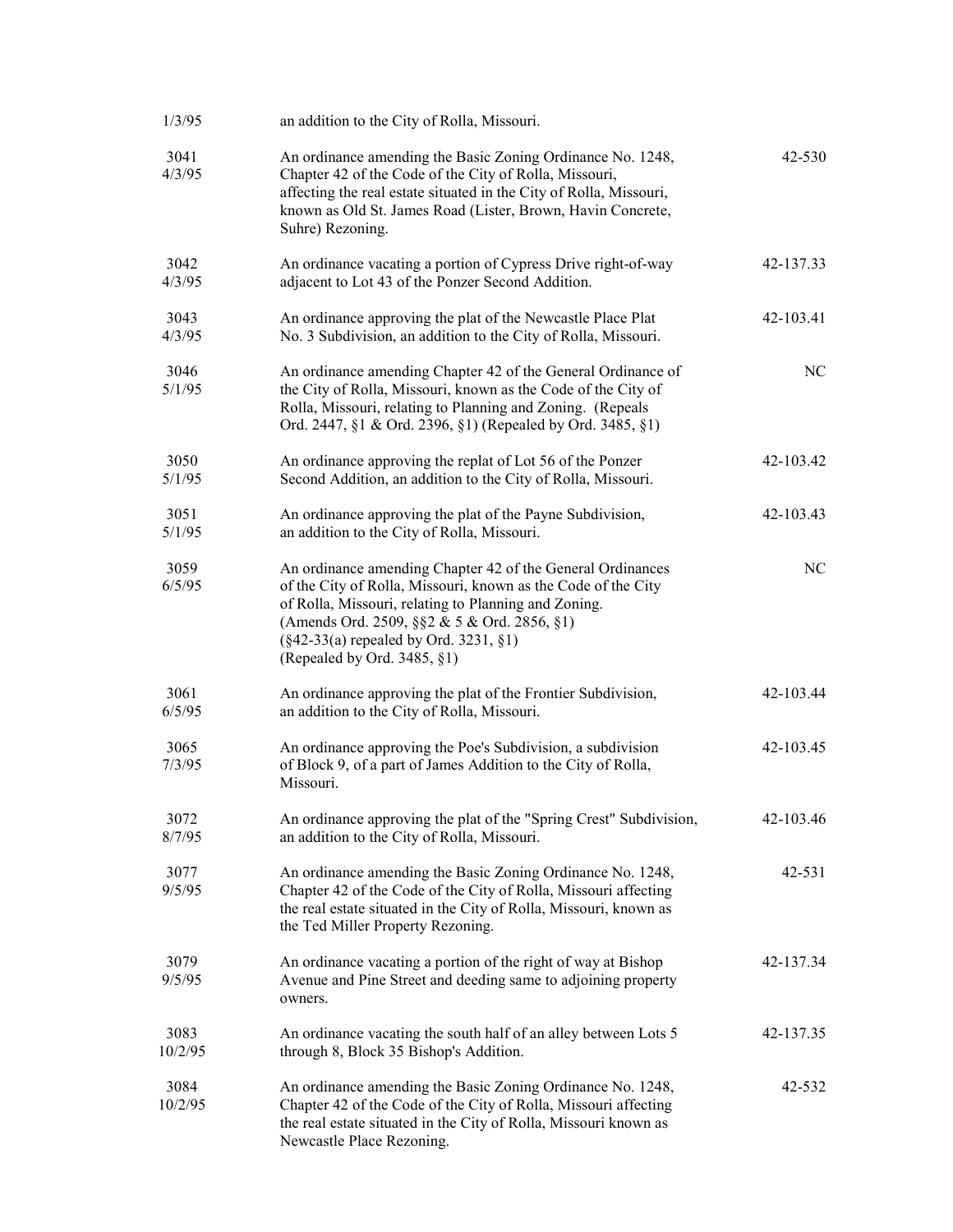| | | |
|---|---|---|
| 1/3/95 | an addition to the City of Rolla, Missouri. | |
| 3041<br>4/3/95 | An ordinance amending the Basic Zoning Ordinance No. 1248, Chapter 42 of the Code of the City of Rolla, Missouri, affecting the real estate situated in the City of Rolla, Missouri, known as Old St. James Road (Lister, Brown, Havin Concrete, Suhre) Rezoning. | 42-530 |
| 3042<br>4/3/95 | An ordinance vacating a portion of Cypress Drive right-of-way adjacent to Lot 43 of the Ponzer Second Addition. | 42-137.33 |
| 3043<br>4/3/95 | An ordinance approving the plat of the Newcastle Place Plat No. 3 Subdivision, an addition to the City of Rolla, Missouri. | 42-103.41 |
| 3046<br>5/1/95 | An ordinance amending Chapter 42 of the General Ordinance of the City of Rolla, Missouri, known as the Code of the City of Rolla, Missouri, relating to Planning and Zoning. (Repeals Ord. 2447, §1 & Ord. 2396, §1) (Repealed by Ord. 3485, §1) | NC |
| 3050<br>5/1/95 | An ordinance approving the replat of Lot 56 of the Ponzer Second Addition, an addition to the City of Rolla, Missouri. | 42-103.42 |
| 3051<br>5/1/95 | An ordinance approving the plat of the Payne Subdivision, an addition to the City of Rolla, Missouri. | 42-103.43 |
| 3059<br>6/5/95 | An ordinance amending Chapter 42 of the General Ordinances of the City of Rolla, Missouri, known as the Code of the City of Rolla, Missouri, relating to Planning and Zoning. (Amends Ord. 2509, §§2 & 5 & Ord. 2856, §1) (§42-33(a) repealed by Ord. 3231, §1) (Repealed by Ord. 3485, §1) | NC |
| 3061<br>6/5/95 | An ordinance approving the plat of the Frontier Subdivision, an addition to the City of Rolla, Missouri. | 42-103.44 |
| 3065<br>7/3/95 | An ordinance approving the Poe's Subdivision, a subdivision of Block 9, of a part of James Addition to the City of Rolla, Missouri. | 42-103.45 |
| 3072<br>8/7/95 | An ordinance approving the plat of the "Spring Crest" Subdivision, an addition to the City of Rolla, Missouri. | 42-103.46 |
| 3077<br>9/5/95 | An ordinance amending the Basic Zoning Ordinance No. 1248, Chapter 42 of the Code of the City of Rolla, Missouri affecting the real estate situated in the City of Rolla, Missouri, known as the Ted Miller Property Rezoning. | 42-531 |
| 3079<br>9/5/95 | An ordinance vacating a portion of the right of way at Bishop Avenue and Pine Street and deeding same to adjoining property owners. | 42-137.34 |
| 3083<br>10/2/95 | An ordinance vacating the south half of an alley between Lots 5 through 8, Block 35 Bishop's Addition. | 42-137.35 |
| 3084<br>10/2/95 | An ordinance amending the Basic Zoning Ordinance No. 1248, Chapter 42 of the Code of the City of Rolla, Missouri affecting the real estate situated in the City of Rolla, Missouri known as Newcastle Place Rezoning. | 42-532 |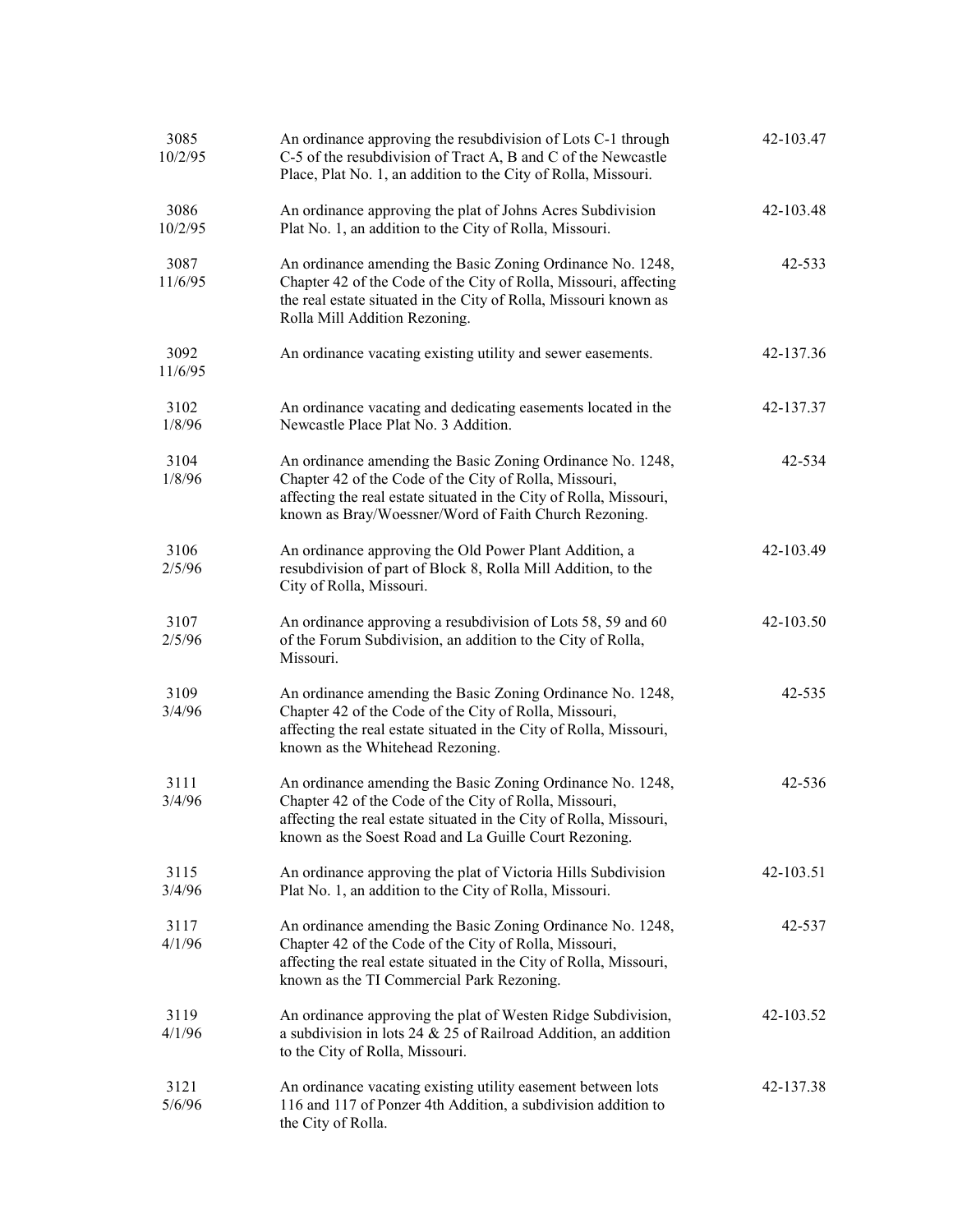| | | |
|---|---|---|
| 3085<br>10/2/95 | An ordinance approving the resubdivision of Lots C-1 through C-5 of the resubdivision of Tract A, B and C of the Newcastle Place, Plat No. 1, an addition to the City of Rolla, Missouri. | 42-103.47 |
| 3086<br>10/2/95 | An ordinance approving the plat of Johns Acres Subdivision Plat No. 1, an addition to the City of Rolla, Missouri. | 42-103.48 |
| 3087<br>11/6/95 | An ordinance amending the Basic Zoning Ordinance No. 1248, Chapter 42 of the Code of the City of Rolla, Missouri, affecting the real estate situated in the City of Rolla, Missouri known as Rolla Mill Addition Rezoning. | 42-533 |
| 3092<br>11/6/95 | An ordinance vacating existing utility and sewer easements. | 42-137.36 |
| 3102<br>1/8/96 | An ordinance vacating and dedicating easements located in the Newcastle Place Plat No. 3 Addition. | 42-137.37 |
| 3104<br>1/8/96 | An ordinance amending the Basic Zoning Ordinance No. 1248, Chapter 42 of the Code of the City of Rolla, Missouri, affecting the real estate situated in the City of Rolla, Missouri, known as Bray/Woessner/Word of Faith Church Rezoning. | 42-534 |
| 3106<br>2/5/96 | An ordinance approving the Old Power Plant Addition, a resubdivision of part of Block 8, Rolla Mill Addition, to the City of Rolla, Missouri. | 42-103.49 |
| 3107<br>2/5/96 | An ordinance approving a resubdivision of Lots 58, 59 and 60 of the Forum Subdivision, an addition to the City of Rolla, Missouri. | 42-103.50 |
| 3109<br>3/4/96 | An ordinance amending the Basic Zoning Ordinance No. 1248, Chapter 42 of the Code of the City of Rolla, Missouri, affecting the real estate situated in the City of Rolla, Missouri, known as the Whitehead Rezoning. | 42-535 |
| 3111<br>3/4/96 | An ordinance amending the Basic Zoning Ordinance No. 1248, Chapter 42 of the Code of the City of Rolla, Missouri, affecting the real estate situated in the City of Rolla, Missouri, known as the Soest Road and La Guille Court Rezoning. | 42-536 |
| 3115<br>3/4/96 | An ordinance approving the plat of Victoria Hills Subdivision Plat No. 1, an addition to the City of Rolla, Missouri. | 42-103.51 |
| 3117<br>4/1/96 | An ordinance amending the Basic Zoning Ordinance No. 1248, Chapter 42 of the Code of the City of Rolla, Missouri, affecting the real estate situated in the City of Rolla, Missouri, known as the TI Commercial Park Rezoning. | 42-537 |
| 3119<br>4/1/96 | An ordinance approving the plat of Westen Ridge Subdivision, a subdivision in lots 24 & 25 of Railroad Addition, an addition to the City of Rolla, Missouri. | 42-103.52 |
| 3121<br>5/6/96 | An ordinance vacating existing utility easement between lots 116 and 117 of Ponzer 4th Addition, a subdivision addition to the City of Rolla. | 42-137.38 |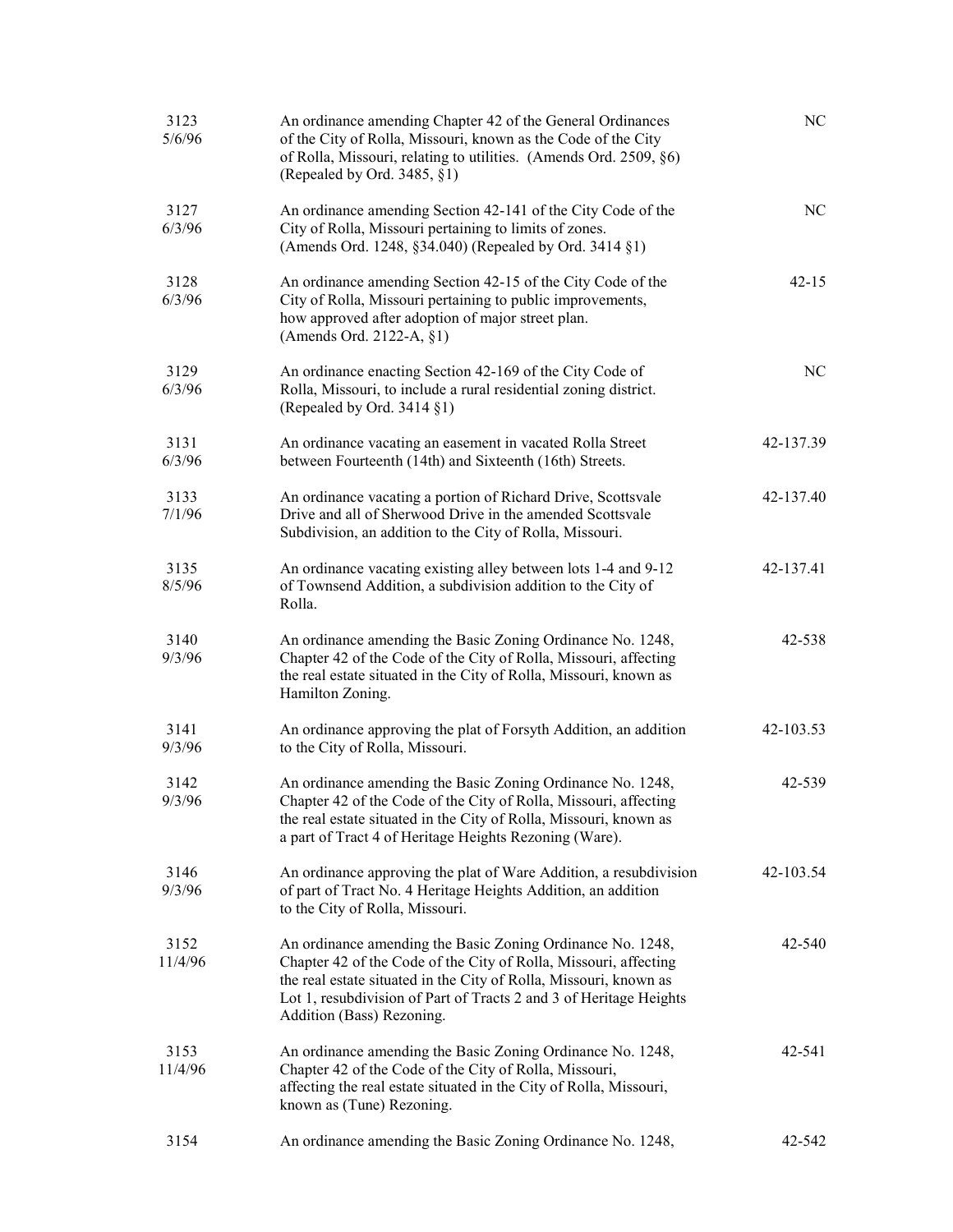| | | |
|---|---|---|
| 3123<br>5/6/96 | An ordinance amending Chapter 42 of the General Ordinances of the City of Rolla, Missouri, known as the Code of the City of Rolla, Missouri, relating to utilities. (Amends Ord. 2509, §6) (Repealed by Ord. 3485, §1) | NC |
| 3127<br>6/3/96 | An ordinance amending Section 42-141 of the City Code of the City of Rolla, Missouri pertaining to limits of zones. (Amends Ord. 1248, §34.040) (Repealed by Ord. 3414 §1) | NC |
| 3128<br>6/3/96 | An ordinance amending Section 42-15 of the City Code of the City of Rolla, Missouri pertaining to public improvements, how approved after adoption of major street plan. (Amends Ord. 2122-A, §1) | 42-15 |
| 3129<br>6/3/96 | An ordinance enacting Section 42-169 of the City Code of Rolla, Missouri, to include a rural residential zoning district. (Repealed by Ord. 3414 §1) | NC |
| 3131<br>6/3/96 | An ordinance vacating an easement in vacated Rolla Street between Fourteenth (14th) and Sixteenth (16th) Streets. | 42-137.39 |
| 3133<br>7/1/96 | An ordinance vacating a portion of Richard Drive, Scottsvale Drive and all of Sherwood Drive in the amended Scottsvale Subdivision, an addition to the City of Rolla, Missouri. | 42-137.40 |
| 3135<br>8/5/96 | An ordinance vacating existing alley between lots 1-4 and 9-12 of Townsend Addition, a subdivision addition to the City of Rolla. | 42-137.41 |
| 3140<br>9/3/96 | An ordinance amending the Basic Zoning Ordinance No. 1248, Chapter 42 of the Code of the City of Rolla, Missouri, affecting the real estate situated in the City of Rolla, Missouri, known as Hamilton Zoning. | 42-538 |
| 3141<br>9/3/96 | An ordinance approving the plat of Forsyth Addition, an addition to the City of Rolla, Missouri. | 42-103.53 |
| 3142<br>9/3/96 | An ordinance amending the Basic Zoning Ordinance No. 1248, Chapter 42 of the Code of the City of Rolla, Missouri, affecting the real estate situated in the City of Rolla, Missouri, known as a part of Tract 4 of Heritage Heights Rezoning (Ware). | 42-539 |
| 3146<br>9/3/96 | An ordinance approving the plat of Ware Addition, a resubdivision of part of Tract No. 4 Heritage Heights Addition, an addition to the City of Rolla, Missouri. | 42-103.54 |
| 3152<br>11/4/96 | An ordinance amending the Basic Zoning Ordinance No. 1248, Chapter 42 of the Code of the City of Rolla, Missouri, affecting the real estate situated in the City of Rolla, Missouri, known as Lot 1, resubdivision of Part of Tracts 2 and 3 of Heritage Heights Addition (Bass) Rezoning. | 42-540 |
| 3153<br>11/4/96 | An ordinance amending the Basic Zoning Ordinance No. 1248, Chapter 42 of the Code of the City of Rolla, Missouri, affecting the real estate situated in the City of Rolla, Missouri, known as (Tune) Rezoning. | 42-541 |
| 3154 | An ordinance amending the Basic Zoning Ordinance No. 1248, | 42-542 |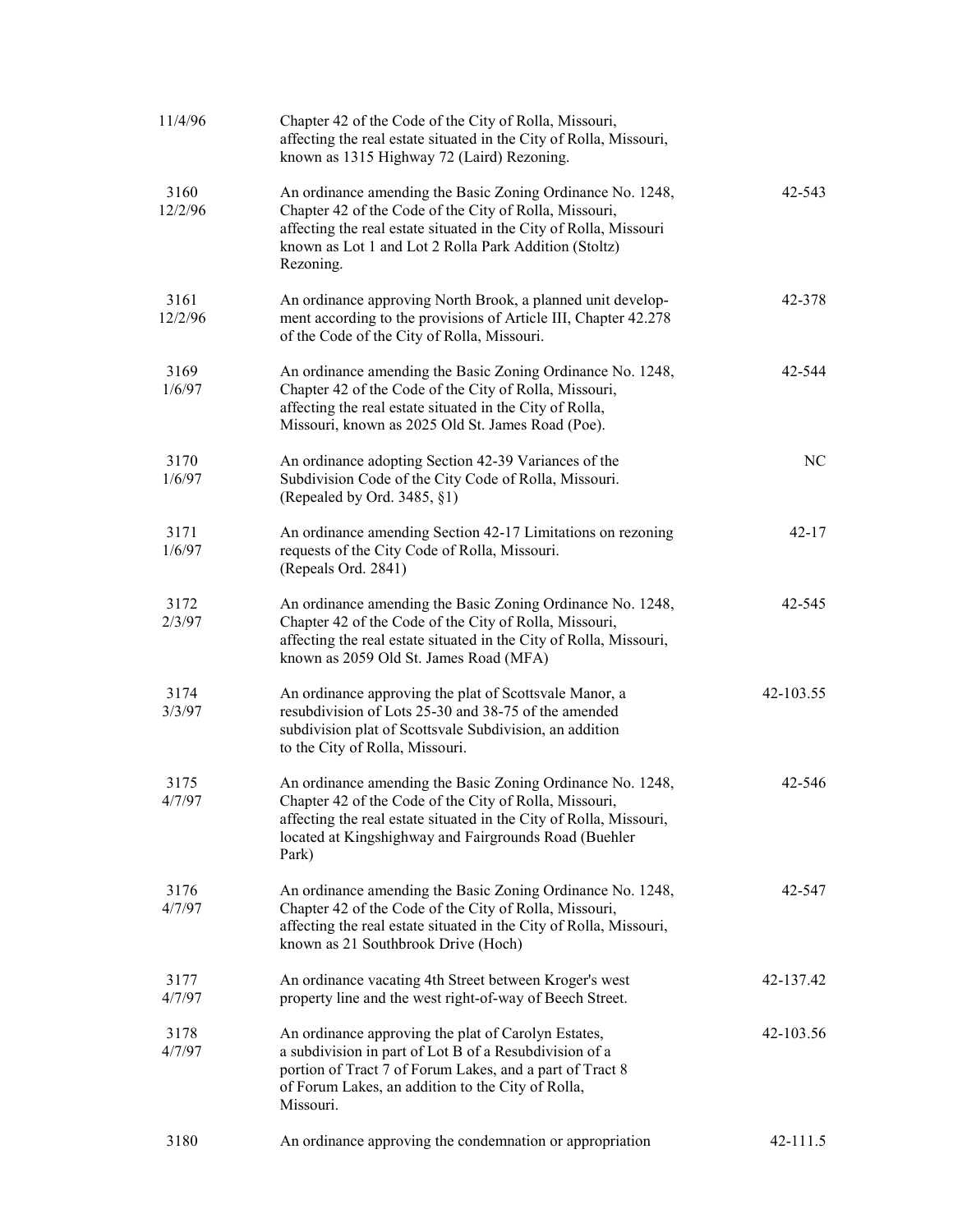| | | |
|---|---|---|
| 11/4/96 | Chapter 42 of the Code of the City of Rolla, Missouri, affecting the real estate situated in the City of Rolla, Missouri, known as 1315 Highway 72 (Laird) Rezoning. | |
| 3160<br>12/2/96 | An ordinance amending the Basic Zoning Ordinance No. 1248, Chapter 42 of the Code of the City of Rolla, Missouri, affecting the real estate situated in the City of Rolla, Missouri known as Lot 1 and Lot 2 Rolla Park Addition (Stoltz) Rezoning. | 42-543 |
| 3161<br>12/2/96 | An ordinance approving North Brook, a planned unit development according to the provisions of Article III, Chapter 42.278 of the Code of the City of Rolla, Missouri. | 42-378 |
| 3169<br>1/6/97 | An ordinance amending the Basic Zoning Ordinance No. 1248, Chapter 42 of the Code of the City of Rolla, Missouri, affecting the real estate situated in the City of Rolla, Missouri, known as 2025 Old St. James Road (Poe). | 42-544 |
| 3170<br>1/6/97 | An ordinance adopting Section 42-39 Variances of the Subdivision Code of the City Code of Rolla, Missouri. (Repealed by Ord. 3485, §1) | NC |
| 3171<br>1/6/97 | An ordinance amending Section 42-17 Limitations on rezoning requests of the City Code of Rolla, Missouri. (Repeals Ord. 2841) | 42-17 |
| 3172<br>2/3/97 | An ordinance amending the Basic Zoning Ordinance No. 1248, Chapter 42 of the Code of the City of Rolla, Missouri, affecting the real estate situated in the City of Rolla, Missouri, known as 2059 Old St. James Road (MFA) | 42-545 |
| 3174<br>3/3/97 | An ordinance approving the plat of Scottsvale Manor, a resubdivision of Lots 25-30 and 38-75 of the amended subdivision plat of Scottsvale Subdivision, an addition to the City of Rolla, Missouri. | 42-103.55 |
| 3175<br>4/7/97 | An ordinance amending the Basic Zoning Ordinance No. 1248, Chapter 42 of the Code of the City of Rolla, Missouri, affecting the real estate situated in the City of Rolla, Missouri, located at Kingshighway and Fairgrounds Road (Buehler Park) | 42-546 |
| 3176<br>4/7/97 | An ordinance amending the Basic Zoning Ordinance No. 1248, Chapter 42 of the Code of the City of Rolla, Missouri, affecting the real estate situated in the City of Rolla, Missouri, known as 21 Southbrook Drive (Hoch) | 42-547 |
| 3177<br>4/7/97 | An ordinance vacating 4th Street between Kroger's west property line and the west right-of-way of Beech Street. | 42-137.42 |
| 3178<br>4/7/97 | An ordinance approving the plat of Carolyn Estates, a subdivision in part of Lot B of a Resubdivision of a portion of Tract 7 of Forum Lakes, and a part of Tract 8 of Forum Lakes, an addition to the City of Rolla, Missouri. | 42-103.56 |
| 3180 | An ordinance approving the condemnation or appropriation | 42-111.5 |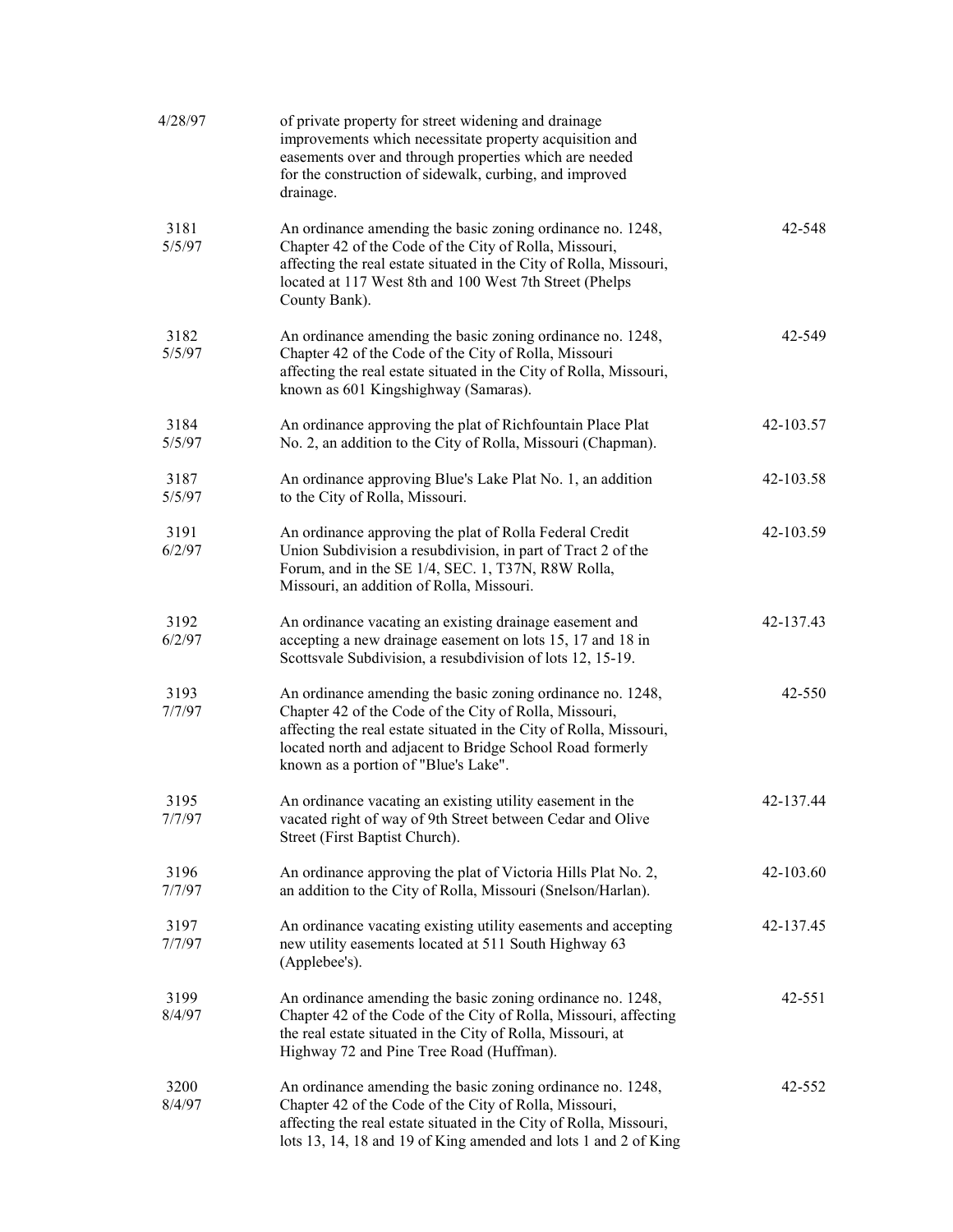| | | |
|---|---|---|
| 4/28/97 | of private property for street widening and drainage improvements which necessitate property acquisition and easements over and through properties which are needed for the construction of sidewalk, curbing, and improved drainage. | |
| 3181<br>5/5/97 | An ordinance amending the basic zoning ordinance no. 1248, Chapter 42 of the Code of the City of Rolla, Missouri, affecting the real estate situated in the City of Rolla, Missouri, located at 117 West 8th and 100 West 7th Street (Phelps County Bank). | 42-548 |
| 3182<br>5/5/97 | An ordinance amending the basic zoning ordinance no. 1248, Chapter 42 of the Code of the City of Rolla, Missouri affecting the real estate situated in the City of Rolla, Missouri, known as 601 Kingshighway (Samaras). | 42-549 |
| 3184<br>5/5/97 | An ordinance approving the plat of Richfountain Place Plat No. 2, an addition to the City of Rolla, Missouri (Chapman). | 42-103.57 |
| 3187<br>5/5/97 | An ordinance approving Blue's Lake Plat No. 1, an addition to the City of Rolla, Missouri. | 42-103.58 |
| 3191<br>6/2/97 | An ordinance approving the plat of Rolla Federal Credit Union Subdivision a resubdivision, in part of Tract 2 of the Forum, and in the SE 1/4, SEC. 1, T37N, R8W Rolla, Missouri, an addition of Rolla, Missouri. | 42-103.59 |
| 3192<br>6/2/97 | An ordinance vacating an existing drainage easement and accepting a new drainage easement on lots 15, 17 and 18 in Scottsvale Subdivision, a resubdivision of lots 12, 15-19. | 42-137.43 |
| 3193<br>7/7/97 | An ordinance amending the basic zoning ordinance no. 1248, Chapter 42 of the Code of the City of Rolla, Missouri, affecting the real estate situated in the City of Rolla, Missouri, located north and adjacent to Bridge School Road formerly known as a portion of "Blue's Lake". | 42-550 |
| 3195<br>7/7/97 | An ordinance vacating an existing utility easement in the vacated right of way of 9th Street between Cedar and Olive Street (First Baptist Church). | 42-137.44 |
| 3196<br>7/7/97 | An ordinance approving the plat of Victoria Hills Plat No. 2, an addition to the City of Rolla, Missouri (Snelson/Harlan). | 42-103.60 |
| 3197<br>7/7/97 | An ordinance vacating existing utility easements and accepting new utility easements located at 511 South Highway 63 (Applebee's). | 42-137.45 |
| 3199<br>8/4/97 | An ordinance amending the basic zoning ordinance no. 1248, Chapter 42 of the Code of the City of Rolla, Missouri, affecting the real estate situated in the City of Rolla, Missouri, at Highway 72 and Pine Tree Road (Huffman). | 42-551 |
| 3200<br>8/4/97 | An ordinance amending the basic zoning ordinance no. 1248, Chapter 42 of the Code of the City of Rolla, Missouri, affecting the real estate situated in the City of Rolla, Missouri, lots 13, 14, 18 and 19 of King amended and lots 1 and 2 of King | 42-552 |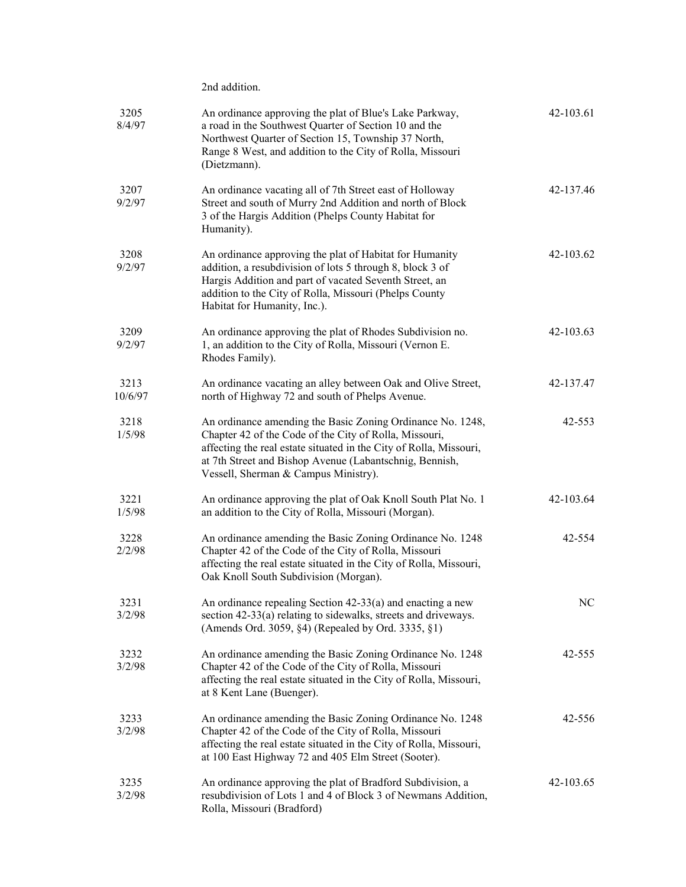| | | |
|---|---|---|
| | 2nd addition. | |
| 3205<br>8/4/97 | An ordinance approving the plat of Blue's Lake Parkway, a road in the Southwest Quarter of Section 10 and the Northwest Quarter of Section 15, Township 37 North, Range 8 West, and addition to the City of Rolla, Missouri (Dietzmann). | 42-103.61 |
| 3207<br>9/2/97 | An ordinance vacating all of 7th Street east of Holloway Street and south of Murry 2nd Addition and north of Block 3 of the Hargis Addition (Phelps County Habitat for Humanity). | 42-137.46 |
| 3208<br>9/2/97 | An ordinance approving the plat of Habitat for Humanity addition, a resubdivision of lots 5 through 8, block 3 of Hargis Addition and part of vacated Seventh Street, an addition to the City of Rolla, Missouri (Phelps County Habitat for Humanity, Inc.). | 42-103.62 |
| 3209<br>9/2/97 | An ordinance approving the plat of Rhodes Subdivision no. 1, an addition to the City of Rolla, Missouri (Vernon E. Rhodes Family). | 42-103.63 |
| 3213<br>10/6/97 | An ordinance vacating an alley between Oak and Olive Street, north of Highway 72 and south of Phelps Avenue. | 42-137.47 |
| 3218<br>1/5/98 | An ordinance amending the Basic Zoning Ordinance No. 1248, Chapter 42 of the Code of the City of Rolla, Missouri, affecting the real estate situated in the City of Rolla, Missouri, at 7th Street and Bishop Avenue (Labantschnig, Bennish, Vessell, Sherman & Campus Ministry). | 42-553 |
| 3221<br>1/5/98 | An ordinance approving the plat of Oak Knoll South Plat No. 1 an addition to the City of Rolla, Missouri (Morgan). | 42-103.64 |
| 3228<br>2/2/98 | An ordinance amending the Basic Zoning Ordinance No. 1248 Chapter 42 of the Code of the City of Rolla, Missouri affecting the real estate situated in the City of Rolla, Missouri, Oak Knoll South Subdivision (Morgan). | 42-554 |
| 3231<br>3/2/98 | An ordinance repealing Section 42-33(a) and enacting a new section 42-33(a) relating to sidewalks, streets and driveways. (Amends Ord. 3059, §4) (Repealed by Ord. 3335, §1) | NC |
| 3232<br>3/2/98 | An ordinance amending the Basic Zoning Ordinance No. 1248 Chapter 42 of the Code of the City of Rolla, Missouri affecting the real estate situated in the City of Rolla, Missouri, at 8 Kent Lane (Buenger). | 42-555 |
| 3233<br>3/2/98 | An ordinance amending the Basic Zoning Ordinance No. 1248 Chapter 42 of the Code of the City of Rolla, Missouri affecting the real estate situated in the City of Rolla, Missouri, at 100 East Highway 72 and 405 Elm Street (Sooter). | 42-556 |
| 3235<br>3/2/98 | An ordinance approving the plat of Bradford Subdivision, a resubdivision of Lots 1 and 4 of Block 3 of Newmans Addition, Rolla, Missouri (Bradford) | 42-103.65 |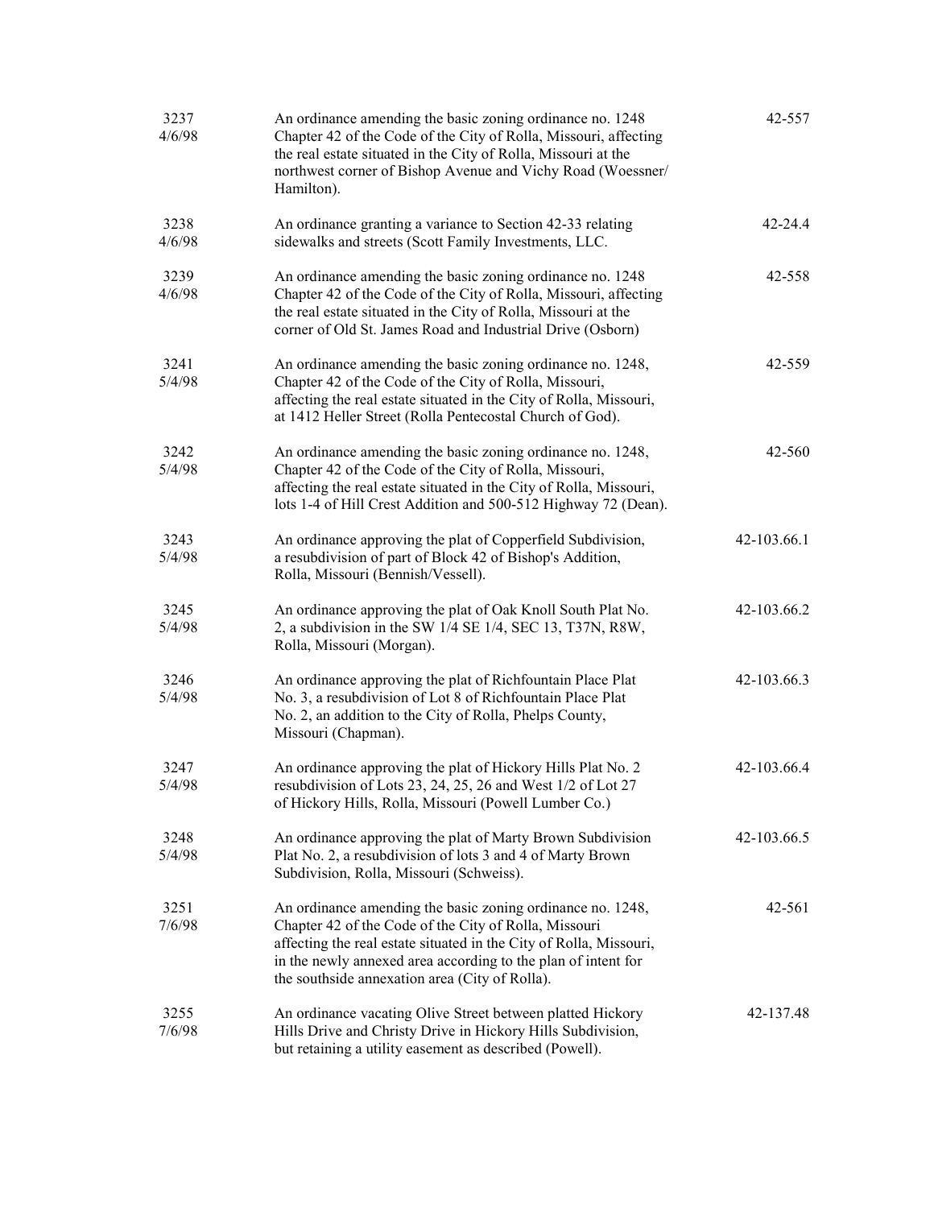| | | |
|---|---|---|
| 3237<br>4/6/98 | An ordinance amending the basic zoning ordinance no. 1248 Chapter 42 of the Code of the City of Rolla, Missouri, affecting the real estate situated in the City of Rolla, Missouri at the northwest corner of Bishop Avenue and Vichy Road (Woessner/ Hamilton). | 42-557 |
| 3238<br>4/6/98 | An ordinance granting a variance to Section 42-33 relating sidewalks and streets (Scott Family Investments, LLC. | 42-24.4 |
| 3239<br>4/6/98 | An ordinance amending the basic zoning ordinance no. 1248 Chapter 42 of the Code of the City of Rolla, Missouri, affecting the real estate situated in the City of Rolla, Missouri at the corner of Old St. James Road and Industrial Drive (Osborn) | 42-558 |
| 3241<br>5/4/98 | An ordinance amending the basic zoning ordinance no. 1248, Chapter 42 of the Code of the City of Rolla, Missouri, affecting the real estate situated in the City of Rolla, Missouri, at 1412 Heller Street (Rolla Pentecostal Church of God). | 42-559 |
| 3242<br>5/4/98 | An ordinance amending the basic zoning ordinance no. 1248, Chapter 42 of the Code of the City of Rolla, Missouri, affecting the real estate situated in the City of Rolla, Missouri, lots 1-4 of Hill Crest Addition and 500-512 Highway 72 (Dean). | 42-560 |
| 3243<br>5/4/98 | An ordinance approving the plat of Copperfield Subdivision, a resubdivision of part of Block 42 of Bishop's Addition, Rolla, Missouri (Bennish/Vessell). | 42-103.66.1 |
| 3245<br>5/4/98 | An ordinance approving the plat of Oak Knoll South Plat No. 2, a subdivision in the SW 1/4 SE 1/4, SEC 13, T37N, R8W, Rolla, Missouri (Morgan). | 42-103.66.2 |
| 3246<br>5/4/98 | An ordinance approving the plat of Richfountain Place Plat No. 3, a resubdivision of Lot 8 of Richfountain Place Plat No. 2, an addition to the City of Rolla, Phelps County, Missouri (Chapman). | 42-103.66.3 |
| 3247<br>5/4/98 | An ordinance approving the plat of Hickory Hills Plat No. 2 resubdivision of Lots 23, 24, 25, 26 and West 1/2 of Lot 27 of Hickory Hills, Rolla, Missouri (Powell Lumber Co.) | 42-103.66.4 |
| 3248<br>5/4/98 | An ordinance approving the plat of Marty Brown Subdivision Plat No. 2, a resubdivision of lots 3 and 4 of Marty Brown Subdivision, Rolla, Missouri (Schweiss). | 42-103.66.5 |
| 3251<br>7/6/98 | An ordinance amending the basic zoning ordinance no. 1248, Chapter 42 of the Code of the City of Rolla, Missouri affecting the real estate situated in the City of Rolla, Missouri, in the newly annexed area according to the plan of intent for the southside annexation area (City of Rolla). | 42-561 |
| 3255<br>7/6/98 | An ordinance vacating Olive Street between platted Hickory Hills Drive and Christy Drive in Hickory Hills Subdivision, but retaining a utility easement as described (Powell). | 42-137.48 |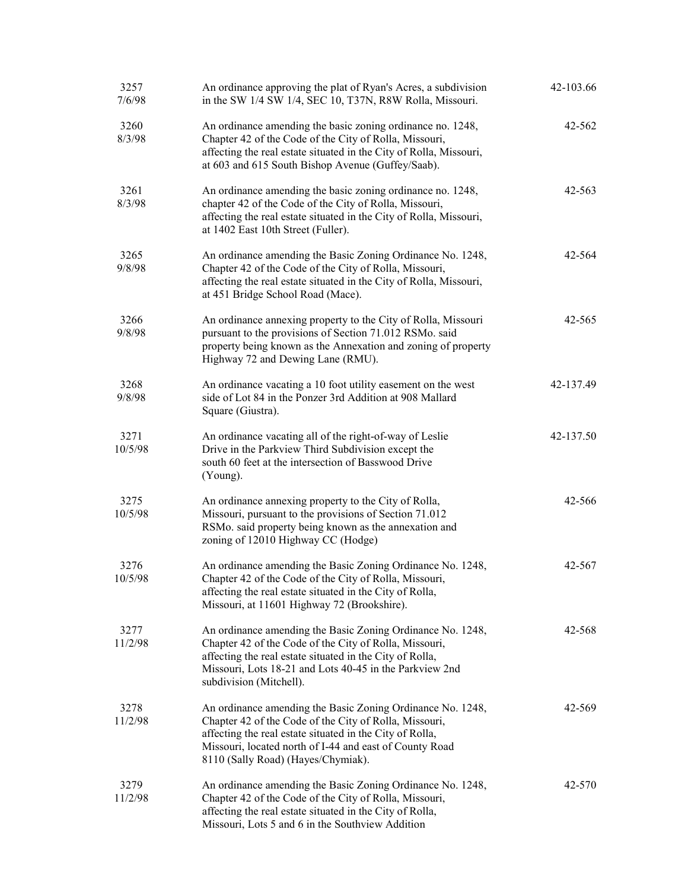| | | |
|---|---|---|
| 3257<br>7/6/98 | An ordinance approving the plat of Ryan's Acres, a subdivision in the SW 1/4 SW 1/4, SEC 10, T37N, R8W Rolla, Missouri. | 42-103.66 |
| 3260<br>8/3/98 | An ordinance amending the basic zoning ordinance no. 1248, Chapter 42 of the Code of the City of Rolla, Missouri, affecting the real estate situated in the City of Rolla, Missouri, at 603 and 615 South Bishop Avenue (Guffey/Saab). | 42-562 |
| 3261<br>8/3/98 | An ordinance amending the basic zoning ordinance no. 1248, chapter 42 of the Code of the City of Rolla, Missouri, affecting the real estate situated in the City of Rolla, Missouri, at 1402 East 10th Street (Fuller). | 42-563 |
| 3265<br>9/8/98 | An ordinance amending the Basic Zoning Ordinance No. 1248, Chapter 42 of the Code of the City of Rolla, Missouri, affecting the real estate situated in the City of Rolla, Missouri, at 451 Bridge School Road (Mace). | 42-564 |
| 3266<br>9/8/98 | An ordinance annexing property to the City of Rolla, Missouri pursuant to the provisions of Section 71.012 RSMo. said property being known as the Annexation and zoning of property Highway 72 and Dewing Lane (RMU). | 42-565 |
| 3268<br>9/8/98 | An ordinance vacating a 10 foot utility easement on the west side of Lot 84 in the Ponzer 3rd Addition at 908 Mallard Square (Giustra). | 42-137.49 |
| 3271<br>10/5/98 | An ordinance vacating all of the right-of-way of Leslie Drive in the Parkview Third Subdivision except the south 60 feet at the intersection of Basswood Drive (Young). | 42-137.50 |
| 3275<br>10/5/98 | An ordinance annexing property to the City of Rolla, Missouri, pursuant to the provisions of Section 71.012 RSMo. said property being known as the annexation and zoning of 12010 Highway CC (Hodge) | 42-566 |
| 3276<br>10/5/98 | An ordinance amending the Basic Zoning Ordinance No. 1248, Chapter 42 of the Code of the City of Rolla, Missouri, affecting the real estate situated in the City of Rolla, Missouri, at 11601 Highway 72 (Brookshire). | 42-567 |
| 3277<br>11/2/98 | An ordinance amending the Basic Zoning Ordinance No. 1248, Chapter 42 of the Code of the City of Rolla, Missouri, affecting the real estate situated in the City of Rolla, Missouri, Lots 18-21 and Lots 40-45 in the Parkview 2nd subdivision (Mitchell). | 42-568 |
| 3278<br>11/2/98 | An ordinance amending the Basic Zoning Ordinance No. 1248, Chapter 42 of the Code of the City of Rolla, Missouri, affecting the real estate situated in the City of Rolla, Missouri, located north of I-44 and east of County Road 8110 (Sally Road) (Hayes/Chymiak). | 42-569 |
| 3279<br>11/2/98 | An ordinance amending the Basic Zoning Ordinance No. 1248, Chapter 42 of the Code of the City of Rolla, Missouri, affecting the real estate situated in the City of Rolla, Missouri, Lots 5 and 6 in the Southview Addition | 42-570 |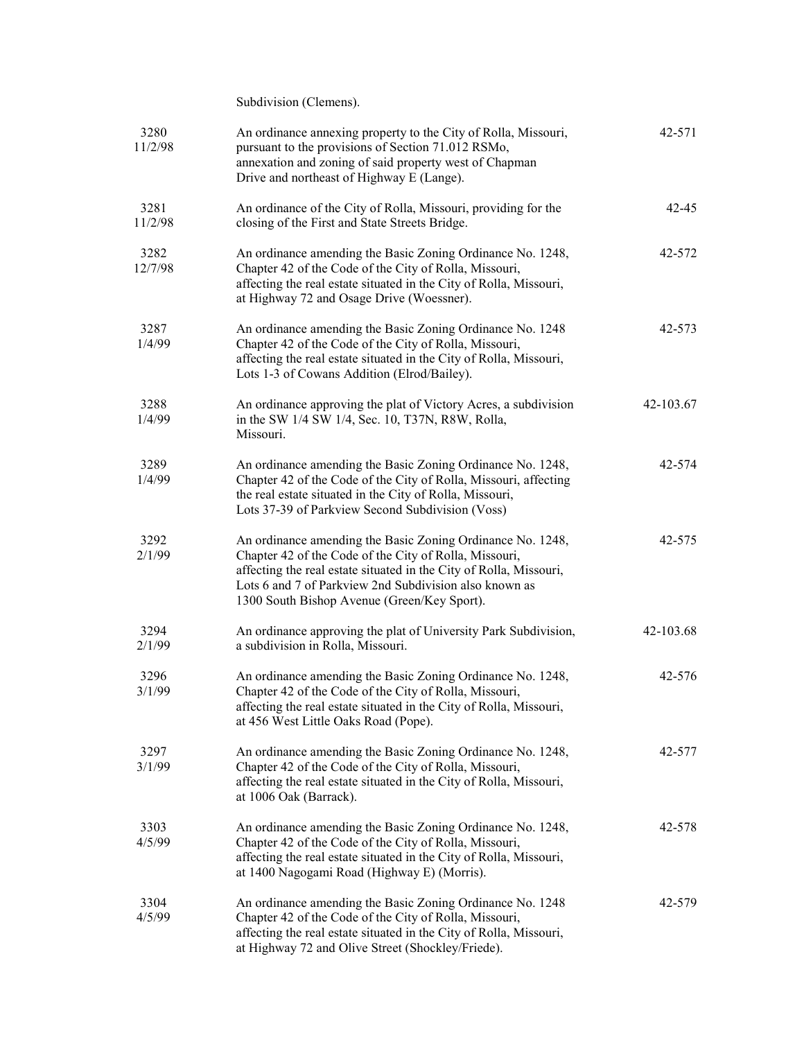| | | |
|---|---|---|
| | Subdivision (Clemens). | |
| 3280<br>11/2/98 | An ordinance annexing property to the City of Rolla, Missouri, pursuant to the provisions of Section 71.012 RSMo, annexation and zoning of said property west of Chapman Drive and northeast of Highway E (Lange). | 42-571 |
| 3281<br>11/2/98 | An ordinance of the City of Rolla, Missouri, providing for the closing of the First and State Streets Bridge. | 42-45 |
| 3282<br>12/7/98 | An ordinance amending the Basic Zoning Ordinance No. 1248, Chapter 42 of the Code of the City of Rolla, Missouri, affecting the real estate situated in the City of Rolla, Missouri, at Highway 72 and Osage Drive (Woessner). | 42-572 |
| 3287<br>1/4/99 | An ordinance amending the Basic Zoning Ordinance No. 1248 Chapter 42 of the Code of the City of Rolla, Missouri, affecting the real estate situated in the City of Rolla, Missouri, Lots 1-3 of Cowans Addition (Elrod/Bailey). | 42-573 |
| 3288<br>1/4/99 | An ordinance approving the plat of Victory Acres, a subdivision in the SW 1/4 SW 1/4, Sec. 10, T37N, R8W, Rolla, Missouri. | 42-103.67 |
| 3289<br>1/4/99 | An ordinance amending the Basic Zoning Ordinance No. 1248, Chapter 42 of the Code of the City of Rolla, Missouri, affecting the real estate situated in the City of Rolla, Missouri, Lots 37-39 of Parkview Second Subdivision (Voss) | 42-574 |
| 3292<br>2/1/99 | An ordinance amending the Basic Zoning Ordinance No. 1248, Chapter 42 of the Code of the City of Rolla, Missouri, affecting the real estate situated in the City of Rolla, Missouri, Lots 6 and 7 of Parkview 2nd Subdivision also known as 1300 South Bishop Avenue (Green/Key Sport). | 42-575 |
| 3294<br>2/1/99 | An ordinance approving the plat of University Park Subdivision, a subdivision in Rolla, Missouri. | 42-103.68 |
| 3296<br>3/1/99 | An ordinance amending the Basic Zoning Ordinance No. 1248, Chapter 42 of the Code of the City of Rolla, Missouri, affecting the real estate situated in the City of Rolla, Missouri, at 456 West Little Oaks Road (Pope). | 42-576 |
| 3297<br>3/1/99 | An ordinance amending the Basic Zoning Ordinance No. 1248, Chapter 42 of the Code of the City of Rolla, Missouri, affecting the real estate situated in the City of Rolla, Missouri, at 1006 Oak (Barrack). | 42-577 |
| 3303<br>4/5/99 | An ordinance amending the Basic Zoning Ordinance No. 1248, Chapter 42 of the Code of the City of Rolla, Missouri, affecting the real estate situated in the City of Rolla, Missouri, at 1400 Nagogami Road (Highway E) (Morris). | 42-578 |
| 3304<br>4/5/99 | An ordinance amending the Basic Zoning Ordinance No. 1248 Chapter 42 of the Code of the City of Rolla, Missouri, affecting the real estate situated in the City of Rolla, Missouri, at Highway 72 and Olive Street (Shockley/Friede). | 42-579 |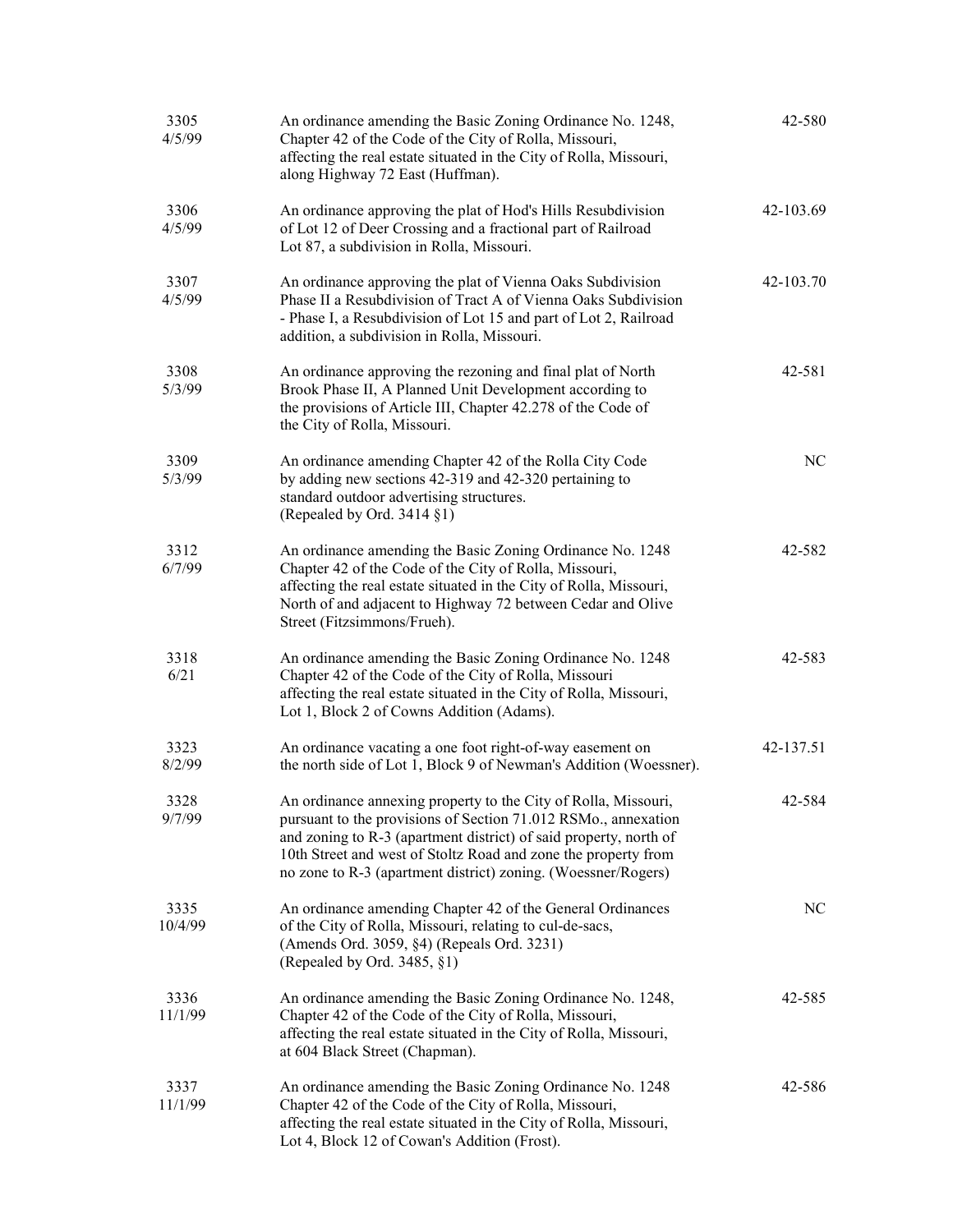| | | |
|---|---|---|
| 3305<br>4/5/99 | An ordinance amending the Basic Zoning Ordinance No. 1248, Chapter 42 of the Code of the City of Rolla, Missouri, affecting the real estate situated in the City of Rolla, Missouri, along Highway 72 East (Huffman). | 42-580 |
| 3306<br>4/5/99 | An ordinance approving the plat of Hod's Hills Resubdivision of Lot 12 of Deer Crossing and a fractional part of Railroad Lot 87, a subdivision in Rolla, Missouri. | 42-103.69 |
| 3307<br>4/5/99 | An ordinance approving the plat of Vienna Oaks Subdivision Phase II a Resubdivision of Tract A of Vienna Oaks Subdivision - Phase I, a Resubdivision of Lot 15 and part of Lot 2, Railroad addition, a subdivision in Rolla, Missouri. | 42-103.70 |
| 3308<br>5/3/99 | An ordinance approving the rezoning and final plat of North Brook Phase II, A Planned Unit Development according to the provisions of Article III, Chapter 42.278 of the Code of the City of Rolla, Missouri. | 42-581 |
| 3309<br>5/3/99 | An ordinance amending Chapter 42 of the Rolla City Code by adding new sections 42-319 and 42-320 pertaining to standard outdoor advertising structures.<br>(Repealed by Ord. 3414 §1) | NC |
| 3312<br>6/7/99 | An ordinance amending the Basic Zoning Ordinance No. 1248 Chapter 42 of the Code of the City of Rolla, Missouri, affecting the real estate situated in the City of Rolla, Missouri, North of and adjacent to Highway 72 between Cedar and Olive Street (Fitzsimmons/Frueh). | 42-582 |
| 3318<br>6/21 | An ordinance amending the Basic Zoning Ordinance No. 1248 Chapter 42 of the Code of the City of Rolla, Missouri affecting the real estate situated in the City of Rolla, Missouri, Lot 1, Block 2 of Cowns Addition (Adams). | 42-583 |
| 3323<br>8/2/99 | An ordinance vacating a one foot right-of-way easement on the north side of Lot 1, Block 9 of Newman's Addition (Woessner). | 42-137.51 |
| 3328<br>9/7/99 | An ordinance annexing property to the City of Rolla, Missouri, pursuant to the provisions of Section 71.012 RSMo., annexation and zoning to R-3 (apartment district) of said property, north of 10th Street and west of Stoltz Road and zone the property from no zone to R-3 (apartment district) zoning. (Woessner/Rogers) | 42-584 |
| 3335<br>10/4/99 | An ordinance amending Chapter 42 of the General Ordinances of the City of Rolla, Missouri, relating to cul-de-sacs, (Amends Ord. 3059, §4) (Repeals Ord. 3231)<br>(Repealed by Ord. 3485, §1) | NC |
| 3336<br>11/1/99 | An ordinance amending the Basic Zoning Ordinance No. 1248, Chapter 42 of the Code of the City of Rolla, Missouri, affecting the real estate situated in the City of Rolla, Missouri, at 604 Black Street (Chapman). | 42-585 |
| 3337<br>11/1/99 | An ordinance amending the Basic Zoning Ordinance No. 1248 Chapter 42 of the Code of the City of Rolla, Missouri, affecting the real estate situated in the City of Rolla, Missouri, Lot 4, Block 12 of Cowan's Addition (Frost). | 42-586 |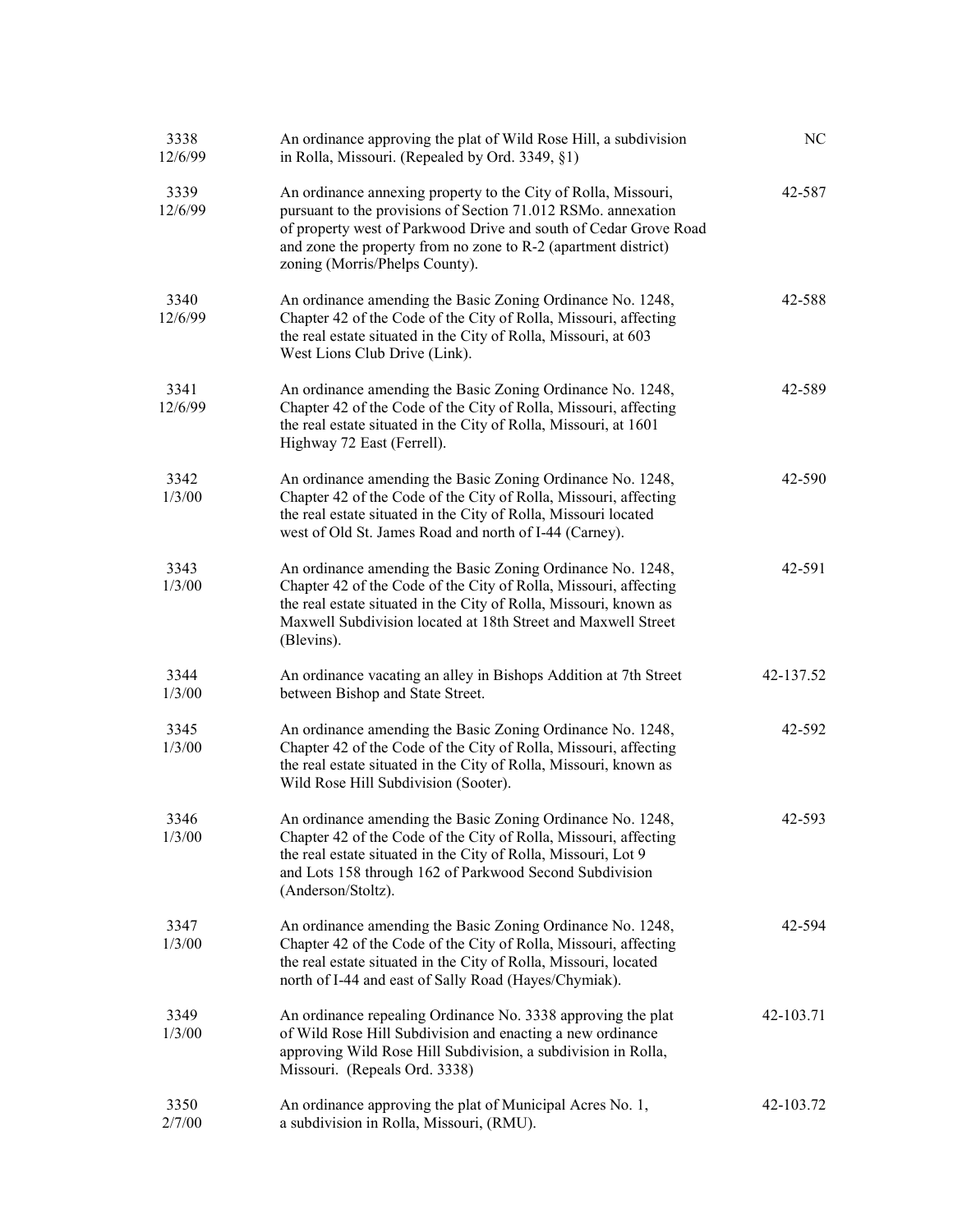| | | |
|---|---|---|
| 3338<br>12/6/99 | An ordinance approving the plat of Wild Rose Hill, a subdivision in Rolla, Missouri. (Repealed by Ord. 3349, §1) | NC |
| 3339<br>12/6/99 | An ordinance annexing property to the City of Rolla, Missouri, pursuant to the provisions of Section 71.012 RSMo. annexation of property west of Parkwood Drive and south of Cedar Grove Road and zone the property from no zone to R-2 (apartment district) zoning (Morris/Phelps County). | 42-587 |
| 3340<br>12/6/99 | An ordinance amending the Basic Zoning Ordinance No. 1248, Chapter 42 of the Code of the City of Rolla, Missouri, affecting the real estate situated in the City of Rolla, Missouri, at 603 West Lions Club Drive (Link). | 42-588 |
| 3341<br>12/6/99 | An ordinance amending the Basic Zoning Ordinance No. 1248, Chapter 42 of the Code of the City of Rolla, Missouri, affecting the real estate situated in the City of Rolla, Missouri, at 1601 Highway 72 East (Ferrell). | 42-589 |
| 3342<br>1/3/00 | An ordinance amending the Basic Zoning Ordinance No. 1248, Chapter 42 of the Code of the City of Rolla, Missouri, affecting the real estate situated in the City of Rolla, Missouri located west of Old St. James Road and north of I-44 (Carney). | 42-590 |
| 3343<br>1/3/00 | An ordinance amending the Basic Zoning Ordinance No. 1248, Chapter 42 of the Code of the City of Rolla, Missouri, affecting the real estate situated in the City of Rolla, Missouri, known as Maxwell Subdivision located at 18th Street and Maxwell Street (Blevins). | 42-591 |
| 3344<br>1/3/00 | An ordinance vacating an alley in Bishops Addition at 7th Street between Bishop and State Street. | 42-137.52 |
| 3345<br>1/3/00 | An ordinance amending the Basic Zoning Ordinance No. 1248, Chapter 42 of the Code of the City of Rolla, Missouri, affecting the real estate situated in the City of Rolla, Missouri, known as Wild Rose Hill Subdivision (Sooter). | 42-592 |
| 3346<br>1/3/00 | An ordinance amending the Basic Zoning Ordinance No. 1248, Chapter 42 of the Code of the City of Rolla, Missouri, affecting the real estate situated in the City of Rolla, Missouri, Lot 9 and Lots 158 through 162 of Parkwood Second Subdivision (Anderson/Stoltz). | 42-593 |
| 3347<br>1/3/00 | An ordinance amending the Basic Zoning Ordinance No. 1248, Chapter 42 of the Code of the City of Rolla, Missouri, affecting the real estate situated in the City of Rolla, Missouri, located north of I-44 and east of Sally Road (Hayes/Chymiak). | 42-594 |
| 3349<br>1/3/00 | An ordinance repealing Ordinance No. 3338 approving the plat of Wild Rose Hill Subdivision and enacting a new ordinance approving Wild Rose Hill Subdivision, a subdivision in Rolla, Missouri. (Repeals Ord. 3338) | 42-103.71 |
| 3350<br>2/7/00 | An ordinance approving the plat of Municipal Acres No. 1, a subdivision in Rolla, Missouri, (RMU). | 42-103.72 |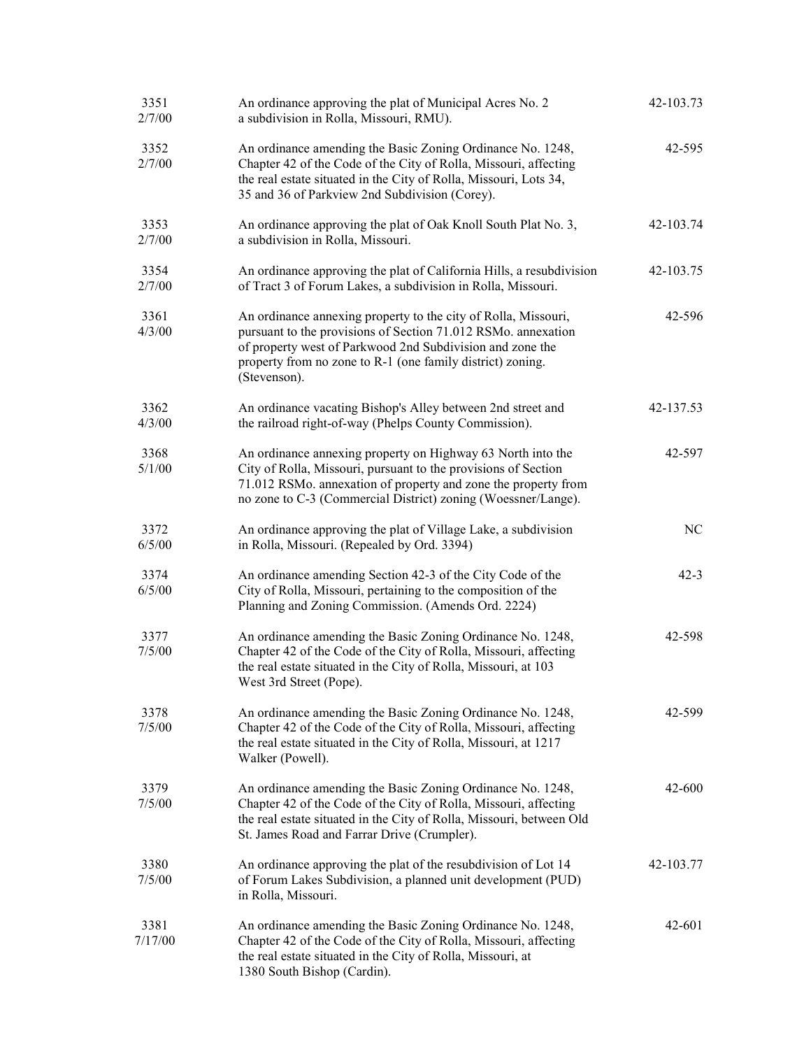| | | |
|---|---|---|
| 3351<br>2/7/00 | An ordinance approving the plat of Municipal Acres No. 2 a subdivision in Rolla, Missouri, RMU). | 42-103.73 |
| 3352<br>2/7/00 | An ordinance amending the Basic Zoning Ordinance No. 1248, Chapter 42 of the Code of the City of Rolla, Missouri, affecting the real estate situated in the City of Rolla, Missouri, Lots 34, 35 and 36 of Parkview 2nd Subdivision (Corey). | 42-595 |
| 3353<br>2/7/00 | An ordinance approving the plat of Oak Knoll South Plat No. 3, a subdivision in Rolla, Missouri. | 42-103.74 |
| 3354<br>2/7/00 | An ordinance approving the plat of California Hills, a resubdivision of Tract 3 of Forum Lakes, a subdivision in Rolla, Missouri. | 42-103.75 |
| 3361<br>4/3/00 | An ordinance annexing property to the city of Rolla, Missouri, pursuant to the provisions of Section 71.012 RSMo. annexation of property west of Parkwood 2nd Subdivision and zone the property from no zone to R-1 (one family district) zoning. (Stevenson). | 42-596 |
| 3362<br>4/3/00 | An ordinance vacating Bishop's Alley between 2nd street and the railroad right-of-way (Phelps County Commission). | 42-137.53 |
| 3368<br>5/1/00 | An ordinance annexing property on Highway 63 North into the City of Rolla, Missouri, pursuant to the provisions of Section 71.012 RSMo. annexation of property and zone the property from no zone to C-3 (Commercial District) zoning (Woessner/Lange). | 42-597 |
| 3372<br>6/5/00 | An ordinance approving the plat of Village Lake, a subdivision in Rolla, Missouri. (Repealed by Ord. 3394) | NC |
| 3374<br>6/5/00 | An ordinance amending Section 42-3 of the City Code of the City of Rolla, Missouri, pertaining to the composition of the Planning and Zoning Commission. (Amends Ord. 2224) | 42-3 |
| 3377<br>7/5/00 | An ordinance amending the Basic Zoning Ordinance No. 1248, Chapter 42 of the Code of the City of Rolla, Missouri, affecting the real estate situated in the City of Rolla, Missouri, at 103 West 3rd Street (Pope). | 42-598 |
| 3378<br>7/5/00 | An ordinance amending the Basic Zoning Ordinance No. 1248, Chapter 42 of the Code of the City of Rolla, Missouri, affecting the real estate situated in the City of Rolla, Missouri, at 1217 Walker (Powell). | 42-599 |
| 3379<br>7/5/00 | An ordinance amending the Basic Zoning Ordinance No. 1248, Chapter 42 of the Code of the City of Rolla, Missouri, affecting the real estate situated in the City of Rolla, Missouri, between Old St. James Road and Farrar Drive (Crumpler). | 42-600 |
| 3380<br>7/5/00 | An ordinance approving the plat of the resubdivision of Lot 14 of Forum Lakes Subdivision, a planned unit development (PUD) in Rolla, Missouri. | 42-103.77 |
| 3381<br>7/17/00 | An ordinance amending the Basic Zoning Ordinance No. 1248, Chapter 42 of the Code of the City of Rolla, Missouri, affecting the real estate situated in the City of Rolla, Missouri, at 1380 South Bishop (Cardin). | 42-601 |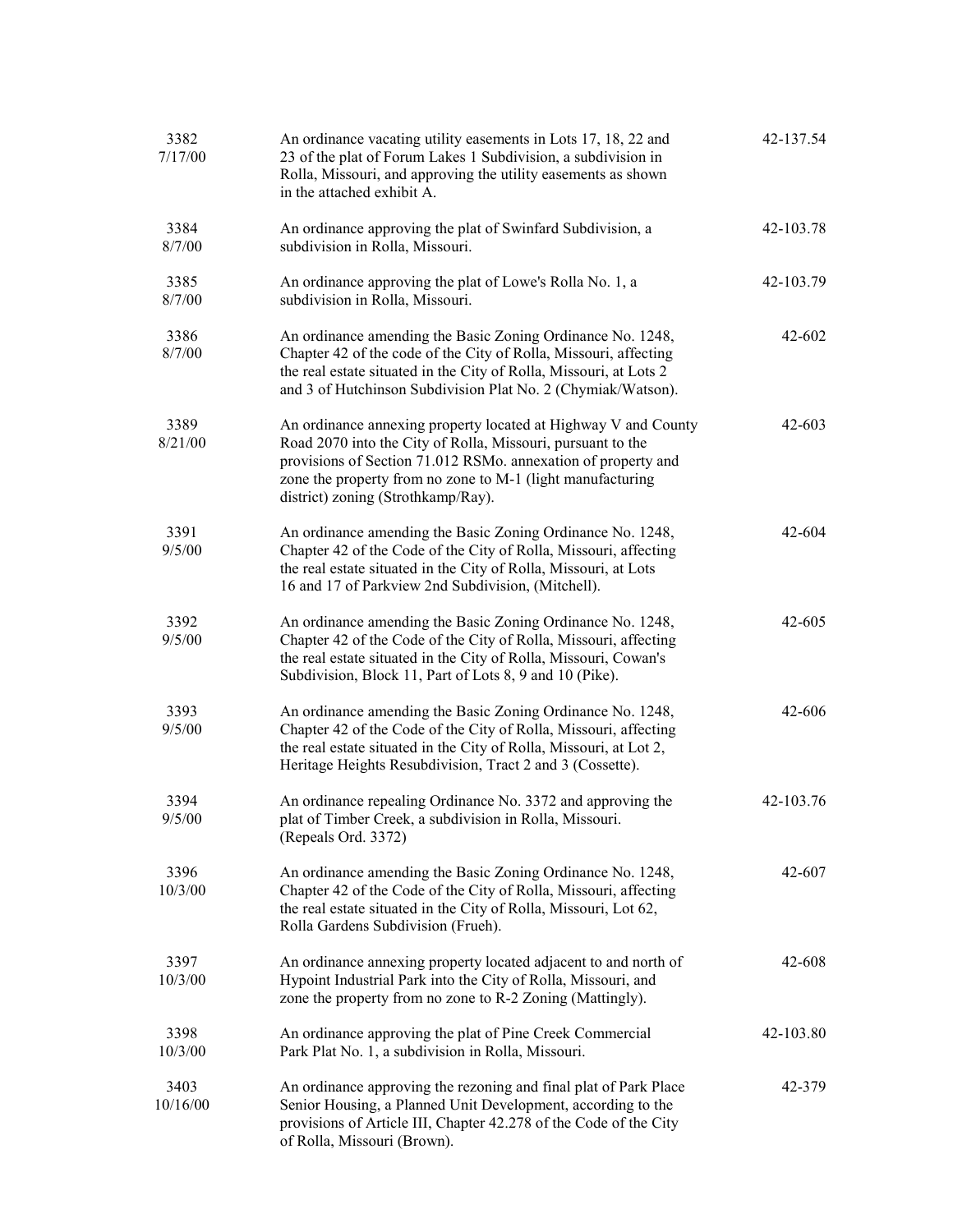| | | |
|---|---|---|
| 3382<br>7/17/00 | An ordinance vacating utility easements in Lots 17, 18, 22 and 23 of the plat of Forum Lakes 1 Subdivision, a subdivision in Rolla, Missouri, and approving the utility easements as shown in the attached exhibit A. | 42-137.54 |
| 3384<br>8/7/00 | An ordinance approving the plat of Swinfard Subdivision, a subdivision in Rolla, Missouri. | 42-103.78 |
| 3385<br>8/7/00 | An ordinance approving the plat of Lowe's Rolla No. 1, a subdivision in Rolla, Missouri. | 42-103.79 |
| 3386<br>8/7/00 | An ordinance amending the Basic Zoning Ordinance No. 1248, Chapter 42 of the code of the City of Rolla, Missouri, affecting the real estate situated in the City of Rolla, Missouri, at Lots 2 and 3 of Hutchinson Subdivision Plat No. 2 (Chymiak/Watson). | 42-602 |
| 3389<br>8/21/00 | An ordinance annexing property located at Highway V and County Road 2070 into the City of Rolla, Missouri, pursuant to the provisions of Section 71.012 RSMo. annexation of property and zone the property from no zone to M-1 (light manufacturing district) zoning (Strothkamp/Ray). | 42-603 |
| 3391<br>9/5/00 | An ordinance amending the Basic Zoning Ordinance No. 1248, Chapter 42 of the Code of the City of Rolla, Missouri, affecting the real estate situated in the City of Rolla, Missouri, at Lots 16 and 17 of Parkview 2nd Subdivision, (Mitchell). | 42-604 |
| 3392<br>9/5/00 | An ordinance amending the Basic Zoning Ordinance No. 1248, Chapter 42 of the Code of the City of Rolla, Missouri, affecting the real estate situated in the City of Rolla, Missouri, Cowan's Subdivision, Block 11, Part of Lots 8, 9 and 10 (Pike). | 42-605 |
| 3393<br>9/5/00 | An ordinance amending the Basic Zoning Ordinance No. 1248, Chapter 42 of the Code of the City of Rolla, Missouri, affecting the real estate situated in the City of Rolla, Missouri, at Lot 2, Heritage Heights Resubdivision, Tract 2 and 3 (Cossette). | 42-606 |
| 3394<br>9/5/00 | An ordinance repealing Ordinance No. 3372 and approving the plat of Timber Creek, a subdivision in Rolla, Missouri. (Repeals Ord. 3372) | 42-103.76 |
| 3396<br>10/3/00 | An ordinance amending the Basic Zoning Ordinance No. 1248, Chapter 42 of the Code of the City of Rolla, Missouri, affecting the real estate situated in the City of Rolla, Missouri, Lot 62, Rolla Gardens Subdivision (Frueh). | 42-607 |
| 3397<br>10/3/00 | An ordinance annexing property located adjacent to and north of Hypoint Industrial Park into the City of Rolla, Missouri, and zone the property from no zone to R-2 Zoning (Mattingly). | 42-608 |
| 3398<br>10/3/00 | An ordinance approving the plat of Pine Creek Commercial Park Plat No. 1, a subdivision in Rolla, Missouri. | 42-103.80 |
| 3403<br>10/16/00 | An ordinance approving the rezoning and final plat of Park Place Senior Housing, a Planned Unit Development, according to the provisions of Article III, Chapter 42.278 of the Code of the City of Rolla, Missouri (Brown). | 42-379 |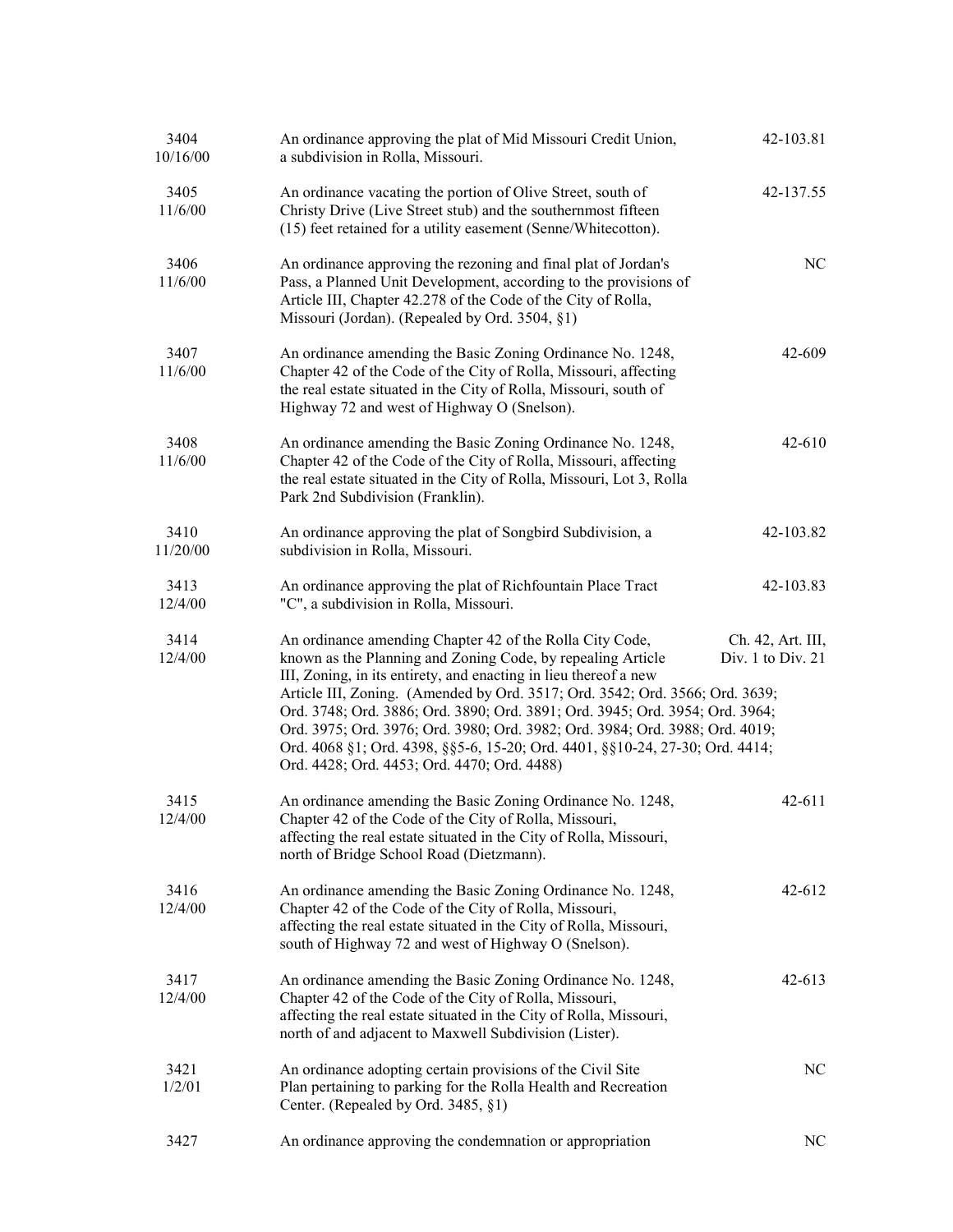| | | |
|---|---|---|
| 3404<br>10/16/00 | An ordinance approving the plat of Mid Missouri Credit Union, a subdivision in Rolla, Missouri. | 42-103.81 |
| 3405<br>11/6/00 | An ordinance vacating the portion of Olive Street, south of Christy Drive (Live Street stub) and the southernmost fifteen (15) feet retained for a utility easement (Senne/Whitecotton). | 42-137.55 |
| 3406<br>11/6/00 | An ordinance approving the rezoning and final plat of Jordan's Pass, a Planned Unit Development, according to the provisions of Article III, Chapter 42.278 of the Code of the City of Rolla, Missouri (Jordan). (Repealed by Ord. 3504, §1) | NC |
| 3407<br>11/6/00 | An ordinance amending the Basic Zoning Ordinance No. 1248, Chapter 42 of the Code of the City of Rolla, Missouri, affecting the real estate situated in the City of Rolla, Missouri, south of Highway 72 and west of Highway O (Snelson). | 42-609 |
| 3408<br>11/6/00 | An ordinance amending the Basic Zoning Ordinance No. 1248, Chapter 42 of the Code of the City of Rolla, Missouri, affecting the real estate situated in the City of Rolla, Missouri, Lot 3, Rolla Park 2nd Subdivision (Franklin). | 42-610 |
| 3410<br>11/20/00 | An ordinance approving the plat of Songbird Subdivision, a subdivision in Rolla, Missouri. | 42-103.82 |
| 3413<br>12/4/00 | An ordinance approving the plat of Richfountain Place Tract "C", a subdivision in Rolla, Missouri. | 42-103.83 |
| 3414<br>12/4/00 | An ordinance amending Chapter 42 of the Rolla City Code, known as the Planning and Zoning Code, by repealing Article III, Zoning, in its entirety, and enacting in lieu thereof a new Article III, Zoning. (Amended by Ord. 3517; Ord. 3542; Ord. 3566; Ord. 3639; Ord. 3748; Ord. 3886; Ord. 3890; Ord. 3891; Ord. 3945; Ord. 3954; Ord. 3964; Ord. 3975; Ord. 3976; Ord. 3980; Ord. 3982; Ord. 3984; Ord. 3988; Ord. 4019; Ord. 4068 §1; Ord. 4398, §§5-6, 15-20; Ord. 4401, §§10-24, 27-30; Ord. 4414; Ord. 4428; Ord. 4453; Ord. 4470; Ord. 4488) | Ch. 42, Art. III, Div. 1 to Div. 21 |
| 3415<br>12/4/00 | An ordinance amending the Basic Zoning Ordinance No. 1248, Chapter 42 of the Code of the City of Rolla, Missouri, affecting the real estate situated in the City of Rolla, Missouri, north of Bridge School Road (Dietzmann). | 42-611 |
| 3416<br>12/4/00 | An ordinance amending the Basic Zoning Ordinance No. 1248, Chapter 42 of the Code of the City of Rolla, Missouri, affecting the real estate situated in the City of Rolla, Missouri, south of Highway 72 and west of Highway O (Snelson). | 42-612 |
| 3417<br>12/4/00 | An ordinance amending the Basic Zoning Ordinance No. 1248, Chapter 42 of the Code of the City of Rolla, Missouri, affecting the real estate situated in the City of Rolla, Missouri, north of and adjacent to Maxwell Subdivision (Lister). | 42-613 |
| 3421<br>1/2/01 | An ordinance adopting certain provisions of the Civil Site Plan pertaining to parking for the Rolla Health and Recreation Center. (Repealed by Ord. 3485, §1) | NC |
| 3427 | An ordinance approving the condemnation or appropriation | NC |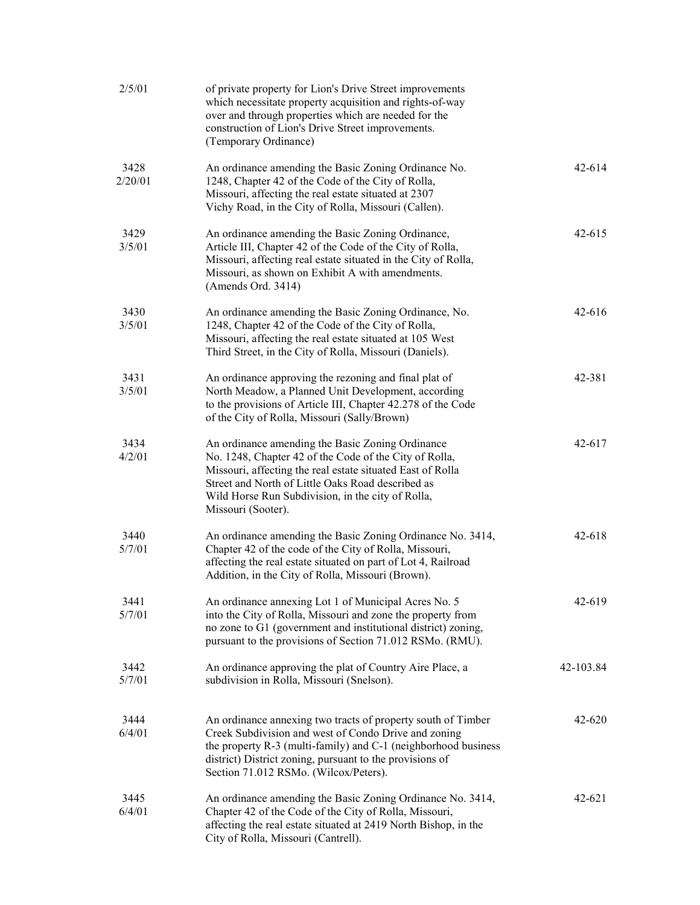| | | |
|---|---|---|
| 2/5/01 | of private property for Lion's Drive Street improvements which necessitate property acquisition and rights-of-way over and through properties which are needed for the construction of Lion's Drive Street improvements. (Temporary Ordinance) | |
| 3428<br>2/20/01 | An ordinance amending the Basic Zoning Ordinance No. 1248, Chapter 42 of the Code of the City of Rolla, Missouri, affecting the real estate situated at 2307 Vichy Road, in the City of Rolla, Missouri (Callen). | 42-614 |
| 3429<br>3/5/01 | An ordinance amending the Basic Zoning Ordinance, Article III, Chapter 42 of the Code of the City of Rolla, Missouri, affecting real estate situated in the City of Rolla, Missouri, as shown on Exhibit A with amendments. (Amends Ord. 3414) | 42-615 |
| 3430<br>3/5/01 | An ordinance amending the Basic Zoning Ordinance, No. 1248, Chapter 42 of the Code of the City of Rolla, Missouri, affecting the real estate situated at 105 West Third Street, in the City of Rolla, Missouri (Daniels). | 42-616 |
| 3431<br>3/5/01 | An ordinance approving the rezoning and final plat of North Meadow, a Planned Unit Development, according to the provisions of Article III, Chapter 42.278 of the Code of the City of Rolla, Missouri (Sally/Brown) | 42-381 |
| 3434<br>4/2/01 | An ordinance amending the Basic Zoning Ordinance No. 1248, Chapter 42 of the Code of the City of Rolla, Missouri, affecting the real estate situated East of Rolla Street and North of Little Oaks Road described as Wild Horse Run Subdivision, in the city of Rolla, Missouri (Sooter). | 42-617 |
| 3440<br>5/7/01 | An ordinance amending the Basic Zoning Ordinance No. 3414, Chapter 42 of the code of the City of Rolla, Missouri, affecting the real estate situated on part of Lot 4, Railroad Addition, in the City of Rolla, Missouri (Brown). | 42-618 |
| 3441<br>5/7/01 | An ordinance annexing Lot 1 of Municipal Acres No. 5 into the City of Rolla, Missouri and zone the property from no zone to G1 (government and institutional district) zoning, pursuant to the provisions of Section 71.012 RSMo. (RMU). | 42-619 |
| 3442<br>5/7/01 | An ordinance approving the plat of Country Aire Place, a subdivision in Rolla, Missouri (Snelson). | 42-103.84 |
| 3444<br>6/4/01 | An ordinance annexing two tracts of property south of Timber Creek Subdivision and west of Condo Drive and zoning the property R-3 (multi-family) and C-1 (neighborhood business district) District zoning, pursuant to the provisions of Section 71.012 RSMo. (Wilcox/Peters). | 42-620 |
| 3445<br>6/4/01 | An ordinance amending the Basic Zoning Ordinance No. 3414, Chapter 42 of the Code of the City of Rolla, Missouri, affecting the real estate situated at 2419 North Bishop, in the City of Rolla, Missouri (Cantrell). | 42-621 |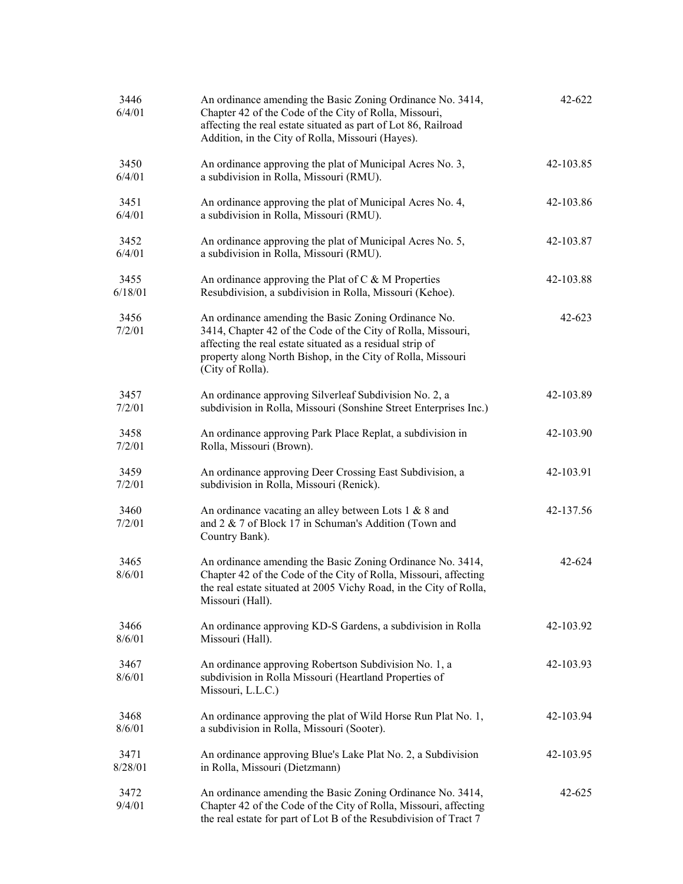| | | |
|---|---|---|
| 3446<br>6/4/01 | An ordinance amending the Basic Zoning Ordinance No. 3414, Chapter 42 of the Code of the City of Rolla, Missouri, affecting the real estate situated as part of Lot 86, Railroad Addition, in the City of Rolla, Missouri (Hayes). | 42-622 |
| 3450<br>6/4/01 | An ordinance approving the plat of Municipal Acres No. 3, a subdivision in Rolla, Missouri (RMU). | 42-103.85 |
| 3451<br>6/4/01 | An ordinance approving the plat of Municipal Acres No. 4, a subdivision in Rolla, Missouri (RMU). | 42-103.86 |
| 3452<br>6/4/01 | An ordinance approving the plat of Municipal Acres No. 5, a subdivision in Rolla, Missouri (RMU). | 42-103.87 |
| 3455<br>6/18/01 | An ordinance approving the Plat of C & M Properties Resubdivision, a subdivision in Rolla, Missouri (Kehoe). | 42-103.88 |
| 3456<br>7/2/01 | An ordinance amending the Basic Zoning Ordinance No. 3414, Chapter 42 of the Code of the City of Rolla, Missouri, affecting the real estate situated as a residual strip of property along North Bishop, in the City of Rolla, Missouri (City of Rolla). | 42-623 |
| 3457<br>7/2/01 | An ordinance approving Silverleaf Subdivision No. 2, a subdivision in Rolla, Missouri (Sonshine Street Enterprises Inc.) | 42-103.89 |
| 3458<br>7/2/01 | An ordinance approving Park Place Replat, a subdivision in Rolla, Missouri (Brown). | 42-103.90 |
| 3459<br>7/2/01 | An ordinance approving Deer Crossing East Subdivision, a subdivision in Rolla, Missouri (Renick). | 42-103.91 |
| 3460<br>7/2/01 | An ordinance vacating an alley between Lots 1 & 8 and and 2 & 7 of Block 17 in Schuman's Addition (Town and Country Bank). | 42-137.56 |
| 3465<br>8/6/01 | An ordinance amending the Basic Zoning Ordinance No. 3414, Chapter 42 of the Code of the City of Rolla, Missouri, affecting the real estate situated at 2005 Vichy Road, in the City of Rolla, Missouri (Hall). | 42-624 |
| 3466<br>8/6/01 | An ordinance approving KD-S Gardens, a subdivision in Rolla Missouri (Hall). | 42-103.92 |
| 3467<br>8/6/01 | An ordinance approving Robertson Subdivision No. 1, a subdivision in Rolla Missouri (Heartland Properties of Missouri, L.L.C.) | 42-103.93 |
| 3468<br>8/6/01 | An ordinance approving the plat of Wild Horse Run Plat No. 1, a subdivision in Rolla, Missouri (Sooter). | 42-103.94 |
| 3471<br>8/28/01 | An ordinance approving Blue's Lake Plat No. 2, a Subdivision in Rolla, Missouri (Dietzmann) | 42-103.95 |
| 3472<br>9/4/01 | An ordinance amending the Basic Zoning Ordinance No. 3414, Chapter 42 of the Code of the City of Rolla, Missouri, affecting the real estate for part of Lot B of the Resubdivision of Tract 7 | 42-625 |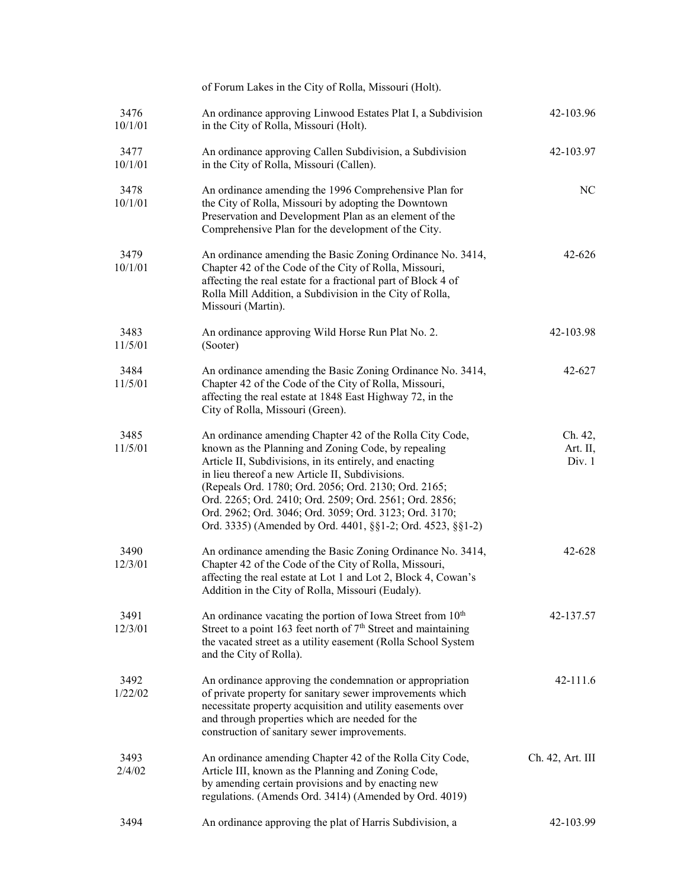| | | |
|---|---|---|
| | of Forum Lakes in the City of Rolla, Missouri (Holt). | |
| 3476<br>10/1/01 | An ordinance approving Linwood Estates Plat I, a Subdivision in the City of Rolla, Missouri (Holt). | 42-103.96 |
| 3477<br>10/1/01 | An ordinance approving Callen Subdivision, a Subdivision in the City of Rolla, Missouri (Callen). | 42-103.97 |
| 3478<br>10/1/01 | An ordinance amending the 1996 Comprehensive Plan for the City of Rolla, Missouri by adopting the Downtown Preservation and Development Plan as an element of the Comprehensive Plan for the development of the City. | NC |
| 3479<br>10/1/01 | An ordinance amending the Basic Zoning Ordinance No. 3414, Chapter 42 of the Code of the City of Rolla, Missouri, affecting the real estate for a fractional part of Block 4 of Rolla Mill Addition, a Subdivision in the City of Rolla, Missouri (Martin). | 42-626 |
| 3483<br>11/5/01 | An ordinance approving Wild Horse Run Plat No. 2. (Sooter) | 42-103.98 |
| 3484<br>11/5/01 | An ordinance amending the Basic Zoning Ordinance No. 3414, Chapter 42 of the Code of the City of Rolla, Missouri, affecting the real estate at 1848 East Highway 72, in the City of Rolla, Missouri (Green). | 42-627 |
| 3485<br>11/5/01 | An ordinance amending Chapter 42 of the Rolla City Code, known as the Planning and Zoning Code, by repealing Article II, Subdivisions, in its entirely, and enacting in lieu thereof a new Article II, Subdivisions. (Repeals Ord. 1780; Ord. 2056; Ord. 2130; Ord. 2165; Ord. 2265; Ord. 2410; Ord. 2509; Ord. 2561; Ord. 2856; Ord. 2962; Ord. 3046; Ord. 3059; Ord. 3123; Ord. 3170; Ord. 3335) (Amended by Ord. 4401, §§1-2; Ord. 4523, §§1-2) | Ch. 42, Art. II, Div. 1 |
| 3490<br>12/3/01 | An ordinance amending the Basic Zoning Ordinance No. 3414, Chapter 42 of the Code of the City of Rolla, Missouri, affecting the real estate at Lot 1 and Lot 2, Block 4, Cowan's Addition in the City of Rolla, Missouri (Eudaly). | 42-628 |
| 3491<br>12/3/01 | An ordinance vacating the portion of Iowa Street from 10th Street to a point 163 feet north of 7th Street and maintaining the vacated street as a utility easement (Rolla School System and the City of Rolla). | 42-137.57 |
| 3492<br>1/22/02 | An ordinance approving the condemnation or appropriation of private property for sanitary sewer improvements which necessitate property acquisition and utility easements over and through properties which are needed for the construction of sanitary sewer improvements. | 42-111.6 |
| 3493<br>2/4/02 | An ordinance amending Chapter 42 of the Rolla City Code, Article III, known as the Planning and Zoning Code, by amending certain provisions and by enacting new regulations. (Amends Ord. 3414) (Amended by Ord. 4019) | Ch. 42, Art. III |
| 3494 | An ordinance approving the plat of Harris Subdivision, a | 42-103.99 |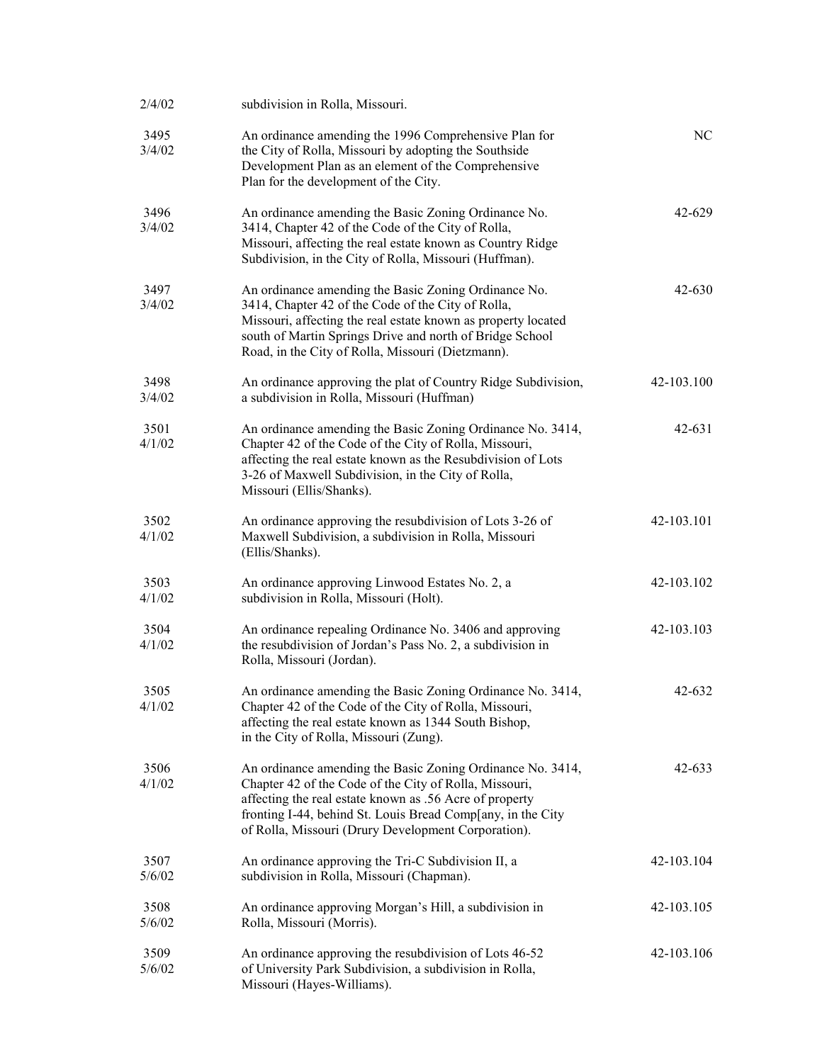| | | |
|---|---|---|
| 2/4/02 | subdivision in Rolla, Missouri. | |
| 3495<br>3/4/02 | An ordinance amending the 1996 Comprehensive Plan for the City of Rolla, Missouri by adopting the Southside Development Plan as an element of the Comprehensive Plan for the development of the City. | NC |
| 3496<br>3/4/02 | An ordinance amending the Basic Zoning Ordinance No. 3414, Chapter 42 of the Code of the City of Rolla, Missouri, affecting the real estate known as Country Ridge Subdivision, in the City of Rolla, Missouri (Huffman). | 42-629 |
| 3497<br>3/4/02 | An ordinance amending the Basic Zoning Ordinance No. 3414, Chapter 42 of the Code of the City of Rolla, Missouri, affecting the real estate known as property located south of Martin Springs Drive and north of Bridge School Road, in the City of Rolla, Missouri (Dietzmann). | 42-630 |
| 3498<br>3/4/02 | An ordinance approving the plat of Country Ridge Subdivision, a subdivision in Rolla, Missouri (Huffman) | 42-103.100 |
| 3501<br>4/1/02 | An ordinance amending the Basic Zoning Ordinance No. 3414, Chapter 42 of the Code of the City of Rolla, Missouri, affecting the real estate known as the Resubdivision of Lots 3-26 of Maxwell Subdivision, in the City of Rolla, Missouri (Ellis/Shanks). | 42-631 |
| 3502<br>4/1/02 | An ordinance approving the resubdivision of Lots 3-26 of Maxwell Subdivision, a subdivision in Rolla, Missouri (Ellis/Shanks). | 42-103.101 |
| 3503<br>4/1/02 | An ordinance approving Linwood Estates No. 2, a subdivision in Rolla, Missouri (Holt). | 42-103.102 |
| 3504<br>4/1/02 | An ordinance repealing Ordinance No. 3406 and approving the resubdivision of Jordan's Pass No. 2, a subdivision in Rolla, Missouri (Jordan). | 42-103.103 |
| 3505<br>4/1/02 | An ordinance amending the Basic Zoning Ordinance No. 3414, Chapter 42 of the Code of the City of Rolla, Missouri, affecting the real estate known as 1344 South Bishop, in the City of Rolla, Missouri (Zung). | 42-632 |
| 3506<br>4/1/02 | An ordinance amending the Basic Zoning Ordinance No. 3414, Chapter 42 of the Code of the City of Rolla, Missouri, affecting the real estate known as .56 Acre of property fronting I-44, behind St. Louis Bread Comp[any, in the City of Rolla, Missouri (Drury Development Corporation). | 42-633 |
| 3507<br>5/6/02 | An ordinance approving the Tri-C Subdivision II, a subdivision in Rolla, Missouri (Chapman). | 42-103.104 |
| 3508<br>5/6/02 | An ordinance approving Morgan's Hill, a subdivision in Rolla, Missouri (Morris). | 42-103.105 |
| 3509<br>5/6/02 | An ordinance approving the resubdivision of Lots 46-52 of University Park Subdivision, a subdivision in Rolla, Missouri (Hayes-Williams). | 42-103.106 |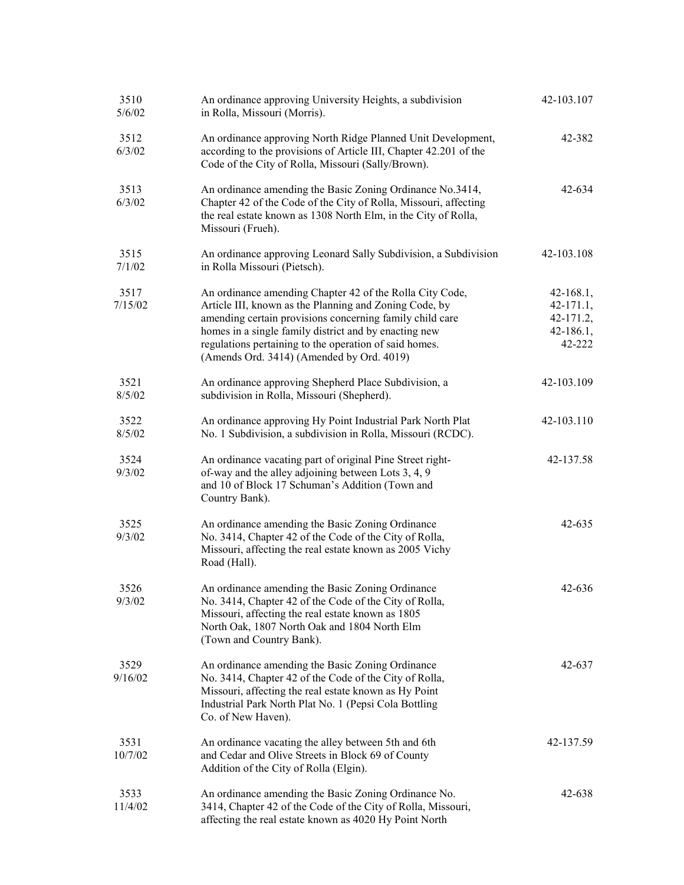| | | |
|---|---|---|
| 3510<br>5/6/02 | An ordinance approving University Heights, a subdivision in Rolla, Missouri (Morris). | 42-103.107 |
| 3512<br>6/3/02 | An ordinance approving North Ridge Planned Unit Development, according to the provisions of Article III, Chapter 42.201 of the Code of the City of Rolla, Missouri (Sally/Brown). | 42-382 |
| 3513<br>6/3/02 | An ordinance amending the Basic Zoning Ordinance No.3414, Chapter 42 of the Code of the City of Rolla, Missouri, affecting the real estate known as 1308 North Elm, in the City of Rolla, Missouri (Frueh). | 42-634 |
| 3515<br>7/1/02 | An ordinance approving Leonard Sally Subdivision, a Subdivision in Rolla Missouri (Pietsch). | 42-103.108 |
| 3517<br>7/15/02 | An ordinance amending Chapter 42 of the Rolla City Code, Article III, known as the Planning and Zoning Code, by amending certain provisions concerning family child care homes in a single family district and by enacting new regulations pertaining to the operation of said homes. (Amends Ord. 3414) (Amended by Ord. 4019) | 42-168.1,<br>42-171.1,<br>42-171.2,<br>42-186.1,<br>42-222 |
| 3521<br>8/5/02 | An ordinance approving Shepherd Place Subdivision, a subdivision in Rolla, Missouri (Shepherd). | 42-103.109 |
| 3522<br>8/5/02 | An ordinance approving Hy Point Industrial Park North Plat No. 1 Subdivision, a subdivision in Rolla, Missouri (RCDC). | 42-103.110 |
| 3524<br>9/3/02 | An ordinance vacating part of original Pine Street right-of-way and the alley adjoining between Lots 3, 4, 9 and 10 of Block 17 Schuman's Addition (Town and Country Bank). | 42-137.58 |
| 3525<br>9/3/02 | An ordinance amending the Basic Zoning Ordinance No. 3414, Chapter 42 of the Code of the City of Rolla, Missouri, affecting the real estate known as 2005 Vichy Road (Hall). | 42-635 |
| 3526<br>9/3/02 | An ordinance amending the Basic Zoning Ordinance No. 3414, Chapter 42 of the Code of the City of Rolla, Missouri, affecting the real estate known as 1805 North Oak, 1807 North Oak and 1804 North Elm (Town and Country Bank). | 42-636 |
| 3529<br>9/16/02 | An ordinance amending the Basic Zoning Ordinance No. 3414, Chapter 42 of the Code of the City of Rolla, Missouri, affecting the real estate known as Hy Point Industrial Park North Plat No. 1 (Pepsi Cola Bottling Co. of New Haven). | 42-637 |
| 3531<br>10/7/02 | An ordinance vacating the alley between 5th and 6th and Cedar and Olive Streets in Block 69 of County Addition of the City of Rolla (Elgin). | 42-137.59 |
| 3533<br>11/4/02 | An ordinance amending the Basic Zoning Ordinance No. 3414, Chapter 42 of the Code of the City of Rolla, Missouri, affecting the real estate known as 4020 Hy Point North | 42-638 |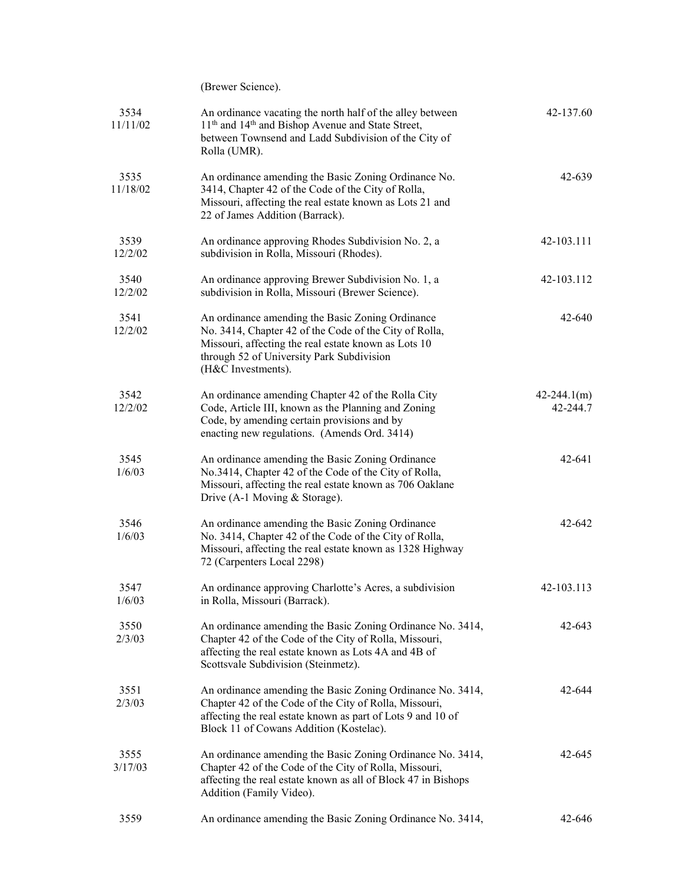| | | |
|---|---|---|
| | (Brewer Science). | |
| 3534<br>11/11/02 | An ordinance vacating the north half of the alley between 11th and 14th and Bishop Avenue and State Street, between Townsend and Ladd Subdivision of the City of Rolla (UMR). | 42-137.60 |
| 3535<br>11/18/02 | An ordinance amending the Basic Zoning Ordinance No. 3414, Chapter 42 of the Code of the City of Rolla, Missouri, affecting the real estate known as Lots 21 and 22 of James Addition (Barrack). | 42-639 |
| 3539<br>12/2/02 | An ordinance approving Rhodes Subdivision No. 2, a subdivision in Rolla, Missouri (Rhodes). | 42-103.111 |
| 3540<br>12/2/02 | An ordinance approving Brewer Subdivision No. 1, a subdivision in Rolla, Missouri (Brewer Science). | 42-103.112 |
| 3541<br>12/2/02 | An ordinance amending the Basic Zoning Ordinance No. 3414, Chapter 42 of the Code of the City of Rolla, Missouri, affecting the real estate known as Lots 10 through 52 of University Park Subdivision (H&C Investments). | 42-640 |
| 3542<br>12/2/02 | An ordinance amending Chapter 42 of the Rolla City Code, Article III, known as the Planning and Zoning Code, by amending certain provisions and by enacting new regulations. (Amends Ord. 3414) | 42-244.1(m)<br>42-244.7 |
| 3545<br>1/6/03 | An ordinance amending the Basic Zoning Ordinance No.3414, Chapter 42 of the Code of the City of Rolla, Missouri, affecting the real estate known as 706 Oaklane Drive (A-1 Moving & Storage). | 42-641 |
| 3546<br>1/6/03 | An ordinance amending the Basic Zoning Ordinance No. 3414, Chapter 42 of the Code of the City of Rolla, Missouri, affecting the real estate known as 1328 Highway 72 (Carpenters Local 2298) | 42-642 |
| 3547<br>1/6/03 | An ordinance approving Charlotte's Acres, a subdivision in Rolla, Missouri (Barrack). | 42-103.113 |
| 3550<br>2/3/03 | An ordinance amending the Basic Zoning Ordinance No. 3414, Chapter 42 of the Code of the City of Rolla, Missouri, affecting the real estate known as Lots 4A and 4B of Scottsvale Subdivision (Steinmetz). | 42-643 |
| 3551<br>2/3/03 | An ordinance amending the Basic Zoning Ordinance No. 3414, Chapter 42 of the Code of the City of Rolla, Missouri, affecting the real estate known as part of Lots 9 and 10 of Block 11 of Cowans Addition (Kostelac). | 42-644 |
| 3555<br>3/17/03 | An ordinance amending the Basic Zoning Ordinance No. 3414, Chapter 42 of the Code of the City of Rolla, Missouri, affecting the real estate known as all of Block 47 in Bishops Addition (Family Video). | 42-645 |
| 3559 | An ordinance amending the Basic Zoning Ordinance No. 3414, | 42-646 |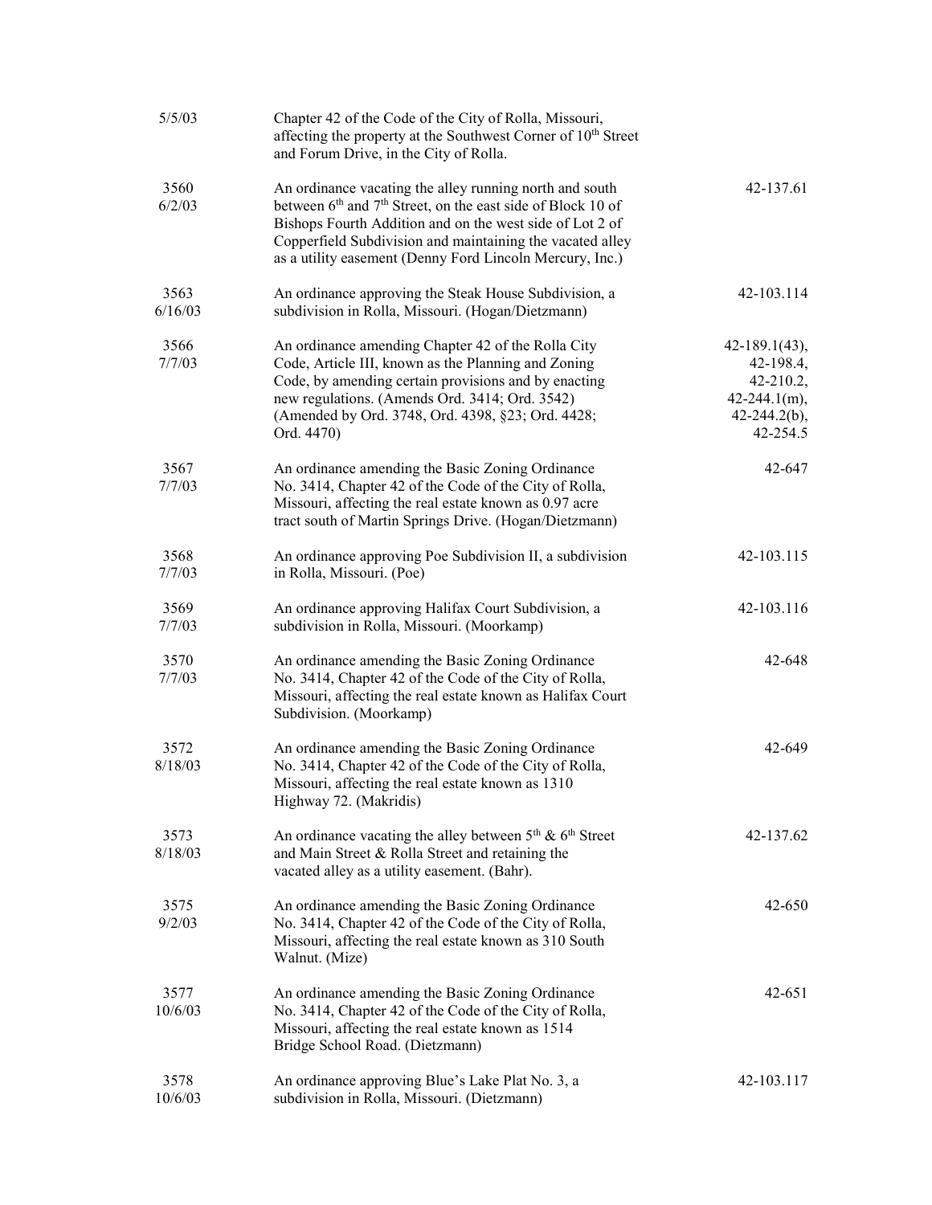| | | |
|---|---|---|
| 5/5/03 | Chapter 42 of the Code of the City of Rolla, Missouri, affecting the property at the Southwest Corner of 10th Street and Forum Drive, in the City of Rolla. | |
| 3560 6/2/03 | An ordinance vacating the alley running north and south between 6th and 7th Street, on the east side of Block 10 of Bishops Fourth Addition and on the west side of Lot 2 of Copperfield Subdivision and maintaining the vacated alley as a utility easement (Denny Ford Lincoln Mercury, Inc.) | 42-137.61 |
| 3563 6/16/03 | An ordinance approving the Steak House Subdivision, a subdivision in Rolla, Missouri. (Hogan/Dietzmann) | 42-103.114 |
| 3566 7/7/03 | An ordinance amending Chapter 42 of the Rolla City Code, Article III, known as the Planning and Zoning Code, by amending certain provisions and by enacting new regulations. (Amends Ord. 3414; Ord. 3542) (Amended by Ord. 3748, Ord. 4398, §23; Ord. 4428; Ord. 4470) | 42-189.1(43), 42-198.4, 42-210.2, 42-244.1(m), 42-244.2(b), 42-254.5 |
| 3567 7/7/03 | An ordinance amending the Basic Zoning Ordinance No. 3414, Chapter 42 of the Code of the City of Rolla, Missouri, affecting the real estate known as 0.97 acre tract south of Martin Springs Drive. (Hogan/Dietzmann) | 42-647 |
| 3568 7/7/03 | An ordinance approving Poe Subdivision II, a subdivision in Rolla, Missouri. (Poe) | 42-103.115 |
| 3569 7/7/03 | An ordinance approving Halifax Court Subdivision, a subdivision in Rolla, Missouri. (Moorkamp) | 42-103.116 |
| 3570 7/7/03 | An ordinance amending the Basic Zoning Ordinance No. 3414, Chapter 42 of the Code of the City of Rolla, Missouri, affecting the real estate known as Halifax Court Subdivision. (Moorkamp) | 42-648 |
| 3572 8/18/03 | An ordinance amending the Basic Zoning Ordinance No. 3414, Chapter 42 of the Code of the City of Rolla, Missouri, affecting the real estate known as 1310 Highway 72. (Makridis) | 42-649 |
| 3573 8/18/03 | An ordinance vacating the alley between 5th & 6th Street and Main Street & Rolla Street and retaining the vacated alley as a utility easement. (Bahr). | 42-137.62 |
| 3575 9/2/03 | An ordinance amending the Basic Zoning Ordinance No. 3414, Chapter 42 of the Code of the City of Rolla, Missouri, affecting the real estate known as 310 South Walnut. (Mize) | 42-650 |
| 3577 10/6/03 | An ordinance amending the Basic Zoning Ordinance No. 3414, Chapter 42 of the Code of the City of Rolla, Missouri, affecting the real estate known as 1514 Bridge School Road. (Dietzmann) | 42-651 |
| 3578 10/6/03 | An ordinance approving Blue's Lake Plat No. 3, a subdivision in Rolla, Missouri. (Dietzmann) | 42-103.117 |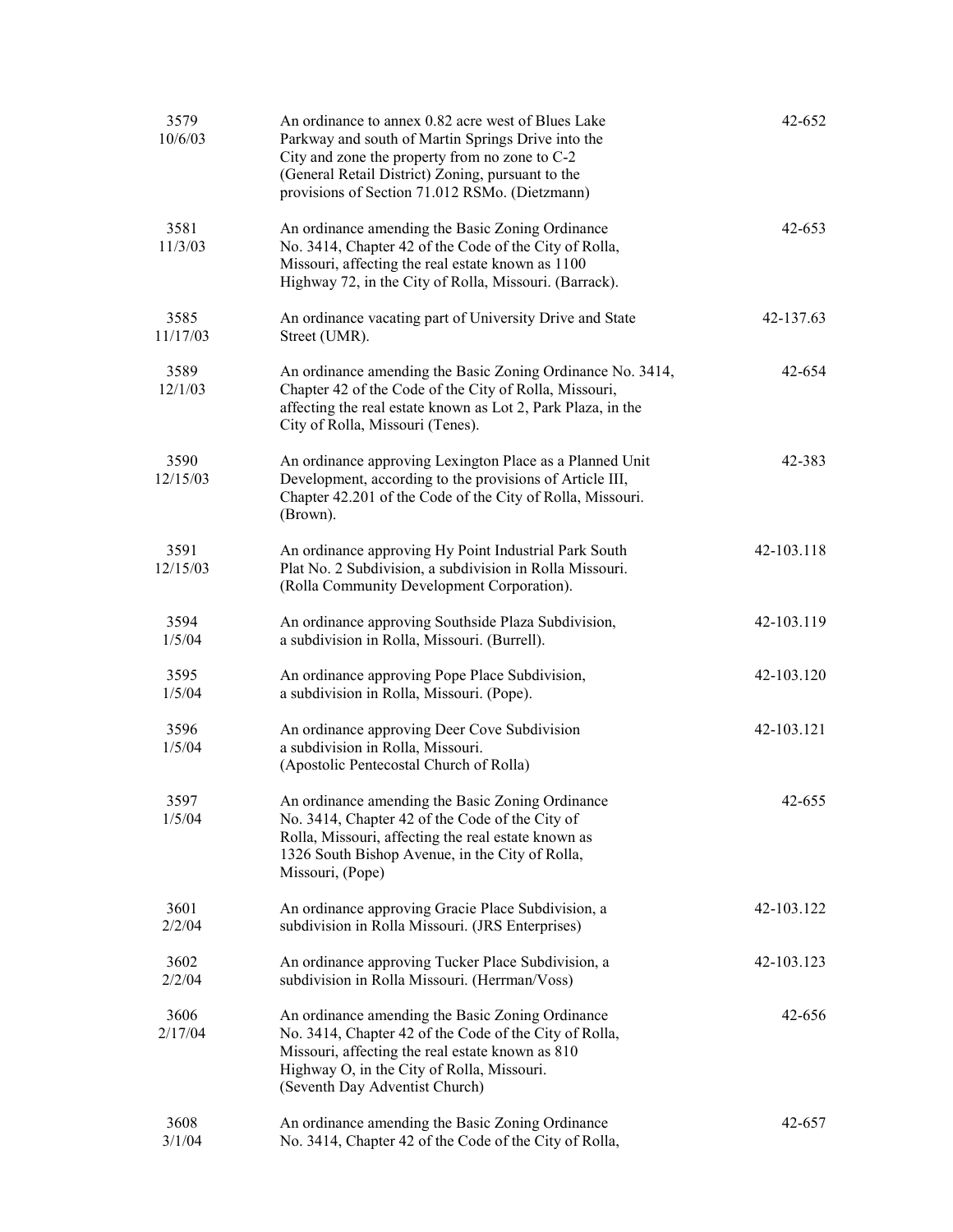| | | |
|---|---|---|
| 3579<br>10/6/03 | An ordinance to annex 0.82 acre west of Blues Lake Parkway and south of Martin Springs Drive into the City and zone the property from no zone to C-2 (General Retail District) Zoning, pursuant to the provisions of Section 71.012 RSMo. (Dietzmann) | 42-652 |
| 3581<br>11/3/03 | An ordinance amending the Basic Zoning Ordinance No. 3414, Chapter 42 of the Code of the City of Rolla, Missouri, affecting the real estate known as 1100 Highway 72, in the City of Rolla, Missouri. (Barrack). | 42-653 |
| 3585<br>11/17/03 | An ordinance vacating part of University Drive and State Street (UMR). | 42-137.63 |
| 3589<br>12/1/03 | An ordinance amending the Basic Zoning Ordinance No. 3414, Chapter 42 of the Code of the City of Rolla, Missouri, affecting the real estate known as Lot 2, Park Plaza, in the City of Rolla, Missouri (Tenes). | 42-654 |
| 3590<br>12/15/03 | An ordinance approving Lexington Place as a Planned Unit Development, according to the provisions of Article III, Chapter 42.201 of the Code of the City of Rolla, Missouri. (Brown). | 42-383 |
| 3591<br>12/15/03 | An ordinance approving Hy Point Industrial Park South Plat No. 2 Subdivision, a subdivision in Rolla Missouri. (Rolla Community Development Corporation). | 42-103.118 |
| 3594<br>1/5/04 | An ordinance approving Southside Plaza Subdivision, a subdivision in Rolla, Missouri. (Burrell). | 42-103.119 |
| 3595<br>1/5/04 | An ordinance approving Pope Place Subdivision, a subdivision in Rolla, Missouri. (Pope). | 42-103.120 |
| 3596<br>1/5/04 | An ordinance approving Deer Cove Subdivision a subdivision in Rolla, Missouri. (Apostolic Pentecostal Church of Rolla) | 42-103.121 |
| 3597<br>1/5/04 | An ordinance amending the Basic Zoning Ordinance No. 3414, Chapter 42 of the Code of the City of Rolla, Missouri, affecting the real estate known as 1326 South Bishop Avenue, in the City of Rolla, Missouri, (Pope) | 42-655 |
| 3601<br>2/2/04 | An ordinance approving Gracie Place Subdivision, a subdivision in Rolla Missouri. (JRS Enterprises) | 42-103.122 |
| 3602<br>2/2/04 | An ordinance approving Tucker Place Subdivision, a subdivision in Rolla Missouri. (Herrman/Voss) | 42-103.123 |
| 3606<br>2/17/04 | An ordinance amending the Basic Zoning Ordinance No. 3414, Chapter 42 of the Code of the City of Rolla, Missouri, affecting the real estate known as 810 Highway O, in the City of Rolla, Missouri. (Seventh Day Adventist Church) | 42-656 |
| 3608<br>3/1/04 | An ordinance amending the Basic Zoning Ordinance No. 3414, Chapter 42 of the Code of the City of Rolla, | 42-657 |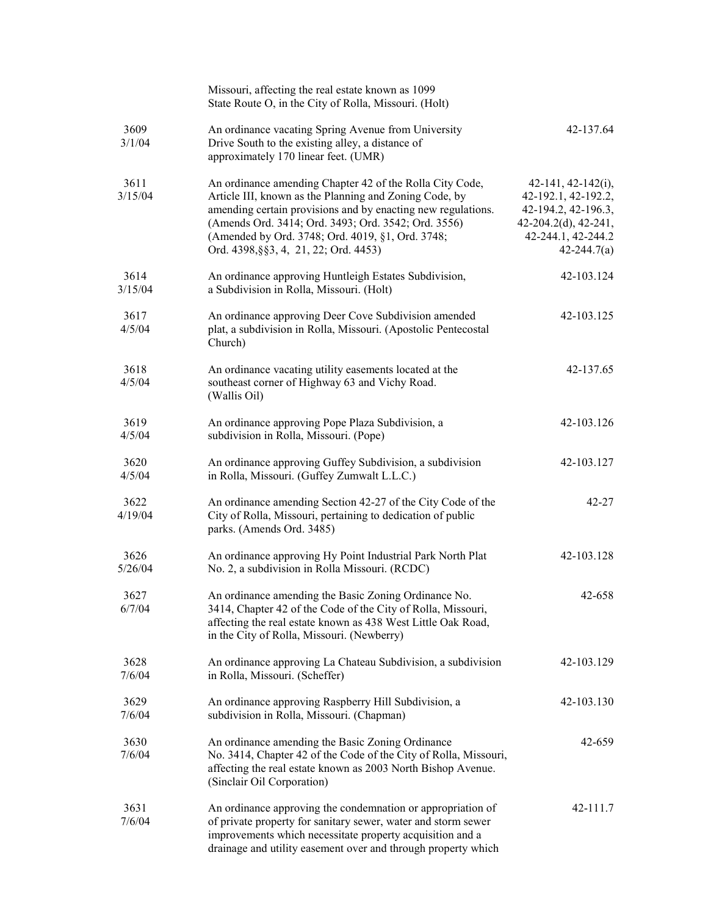| | | |
|---|---|---|
| | Missouri, affecting the real estate known as 1099 State Route O, in the City of Rolla, Missouri. (Holt) | |
| 3609 3/1/04 | An ordinance vacating Spring Avenue from University Drive South to the existing alley, a distance of approximately 170 linear feet. (UMR) | 42-137.64 |
| 3611 3/15/04 | An ordinance amending Chapter 42 of the Rolla City Code, Article III, known as the Planning and Zoning Code, by amending certain provisions and by enacting new regulations. (Amends Ord. 3414; Ord. 3493; Ord. 3542; Ord. 3556) (Amended by Ord. 3748; Ord. 4019, §1, Ord. 3748; Ord. 4398,§§3, 4, 21, 22; Ord. 4453) | 42-141, 42-142(i), 42-192.1, 42-192.2, 42-194.2, 42-196.3, 42-204.2(d), 42-241, 42-244.1, 42-244.2 42-244.7(a) |
| 3614 3/15/04 | An ordinance approving Huntleigh Estates Subdivision, a Subdivision in Rolla, Missouri. (Holt) | 42-103.124 |
| 3617 4/5/04 | An ordinance approving Deer Cove Subdivision amended plat, a subdivision in Rolla, Missouri. (Apostolic Pentecostal Church) | 42-103.125 |
| 3618 4/5/04 | An ordinance vacating utility easements located at the southeast corner of Highway 63 and Vichy Road. (Wallis Oil) | 42-137.65 |
| 3619 4/5/04 | An ordinance approving Pope Plaza Subdivision, a subdivision in Rolla, Missouri. (Pope) | 42-103.126 |
| 3620 4/5/04 | An ordinance approving Guffey Subdivision, a subdivision in Rolla, Missouri. (Guffey Zumwalt L.L.C.) | 42-103.127 |
| 3622 4/19/04 | An ordinance amending Section 42-27 of the City Code of the City of Rolla, Missouri, pertaining to dedication of public parks. (Amends Ord. 3485) | 42-27 |
| 3626 5/26/04 | An ordinance approving Hy Point Industrial Park North Plat No. 2, a subdivision in Rolla Missouri. (RCDC) | 42-103.128 |
| 3627 6/7/04 | An ordinance amending the Basic Zoning Ordinance No. 3414, Chapter 42 of the Code of the City of Rolla, Missouri, affecting the real estate known as 438 West Little Oak Road, in the City of Rolla, Missouri. (Newberry) | 42-658 |
| 3628 7/6/04 | An ordinance approving La Chateau Subdivision, a subdivision in Rolla, Missouri. (Scheffer) | 42-103.129 |
| 3629 7/6/04 | An ordinance approving Raspberry Hill Subdivision, a subdivision in Rolla, Missouri. (Chapman) | 42-103.130 |
| 3630 7/6/04 | An ordinance amending the Basic Zoning Ordinance No. 3414, Chapter 42 of the Code of the City of Rolla, Missouri, affecting the real estate known as 2003 North Bishop Avenue. (Sinclair Oil Corporation) | 42-659 |
| 3631 7/6/04 | An ordinance approving the condemnation or appropriation of of private property for sanitary sewer, water and storm sewer improvements which necessitate property acquisition and a drainage and utility easement over and through property which | 42-111.7 |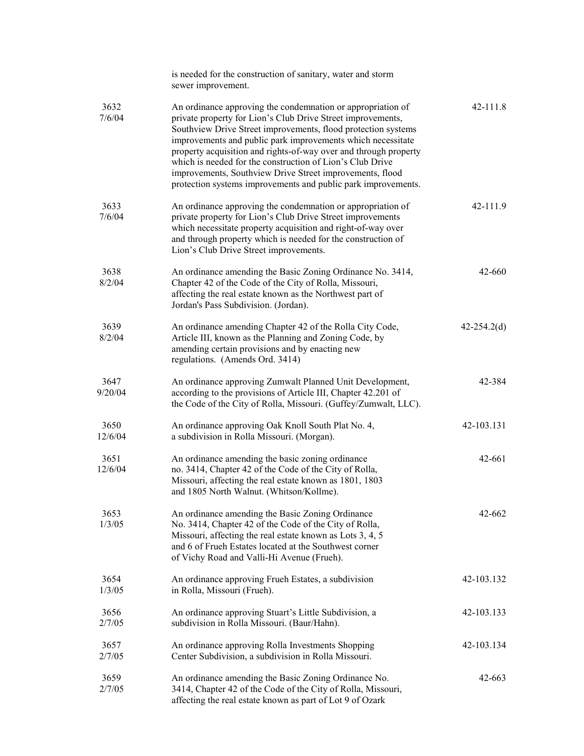| | | |
|---|---|---|
| | is needed for the construction of sanitary, water and storm sewer improvement. | |
| 3632<br>7/6/04 | An ordinance approving the condemnation or appropriation of private property for Lion's Club Drive Street improvements, Southview Drive Street improvements, flood protection systems improvements and public park improvements which necessitate property acquisition and rights-of-way over and through property which is needed for the construction of Lion's Club Drive improvements, Southview Drive Street improvements, flood protection systems improvements and public park improvements. | 42-111.8 |
| 3633<br>7/6/04 | An ordinance approving the condemnation or appropriation of private property for Lion's Club Drive Street improvements which necessitate property acquisition and right-of-way over and through property which is needed for the construction of Lion's Club Drive Street improvements. | 42-111.9 |
| 3638<br>8/2/04 | An ordinance amending the Basic Zoning Ordinance No. 3414, Chapter 42 of the Code of the City of Rolla, Missouri, affecting the real estate known as the Northwest part of Jordan's Pass Subdivision. (Jordan). | 42-660 |
| 3639<br>8/2/04 | An ordinance amending Chapter 42 of the Rolla City Code, Article III, known as the Planning and Zoning Code, by amending certain provisions and by enacting new regulations. (Amends Ord. 3414) | 42-254.2(d) |
| 3647<br>9/20/04 | An ordinance approving Zumwalt Planned Unit Development, according to the provisions of Article III, Chapter 42.201 of the Code of the City of Rolla, Missouri. (Guffey/Zumwalt, LLC). | 42-384 |
| 3650<br>12/6/04 | An ordinance approving Oak Knoll South Plat No. 4, a subdivision in Rolla Missouri. (Morgan). | 42-103.131 |
| 3651<br>12/6/04 | An ordinance amending the basic zoning ordinance no. 3414, Chapter 42 of the Code of the City of Rolla, Missouri, affecting the real estate known as 1801, 1803 and 1805 North Walnut. (Whitson/Kollme). | 42-661 |
| 3653<br>1/3/05 | An ordinance amending the Basic Zoning Ordinance No. 3414, Chapter 42 of the Code of the City of Rolla, Missouri, affecting the real estate known as Lots 3, 4, 5 and 6 of Frueh Estates located at the Southwest corner of Vichy Road and Valli-Hi Avenue (Frueh). | 42-662 |
| 3654<br>1/3/05 | An ordinance approving Frueh Estates, a subdivision in Rolla, Missouri (Frueh). | 42-103.132 |
| 3656<br>2/7/05 | An ordinance approving Stuart's Little Subdivision, a subdivision in Rolla Missouri. (Baur/Hahn). | 42-103.133 |
| 3657<br>2/7/05 | An ordinance approving Rolla Investments Shopping Center Subdivision, a subdivision in Rolla Missouri. | 42-103.134 |
| 3659<br>2/7/05 | An ordinance amending the Basic Zoning Ordinance No. 3414, Chapter 42 of the Code of the City of Rolla, Missouri, affecting the real estate known as part of Lot 9 of Ozark | 42-663 |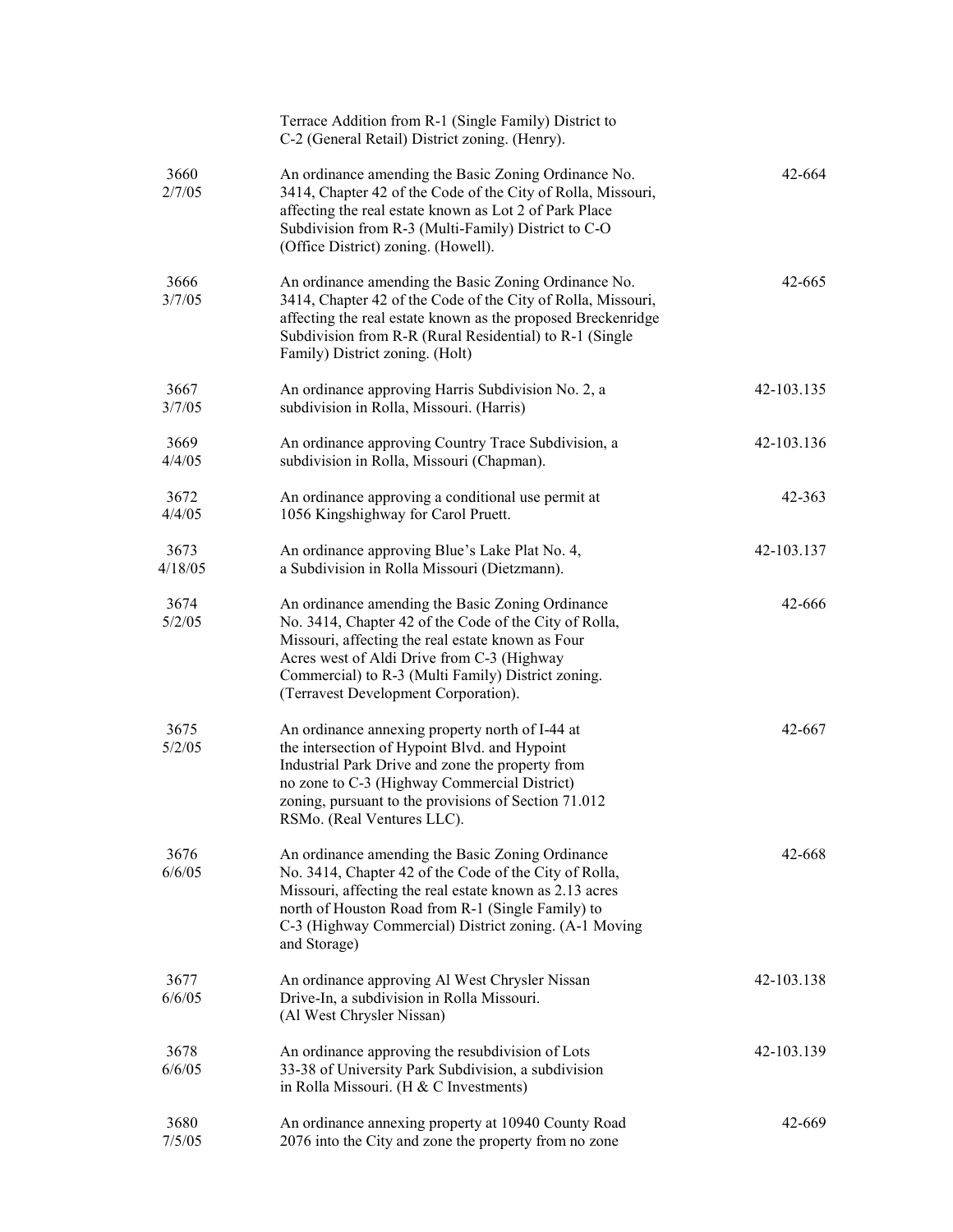| | | |
|---|---|---|
| | Terrace Addition from R-1 (Single Family) District to C-2 (General Retail) District zoning. (Henry). | |
| 3660<br>2/7/05 | An ordinance amending the Basic Zoning Ordinance No. 3414, Chapter 42 of the Code of the City of Rolla, Missouri, affecting the real estate known as Lot 2 of Park Place Subdivision from R-3 (Multi-Family) District to C-O (Office District) zoning. (Howell). | 42-664 |
| 3666<br>3/7/05 | An ordinance amending the Basic Zoning Ordinance No. 3414, Chapter 42 of the Code of the City of Rolla, Missouri, affecting the real estate known as the proposed Breckenridge Subdivision from R-R (Rural Residential) to R-1 (Single Family) District zoning. (Holt) | 42-665 |
| 3667<br>3/7/05 | An ordinance approving Harris Subdivision No. 2, a subdivision in Rolla, Missouri. (Harris) | 42-103.135 |
| 3669<br>4/4/05 | An ordinance approving Country Trace Subdivision, a subdivision in Rolla, Missouri (Chapman). | 42-103.136 |
| 3672<br>4/4/05 | An ordinance approving a conditional use permit at 1056 Kingshighway for Carol Pruett. | 42-363 |
| 3673<br>4/18/05 | An ordinance approving Blue's Lake Plat No. 4, a Subdivision in Rolla Missouri (Dietzmann). | 42-103.137 |
| 3674<br>5/2/05 | An ordinance amending the Basic Zoning Ordinance No. 3414, Chapter 42 of the Code of the City of Rolla, Missouri, affecting the real estate known as Four Acres west of Aldi Drive from C-3 (Highway Commercial) to R-3 (Multi Family) District zoning. (Terravest Development Corporation). | 42-666 |
| 3675<br>5/2/05 | An ordinance annexing property north of I-44 at the intersection of Hypoint Blvd. and Hypoint Industrial Park Drive and zone the property from no zone to C-3 (Highway Commercial District) zoning, pursuant to the provisions of Section 71.012 RSMo. (Real Ventures LLC). | 42-667 |
| 3676<br>6/6/05 | An ordinance amending the Basic Zoning Ordinance No. 3414, Chapter 42 of the Code of the City of Rolla, Missouri, affecting the real estate known as 2.13 acres north of Houston Road from R-1 (Single Family) to C-3 (Highway Commercial) District zoning. (A-1 Moving and Storage) | 42-668 |
| 3677<br>6/6/05 | An ordinance approving Al West Chrysler Nissan Drive-In, a subdivision in Rolla Missouri. (Al West Chrysler Nissan) | 42-103.138 |
| 3678<br>6/6/05 | An ordinance approving the resubdivision of Lots 33-38 of University Park Subdivision, a subdivision in Rolla Missouri. (H & C Investments) | 42-103.139 |
| 3680<br>7/5/05 | An ordinance annexing property at 10940 County Road 2076 into the City and zone the property from no zone | 42-669 |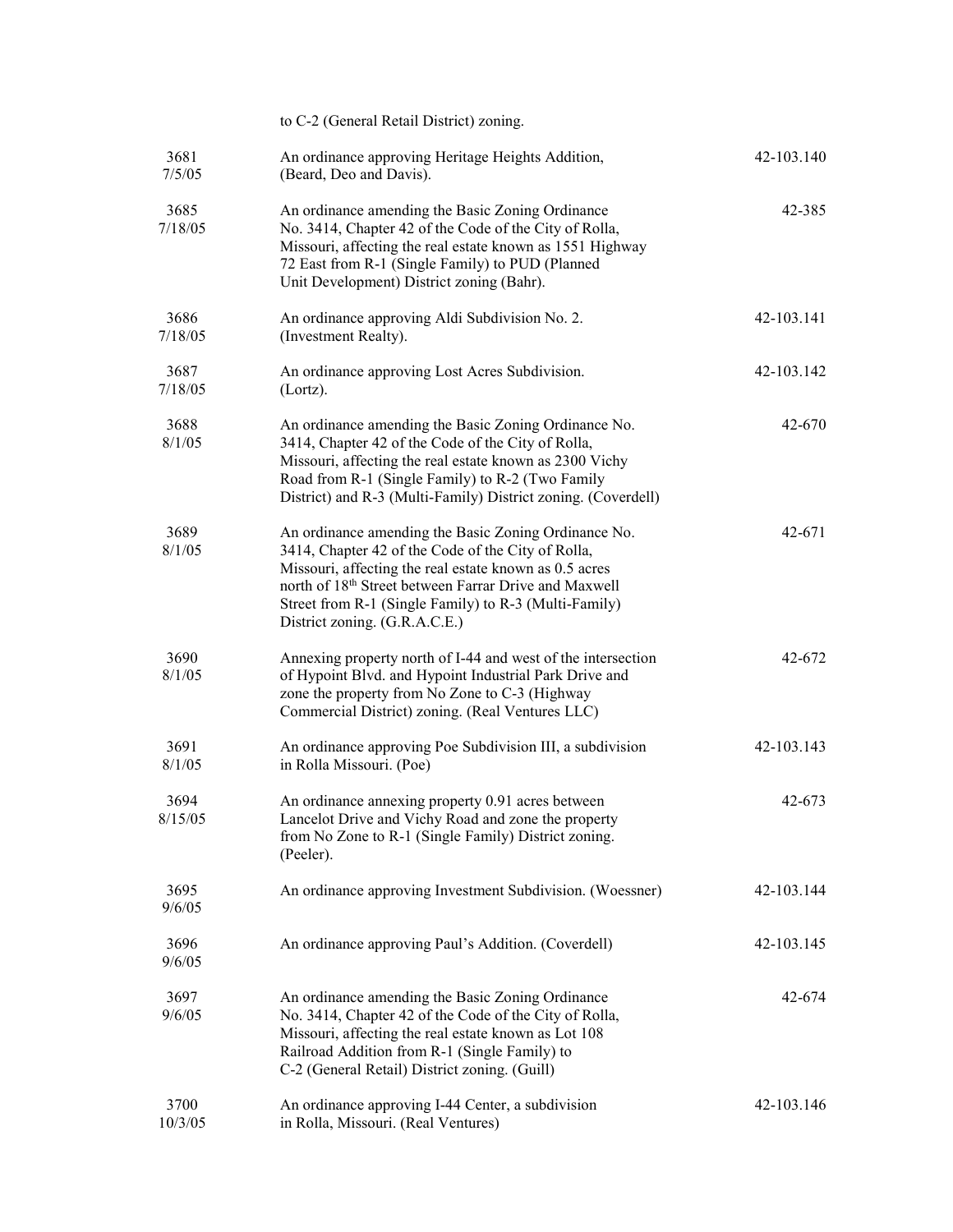| | to C-2 (General Retail District) zoning. | |
|---|---|---|
| 3681 7/5/05 | An ordinance approving Heritage Heights Addition, (Beard, Deo and Davis). | 42-103.140 |
| 3685 7/18/05 | An ordinance amending the Basic Zoning Ordinance No. 3414, Chapter 42 of the Code of the City of Rolla, Missouri, affecting the real estate known as 1551 Highway 72 East from R-1 (Single Family) to PUD (Planned Unit Development) District zoning (Bahr). | 42-385 |
| 3686 7/18/05 | An ordinance approving Aldi Subdivision No. 2. (Investment Realty). | 42-103.141 |
| 3687 7/18/05 | An ordinance approving Lost Acres Subdivision. (Lortz). | 42-103.142 |
| 3688 8/1/05 | An ordinance amending the Basic Zoning Ordinance No. 3414, Chapter 42 of the Code of the City of Rolla, Missouri, affecting the real estate known as 2300 Vichy Road from R-1 (Single Family) to R-2 (Two Family District) and R-3 (Multi-Family) District zoning. (Coverdell) | 42-670 |
| 3689 8/1/05 | An ordinance amending the Basic Zoning Ordinance No. 3414, Chapter 42 of the Code of the City of Rolla, Missouri, affecting the real estate known as 0.5 acres north of 18th Street between Farrar Drive and Maxwell Street from R-1 (Single Family) to R-3 (Multi-Family) District zoning. (G.R.A.C.E.) | 42-671 |
| 3690 8/1/05 | Annexing property north of I-44 and west of the intersection of Hypoint Blvd. and Hypoint Industrial Park Drive and zone the property from No Zone to C-3 (Highway Commercial District) zoning. (Real Ventures LLC) | 42-672 |
| 3691 8/1/05 | An ordinance approving Poe Subdivision III, a subdivision in Rolla Missouri. (Poe) | 42-103.143 |
| 3694 8/15/05 | An ordinance annexing property 0.91 acres between Lancelot Drive and Vichy Road and zone the property from No Zone to R-1 (Single Family) District zoning. (Peeler). | 42-673 |
| 3695 9/6/05 | An ordinance approving Investment Subdivision. (Woessner) | 42-103.144 |
| 3696 9/6/05 | An ordinance approving Paul's Addition. (Coverdell) | 42-103.145 |
| 3697 9/6/05 | An ordinance amending the Basic Zoning Ordinance No. 3414, Chapter 42 of the Code of the City of Rolla, Missouri, affecting the real estate known as Lot 108 Railroad Addition from R-1 (Single Family) to C-2 (General Retail) District zoning. (Guill) | 42-674 |
| 3700 10/3/05 | An ordinance approving I-44 Center, a subdivision in Rolla, Missouri. (Real Ventures) | 42-103.146 |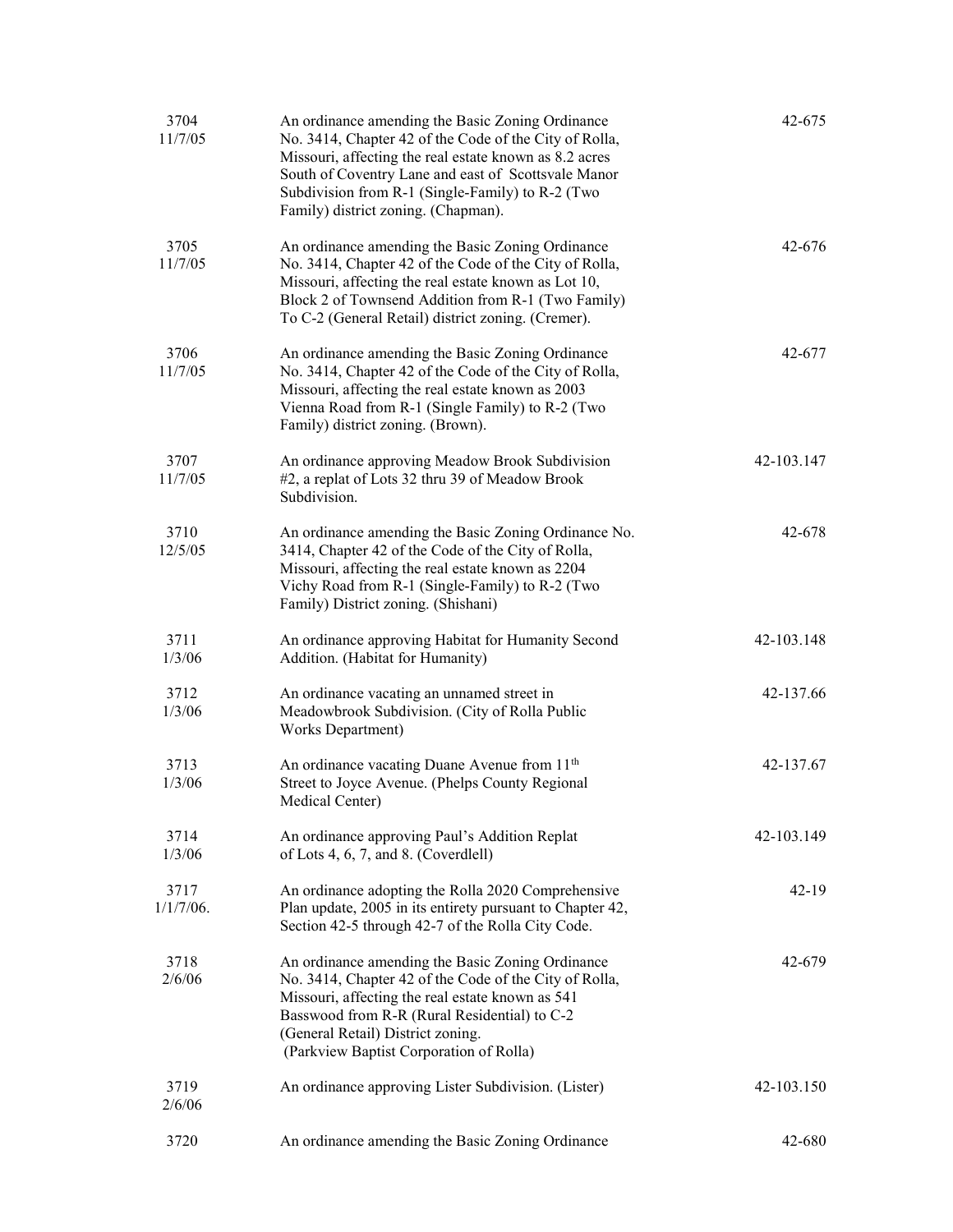| | | |
|---|---|---|
| 3704<br>11/7/05 | An ordinance amending the Basic Zoning Ordinance No. 3414, Chapter 42 of the Code of the City of Rolla, Missouri, affecting the real estate known as 8.2 acres South of Coventry Lane and east of Scottsvale Manor Subdivision from R-1 (Single-Family) to R-2 (Two Family) district zoning. (Chapman). | 42-675 |
| 3705<br>11/7/05 | An ordinance amending the Basic Zoning Ordinance No. 3414, Chapter 42 of the Code of the City of Rolla, Missouri, affecting the real estate known as Lot 10, Block 2 of Townsend Addition from R-1 (Two Family) To C-2 (General Retail) district zoning. (Cremer). | 42-676 |
| 3706<br>11/7/05 | An ordinance amending the Basic Zoning Ordinance No. 3414, Chapter 42 of the Code of the City of Rolla, Missouri, affecting the real estate known as 2003 Vienna Road from R-1 (Single Family) to R-2 (Two Family) district zoning. (Brown). | 42-677 |
| 3707<br>11/7/05 | An ordinance approving Meadow Brook Subdivision #2, a replat of Lots 32 thru 39 of Meadow Brook Subdivision. | 42-103.147 |
| 3710<br>12/5/05 | An ordinance amending the Basic Zoning Ordinance No. 3414, Chapter 42 of the Code of the City of Rolla, Missouri, affecting the real estate known as 2204 Vichy Road from R-1 (Single-Family) to R-2 (Two Family) District zoning. (Shishani) | 42-678 |
| 3711<br>1/3/06 | An ordinance approving Habitat for Humanity Second Addition. (Habitat for Humanity) | 42-103.148 |
| 3712<br>1/3/06 | An ordinance vacating an unnamed street in Meadowbrook Subdivision. (City of Rolla Public Works Department) | 42-137.66 |
| 3713<br>1/3/06 | An ordinance vacating Duane Avenue from 11th Street to Joyce Avenue. (Phelps County Regional Medical Center) | 42-137.67 |
| 3714<br>1/3/06 | An ordinance approving Paul's Addition Replat of Lots 4, 6, 7, and 8. (Coverdlell) | 42-103.149 |
| 3717<br>1/1/7/06. | An ordinance adopting the Rolla 2020 Comprehensive Plan update, 2005 in its entirety pursuant to Chapter 42, Section 42-5 through 42-7 of the Rolla City Code. | 42-19 |
| 3718<br>2/6/06 | An ordinance amending the Basic Zoning Ordinance No. 3414, Chapter 42 of the Code of the City of Rolla, Missouri, affecting the real estate known as 541 Basswood from R-R (Rural Residential) to C-2 (General Retail) District zoning. (Parkview Baptist Corporation of Rolla) | 42-679 |
| 3719<br>2/6/06 | An ordinance approving Lister Subdivision. (Lister) | 42-103.150 |
| 3720 | An ordinance amending the Basic Zoning Ordinance | 42-680 |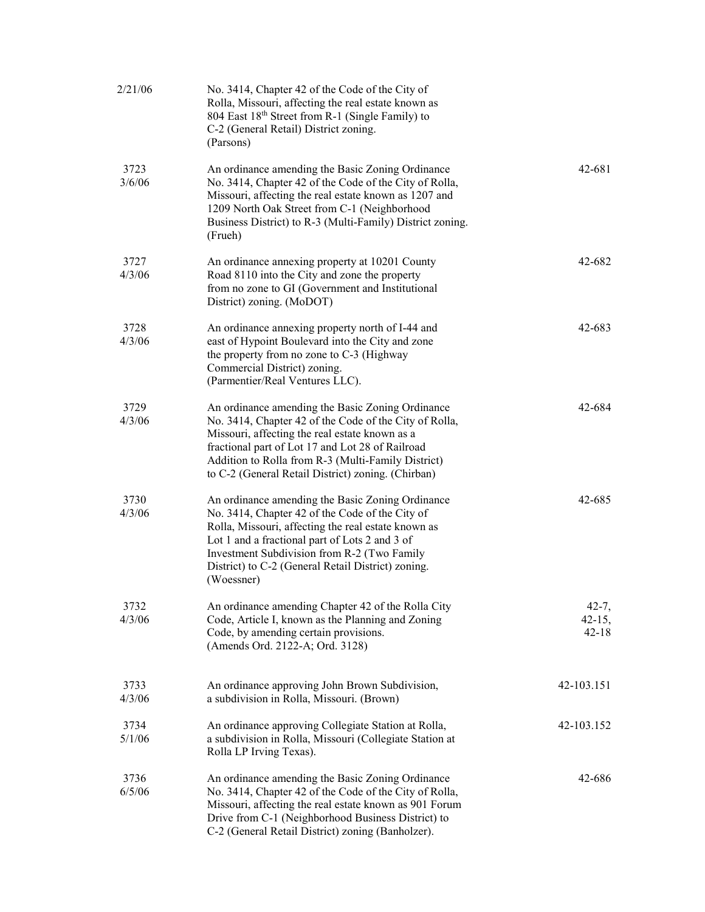| | | |
|---|---|---|
| 2/21/06 | No. 3414, Chapter 42 of the Code of the City of Rolla, Missouri, affecting the real estate known as 804 East 18th Street from R-1 (Single Family) to C-2 (General Retail) District zoning. (Parsons) | |
| 3723<br>3/6/06 | An ordinance amending the Basic Zoning Ordinance No. 3414, Chapter 42 of the Code of the City of Rolla, Missouri, affecting the real estate known as 1207 and 1209 North Oak Street from C-1 (Neighborhood Business District) to R-3 (Multi-Family) District zoning. (Frueh) | 42-681 |
| 3727<br>4/3/06 | An ordinance annexing property at 10201 County Road 8110 into the City and zone the property from no zone to GI (Government and Institutional District) zoning. (MoDOT) | 42-682 |
| 3728<br>4/3/06 | An ordinance annexing property north of I-44 and east of Hypoint Boulevard into the City and zone the property from no zone to C-3 (Highway Commercial District) zoning. (Parmentier/Real Ventures LLC). | 42-683 |
| 3729<br>4/3/06 | An ordinance amending the Basic Zoning Ordinance No. 3414, Chapter 42 of the Code of the City of Rolla, Missouri, affecting the real estate known as a fractional part of Lot 17 and Lot 28 of Railroad Addition to Rolla from R-3 (Multi-Family District) to C-2 (General Retail District) zoning. (Chirban) | 42-684 |
| 3730<br>4/3/06 | An ordinance amending the Basic Zoning Ordinance No. 3414, Chapter 42 of the Code of the City of Rolla, Missouri, affecting the real estate known as Lot 1 and a fractional part of Lots 2 and 3 of Investment Subdivision from R-2 (Two Family District) to C-2 (General Retail District) zoning. (Woessner) | 42-685 |
| 3732<br>4/3/06 | An ordinance amending Chapter 42 of the Rolla City Code, Article I, known as the Planning and Zoning Code, by amending certain provisions. (Amends Ord. 2122-A; Ord. 3128) | 42-7,<br>42-15,<br>42-18 |
| 3733<br>4/3/06 | An ordinance approving John Brown Subdivision, a subdivision in Rolla, Missouri. (Brown) | 42-103.151 |
| 3734<br>5/1/06 | An ordinance approving Collegiate Station at Rolla, a subdivision in Rolla, Missouri (Collegiate Station at Rolla LP Irving Texas). | 42-103.152 |
| 3736<br>6/5/06 | An ordinance amending the Basic Zoning Ordinance No. 3414, Chapter 42 of the Code of the City of Rolla, Missouri, affecting the real estate known as 901 Forum Drive from C-1 (Neighborhood Business District) to C-2 (General Retail District) zoning (Banholzer). | 42-686 |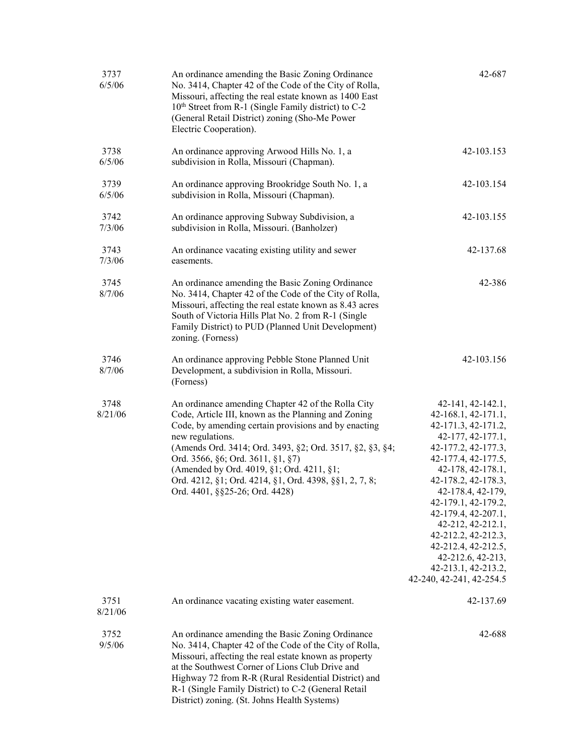| | | |
|---|---|---|
| 3737<br>6/5/06 | An ordinance amending the Basic Zoning Ordinance No. 3414, Chapter 42 of the Code of the City of Rolla, Missouri, affecting the real estate known as 1400 East 10th Street from R-1 (Single Family district) to C-2 (General Retail District) zoning (Sho-Me Power Electric Cooperation). | 42-687 |
| 3738<br>6/5/06 | An ordinance approving Arwood Hills No. 1, a subdivision in Rolla, Missouri (Chapman). | 42-103.153 |
| 3739<br>6/5/06 | An ordinance approving Brookridge South No. 1, a subdivision in Rolla, Missouri (Chapman). | 42-103.154 |
| 3742<br>7/3/06 | An ordinance approving Subway Subdivision, a subdivision in Rolla, Missouri. (Banholzer) | 42-103.155 |
| 3743<br>7/3/06 | An ordinance vacating existing utility and sewer easements. | 42-137.68 |
| 3745<br>8/7/06 | An ordinance amending the Basic Zoning Ordinance No. 3414, Chapter 42 of the Code of the City of Rolla, Missouri, affecting the real estate known as 8.43 acres South of Victoria Hills Plat No. 2 from R-1 (Single Family District) to PUD (Planned Unit Development) zoning. (Forness) | 42-386 |
| 3746<br>8/7/06 | An ordinance approving Pebble Stone Planned Unit Development, a subdivision in Rolla, Missouri. (Forness) | 42-103.156 |
| 3748<br>8/21/06 | An ordinance amending Chapter 42 of the Rolla City Code, Article III, known as the Planning and Zoning Code, by amending certain provisions and by enacting new regulations.<br>(Amends Ord. 3414; Ord. 3493, §2; Ord. 3517, §2, §3, §4; Ord. 3566, §6; Ord. 3611, §1, §7)<br>(Amended by Ord. 4019, §1; Ord. 4211, §1; Ord. 4212, §1; Ord. 4214, §1, Ord. 4398, §§1, 2, 7, 8; Ord. 4401, §§25-26; Ord. 4428) | 42-141, 42-142.1, 42-168.1, 42-171.1, 42-171.3, 42-171.2, 42-177, 42-177.1, 42-177.2, 42-177.3, 42-177.4, 42-177.5, 42-178, 42-178.1, 42-178.2, 42-178.3, 42-178.4, 42-179, 42-179.1, 42-179.2, 42-179.4, 42-207.1, 42-212, 42-212.1, 42-212.2, 42-212.3, 42-212.4, 42-212.5, 42-212.6, 42-213, 42-213.1, 42-213.2, 42-240, 42-241, 42-254.5 |
| 3751<br>8/21/06 | An ordinance vacating existing water easement. | 42-137.69 |
| 3752<br>9/5/06 | An ordinance amending the Basic Zoning Ordinance No. 3414, Chapter 42 of the Code of the City of Rolla, Missouri, affecting the real estate known as property at the Southwest Corner of Lions Club Drive and Highway 72 from R-R (Rural Residential District) and R-1 (Single Family District) to C-2 (General Retail District) zoning. (St. Johns Health Systems) | 42-688 |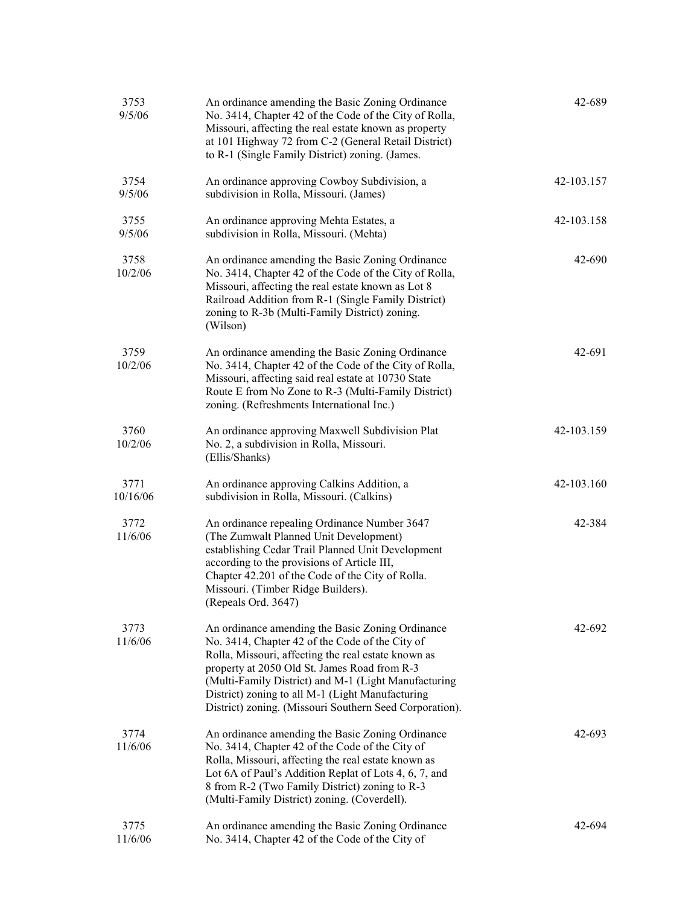| | | |
|---|---|---|
| 3753<br>9/5/06 | An ordinance amending the Basic Zoning Ordinance No. 3414, Chapter 42 of the Code of the City of Rolla, Missouri, affecting the real estate known as property at 101 Highway 72 from C-2 (General Retail District) to R-1 (Single Family District) zoning. (James. | 42-689 |
| 3754<br>9/5/06 | An ordinance approving Cowboy Subdivision, a subdivision in Rolla, Missouri. (James) | 42-103.157 |
| 3755<br>9/5/06 | An ordinance approving Mehta Estates, a subdivision in Rolla, Missouri. (Mehta) | 42-103.158 |
| 3758<br>10/2/06 | An ordinance amending the Basic Zoning Ordinance No. 3414, Chapter 42 of the Code of the City of Rolla, Missouri, affecting the real estate known as Lot 8 Railroad Addition from R-1 (Single Family District) zoning to R-3b (Multi-Family District) zoning. (Wilson) | 42-690 |
| 3759<br>10/2/06 | An ordinance amending the Basic Zoning Ordinance No. 3414, Chapter 42 of the Code of the City of Rolla, Missouri, affecting said real estate at 10730 State Route E from No Zone to R-3 (Multi-Family District) zoning. (Refreshments International Inc.) | 42-691 |
| 3760<br>10/2/06 | An ordinance approving Maxwell Subdivision Plat No. 2, a subdivision in Rolla, Missouri. (Ellis/Shanks) | 42-103.159 |
| 3771<br>10/16/06 | An ordinance approving Calkins Addition, a subdivision in Rolla, Missouri. (Calkins) | 42-103.160 |
| 3772<br>11/6/06 | An ordinance repealing Ordinance Number 3647 (The Zumwalt Planned Unit Development) establishing Cedar Trail Planned Unit Development according to the provisions of Article III, Chapter 42.201 of the Code of the City of Rolla. Missouri. (Timber Ridge Builders). (Repeals Ord. 3647) | 42-384 |
| 3773<br>11/6/06 | An ordinance amending the Basic Zoning Ordinance No. 3414, Chapter 42 of the Code of the City of Rolla, Missouri, affecting the real estate known as property at 2050 Old St. James Road from R-3 (Multi-Family District) and M-1 (Light Manufacturing District) zoning to all M-1 (Light Manufacturing District) zoning. (Missouri Southern Seed Corporation). | 42-692 |
| 3774<br>11/6/06 | An ordinance amending the Basic Zoning Ordinance No. 3414, Chapter 42 of the Code of the City of Rolla, Missouri, affecting the real estate known as Lot 6A of Paul's Addition Replat of Lots 4, 6, 7, and 8 from R-2 (Two Family District) zoning to R-3 (Multi-Family District) zoning. (Coverdell). | 42-693 |
| 3775<br>11/6/06 | An ordinance amending the Basic Zoning Ordinance No. 3414, Chapter 42 of the Code of the City of | 42-694 |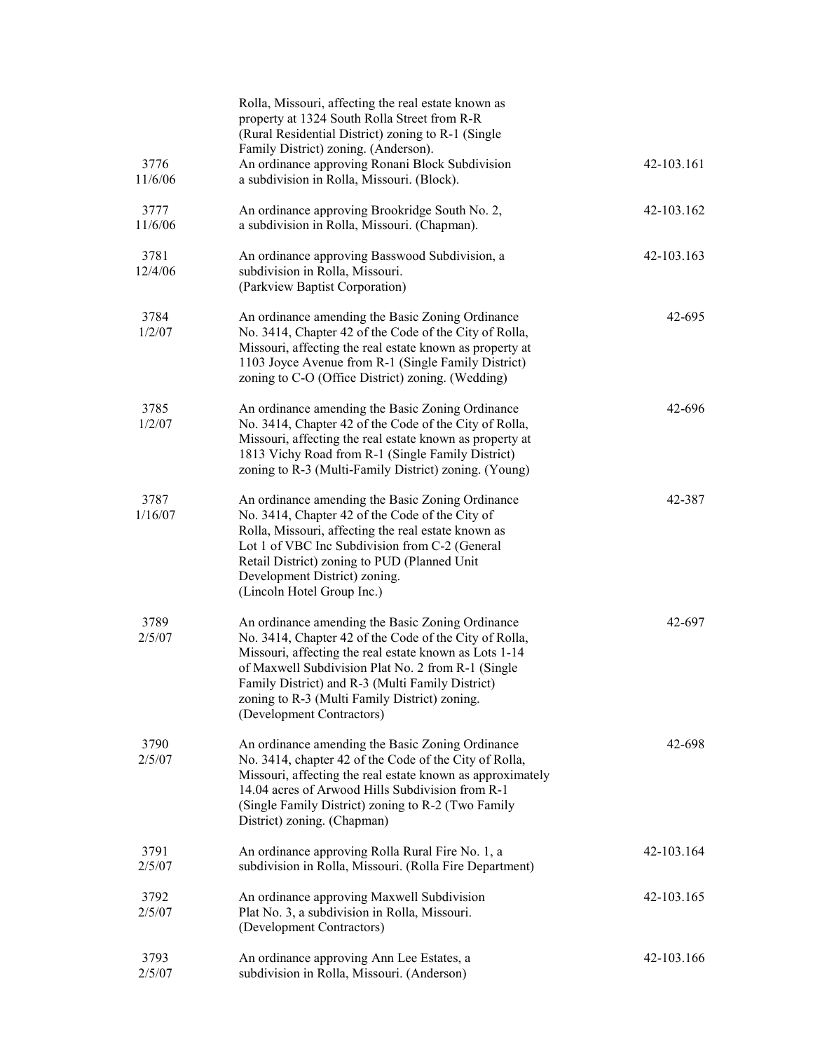| | | |
|---|---|---|
| | Rolla, Missouri, affecting the real estate known as property at 1324 South Rolla Street from R-R (Rural Residential District) zoning to R-1 (Single Family District) zoning. (Anderson). | |
| 3776<br>11/6/06 | An ordinance approving Ronani Block Subdivision a subdivision in Rolla, Missouri. (Block). | 42-103.161 |
| 3777<br>11/6/06 | An ordinance approving Brookridge South No. 2, a subdivision in Rolla, Missouri. (Chapman). | 42-103.162 |
| 3781<br>12/4/06 | An ordinance approving Basswood Subdivision, a subdivision in Rolla, Missouri. (Parkview Baptist Corporation) | 42-103.163 |
| 3784<br>1/2/07 | An ordinance amending the Basic Zoning Ordinance No. 3414, Chapter 42 of the Code of the City of Rolla, Missouri, affecting the real estate known as property at 1103 Joyce Avenue from R-1 (Single Family District) zoning to C-O (Office District) zoning. (Wedding) | 42-695 |
| 3785<br>1/2/07 | An ordinance amending the Basic Zoning Ordinance No. 3414, Chapter 42 of the Code of the City of Rolla, Missouri, affecting the real estate known as property at 1813 Vichy Road from R-1 (Single Family District) zoning to R-3 (Multi-Family District) zoning. (Young) | 42-696 |
| 3787<br>1/16/07 | An ordinance amending the Basic Zoning Ordinance No. 3414, Chapter 42 of the Code of the City of Rolla, Missouri, affecting the real estate known as Lot 1 of VBC Inc Subdivision from C-2 (General Retail District) zoning to PUD (Planned Unit Development District) zoning. (Lincoln Hotel Group Inc.) | 42-387 |
| 3789<br>2/5/07 | An ordinance amending the Basic Zoning Ordinance No. 3414, Chapter 42 of the Code of the City of Rolla, Missouri, affecting the real estate known as Lots 1-14 of Maxwell Subdivision Plat No. 2 from R-1 (Single Family District) and R-3 (Multi Family District) zoning to R-3 (Multi Family District) zoning. (Development Contractors) | 42-697 |
| 3790<br>2/5/07 | An ordinance amending the Basic Zoning Ordinance No. 3414, chapter 42 of the Code of the City of Rolla, Missouri, affecting the real estate known as approximately 14.04 acres of Arwood Hills Subdivision from R-1 (Single Family District) zoning to R-2 (Two Family District) zoning. (Chapman) | 42-698 |
| 3791<br>2/5/07 | An ordinance approving Rolla Rural Fire No. 1, a subdivision in Rolla, Missouri. (Rolla Fire Department) | 42-103.164 |
| 3792<br>2/5/07 | An ordinance approving Maxwell Subdivision Plat No. 3, a subdivision in Rolla, Missouri. (Development Contractors) | 42-103.165 |
| 3793<br>2/5/07 | An ordinance approving Ann Lee Estates, a subdivision in Rolla, Missouri. (Anderson) | 42-103.166 |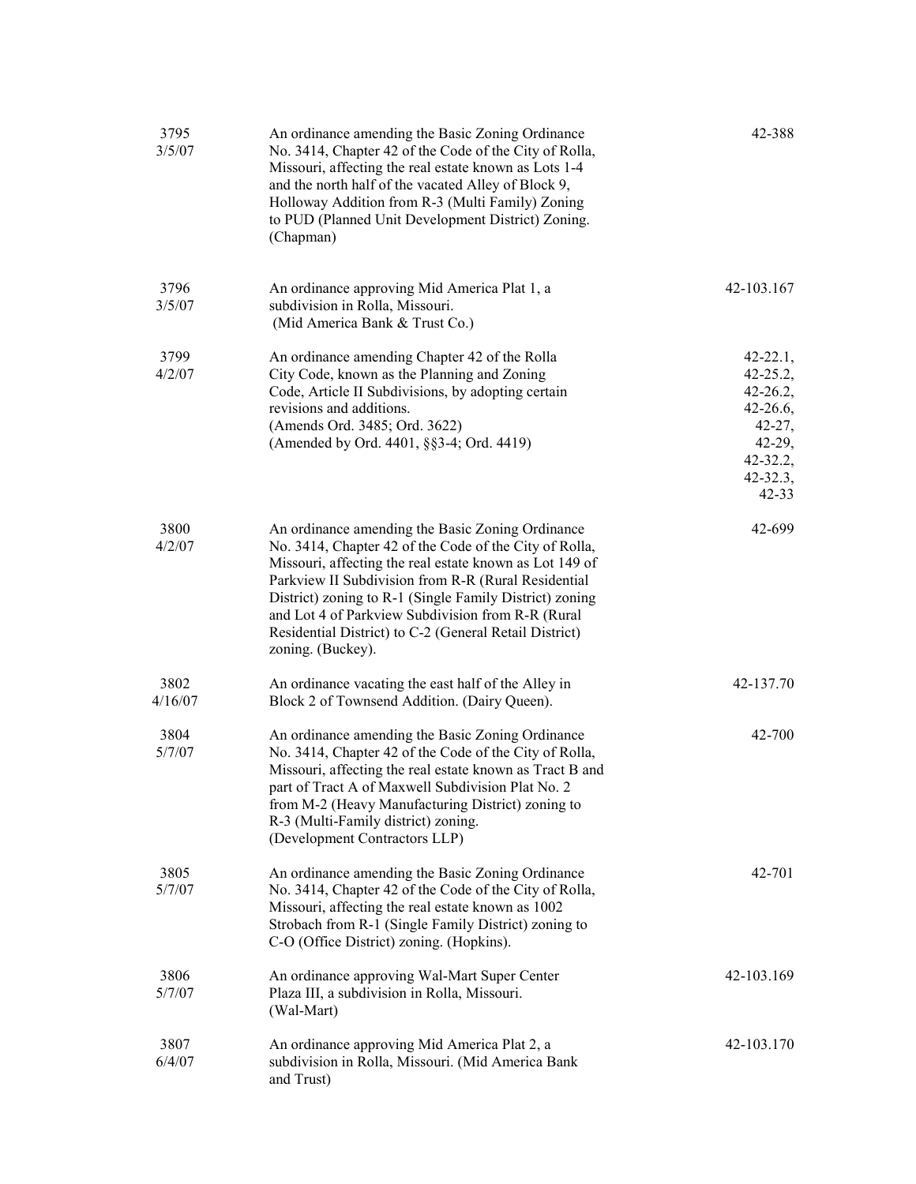| | | |
|---|---|---|
| 3795<br>3/5/07 | An ordinance amending the Basic Zoning Ordinance No. 3414, Chapter 42 of the Code of the City of Rolla, Missouri, affecting the real estate known as Lots 1-4 and the north half of the vacated Alley of Block 9, Holloway Addition from R-3 (Multi Family) Zoning to PUD (Planned Unit Development District) Zoning. (Chapman) | 42-388 |
| 3796<br>3/5/07 | An ordinance approving Mid America Plat 1, a subdivision in Rolla, Missouri. (Mid America Bank & Trust Co.) | 42-103.167 |
| 3799<br>4/2/07 | An ordinance amending Chapter 42 of the Rolla City Code, known as the Planning and Zoning Code, Article II Subdivisions, by adopting certain revisions and additions. (Amends Ord. 3485; Ord. 3622) (Amended by Ord. 4401, §§3-4; Ord. 4419) | 42-22.1, 42-25.2, 42-26.2, 42-26.6, 42-27, 42-29, 42-32.2, 42-32.3, 42-33 |
| 3800<br>4/2/07 | An ordinance amending the Basic Zoning Ordinance No. 3414, Chapter 42 of the Code of the City of Rolla, Missouri, affecting the real estate known as Lot 149 of Parkview II Subdivision from R-R (Rural Residential District) zoning to R-1 (Single Family District) zoning and Lot 4 of Parkview Subdivision from R-R (Rural Residential District) to C-2 (General Retail District) zoning. (Buckey). | 42-699 |
| 3802<br>4/16/07 | An ordinance vacating the east half of the Alley in Block 2 of Townsend Addition. (Dairy Queen). | 42-137.70 |
| 3804<br>5/7/07 | An ordinance amending the Basic Zoning Ordinance No. 3414, Chapter 42 of the Code of the City of Rolla, Missouri, affecting the real estate known as Tract B and part of Tract A of Maxwell Subdivision Plat No. 2 from M-2 (Heavy Manufacturing District) zoning to R-3 (Multi-Family district) zoning. (Development Contractors LLP) | 42-700 |
| 3805<br>5/7/07 | An ordinance amending the Basic Zoning Ordinance No. 3414, Chapter 42 of the Code of the City of Rolla, Missouri, affecting the real estate known as 1002 Strobach from R-1 (Single Family District) zoning to C-O (Office District) zoning. (Hopkins). | 42-701 |
| 3806<br>5/7/07 | An ordinance approving Wal-Mart Super Center Plaza III, a subdivision in Rolla, Missouri. (Wal-Mart) | 42-103.169 |
| 3807<br>6/4/07 | An ordinance approving Mid America Plat 2, a subdivision in Rolla, Missouri. (Mid America Bank and Trust) | 42-103.170 |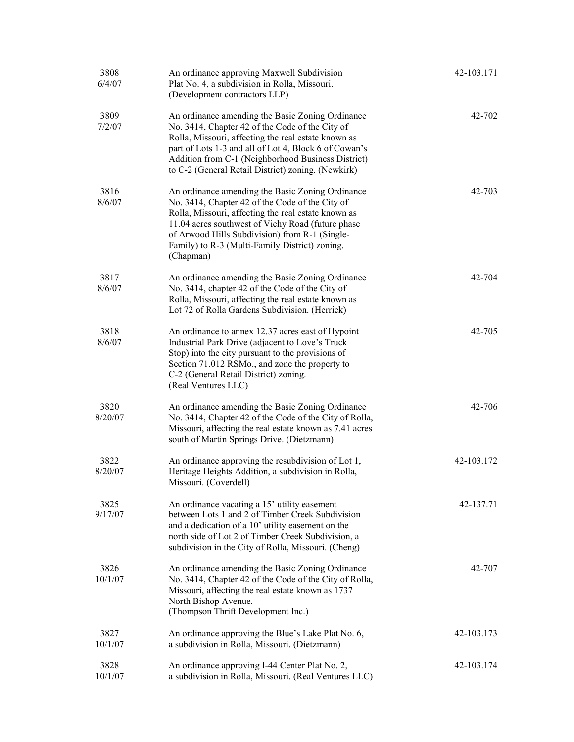| | | |
|---|---|---|
| 3808<br>6/4/07 | An ordinance approving Maxwell Subdivision Plat No. 4, a subdivision in Rolla, Missouri. (Development contractors LLP) | 42-103.171 |
| 3809<br>7/2/07 | An ordinance amending the Basic Zoning Ordinance No. 3414, Chapter 42 of the Code of the City of Rolla, Missouri, affecting the real estate known as part of Lots 1-3 and all of Lot 4, Block 6 of Cowan's Addition from C-1 (Neighborhood Business District) to C-2 (General Retail District) zoning. (Newkirk) | 42-702 |
| 3816<br>8/6/07 | An ordinance amending the Basic Zoning Ordinance No. 3414, Chapter 42 of the Code of the City of Rolla, Missouri, affecting the real estate known as 11.04 acres southwest of Vichy Road (future phase of Arwood Hills Subdivision) from R-1 (Single-Family) to R-3 (Multi-Family District) zoning. (Chapman) | 42-703 |
| 3817<br>8/6/07 | An ordinance amending the Basic Zoning Ordinance No. 3414, chapter 42 of the Code of the City of Rolla, Missouri, affecting the real estate known as Lot 72 of Rolla Gardens Subdivision. (Herrick) | 42-704 |
| 3818<br>8/6/07 | An ordinance to annex 12.37 acres east of Hypoint Industrial Park Drive (adjacent to Love's Truck Stop) into the city pursuant to the provisions of Section 71.012 RSMo., and zone the property to C-2 (General Retail District) zoning. (Real Ventures LLC) | 42-705 |
| 3820<br>8/20/07 | An ordinance amending the Basic Zoning Ordinance No. 3414, Chapter 42 of the Code of the City of Rolla, Missouri, affecting the real estate known as 7.41 acres south of Martin Springs Drive. (Dietzmann) | 42-706 |
| 3822<br>8/20/07 | An ordinance approving the resubdivision of Lot 1, Heritage Heights Addition, a subdivision in Rolla, Missouri. (Coverdell) | 42-103.172 |
| 3825<br>9/17/07 | An ordinance vacating a 15' utility easement between Lots 1 and 2 of Timber Creek Subdivision and a dedication of a 10' utility easement on the north side of Lot 2 of Timber Creek Subdivision, a subdivision in the City of Rolla, Missouri. (Cheng) | 42-137.71 |
| 3826<br>10/1/07 | An ordinance amending the Basic Zoning Ordinance No. 3414, Chapter 42 of the Code of the City of Rolla, Missouri, affecting the real estate known as 1737 North Bishop Avenue. (Thompson Thrift Development Inc.) | 42-707 |
| 3827<br>10/1/07 | An ordinance approving the Blue's Lake Plat No. 6, a subdivision in Rolla, Missouri. (Dietzmann) | 42-103.173 |
| 3828<br>10/1/07 | An ordinance approving I-44 Center Plat No. 2, a subdivision in Rolla, Missouri. (Real Ventures LLC) | 42-103.174 |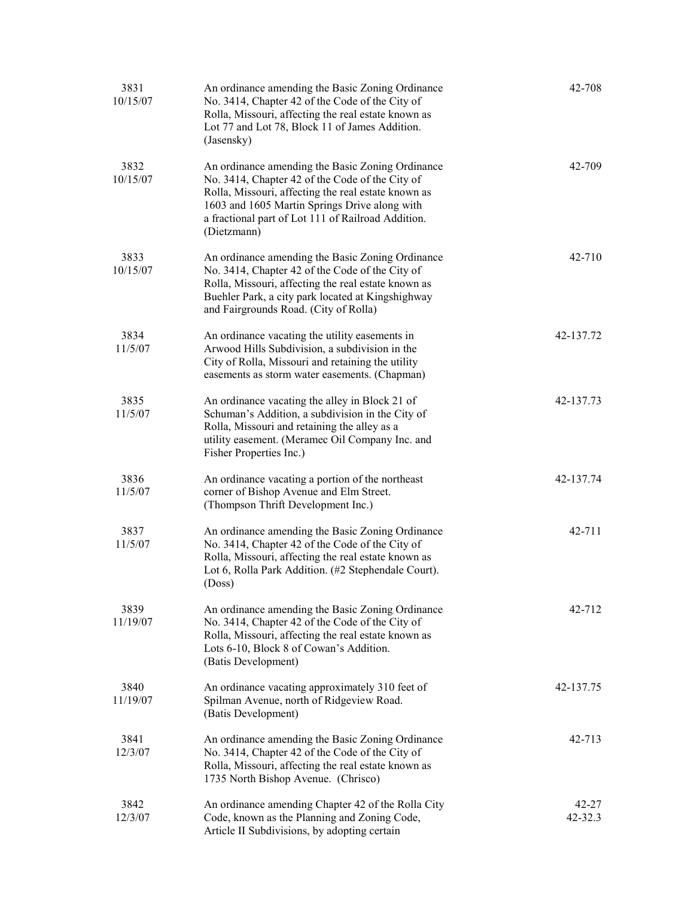| | | |
|---|---|---|
| 3831<br>10/15/07 | An ordinance amending the Basic Zoning Ordinance No. 3414, Chapter 42 of the Code of the City of Rolla, Missouri, affecting the real estate known as Lot 77 and Lot 78, Block 11 of James Addition. (Jasensky) | 42-708 |
| 3832<br>10/15/07 | An ordinance amending the Basic Zoning Ordinance No. 3414, Chapter 42 of the Code of the City of Rolla, Missouri, affecting the real estate known as 1603 and 1605 Martin Springs Drive along with a fractional part of Lot 111 of Railroad Addition. (Dietzmann) | 42-709 |
| 3833<br>10/15/07 | An ordinance amending the Basic Zoning Ordinance No. 3414, Chapter 42 of the Code of the City of Rolla, Missouri, affecting the real estate known as Buehler Park, a city park located at Kingshighway and Fairgrounds Road. (City of Rolla) | 42-710 |
| 3834<br>11/5/07 | An ordinance vacating the utility easements in Arwood Hills Subdivision, a subdivision in the City of Rolla, Missouri and retaining the utility easements as storm water easements. (Chapman) | 42-137.72 |
| 3835<br>11/5/07 | An ordinance vacating the alley in Block 21 of Schuman's Addition, a subdivision in the City of Rolla, Missouri and retaining the alley as a utility easement. (Meramec Oil Company Inc. and Fisher Properties Inc.) | 42-137.73 |
| 3836<br>11/5/07 | An ordinance vacating a portion of the northeast corner of Bishop Avenue and Elm Street. (Thompson Thrift Development Inc.) | 42-137.74 |
| 3837<br>11/5/07 | An ordinance amending the Basic Zoning Ordinance No. 3414, Chapter 42 of the Code of the City of Rolla, Missouri, affecting the real estate known as Lot 6, Rolla Park Addition. (#2 Stephendale Court). (Doss) | 42-711 |
| 3839<br>11/19/07 | An ordinance amending the Basic Zoning Ordinance No. 3414, Chapter 42 of the Code of the City of Rolla, Missouri, affecting the real estate known as Lots 6-10, Block 8 of Cowan's Addition. (Batis Development) | 42-712 |
| 3840<br>11/19/07 | An ordinance vacating approximately 310 feet of Spilman Avenue, north of Ridgeview Road. (Batis Development) | 42-137.75 |
| 3841<br>12/3/07 | An ordinance amending the Basic Zoning Ordinance No. 3414, Chapter 42 of the Code of the City of Rolla, Missouri, affecting the real estate known as 1735 North Bishop Avenue. (Chrisco) | 42-713 |
| 3842<br>12/3/07 | An ordinance amending Chapter 42 of the Rolla City Code, known as the Planning and Zoning Code, Article II Subdivisions, by adopting certain | 42-27<br>42-32.3 |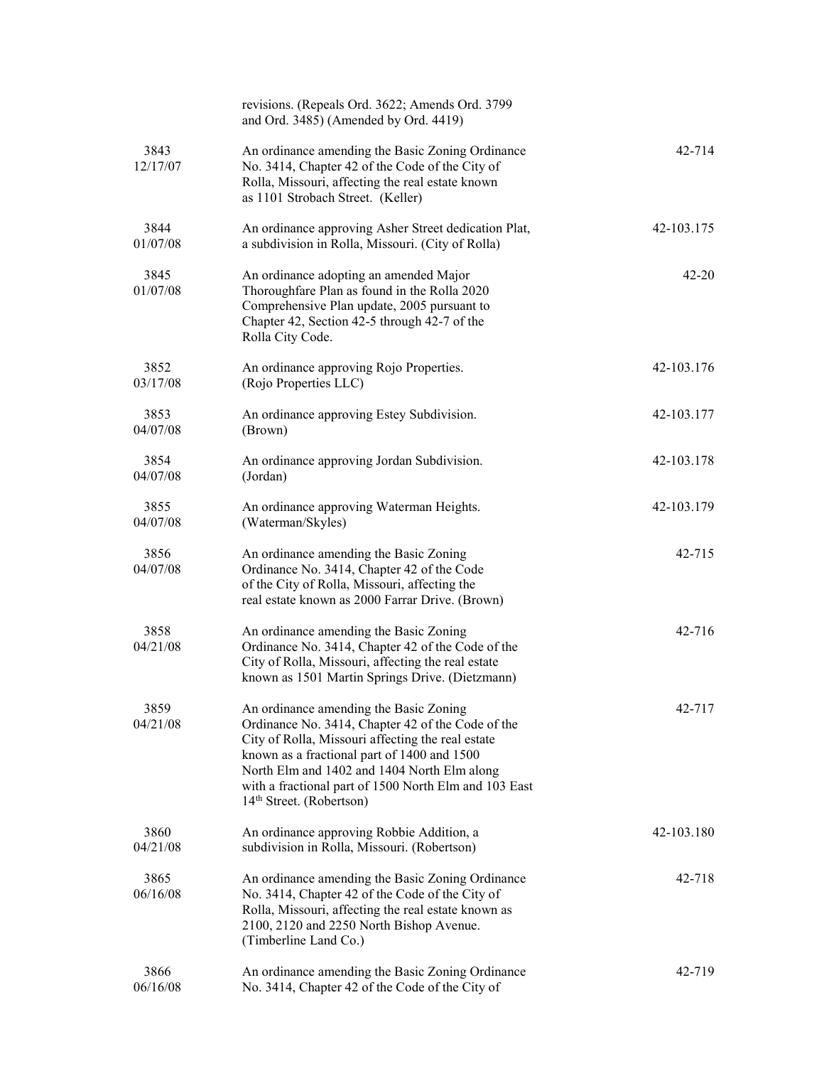| | | |
|---|---|---|
| | revisions. (Repeals Ord. 3622; Amends Ord. 3799 and Ord. 3485) (Amended by Ord. 4419) | |
| 3843<br>12/17/07 | An ordinance amending the Basic Zoning Ordinance No. 3414, Chapter 42 of the Code of the City of Rolla, Missouri, affecting the real estate known as 1101 Strobach Street. (Keller) | 42-714 |
| 3844<br>01/07/08 | An ordinance approving Asher Street dedication Plat, a subdivision in Rolla, Missouri. (City of Rolla) | 42-103.175 |
| 3845<br>01/07/08 | An ordinance adopting an amended Major Thoroughfare Plan as found in the Rolla 2020 Comprehensive Plan update, 2005 pursuant to Chapter 42, Section 42-5 through 42-7 of the Rolla City Code. | 42-20 |
| 3852<br>03/17/08 | An ordinance approving Rojo Properties. (Rojo Properties LLC) | 42-103.176 |
| 3853<br>04/07/08 | An ordinance approving Estey Subdivision. (Brown) | 42-103.177 |
| 3854<br>04/07/08 | An ordinance approving Jordan Subdivision. (Jordan) | 42-103.178 |
| 3855<br>04/07/08 | An ordinance approving Waterman Heights. (Waterman/Skyles) | 42-103.179 |
| 3856<br>04/07/08 | An ordinance amending the Basic Zoning Ordinance No. 3414, Chapter 42 of the Code of the City of Rolla, Missouri, affecting the real estate known as 2000 Farrar Drive. (Brown) | 42-715 |
| 3858<br>04/21/08 | An ordinance amending the Basic Zoning Ordinance No. 3414, Chapter 42 of the Code of the City of Rolla, Missouri, affecting the real estate known as 1501 Martin Springs Drive. (Dietzmann) | 42-716 |
| 3859<br>04/21/08 | An ordinance amending the Basic Zoning Ordinance No. 3414, Chapter 42 of the Code of the City of Rolla, Missouri affecting the real estate known as a fractional part of 1400 and 1500 North Elm and 1402 and 1404 North Elm along with a fractional part of 1500 North Elm and 103 East 14th Street. (Robertson) | 42-717 |
| 3860<br>04/21/08 | An ordinance approving Robbie Addition, a subdivision in Rolla, Missouri. (Robertson) | 42-103.180 |
| 3865<br>06/16/08 | An ordinance amending the Basic Zoning Ordinance No. 3414, Chapter 42 of the Code of the City of Rolla, Missouri, affecting the real estate known as 2100, 2120 and 2250 North Bishop Avenue. (Timberline Land Co.) | 42-718 |
| 3866<br>06/16/08 | An ordinance amending the Basic Zoning Ordinance No. 3414, Chapter 42 of the Code of the City of | 42-719 |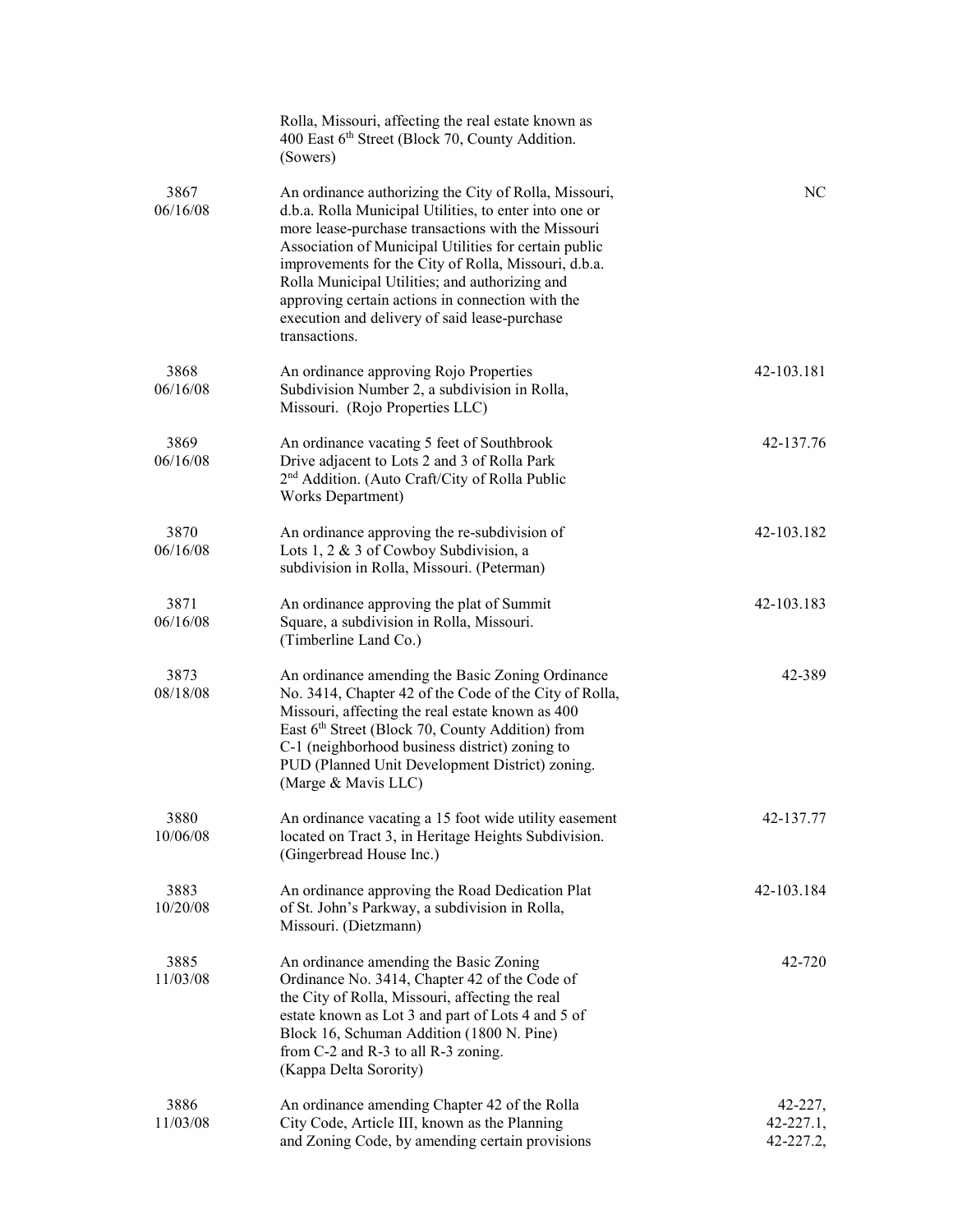| | | |
|---|---|---|
| | Rolla, Missouri, affecting the real estate known as 400 East 6th Street (Block 70, County Addition. (Sowers) | |
| 3867<br>06/16/08 | An ordinance authorizing the City of Rolla, Missouri, d.b.a. Rolla Municipal Utilities, to enter into one or more lease-purchase transactions with the Missouri Association of Municipal Utilities for certain public improvements for the City of Rolla, Missouri, d.b.a. Rolla Municipal Utilities; and authorizing and approving certain actions in connection with the execution and delivery of said lease-purchase transactions. | NC |
| 3868<br>06/16/08 | An ordinance approving Rojo Properties Subdivision Number 2, a subdivision in Rolla, Missouri. (Rojo Properties LLC) | 42-103.181 |
| 3869<br>06/16/08 | An ordinance vacating 5 feet of Southbrook Drive adjacent to Lots 2 and 3 of Rolla Park 2nd Addition. (Auto Craft/City of Rolla Public Works Department) | 42-137.76 |
| 3870<br>06/16/08 | An ordinance approving the re-subdivision of Lots 1, 2 & 3 of Cowboy Subdivision, a subdivision in Rolla, Missouri. (Peterman) | 42-103.182 |
| 3871<br>06/16/08 | An ordinance approving the plat of Summit Square, a subdivision in Rolla, Missouri. (Timberline Land Co.) | 42-103.183 |
| 3873<br>08/18/08 | An ordinance amending the Basic Zoning Ordinance No. 3414, Chapter 42 of the Code of the City of Rolla, Missouri, affecting the real estate known as 400 East 6th Street (Block 70, County Addition) from C-1 (neighborhood business district) zoning to PUD (Planned Unit Development District) zoning. (Marge & Mavis LLC) | 42-389 |
| 3880<br>10/06/08 | An ordinance vacating a 15 foot wide utility easement located on Tract 3, in Heritage Heights Subdivision. (Gingerbread House Inc.) | 42-137.77 |
| 3883<br>10/20/08 | An ordinance approving the Road Dedication Plat of St. John's Parkway, a subdivision in Rolla, Missouri. (Dietzmann) | 42-103.184 |
| 3885<br>11/03/08 | An ordinance amending the Basic Zoning Ordinance No. 3414, Chapter 42 of the Code of the City of Rolla, Missouri, affecting the real estate known as Lot 3 and part of Lots 4 and 5 of Block 16, Schuman Addition (1800 N. Pine) from C-2 and R-3 to all R-3 zoning. (Kappa Delta Sorority) | 42-720 |
| 3886<br>11/03/08 | An ordinance amending Chapter 42 of the Rolla City Code, Article III, known as the Planning and Zoning Code, by amending certain provisions | 42-227,<br>42-227.1,<br>42-227.2, |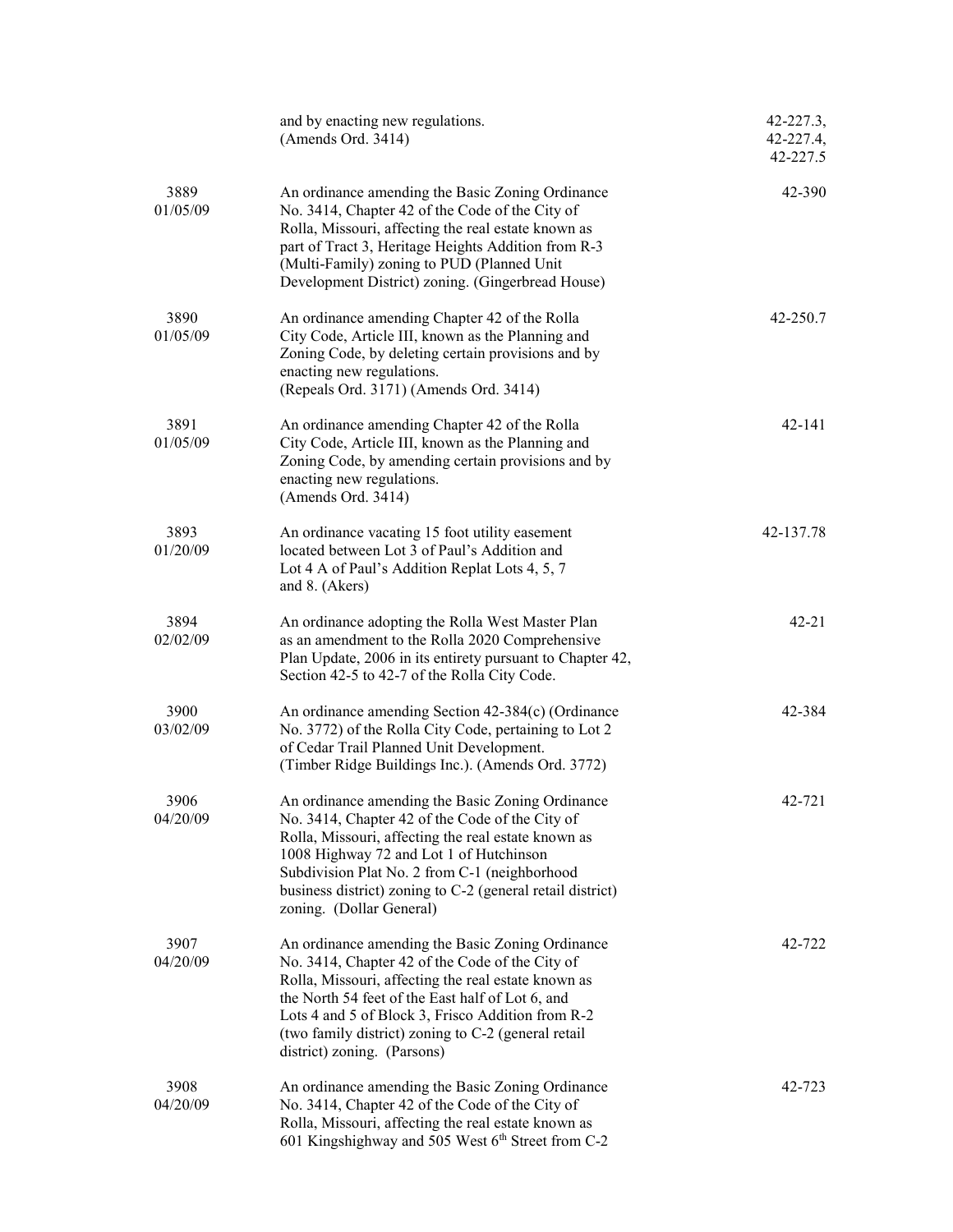| | | |
|---|---|---|
| | and by enacting new regulations. (Amends Ord. 3414) | 42-227.3, 42-227.4, 42-227.5 |
| 3889 01/05/09 | An ordinance amending the Basic Zoning Ordinance No. 3414, Chapter 42 of the Code of the City of Rolla, Missouri, affecting the real estate known as part of Tract 3, Heritage Heights Addition from R-3 (Multi-Family) zoning to PUD (Planned Unit Development District) zoning. (Gingerbread House) | 42-390 |
| 3890 01/05/09 | An ordinance amending Chapter 42 of the Rolla City Code, Article III, known as the Planning and Zoning Code, by deleting certain provisions and by enacting new regulations. (Repeals Ord. 3171) (Amends Ord. 3414) | 42-250.7 |
| 3891 01/05/09 | An ordinance amending Chapter 42 of the Rolla City Code, Article III, known as the Planning and Zoning Code, by amending certain provisions and by enacting new regulations. (Amends Ord. 3414) | 42-141 |
| 3893 01/20/09 | An ordinance vacating 15 foot utility easement located between Lot 3 of Paul's Addition and Lot 4 A of Paul's Addition Replat Lots 4, 5, 7 and 8. (Akers) | 42-137.78 |
| 3894 02/02/09 | An ordinance adopting the Rolla West Master Plan as an amendment to the Rolla 2020 Comprehensive Plan Update, 2006 in its entirety pursuant to Chapter 42, Section 42-5 to 42-7 of the Rolla City Code. | 42-21 |
| 3900 03/02/09 | An ordinance amending Section 42-384(c) (Ordinance No. 3772) of the Rolla City Code, pertaining to Lot 2 of Cedar Trail Planned Unit Development. (Timber Ridge Buildings Inc.). (Amends Ord. 3772) | 42-384 |
| 3906 04/20/09 | An ordinance amending the Basic Zoning Ordinance No. 3414, Chapter 42 of the Code of the City of Rolla, Missouri, affecting the real estate known as 1008 Highway 72 and Lot 1 of Hutchinson Subdivision Plat No. 2 from C-1 (neighborhood business district) zoning to C-2 (general retail district) zoning. (Dollar General) | 42-721 |
| 3907 04/20/09 | An ordinance amending the Basic Zoning Ordinance No. 3414, Chapter 42 of the Code of the City of Rolla, Missouri, affecting the real estate known as the North 54 feet of the East half of Lot 6, and Lots 4 and 5 of Block 3, Frisco Addition from R-2 (two family district) zoning to C-2 (general retail district) zoning. (Parsons) | 42-722 |
| 3908 04/20/09 | An ordinance amending the Basic Zoning Ordinance No. 3414, Chapter 42 of the Code of the City of Rolla, Missouri, affecting the real estate known as 601 Kingshighway and 505 West 6th Street from C-2 | 42-723 |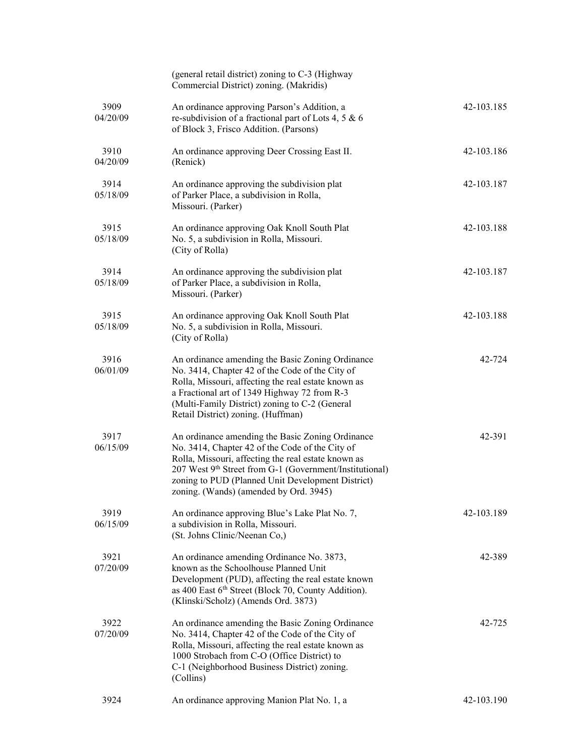| | | |
|---|---|---|
| | (general retail district) zoning to C-3 (Highway Commercial District) zoning. (Makridis) | |
| 3909 04/20/09 | An ordinance approving Parson's Addition, a re-subdivision of a fractional part of Lots 4, 5 & 6 of Block 3, Frisco Addition. (Parsons) | 42-103.185 |
| 3910 04/20/09 | An ordinance approving Deer Crossing East II. (Renick) | 42-103.186 |
| 3914 05/18/09 | An ordinance approving the subdivision plat of Parker Place, a subdivision in Rolla, Missouri. (Parker) | 42-103.187 |
| 3915 05/18/09 | An ordinance approving Oak Knoll South Plat No. 5, a subdivision in Rolla, Missouri. (City of Rolla) | 42-103.188 |
| 3914 05/18/09 | An ordinance approving the subdivision plat of Parker Place, a subdivision in Rolla, Missouri. (Parker) | 42-103.187 |
| 3915 05/18/09 | An ordinance approving Oak Knoll South Plat No. 5, a subdivision in Rolla, Missouri. (City of Rolla) | 42-103.188 |
| 3916 06/01/09 | An ordinance amending the Basic Zoning Ordinance No. 3414, Chapter 42 of the Code of the City of Rolla, Missouri, affecting the real estate known as a Fractional art of 1349 Highway 72 from R-3 (Multi-Family District) zoning to C-2 (General Retail District) zoning. (Huffman) | 42-724 |
| 3917 06/15/09 | An ordinance amending the Basic Zoning Ordinance No. 3414, Chapter 42 of the Code of the City of Rolla, Missouri, affecting the real estate known as 207 West 9th Street from G-1 (Government/Institutional) zoning to PUD (Planned Unit Development District) zoning. (Wands) (amended by Ord. 3945) | 42-391 |
| 3919 06/15/09 | An ordinance approving Blue's Lake Plat No. 7, a subdivision in Rolla, Missouri. (St. Johns Clinic/Neenan Co,) | 42-103.189 |
| 3921 07/20/09 | An ordinance amending Ordinance No. 3873, known as the Schoolhouse Planned Unit Development (PUD), affecting the real estate known as 400 East 6th Street (Block 70, County Addition). (Klinski/Scholz) (Amends Ord. 3873) | 42-389 |
| 3922 07/20/09 | An ordinance amending the Basic Zoning Ordinance No. 3414, Chapter 42 of the Code of the City of Rolla, Missouri, affecting the real estate known as 1000 Strobach from C-O (Office District) to C-1 (Neighborhood Business District) zoning. (Collins) | 42-725 |
| 3924 | An ordinance approving Manion Plat No. 1, a | 42-103.190 |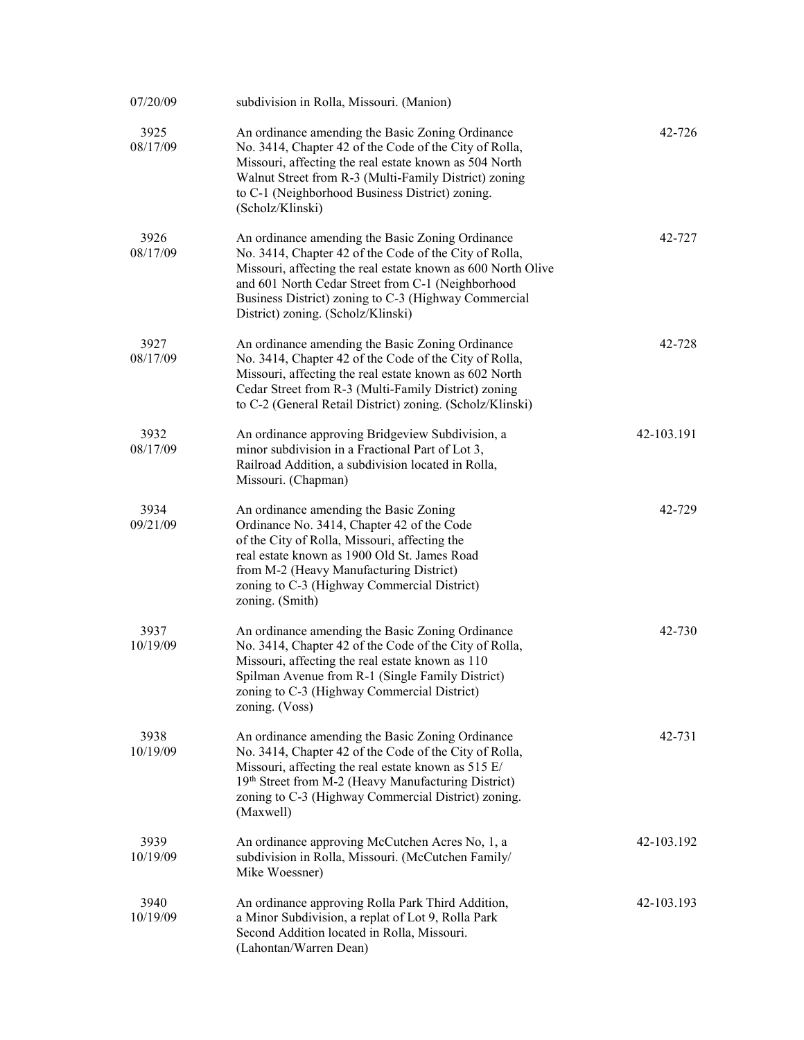| | | |
|---|---|---|
| 07/20/09 | subdivision in Rolla, Missouri. (Manion) | |
| 3925<br>08/17/09 | An ordinance amending the Basic Zoning Ordinance No. 3414, Chapter 42 of the Code of the City of Rolla, Missouri, affecting the real estate known as 504 North Walnut Street from R-3 (Multi-Family District) zoning to C-1 (Neighborhood Business District) zoning. (Scholz/Klinski) | 42-726 |
| 3926<br>08/17/09 | An ordinance amending the Basic Zoning Ordinance No. 3414, Chapter 42 of the Code of the City of Rolla, Missouri, affecting the real estate known as 600 North Olive and 601 North Cedar Street from C-1 (Neighborhood Business District) zoning to C-3 (Highway Commercial District) zoning. (Scholz/Klinski) | 42-727 |
| 3927<br>08/17/09 | An ordinance amending the Basic Zoning Ordinance No. 3414, Chapter 42 of the Code of the City of Rolla, Missouri, affecting the real estate known as 602 North Cedar Street from R-3 (Multi-Family District) zoning to C-2 (General Retail District) zoning. (Scholz/Klinski) | 42-728 |
| 3932<br>08/17/09 | An ordinance approving Bridgeview Subdivision, a minor subdivision in a Fractional Part of Lot 3, Railroad Addition, a subdivision located in Rolla, Missouri. (Chapman) | 42-103.191 |
| 3934<br>09/21/09 | An ordinance amending the Basic Zoning Ordinance No. 3414, Chapter 42 of the Code of the City of Rolla, Missouri, affecting the real estate known as 1900 Old St. James Road from M-2 (Heavy Manufacturing District) zoning to C-3 (Highway Commercial District) zoning. (Smith) | 42-729 |
| 3937<br>10/19/09 | An ordinance amending the Basic Zoning Ordinance No. 3414, Chapter 42 of the Code of the City of Rolla, Missouri, affecting the real estate known as 110 Spilman Avenue from R-1 (Single Family District) zoning to C-3 (Highway Commercial District) zoning. (Voss) | 42-730 |
| 3938<br>10/19/09 | An ordinance amending the Basic Zoning Ordinance No. 3414, Chapter 42 of the Code of the City of Rolla, Missouri, affecting the real estate known as 515 E/ 19th Street from M-2 (Heavy Manufacturing District) zoning to C-3 (Highway Commercial District) zoning. (Maxwell) | 42-731 |
| 3939<br>10/19/09 | An ordinance approving McCutchen Acres No, 1, a subdivision in Rolla, Missouri. (McCutchen Family/ Mike Woessner) | 42-103.192 |
| 3940<br>10/19/09 | An ordinance approving Rolla Park Third Addition, a Minor Subdivision, a replat of Lot 9, Rolla Park Second Addition located in Rolla, Missouri. (Lahontan/Warren Dean) | 42-103.193 |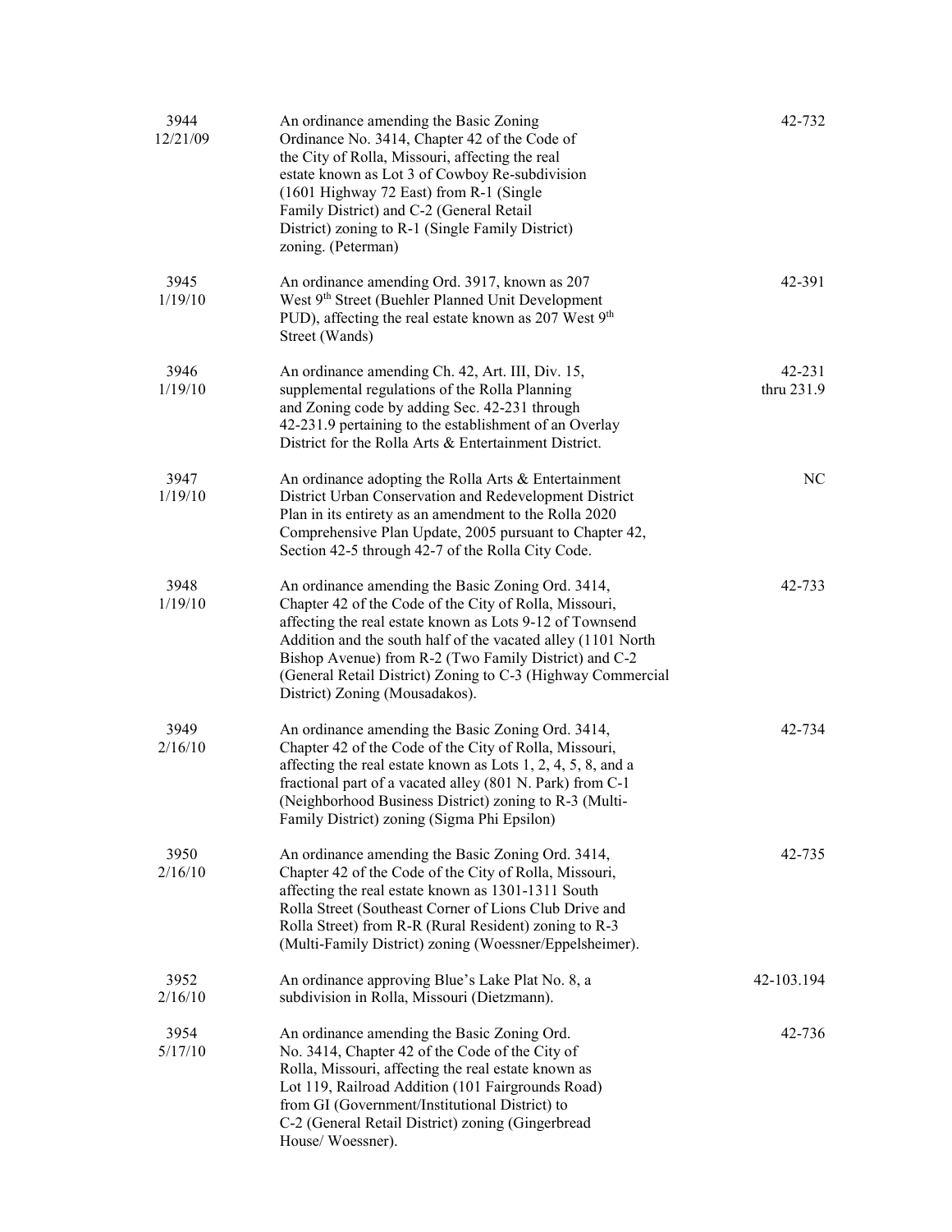| | | |
|---|---|---|
| 3944<br>12/21/09 | An ordinance amending the Basic Zoning Ordinance No. 3414, Chapter 42 of the Code of the City of Rolla, Missouri, affecting the real estate known as Lot 3 of Cowboy Re-subdivision (1601 Highway 72 East) from R-1 (Single Family District) and C-2 (General Retail District) zoning to R-1 (Single Family District) zoning. (Peterman) | 42-732 |
| 3945<br>1/19/10 | An ordinance amending Ord. 3917, known as 207 West 9th Street (Buehler Planned Unit Development PUD), affecting the real estate known as 207 West 9th Street (Wands) | 42-391 |
| 3946<br>1/19/10 | An ordinance amending Ch. 42, Art. III, Div. 15, supplemental regulations of the Rolla Planning and Zoning code by adding Sec. 42-231 through 42-231.9 pertaining to the establishment of an Overlay District for the Rolla Arts & Entertainment District. | 42-231<br>thru 231.9 |
| 3947<br>1/19/10 | An ordinance adopting the Rolla Arts & Entertainment District Urban Conservation and Redevelopment District Plan in its entirety as an amendment to the Rolla 2020 Comprehensive Plan Update, 2005 pursuant to Chapter 42, Section 42-5 through 42-7 of the Rolla City Code. | NC |
| 3948<br>1/19/10 | An ordinance amending the Basic Zoning Ord. 3414, Chapter 42 of the Code of the City of Rolla, Missouri, affecting the real estate known as Lots 9-12 of Townsend Addition and the south half of the vacated alley (1101 North Bishop Avenue) from R-2 (Two Family District) and C-2 (General Retail District) Zoning to C-3 (Highway Commercial District) Zoning (Mousadakos). | 42-733 |
| 3949<br>2/16/10 | An ordinance amending the Basic Zoning Ord. 3414, Chapter 42 of the Code of the City of Rolla, Missouri, affecting the real estate known as Lots 1, 2, 4, 5, 8, and a fractional part of a vacated alley (801 N. Park) from C-1 (Neighborhood Business District) zoning to R-3 (Multi-Family District) zoning (Sigma Phi Epsilon) | 42-734 |
| 3950<br>2/16/10 | An ordinance amending the Basic Zoning Ord. 3414, Chapter 42 of the Code of the City of Rolla, Missouri, affecting the real estate known as 1301-1311 South Rolla Street (Southeast Corner of Lions Club Drive and Rolla Street) from R-R (Rural Resident) zoning to R-3 (Multi-Family District) zoning (Woessner/Eppelsheimer). | 42-735 |
| 3952<br>2/16/10 | An ordinance approving Blue's Lake Plat No. 8, a subdivision in Rolla, Missouri (Dietzmann). | 42-103.194 |
| 3954<br>5/17/10 | An ordinance amending the Basic Zoning Ord. No. 3414, Chapter 42 of the Code of the City of Rolla, Missouri, affecting the real estate known as Lot 119, Railroad Addition (101 Fairgrounds Road) from GI (Government/Institutional District) to C-2 (General Retail District) zoning (Gingerbread House/ Woessner). | 42-736 |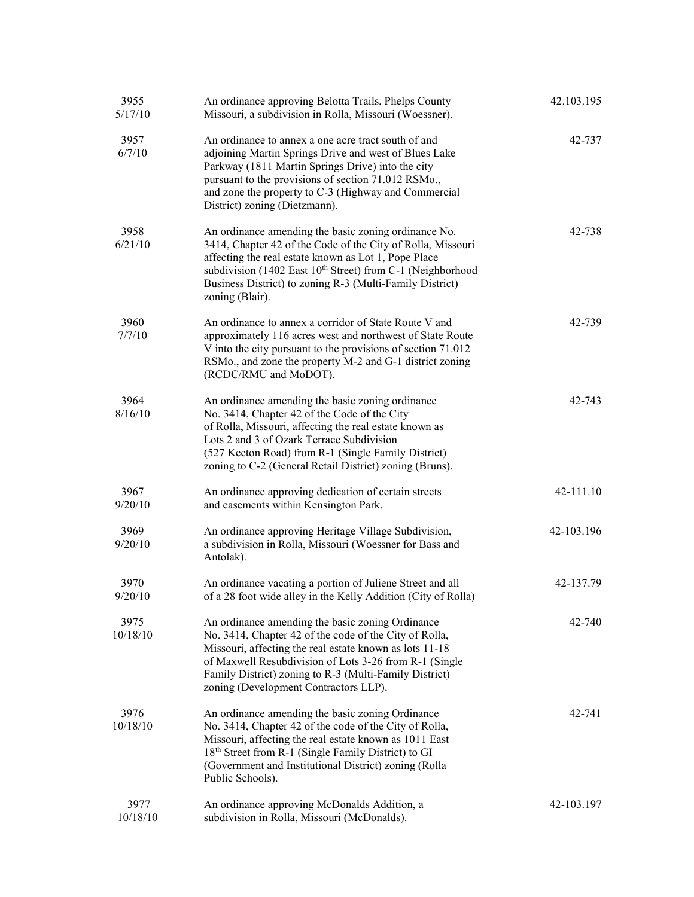| | | |
|---|---|---|
| 3955<br>5/17/10 | An ordinance approving Belotta Trails, Phelps County Missouri, a subdivision in Rolla, Missouri (Woessner). | 42.103.195 |
| 3957<br>6/7/10 | An ordinance to annex a one acre tract south of and adjoining Martin Springs Drive and west of Blues Lake Parkway (1811 Martin Springs Drive) into the city pursuant to the provisions of section 71.012 RSMo., and zone the property to C-3 (Highway and Commercial District) zoning (Dietzmann). | 42-737 |
| 3958<br>6/21/10 | An ordinance amending the basic zoning ordinance No. 3414, Chapter 42 of the Code of the City of Rolla, Missouri affecting the real estate known as Lot 1, Pope Place subdivision (1402 East 10th Street) from C-1 (Neighborhood Business District) to zoning R-3 (Multi-Family District) zoning (Blair). | 42-738 |
| 3960<br>7/7/10 | An ordinance to annex a corridor of State Route V and approximately 116 acres west and northwest of State Route V into the city pursuant to the provisions of section 71.012 RSMo., and zone the property M-2 and G-1 district zoning (RCDC/RMU and MoDOT). | 42-739 |
| 3964<br>8/16/10 | An ordinance amending the basic zoning ordinance No. 3414, Chapter 42 of the Code of the City of Rolla, Missouri, affecting the real estate known as Lots 2 and 3 of Ozark Terrace Subdivision (527 Keeton Road) from R-1 (Single Family District) zoning to C-2 (General Retail District) zoning (Bruns). | 42-743 |
| 3967<br>9/20/10 | An ordinance approving dedication of certain streets and easements within Kensington Park. | 42-111.10 |
| 3969<br>9/20/10 | An ordinance approving Heritage Village Subdivision, a subdivision in Rolla, Missouri (Woessner for Bass and Antolak). | 42-103.196 |
| 3970<br>9/20/10 | An ordinance vacating a portion of Juliene Street and all of a 28 foot wide alley in the Kelly Addition (City of Rolla) | 42-137.79 |
| 3975<br>10/18/10 | An ordinance amending the basic zoning Ordinance No. 3414, Chapter 42 of the code of the City of Rolla, Missouri, affecting the real estate known as lots 11-18 of Maxwell Resubdivision of Lots 3-26 from R-1 (Single Family District) zoning to R-3 (Multi-Family District) zoning (Development Contractors LLP). | 42-740 |
| 3976<br>10/18/10 | An ordinance amending the basic zoning Ordinance No. 3414, Chapter 42 of the code of the City of Rolla, Missouri, affecting the real estate known as 1011 East 18th Street from R-1 (Single Family District) to GI (Government and Institutional District) zoning (Rolla Public Schools). | 42-741 |
| 3977<br>10/18/10 | An ordinance approving McDonalds Addition, a subdivision in Rolla, Missouri (McDonalds). | 42-103.197 |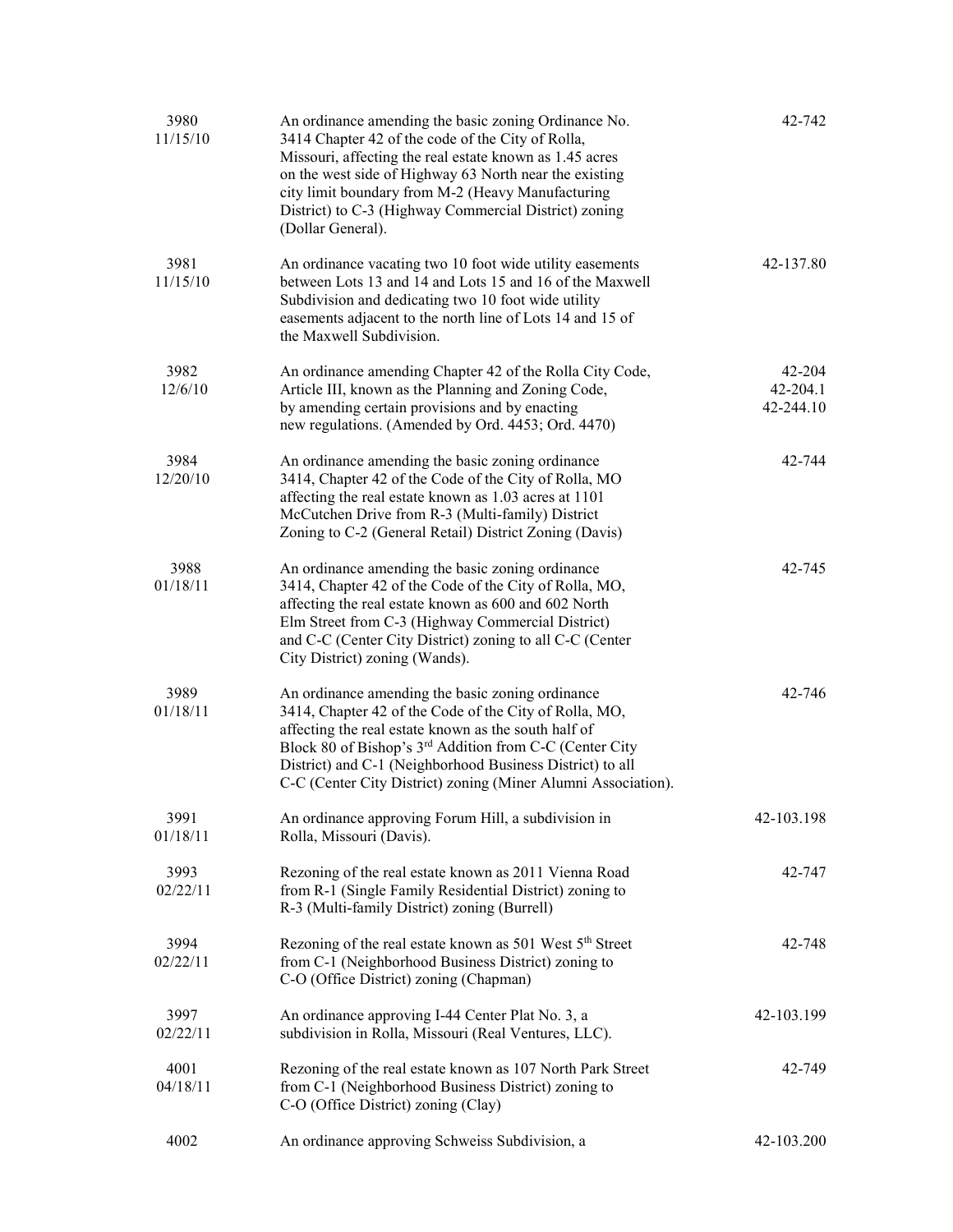| | | |
|---|---|---|
| 3980<br>11/15/10 | An ordinance amending the basic zoning Ordinance No. 3414 Chapter 42 of the code of the City of Rolla, Missouri, affecting the real estate known as 1.45 acres on the west side of Highway 63 North near the existing city limit boundary from M-2 (Heavy Manufacturing District) to C-3 (Highway Commercial District) zoning (Dollar General). | 42-742 |
| 3981<br>11/15/10 | An ordinance vacating two 10 foot wide utility easements between Lots 13 and 14 and Lots 15 and 16 of the Maxwell Subdivision and dedicating two 10 foot wide utility easements adjacent to the north line of Lots 14 and 15 of the Maxwell Subdivision. | 42-137.80 |
| 3982<br>12/6/10 | An ordinance amending Chapter 42 of the Rolla City Code, Article III, known as the Planning and Zoning Code, by amending certain provisions and by enacting new regulations. (Amended by Ord. 4453; Ord. 4470) | 42-204<br>42-204.1<br>42-244.10 |
| 3984<br>12/20/10 | An ordinance amending the basic zoning ordinance 3414, Chapter 42 of the Code of the City of Rolla, MO affecting the real estate known as 1.03 acres at 1101 McCutchen Drive from R-3 (Multi-family) District Zoning to C-2 (General Retail) District Zoning (Davis) | 42-744 |
| 3988<br>01/18/11 | An ordinance amending the basic zoning ordinance 3414, Chapter 42 of the Code of the City of Rolla, MO, affecting the real estate known as 600 and 602 North Elm Street from C-3 (Highway Commercial District) and C-C (Center City District) zoning to all C-C (Center City District) zoning (Wands). | 42-745 |
| 3989<br>01/18/11 | An ordinance amending the basic zoning ordinance 3414, Chapter 42 of the Code of the City of Rolla, MO, affecting the real estate known as the south half of Block 80 of Bishop's 3rd Addition from C-C (Center City District) and C-1 (Neighborhood Business District) to all C-C (Center City District) zoning (Miner Alumni Association). | 42-746 |
| 3991<br>01/18/11 | An ordinance approving Forum Hill, a subdivision in Rolla, Missouri (Davis). | 42-103.198 |
| 3993<br>02/22/11 | Rezoning of the real estate known as 2011 Vienna Road from R-1 (Single Family Residential District) zoning to R-3 (Multi-family District) zoning (Burrell) | 42-747 |
| 3994<br>02/22/11 | Rezoning of the real estate known as 501 West 5th Street from C-1 (Neighborhood Business District) zoning to C-O (Office District) zoning (Chapman) | 42-748 |
| 3997<br>02/22/11 | An ordinance approving I-44 Center Plat No. 3, a subdivision in Rolla, Missouri (Real Ventures, LLC). | 42-103.199 |
| 4001<br>04/18/11 | Rezoning of the real estate known as 107 North Park Street from C-1 (Neighborhood Business District) zoning to C-O (Office District) zoning (Clay) | 42-749 |
| 4002 | An ordinance approving Schweiss Subdivision, a | 42-103.200 |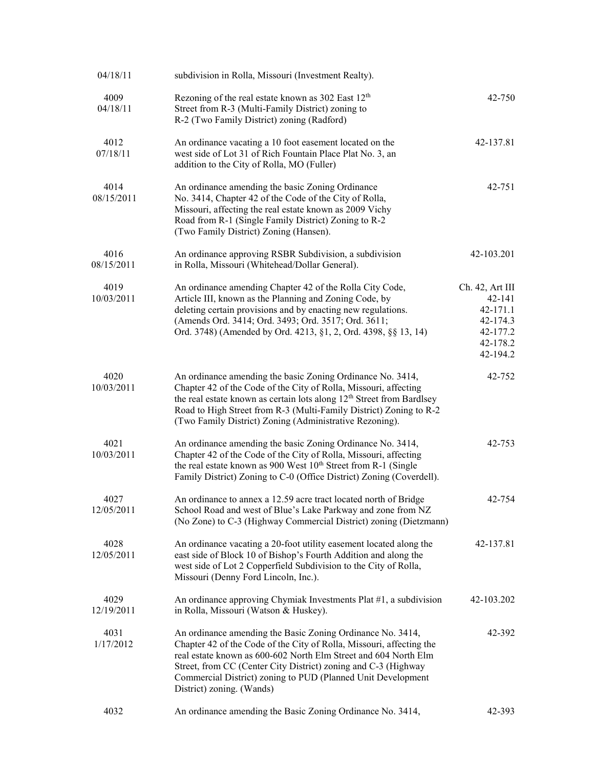| | | |
|---|---|---|
| 04/18/11 | subdivision in Rolla, Missouri (Investment Realty). | |
| 4009<br>04/18/11 | Rezoning of the real estate known as 302 East 12th Street from R-3 (Multi-Family District) zoning to R-2 (Two Family District) zoning (Radford) | 42-750 |
| 4012<br>07/18/11 | An ordinance vacating a 10 foot easement located on the west side of Lot 31 of Rich Fountain Place Plat No. 3, an addition to the City of Rolla, MO (Fuller) | 42-137.81 |
| 4014<br>08/15/2011 | An ordinance amending the basic Zoning Ordinance No. 3414, Chapter 42 of the Code of the City of Rolla, Missouri, affecting the real estate known as 2009 Vichy Road from R-1 (Single Family District) Zoning to R-2 (Two Family District) Zoning (Hansen). | 42-751 |
| 4016<br>08/15/2011 | An ordinance approving RSBR Subdivision, a subdivision in Rolla, Missouri (Whitehead/Dollar General). | 42-103.201 |
| 4019<br>10/03/2011 | An ordinance amending Chapter 42 of the Rolla City Code, Article III, known as the Planning and Zoning Code, by deleting certain provisions and by enacting new regulations. (Amends Ord. 3414; Ord. 3493; Ord. 3517; Ord. 3611; Ord. 3748) (Amended by Ord. 4213, §1, 2, Ord. 4398, §§ 13, 14) | Ch. 42, Art III<br>42-141<br>42-171.1<br>42-174.3<br>42-177.2<br>42-178.2<br>42-194.2 |
| 4020<br>10/03/2011 | An ordinance amending the basic Zoning Ordinance No. 3414, Chapter 42 of the Code of the City of Rolla, Missouri, affecting the real estate known as certain lots along 12th Street from Bardlsey Road to High Street from R-3 (Multi-Family District) Zoning to R-2 (Two Family District) Zoning (Administrative Rezoning). | 42-752 |
| 4021<br>10/03/2011 | An ordinance amending the basic Zoning Ordinance No. 3414, Chapter 42 of the Code of the City of Rolla, Missouri, affecting the real estate known as 900 West 10th Street from R-1 (Single Family District) Zoning to C-0 (Office District) Zoning (Coverdell). | 42-753 |
| 4027<br>12/05/2011 | An ordinance to annex a 12.59 acre tract located north of Bridge School Road and west of Blue's Lake Parkway and zone from NZ (No Zone) to C-3 (Highway Commercial District) zoning (Dietzmann) | 42-754 |
| 4028<br>12/05/2011 | An ordinance vacating a 20-foot utility easement located along the east side of Block 10 of Bishop's Fourth Addition and along the west side of Lot 2 Copperfield Subdivision to the City of Rolla, Missouri (Denny Ford Lincoln, Inc.). | 42-137.81 |
| 4029<br>12/19/2011 | An ordinance approving Chymiak Investments Plat #1, a subdivision in Rolla, Missouri (Watson & Huskey). | 42-103.202 |
| 4031<br>1/17/2012 | An ordinance amending the Basic Zoning Ordinance No. 3414, Chapter 42 of the Code of the City of Rolla, Missouri, affecting the real estate known as 600-602 North Elm Street and 604 North Elm Street, from CC (Center City District) zoning and C-3 (Highway Commercial District) zoning to PUD (Planned Unit Development District) zoning. (Wands) | 42-392 |
| 4032 | An ordinance amending the Basic Zoning Ordinance No. 3414, | 42-393 |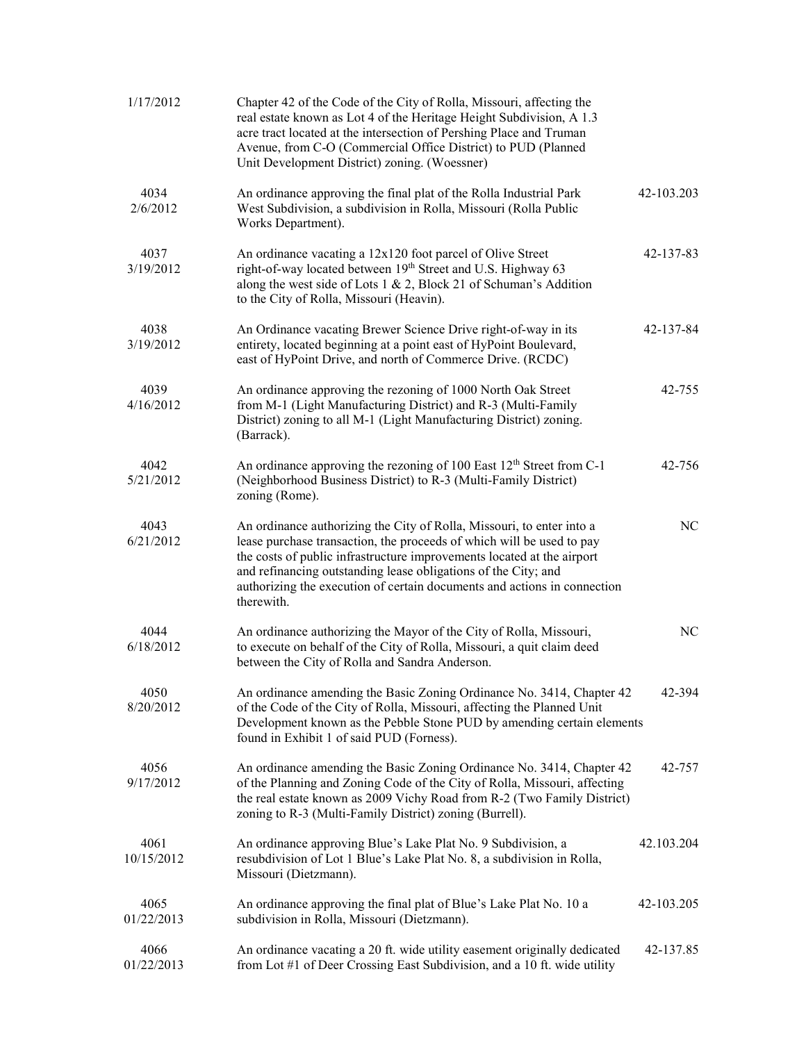| | | |
|---|---|---|
| 1/17/2012 | Chapter 42 of the Code of the City of Rolla, Missouri, affecting the real estate known as Lot 4 of the Heritage Height Subdivision, A 1.3 acre tract located at the intersection of Pershing Place and Truman Avenue, from C-O (Commercial Office District) to PUD (Planned Unit Development District) zoning. (Woessner) | |
| 4034<br>2/6/2012 | An ordinance approving the final plat of the Rolla Industrial Park West Subdivision, a subdivision in Rolla, Missouri (Rolla Public Works Department). | 42-103.203 |
| 4037<br>3/19/2012 | An ordinance vacating a 12x120 foot parcel of Olive Street right-of-way located between 19th Street and U.S. Highway 63 along the west side of Lots 1 & 2, Block 21 of Schuman's Addition to the City of Rolla, Missouri (Heavin). | 42-137-83 |
| 4038<br>3/19/2012 | An Ordinance vacating Brewer Science Drive right-of-way in its entirety, located beginning at a point east of HyPoint Boulevard, east of HyPoint Drive, and north of Commerce Drive. (RCDC) | 42-137-84 |
| 4039<br>4/16/2012 | An ordinance approving the rezoning of 1000 North Oak Street from M-1 (Light Manufacturing District) and R-3 (Multi-Family District) zoning to all M-1 (Light Manufacturing District) zoning. (Barrack). | 42-755 |
| 4042<br>5/21/2012 | An ordinance approving the rezoning of 100 East 12th Street from C-1 (Neighborhood Business District) to R-3 (Multi-Family District) zoning (Rome). | 42-756 |
| 4043<br>6/21/2012 | An ordinance authorizing the City of Rolla, Missouri, to enter into a lease purchase transaction, the proceeds of which will be used to pay the costs of public infrastructure improvements located at the airport and refinancing outstanding lease obligations of the City; and authorizing the execution of certain documents and actions in connection therewith. | NC |
| 4044<br>6/18/2012 | An ordinance authorizing the Mayor of the City of Rolla, Missouri, to execute on behalf of the City of Rolla, Missouri, a quit claim deed between the City of Rolla and Sandra Anderson. | NC |
| 4050<br>8/20/2012 | An ordinance amending the Basic Zoning Ordinance No. 3414, Chapter 42 of the Code of the City of Rolla, Missouri, affecting the Planned Unit Development known as the Pebble Stone PUD by amending certain elements found in Exhibit 1 of said PUD (Forness). | 42-394 |
| 4056<br>9/17/2012 | An ordinance amending the Basic Zoning Ordinance No. 3414, Chapter 42 of the Planning and Zoning Code of the City of Rolla, Missouri, affecting the real estate known as 2009 Vichy Road from R-2 (Two Family District) zoning to R-3 (Multi-Family District) zoning (Burrell). | 42-757 |
| 4061<br>10/15/2012 | An ordinance approving Blue's Lake Plat No. 9 Subdivision, a resubdivision of Lot 1 Blue's Lake Plat No. 8, a subdivision in Rolla, Missouri (Dietzmann). | 42.103.204 |
| 4065<br>01/22/2013 | An ordinance approving the final plat of Blue's Lake Plat No. 10 a subdivision in Rolla, Missouri (Dietzmann). | 42-103.205 |
| 4066<br>01/22/2013 | An ordinance vacating a 20 ft. wide utility easement originally dedicated from Lot #1 of Deer Crossing East Subdivision, and a 10 ft. wide utility | 42-137.85 |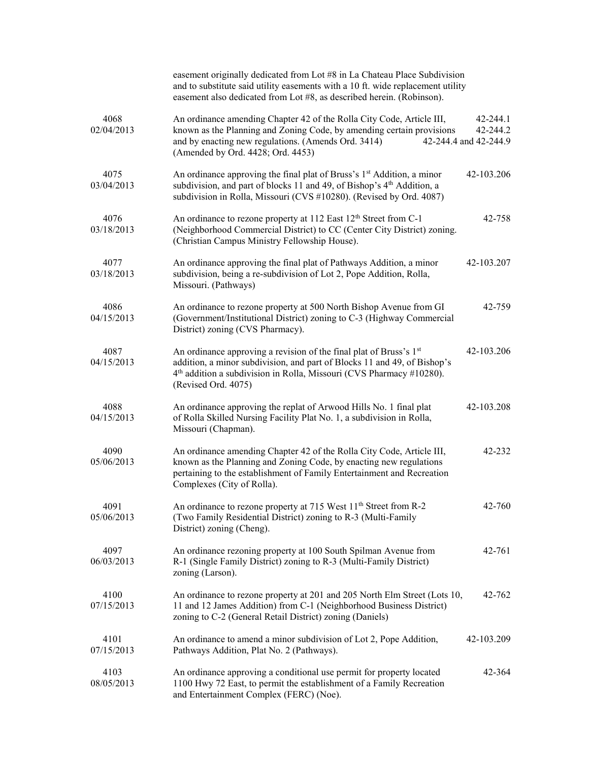| | | |
|---|---|---|
| | easement originally dedicated from Lot #8 in La Chateau Place Subdivision and to substitute said utility easements with a 10 ft. wide replacement utility easement also dedicated from Lot #8, as described herein. (Robinson). | |
| 4068<br>02/04/2013 | An ordinance amending Chapter 42 of the Rolla City Code, Article III, known as the Planning and Zoning Code, by amending certain provisions and by enacting new regulations. (Amends Ord. 3414) (Amended by Ord. 4428; Ord. 4453) | 42-244.1<br>42-244.2<br>42-244.4 and 42-244.9 |
| 4075<br>03/04/2013 | An ordinance approving the final plat of Bruss's 1st Addition, a minor subdivision, and part of blocks 11 and 49, of Bishop's 4th Addition, a subdivision in Rolla, Missouri (CVS #10280). (Revised by Ord. 4087) | 42-103.206 |
| 4076<br>03/18/2013 | An ordinance to rezone property at 112 East 12th Street from C-1 (Neighborhood Commercial District) to CC (Center City District) zoning. (Christian Campus Ministry Fellowship House). | 42-758 |
| 4077<br>03/18/2013 | An ordinance approving the final plat of Pathways Addition, a minor subdivision, being a re-subdivision of Lot 2, Pope Addition, Rolla, Missouri. (Pathways) | 42-103.207 |
| 4086<br>04/15/2013 | An ordinance to rezone property at 500 North Bishop Avenue from GI (Government/Institutional District) zoning to C-3 (Highway Commercial District) zoning (CVS Pharmacy). | 42-759 |
| 4087<br>04/15/2013 | An ordinance approving a revision of the final plat of Bruss's 1st addition, a minor subdivision, and part of Blocks 11 and 49, of Bishop's 4th addition a subdivision in Rolla, Missouri (CVS Pharmacy #10280). (Revised Ord. 4075) | 42-103.206 |
| 4088<br>04/15/2013 | An ordinance approving the replat of Arwood Hills No. 1 final plat of Rolla Skilled Nursing Facility Plat No. 1, a subdivision in Rolla, Missouri (Chapman). | 42-103.208 |
| 4090<br>05/06/2013 | An ordinance amending Chapter 42 of the Rolla City Code, Article III, known as the Planning and Zoning Code, by enacting new regulations pertaining to the establishment of Family Entertainment and Recreation Complexes (City of Rolla). | 42-232 |
| 4091<br>05/06/2013 | An ordinance to rezone property at 715 West 11th Street from R-2 (Two Family Residential District) zoning to R-3 (Multi-Family District) zoning (Cheng). | 42-760 |
| 4097<br>06/03/2013 | An ordinance rezoning property at 100 South Spilman Avenue from R-1 (Single Family District) zoning to R-3 (Multi-Family District) zoning (Larson). | 42-761 |
| 4100<br>07/15/2013 | An ordinance to rezone property at 201 and 205 North Elm Street (Lots 10, 11 and 12 James Addition) from C-1 (Neighborhood Business District) zoning to C-2 (General Retail District) zoning (Daniels) | 42-762 |
| 4101<br>07/15/2013 | An ordinance to amend a minor subdivision of Lot 2, Pope Addition, Pathways Addition, Plat No. 2 (Pathways). | 42-103.209 |
| 4103<br>08/05/2013 | An ordinance approving a conditional use permit for property located 1100 Hwy 72 East, to permit the establishment of a Family Recreation and Entertainment Complex (FERC) (Noe). | 42-364 |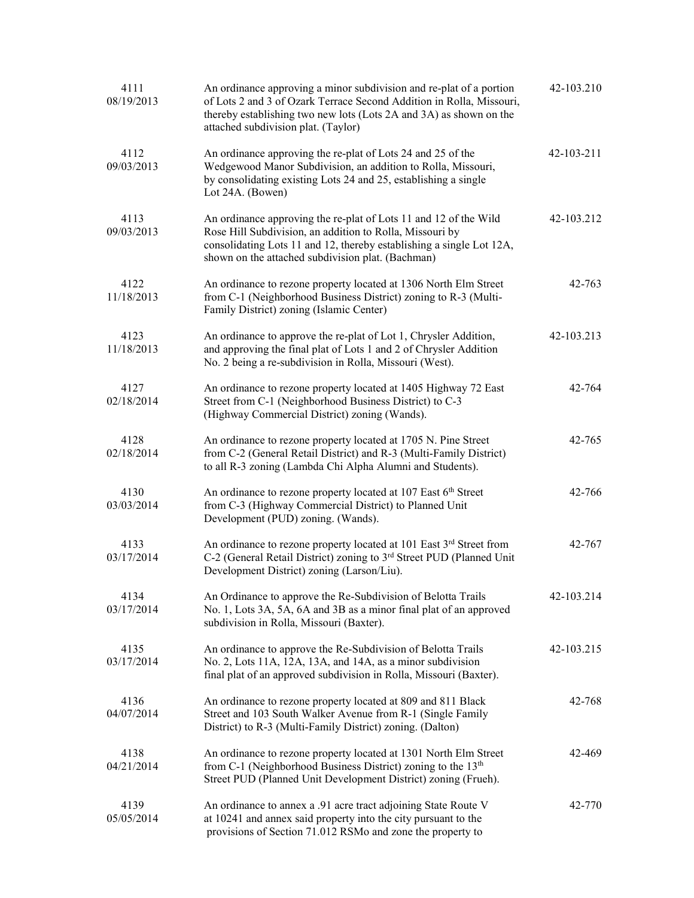| | | |
|---|---|---|
| 4111<br>08/19/2013 | An ordinance approving a minor subdivision and re-plat of a portion of Lots 2 and 3 of Ozark Terrace Second Addition in Rolla, Missouri, thereby establishing two new lots (Lots 2A and 3A) as shown on the attached subdivision plat. (Taylor) | 42-103.210 |
| 4112<br>09/03/2013 | An ordinance approving the re-plat of Lots 24 and 25 of the Wedgewood Manor Subdivision, an addition to Rolla, Missouri, by consolidating existing Lots 24 and 25, establishing a single Lot 24A. (Bowen) | 42-103-211 |
| 4113<br>09/03/2013 | An ordinance approving the re-plat of Lots 11 and 12 of the Wild Rose Hill Subdivision, an addition to Rolla, Missouri by consolidating Lots 11 and 12, thereby establishing a single Lot 12A, shown on the attached subdivision plat. (Bachman) | 42-103.212 |
| 4122<br>11/18/2013 | An ordinance to rezone property located at 1306 North Elm Street from C-1 (Neighborhood Business District) zoning to R-3 (Multi-Family District) zoning (Islamic Center) | 42-763 |
| 4123<br>11/18/2013 | An ordinance to approve the re-plat of Lot 1, Chrysler Addition, and approving the final plat of Lots 1 and 2 of Chrysler Addition No. 2 being a re-subdivision in Rolla, Missouri (West). | 42-103.213 |
| 4127<br>02/18/2014 | An ordinance to rezone property located at 1405 Highway 72 East Street from C-1 (Neighborhood Business District) to C-3 (Highway Commercial District) zoning (Wands). | 42-764 |
| 4128<br>02/18/2014 | An ordinance to rezone property located at 1705 N. Pine Street from C-2 (General Retail District) and R-3 (Multi-Family District) to all R-3 zoning (Lambda Chi Alpha Alumni and Students). | 42-765 |
| 4130<br>03/03/2014 | An ordinance to rezone property located at 107 East 6th Street from C-3 (Highway Commercial District) to Planned Unit Development (PUD) zoning. (Wands). | 42-766 |
| 4133<br>03/17/2014 | An ordinance to rezone property located at 101 East 3rd Street from C-2 (General Retail District) zoning to 3rd Street PUD (Planned Unit Development District) zoning (Larson/Liu). | 42-767 |
| 4134<br>03/17/2014 | An Ordinance to approve the Re-Subdivision of Belotta Trails No. 1, Lots 3A, 5A, 6A and 3B as a minor final plat of an approved subdivision in Rolla, Missouri (Baxter). | 42-103.214 |
| 4135<br>03/17/2014 | An ordinance to approve the Re-Subdivision of Belotta Trails No. 2, Lots 11A, 12A, 13A, and 14A, as a minor subdivision final plat of an approved subdivision in Rolla, Missouri (Baxter). | 42-103.215 |
| 4136<br>04/07/2014 | An ordinance to rezone property located at 809 and 811 Black Street and 103 South Walker Avenue from R-1 (Single Family District) to R-3 (Multi-Family District) zoning. (Dalton) | 42-768 |
| 4138<br>04/21/2014 | An ordinance to rezone property located at 1301 North Elm Street from C-1 (Neighborhood Business District) zoning to the 13th Street PUD (Planned Unit Development District) zoning (Frueh). | 42-469 |
| 4139<br>05/05/2014 | An ordinance to annex a .91 acre tract adjoining State Route V at 10241 and annex said property into the city pursuant to the provisions of Section 71.012 RSMo and zone the property to | 42-770 |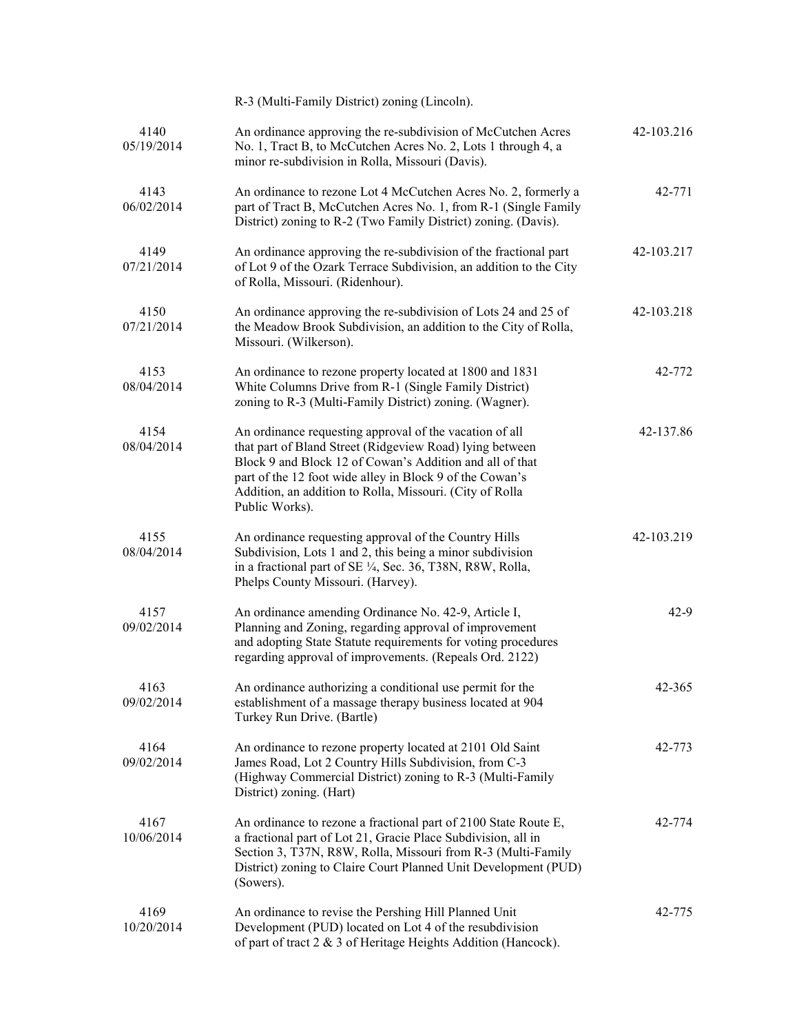|  | R-3 (Multi-Family District) zoning (Lincoln). |  |
|---|---|---|
| 4140<br>05/19/2014 | An ordinance approving the re-subdivision of McCutchen Acres No. 1, Tract B, to McCutchen Acres No. 2, Lots 1 through 4, a minor re-subdivision in Rolla, Missouri (Davis). | 42-103.216 |
| 4143<br>06/02/2014 | An ordinance to rezone Lot 4 McCutchen Acres No. 2, formerly a part of Tract B, McCutchen Acres No. 1, from R-1 (Single Family District) zoning to R-2 (Two Family District) zoning. (Davis). | 42-771 |
| 4149<br>07/21/2014 | An ordinance approving the re-subdivision of the fractional part of Lot 9 of the Ozark Terrace Subdivision, an addition to the City of Rolla, Missouri. (Ridenhour). | 42-103.217 |
| 4150<br>07/21/2014 | An ordinance approving the re-subdivision of Lots 24 and 25 of the Meadow Brook Subdivision, an addition to the City of Rolla, Missouri. (Wilkerson). | 42-103.218 |
| 4153<br>08/04/2014 | An ordinance to rezone property located at 1800 and 1831 White Columns Drive from R-1 (Single Family District) zoning to R-3 (Multi-Family District) zoning. (Wagner). | 42-772 |
| 4154<br>08/04/2014 | An ordinance requesting approval of the vacation of all that part of Bland Street (Ridgeview Road) lying between Block 9 and Block 12 of Cowan's Addition and all of that part of the 12 foot wide alley in Block 9 of the Cowan's Addition, an addition to Rolla, Missouri. (City of Rolla Public Works). | 42-137.86 |
| 4155<br>08/04/2014 | An ordinance requesting approval of the Country Hills Subdivision, Lots 1 and 2, this being a minor subdivision in a fractional part of SE ¼, Sec. 36, T38N, R8W, Rolla, Phelps County Missouri. (Harvey). | 42-103.219 |
| 4157<br>09/02/2014 | An ordinance amending Ordinance No. 42-9, Article I, Planning and Zoning, regarding approval of improvement and adopting State Statute requirements for voting procedures regarding approval of improvements. (Repeals Ord. 2122) | 42-9 |
| 4163<br>09/02/2014 | An ordinance authorizing a conditional use permit for the establishment of a massage therapy business located at 904 Turkey Run Drive. (Bartle) | 42-365 |
| 4164<br>09/02/2014 | An ordinance to rezone property located at 2101 Old Saint James Road, Lot 2 Country Hills Subdivision, from C-3 (Highway Commercial District) zoning to R-3 (Multi-Family District) zoning. (Hart) | 42-773 |
| 4167<br>10/06/2014 | An ordinance to rezone a fractional part of 2100 State Route E, a fractional part of Lot 21, Gracie Place Subdivision, all in Section 3, T37N, R8W, Rolla, Missouri from R-3 (Multi-Family District) zoning to Claire Court Planned Unit Development (PUD) (Sowers). | 42-774 |
| 4169<br>10/20/2014 | An ordinance to revise the Pershing Hill Planned Unit Development (PUD) located on Lot 4 of the resubdivision of part of tract 2 & 3 of Heritage Heights Addition (Hancock). | 42-775 |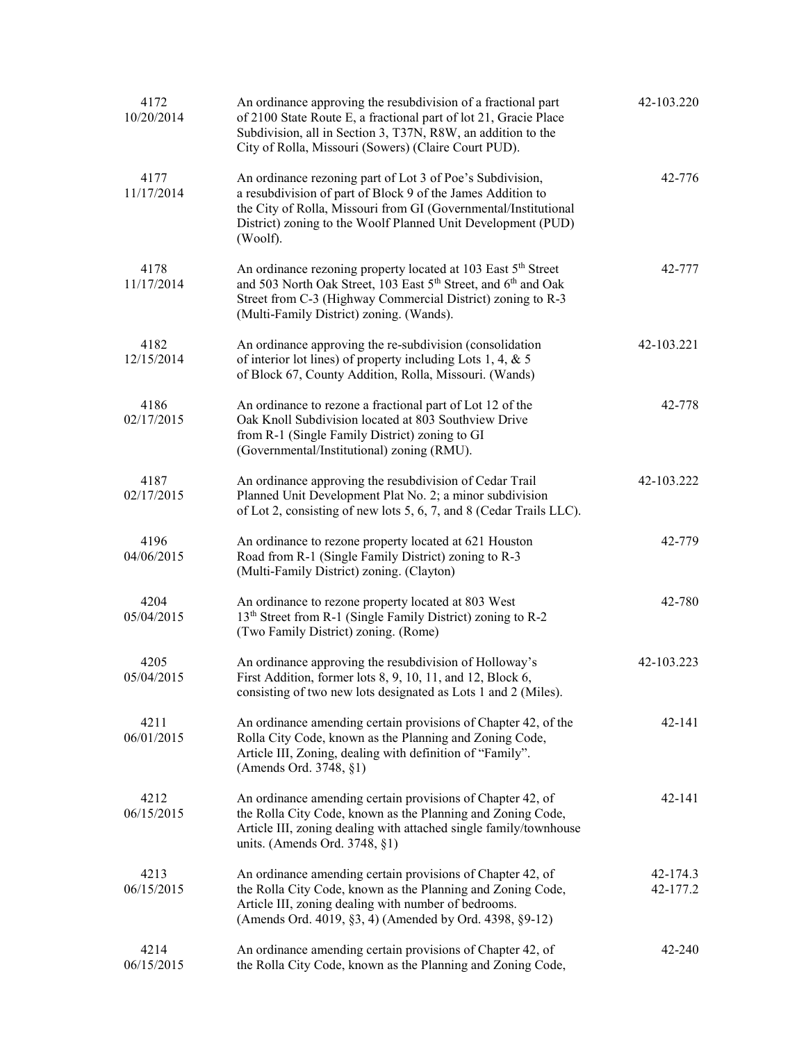| | | |
|---|---|---|
| 4172<br>10/20/2014 | An ordinance approving the resubdivision of a fractional part of 2100 State Route E, a fractional part of lot 21, Gracie Place Subdivision, all in Section 3, T37N, R8W, an addition to the City of Rolla, Missouri (Sowers) (Claire Court PUD). | 42-103.220 |
| 4177<br>11/17/2014 | An ordinance rezoning part of Lot 3 of Poe's Subdivision, a resubdivision of part of Block 9 of the James Addition to the City of Rolla, Missouri from GI (Governmental/Institutional District) zoning to the Woolf Planned Unit Development (PUD) (Woolf). | 42-776 |
| 4178<br>11/17/2014 | An ordinance rezoning property located at 103 East 5th Street and 503 North Oak Street, 103 East 5th Street, and 6th and Oak Street from C-3 (Highway Commercial District) zoning to R-3 (Multi-Family District) zoning. (Wands). | 42-777 |
| 4182<br>12/15/2014 | An ordinance approving the re-subdivision (consolidation of interior lot lines) of property including Lots 1, 4, & 5 of Block 67, County Addition, Rolla, Missouri. (Wands) | 42-103.221 |
| 4186<br>02/17/2015 | An ordinance to rezone a fractional part of Lot 12 of the Oak Knoll Subdivision located at 803 Southview Drive from R-1 (Single Family District) zoning to GI (Governmental/Institutional) zoning (RMU). | 42-778 |
| 4187<br>02/17/2015 | An ordinance approving the resubdivision of Cedar Trail Planned Unit Development Plat No. 2; a minor subdivision of Lot 2, consisting of new lots 5, 6, 7, and 8 (Cedar Trails LLC). | 42-103.222 |
| 4196<br>04/06/2015 | An ordinance to rezone property located at 621 Houston Road from R-1 (Single Family District) zoning to R-3 (Multi-Family District) zoning. (Clayton) | 42-779 |
| 4204<br>05/04/2015 | An ordinance to rezone property located at 803 West 13th Street from R-1 (Single Family District) zoning to R-2 (Two Family District) zoning. (Rome) | 42-780 |
| 4205<br>05/04/2015 | An ordinance approving the resubdivision of Holloway's First Addition, former lots 8, 9, 10, 11, and 12, Block 6, consisting of two new lots designated as Lots 1 and 2 (Miles). | 42-103.223 |
| 4211<br>06/01/2015 | An ordinance amending certain provisions of Chapter 42, of the Rolla City Code, known as the Planning and Zoning Code, Article III, Zoning, dealing with definition of "Family". (Amends Ord. 3748, §1) | 42-141 |
| 4212<br>06/15/2015 | An ordinance amending certain provisions of Chapter 42, of the Rolla City Code, known as the Planning and Zoning Code, Article III, zoning dealing with attached single family/townhouse units. (Amends Ord. 3748, §1) | 42-141 |
| 4213<br>06/15/2015 | An ordinance amending certain provisions of Chapter 42, of the Rolla City Code, known as the Planning and Zoning Code, Article III, zoning dealing with number of bedrooms. (Amends Ord. 4019, §3, 4) (Amended by Ord. 4398, §9-12) | 42-174.3<br>42-177.2 |
| 4214<br>06/15/2015 | An ordinance amending certain provisions of Chapter 42, of the Rolla City Code, known as the Planning and Zoning Code, | 42-240 |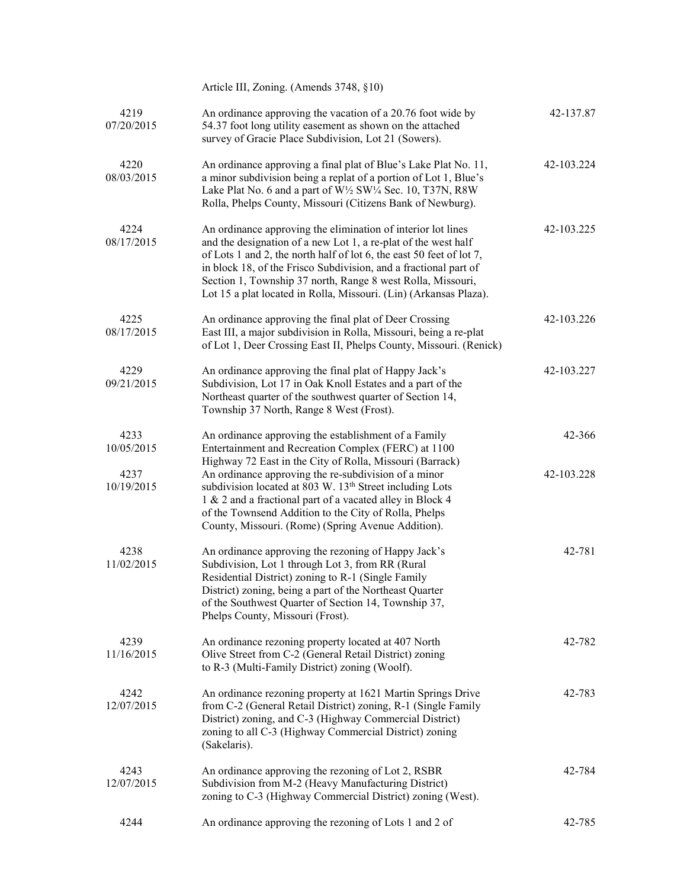| | Article III, Zoning. (Amends 3748, §10) | |
|---|---|---|
| 4219<br>07/20/2015 | An ordinance approving the vacation of a 20.76 foot wide by 54.37 foot long utility easement as shown on the attached survey of Gracie Place Subdivision, Lot 21 (Sowers). | 42-137.87 |
| 4220<br>08/03/2015 | An ordinance approving a final plat of Blue's Lake Plat No. 11, a minor subdivision being a replat of a portion of Lot 1, Blue's Lake Plat No. 6 and a part of W½ SW¼ Sec. 10, T37N, R8W Rolla, Phelps County, Missouri (Citizens Bank of Newburg). | 42-103.224 |
| 4224<br>08/17/2015 | An ordinance approving the elimination of interior lot lines and the designation of a new Lot 1, a re-plat of the west half of Lots 1 and 2, the north half of lot 6, the east 50 feet of lot 7, in block 18, of the Frisco Subdivision, and a fractional part of Section 1, Township 37 north, Range 8 west Rolla, Missouri, Lot 15 a plat located in Rolla, Missouri. (Lin) (Arkansas Plaza). | 42-103.225 |
| 4225<br>08/17/2015 | An ordinance approving the final plat of Deer Crossing East III, a major subdivision in Rolla, Missouri, being a re-plat of Lot 1, Deer Crossing East II, Phelps County, Missouri. (Renick) | 42-103.226 |
| 4229<br>09/21/2015 | An ordinance approving the final plat of Happy Jack's Subdivision, Lot 17 in Oak Knoll Estates and a part of the Northeast quarter of the southwest quarter of Section 14, Township 37 North, Range 8 West (Frost). | 42-103.227 |
| 4233<br>10/05/2015 | An ordinance approving the establishment of a Family Entertainment and Recreation Complex (FERC) at 1100 Highway 72 East in the City of Rolla, Missouri (Barrack) | 42-366 |
| 4237<br>10/19/2015 | An ordinance approving the re-subdivision of a minor subdivision located at 803 W. 13th Street including Lots 1 & 2 and a fractional part of a vacated alley in Block 4 of the Townsend Addition to the City of Rolla, Phelps County, Missouri. (Rome) (Spring Avenue Addition). | 42-103.228 |
| 4238<br>11/02/2015 | An ordinance approving the rezoning of Happy Jack's Subdivision, Lot 1 through Lot 3, from RR (Rural Residential District) zoning to R-1 (Single Family District) zoning, being a part of the Northeast Quarter of the Southwest Quarter of Section 14, Township 37, Phelps County, Missouri (Frost). | 42-781 |
| 4239<br>11/16/2015 | An ordinance rezoning property located at 407 North Olive Street from C-2 (General Retail District) zoning to R-3 (Multi-Family District) zoning (Woolf). | 42-782 |
| 4242<br>12/07/2015 | An ordinance rezoning property at 1621 Martin Springs Drive from C-2 (General Retail District) zoning, R-1 (Single Family District) zoning, and C-3 (Highway Commercial District) zoning to all C-3 (Highway Commercial District) zoning (Sakelaris). | 42-783 |
| 4243<br>12/07/2015 | An ordinance approving the rezoning of Lot 2, RSBR Subdivision from M-2 (Heavy Manufacturing District) zoning to C-3 (Highway Commercial District) zoning (West). | 42-784 |
| 4244 | An ordinance approving the rezoning of Lots 1 and 2 of | 42-785 |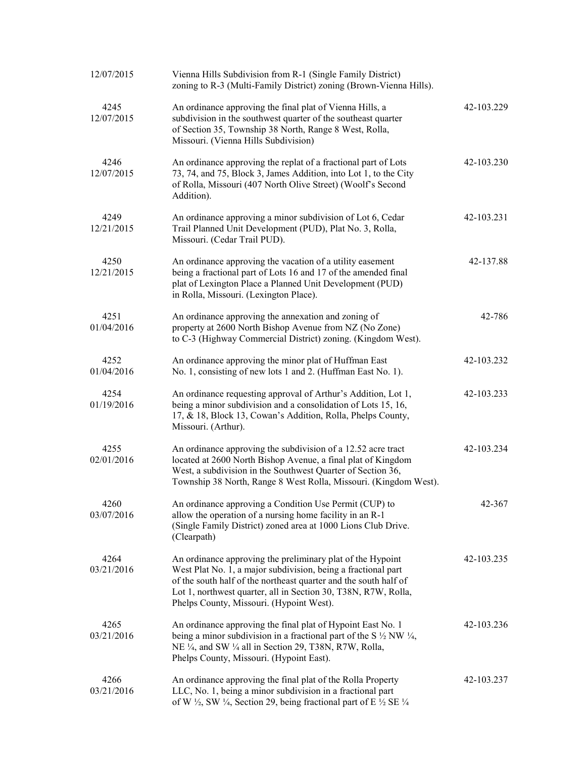| | | |
|---|---|---|
| 12/07/2015 | Vienna Hills Subdivision from R-1 (Single Family District) zoning to R-3 (Multi-Family District) zoning (Brown-Vienna Hills). | |
| 4245<br>12/07/2015 | An ordinance approving the final plat of Vienna Hills, a subdivision in the southwest quarter of the southeast quarter of Section 35, Township 38 North, Range 8 West, Rolla, Missouri. (Vienna Hills Subdivision) | 42-103.229 |
| 4246<br>12/07/2015 | An ordinance approving the replat of a fractional part of Lots 73, 74, and 75, Block 3, James Addition, into Lot 1, to the City of Rolla, Missouri (407 North Olive Street) (Woolf's Second Addition). | 42-103.230 |
| 4249<br>12/21/2015 | An ordinance approving a minor subdivision of Lot 6, Cedar Trail Planned Unit Development (PUD), Plat No. 3, Rolla, Missouri. (Cedar Trail PUD). | 42-103.231 |
| 4250<br>12/21/2015 | An ordinance approving the vacation of a utility easement being a fractional part of Lots 16 and 17 of the amended final plat of Lexington Place a Planned Unit Development (PUD) in Rolla, Missouri. (Lexington Place). | 42-137.88 |
| 4251<br>01/04/2016 | An ordinance approving the annexation and zoning of property at 2600 North Bishop Avenue from NZ (No Zone) to C-3 (Highway Commercial District) zoning. (Kingdom West). | 42-786 |
| 4252<br>01/04/2016 | An ordinance approving the minor plat of Huffman East No. 1, consisting of new lots 1 and 2. (Huffman East No. 1). | 42-103.232 |
| 4254<br>01/19/2016 | An ordinance requesting approval of Arthur's Addition, Lot 1, being a minor subdivision and a consolidation of Lots 15, 16, 17, & 18, Block 13, Cowan's Addition, Rolla, Phelps County, Missouri. (Arthur). | 42-103.233 |
| 4255<br>02/01/2016 | An ordinance approving the subdivision of a 12.52 acre tract located at 2600 North Bishop Avenue, a final plat of Kingdom West, a subdivision in the Southwest Quarter of Section 36, Township 38 North, Range 8 West Rolla, Missouri. (Kingdom West). | 42-103.234 |
| 4260<br>03/07/2016 | An ordinance approving a Condition Use Permit (CUP) to allow the operation of a nursing home facility in an R-1 (Single Family District) zoned area at 1000 Lions Club Drive. (Clearpath) | 42-367 |
| 4264<br>03/21/2016 | An ordinance approving the preliminary plat of the Hypoint West Plat No. 1, a major subdivision, being a fractional part of the south half of the northeast quarter and the south half of Lot 1, northwest quarter, all in Section 30, T38N, R7W, Rolla, Phelps County, Missouri. (Hypoint West). | 42-103.235 |
| 4265<br>03/21/2016 | An ordinance approving the final plat of Hypoint East No. 1 being a minor subdivision in a fractional part of the S ½ NW ¼, NE ¼, and SW ¼ all in Section 29, T38N, R7W, Rolla, Phelps County, Missouri. (Hypoint East). | 42-103.236 |
| 4266<br>03/21/2016 | An ordinance approving the final plat of the Rolla Property LLC, No. 1, being a minor subdivision in a fractional part of W ½, SW ¼, Section 29, being fractional part of E ½ SE ¼ | 42-103.237 |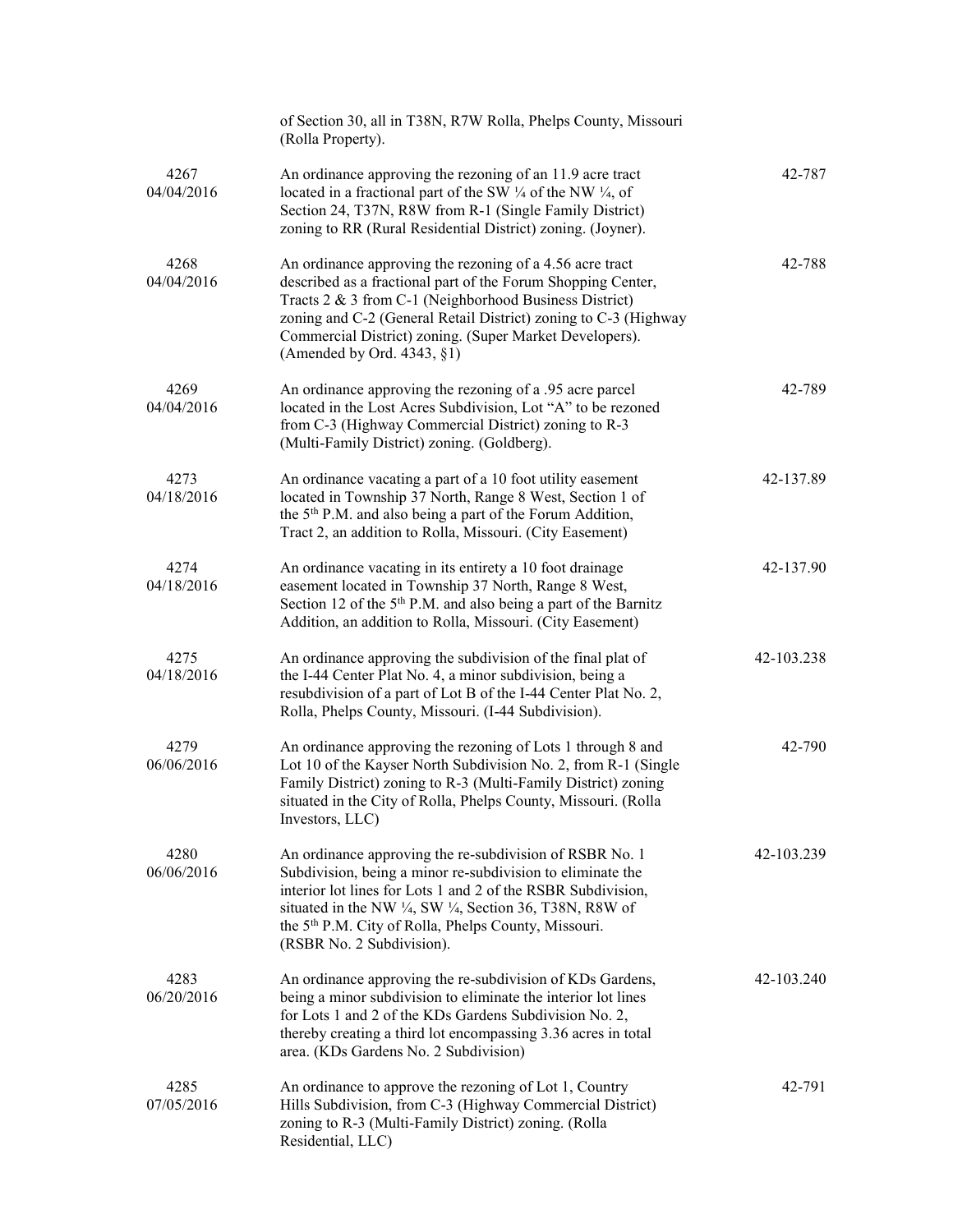| | | |
|---|---|---|
| | of Section 30, all in T38N, R7W Rolla, Phelps County, Missouri (Rolla Property). | |
| 4267<br>04/04/2016 | An ordinance approving the rezoning of an 11.9 acre tract located in a fractional part of the SW ¼ of the NW ¼, of Section 24, T37N, R8W from R-1 (Single Family District) zoning to RR (Rural Residential District) zoning. (Joyner). | 42-787 |
| 4268<br>04/04/2016 | An ordinance approving the rezoning of a 4.56 acre tract described as a fractional part of the Forum Shopping Center, Tracts 2 & 3 from C-1 (Neighborhood Business District) zoning and C-2 (General Retail District) zoning to C-3 (Highway Commercial District) zoning. (Super Market Developers). (Amended by Ord. 4343, §1) | 42-788 |
| 4269<br>04/04/2016 | An ordinance approving the rezoning of a .95 acre parcel located in the Lost Acres Subdivision, Lot "A" to be rezoned from C-3 (Highway Commercial District) zoning to R-3 (Multi-Family District) zoning. (Goldberg). | 42-789 |
| 4273<br>04/18/2016 | An ordinance vacating a part of a 10 foot utility easement located in Township 37 North, Range 8 West, Section 1 of the 5th P.M. and also being a part of the Forum Addition, Tract 2, an addition to Rolla, Missouri. (City Easement) | 42-137.89 |
| 4274<br>04/18/2016 | An ordinance vacating in its entirety a 10 foot drainage easement located in Township 37 North, Range 8 West, Section 12 of the 5th P.M. and also being a part of the Barnitz Addition, an addition to Rolla, Missouri. (City Easement) | 42-137.90 |
| 4275<br>04/18/2016 | An ordinance approving the subdivision of the final plat of the I-44 Center Plat No. 4, a minor subdivision, being a resubdivision of a part of Lot B of the I-44 Center Plat No. 2, Rolla, Phelps County, Missouri. (I-44 Subdivision). | 42-103.238 |
| 4279<br>06/06/2016 | An ordinance approving the rezoning of Lots 1 through 8 and Lot 10 of the Kayser North Subdivision No. 2, from R-1 (Single Family District) zoning to R-3 (Multi-Family District) zoning situated in the City of Rolla, Phelps County, Missouri. (Rolla Investors, LLC) | 42-790 |
| 4280<br>06/06/2016 | An ordinance approving the re-subdivision of RSBR No. 1 Subdivision, being a minor re-subdivision to eliminate the interior lot lines for Lots 1 and 2 of the RSBR Subdivision, situated in the NW ¼, SW ¼, Section 36, T38N, R8W of the 5th P.M. City of Rolla, Phelps County, Missouri. (RSBR No. 2 Subdivision). | 42-103.239 |
| 4283<br>06/20/2016 | An ordinance approving the re-subdivision of KDs Gardens, being a minor subdivision to eliminate the interior lot lines for Lots 1 and 2 of the KDs Gardens Subdivision No. 2, thereby creating a third lot encompassing 3.36 acres in total area. (KDs Gardens No. 2 Subdivision) | 42-103.240 |
| 4285<br>07/05/2016 | An ordinance to approve the rezoning of Lot 1, Country Hills Subdivision, from C-3 (Highway Commercial District) zoning to R-3 (Multi-Family District) zoning. (Rolla Residential, LLC) | 42-791 |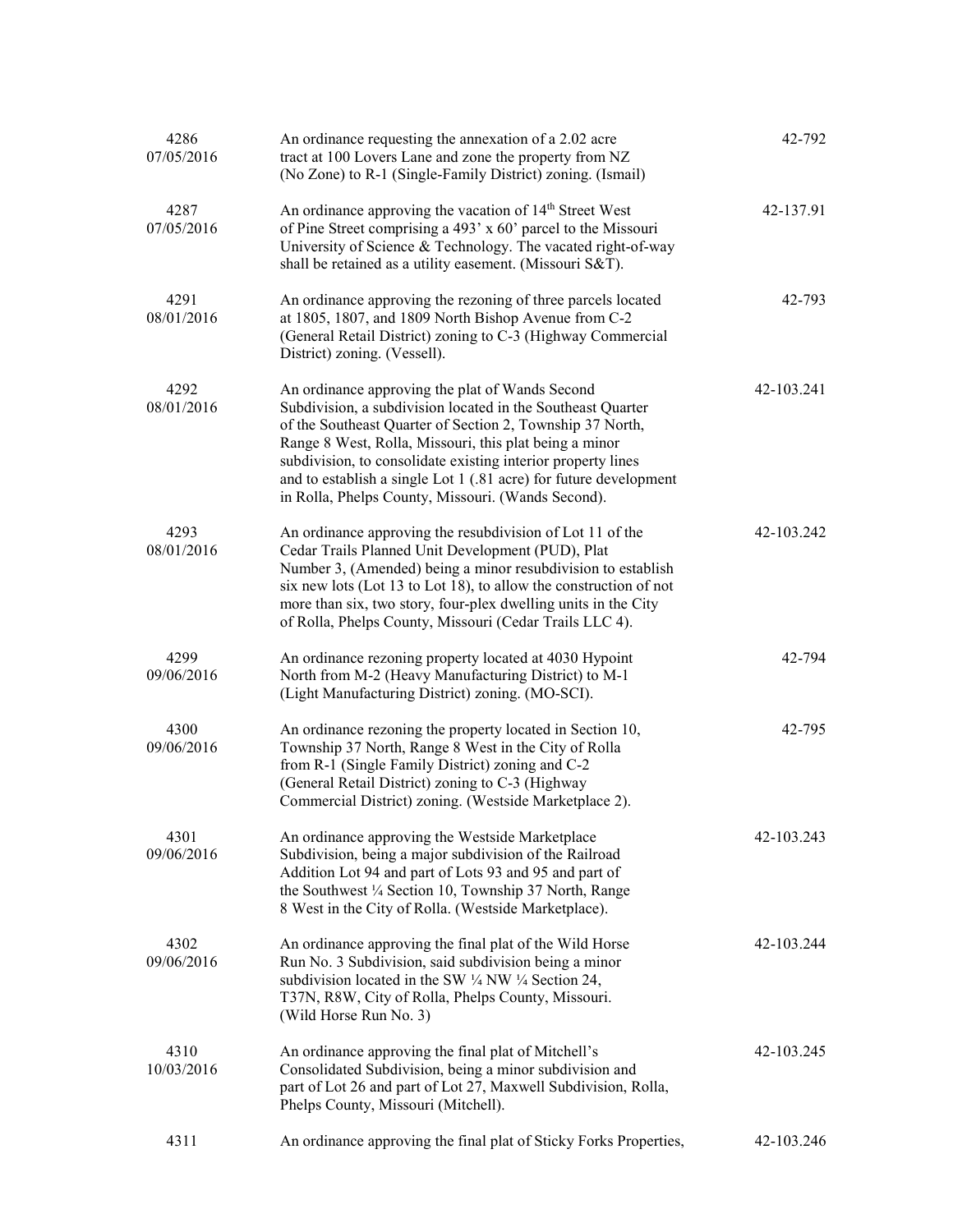| | | |
|---|---|---|
| 4286<br>07/05/2016 | An ordinance requesting the annexation of a 2.02 acre tract at 100 Lovers Lane and zone the property from NZ (No Zone) to R-1 (Single-Family District) zoning. (Ismail) | 42-792 |
| 4287<br>07/05/2016 | An ordinance approving the vacation of 14th Street West of Pine Street comprising a 493' x 60' parcel to the Missouri University of Science & Technology. The vacated right-of-way shall be retained as a utility easement. (Missouri S&T). | 42-137.91 |
| 4291<br>08/01/2016 | An ordinance approving the rezoning of three parcels located at 1805, 1807, and 1809 North Bishop Avenue from C-2 (General Retail District) zoning to C-3 (Highway Commercial District) zoning. (Vessell). | 42-793 |
| 4292<br>08/01/2016 | An ordinance approving the plat of Wands Second Subdivision, a subdivision located in the Southeast Quarter of the Southeast Quarter of Section 2, Township 37 North, Range 8 West, Rolla, Missouri, this plat being a minor subdivision, to consolidate existing interior property lines and to establish a single Lot 1 (.81 acre) for future development in Rolla, Phelps County, Missouri. (Wands Second). | 42-103.241 |
| 4293<br>08/01/2016 | An ordinance approving the resubdivision of Lot 11 of the Cedar Trails Planned Unit Development (PUD), Plat Number 3, (Amended) being a minor resubdivision to establish six new lots (Lot 13 to Lot 18), to allow the construction of not more than six, two story, four-plex dwelling units in the City of Rolla, Phelps County, Missouri (Cedar Trails LLC 4). | 42-103.242 |
| 4299<br>09/06/2016 | An ordinance rezoning property located at 4030 Hypoint North from M-2 (Heavy Manufacturing District) to M-1 (Light Manufacturing District) zoning. (MO-SCI). | 42-794 |
| 4300<br>09/06/2016 | An ordinance rezoning the property located in Section 10, Township 37 North, Range 8 West in the City of Rolla from R-1 (Single Family District) zoning and C-2 (General Retail District) zoning to C-3 (Highway Commercial District) zoning. (Westside Marketplace 2). | 42-795 |
| 4301<br>09/06/2016 | An ordinance approving the Westside Marketplace Subdivision, being a major subdivision of the Railroad Addition Lot 94 and part of Lots 93 and 95 and part of the Southwest ¼ Section 10, Township 37 North, Range 8 West in the City of Rolla. (Westside Marketplace). | 42-103.243 |
| 4302<br>09/06/2016 | An ordinance approving the final plat of the Wild Horse Run No. 3 Subdivision, said subdivision being a minor subdivision located in the SW ¼ NW ¼ Section 24, T37N, R8W, City of Rolla, Phelps County, Missouri. (Wild Horse Run No. 3) | 42-103.244 |
| 4310<br>10/03/2016 | An ordinance approving the final plat of Mitchell's Consolidated Subdivision, being a minor subdivision and part of Lot 26 and part of Lot 27, Maxwell Subdivision, Rolla, Phelps County, Missouri (Mitchell). | 42-103.245 |
| 4311 | An ordinance approving the final plat of Sticky Forks Properties, | 42-103.246 |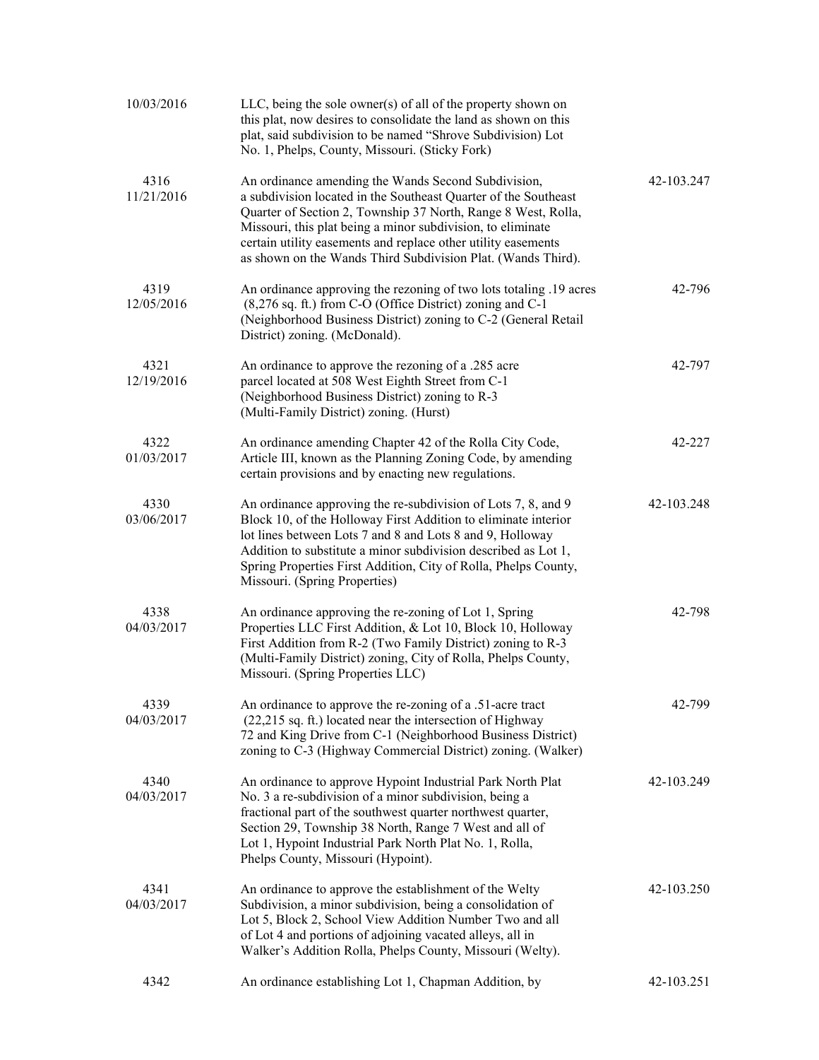| | | |
|---|---|---|
| 10/03/2016 | LLC, being the sole owner(s) of all of the property shown on this plat, now desires to consolidate the land as shown on this plat, said subdivision to be named "Shrove Subdivision) Lot No. 1, Phelps, County, Missouri. (Sticky Fork) | |
| 4316<br>11/21/2016 | An ordinance amending the Wands Second Subdivision, a subdivision located in the Southeast Quarter of the Southeast Quarter of Section 2, Township 37 North, Range 8 West, Rolla, Missouri, this plat being a minor subdivision, to eliminate certain utility easements and replace other utility easements as shown on the Wands Third Subdivision Plat. (Wands Third). | 42-103.247 |
| 4319<br>12/05/2016 | An ordinance approving the rezoning of two lots totaling .19 acres (8,276 sq. ft.) from C-O (Office District) zoning and C-1 (Neighborhood Business District) zoning to C-2 (General Retail District) zoning. (McDonald). | 42-796 |
| 4321<br>12/19/2016 | An ordinance to approve the rezoning of a .285 acre parcel located at 508 West Eighth Street from C-1 (Neighborhood Business District) zoning to R-3 (Multi-Family District) zoning. (Hurst) | 42-797 |
| 4322<br>01/03/2017 | An ordinance amending Chapter 42 of the Rolla City Code, Article III, known as the Planning Zoning Code, by amending certain provisions and by enacting new regulations. | 42-227 |
| 4330<br>03/06/2017 | An ordinance approving the re-subdivision of Lots 7, 8, and 9 Block 10, of the Holloway First Addition to eliminate interior lot lines between Lots 7 and 8 and Lots 8 and 9, Holloway Addition to substitute a minor subdivision described as Lot 1, Spring Properties First Addition, City of Rolla, Phelps County, Missouri. (Spring Properties) | 42-103.248 |
| 4338<br>04/03/2017 | An ordinance approving the re-zoning of Lot 1, Spring Properties LLC First Addition, & Lot 10, Block 10, Holloway First Addition from R-2 (Two Family District) zoning to R-3 (Multi-Family District) zoning, City of Rolla, Phelps County, Missouri. (Spring Properties LLC) | 42-798 |
| 4339<br>04/03/2017 | An ordinance to approve the re-zoning of a .51-acre tract (22,215 sq. ft.) located near the intersection of Highway 72 and King Drive from C-1 (Neighborhood Business District) zoning to C-3 (Highway Commercial District) zoning. (Walker) | 42-799 |
| 4340<br>04/03/2017 | An ordinance to approve Hypoint Industrial Park North Plat No. 3 a re-subdivision of a minor subdivision, being a fractional part of the southwest quarter northwest quarter, Section 29, Township 38 North, Range 7 West and all of Lot 1, Hypoint Industrial Park North Plat No. 1, Rolla, Phelps County, Missouri (Hypoint). | 42-103.249 |
| 4341<br>04/03/2017 | An ordinance to approve the establishment of the Welty Subdivision, a minor subdivision, being a consolidation of Lot 5, Block 2, School View Addition Number Two and all of Lot 4 and portions of adjoining vacated alleys, all in Walker's Addition Rolla, Phelps County, Missouri (Welty). | 42-103.250 |
| 4342 | An ordinance establishing Lot 1, Chapman Addition, by | 42-103.251 |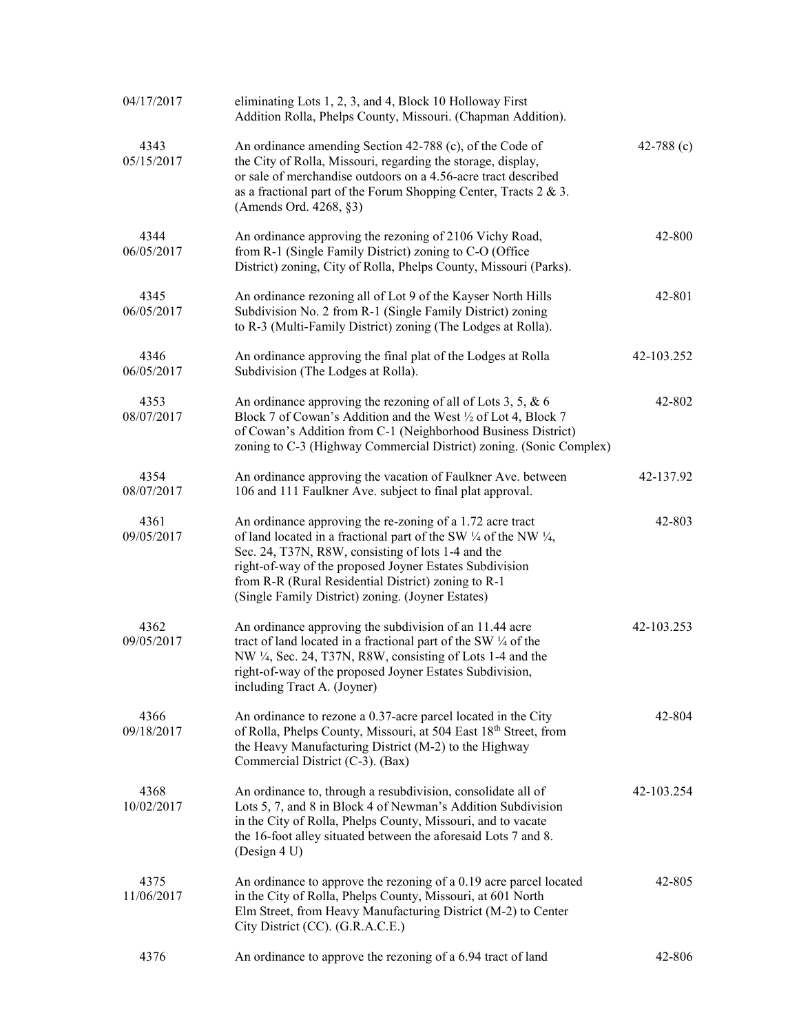| | | |
|---|---|---|
| 04/17/2017 | eliminating Lots 1, 2, 3, and 4, Block 10 Holloway First Addition Rolla, Phelps County, Missouri. (Chapman Addition). | |
| 4343<br>05/15/2017 | An ordinance amending Section 42-788 (c), of the Code of the City of Rolla, Missouri, regarding the storage, display, or sale of merchandise outdoors on a 4.56-acre tract described as a fractional part of the Forum Shopping Center, Tracts 2 & 3. (Amends Ord. 4268, §3) | 42-788 (c) |
| 4344<br>06/05/2017 | An ordinance approving the rezoning of 2106 Vichy Road, from R-1 (Single Family District) zoning to C-O (Office District) zoning, City of Rolla, Phelps County, Missouri (Parks). | 42-800 |
| 4345<br>06/05/2017 | An ordinance rezoning all of Lot 9 of the Kayser North Hills Subdivision No. 2 from R-1 (Single Family District) zoning to R-3 (Multi-Family District) zoning (The Lodges at Rolla). | 42-801 |
| 4346<br>06/05/2017 | An ordinance approving the final plat of the Lodges at Rolla Subdivision (The Lodges at Rolla). | 42-103.252 |
| 4353<br>08/07/2017 | An ordinance approving the rezoning of all of Lots 3, 5, & 6 Block 7 of Cowan's Addition and the West ½ of Lot 4, Block 7 of Cowan's Addition from C-1 (Neighborhood Business District) zoning to C-3 (Highway Commercial District) zoning. (Sonic Complex) | 42-802 |
| 4354<br>08/07/2017 | An ordinance approving the vacation of Faulkner Ave. between 106 and 111 Faulkner Ave. subject to final plat approval. | 42-137.92 |
| 4361<br>09/05/2017 | An ordinance approving the re-zoning of a 1.72 acre tract of land located in a fractional part of the SW ¼ of the NW ¼, Sec. 24, T37N, R8W, consisting of lots 1-4 and the right-of-way of the proposed Joyner Estates Subdivision from R-R (Rural Residential District) zoning to R-1 (Single Family District) zoning. (Joyner Estates) | 42-803 |
| 4362<br>09/05/2017 | An ordinance approving the subdivision of an 11.44 acre tract of land located in a fractional part of the SW ¼ of the NW ¼, Sec. 24, T37N, R8W, consisting of Lots 1-4 and the right-of-way of the proposed Joyner Estates Subdivision, including Tract A. (Joyner) | 42-103.253 |
| 4366<br>09/18/2017 | An ordinance to rezone a 0.37-acre parcel located in the City of Rolla, Phelps County, Missouri, at 504 East 18th Street, from the Heavy Manufacturing District (M-2) to the Highway Commercial District (C-3). (Bax) | 42-804 |
| 4368<br>10/02/2017 | An ordinance to, through a resubdivision, consolidate all of Lots 5, 7, and 8 in Block 4 of Newman's Addition Subdivision in the City of Rolla, Phelps County, Missouri, and to vacate the 16-foot alley situated between the aforesaid Lots 7 and 8. (Design 4 U) | 42-103.254 |
| 4375<br>11/06/2017 | An ordinance to approve the rezoning of a 0.19 acre parcel located in the City of Rolla, Phelps County, Missouri, at 601 North Elm Street, from Heavy Manufacturing District (M-2) to Center City District (CC). (G.R.A.C.E.) | 42-805 |
| 4376 | An ordinance to approve the rezoning of a 6.94 tract of land | 42-806 |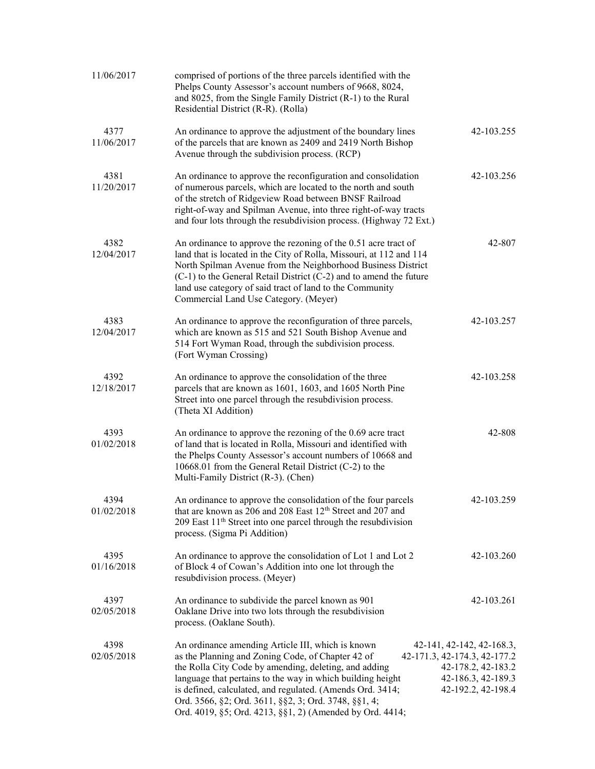| | | |
|---|---|---|
| 11/06/2017 | comprised of portions of the three parcels identified with the Phelps County Assessor's account numbers of 9668, 8024, and 8025, from the Single Family District (R-1) to the Rural Residential District (R-R). (Rolla) | |
| 4377 11/06/2017 | An ordinance to approve the adjustment of the boundary lines of the parcels that are known as 2409 and 2419 North Bishop Avenue through the subdivision process. (RCP) | 42-103.255 |
| 4381 11/20/2017 | An ordinance to approve the reconfiguration and consolidation of numerous parcels, which are located to the north and south of the stretch of Ridgeview Road between BNSF Railroad right-of-way and Spilman Avenue, into three right-of-way tracts and four lots through the resubdivision process. (Highway 72 Ext.) | 42-103.256 |
| 4382 12/04/2017 | An ordinance to approve the rezoning of the 0.51 acre tract of land that is located in the City of Rolla, Missouri, at 112 and 114 North Spilman Avenue from the Neighborhood Business District (C-1) to the General Retail District (C-2) and to amend the future land use category of said tract of land to the Community Commercial Land Use Category. (Meyer) | 42-807 |
| 4383 12/04/2017 | An ordinance to approve the reconfiguration of three parcels, which are known as 515 and 521 South Bishop Avenue and 514 Fort Wyman Road, through the subdivision process. (Fort Wyman Crossing) | 42-103.257 |
| 4392 12/18/2017 | An ordinance to approve the consolidation of the three parcels that are known as 1601, 1603, and 1605 North Pine Street into one parcel through the resubdivision process. (Theta XI Addition) | 42-103.258 |
| 4393 01/02/2018 | An ordinance to approve the rezoning of the 0.69 acre tract of land that is located in Rolla, Missouri and identified with the Phelps County Assessor's account numbers of 10668 and 10668.01 from the General Retail District (C-2) to the Multi-Family District (R-3). (Chen) | 42-808 |
| 4394 01/02/2018 | An ordinance to approve the consolidation of the four parcels that are known as 206 and 208 East 12th Street and 207 and 209 East 11th Street into one parcel through the resubdivision process. (Sigma Pi Addition) | 42-103.259 |
| 4395 01/16/2018 | An ordinance to approve the consolidation of Lot 1 and Lot 2 of Block 4 of Cowan's Addition into one lot through the resubdivision process. (Meyer) | 42-103.260 |
| 4397 02/05/2018 | An ordinance to subdivide the parcel known as 901 Oaklane Drive into two lots through the resubdivision process. (Oaklane South). | 42-103.261 |
| 4398 02/05/2018 | An ordinance amending Article III, which is known as the Planning and Zoning Code, of Chapter 42 of the Rolla City Code by amending, deleting, and adding language that pertains to the way in which building height is defined, calculated, and regulated. (Amends Ord. 3414; Ord. 3566, §2; Ord. 3611, §§2, 3; Ord. 3748, §§1, 4; Ord. 4019, §5; Ord. 4213, §§1, 2) (Amended by Ord. 4414; | 42-141, 42-142, 42-168.3, 42-171.3, 42-174.3, 42-177.2 42-178.2, 42-183.2 42-186.3, 42-189.3 42-192.2, 42-198.4 |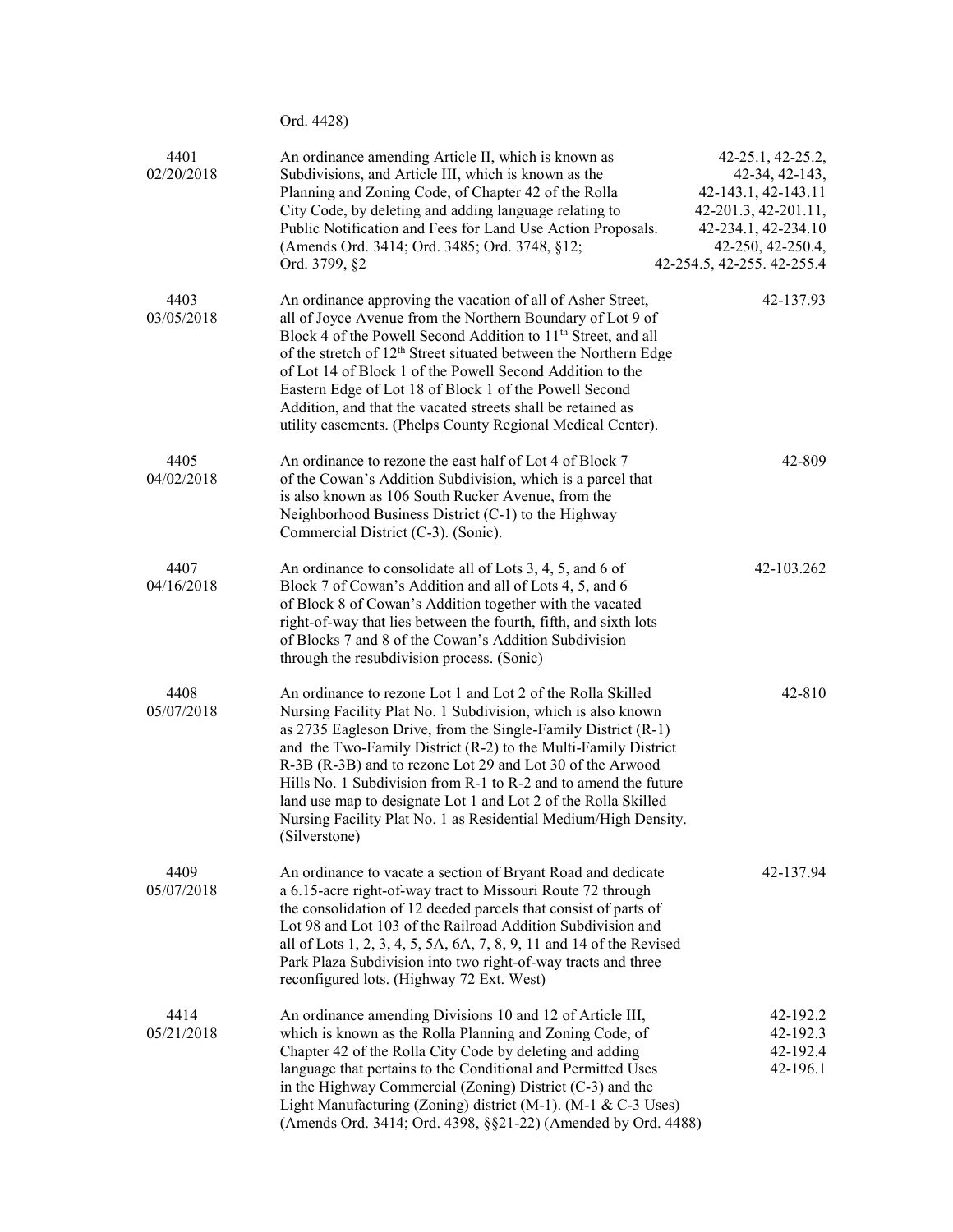Ord. 4428)

| | | |
|---|---|---|
| 4401<br>02/20/2018 | An ordinance amending Article II, which is known as Subdivisions, and Article III, which is known as the Planning and Zoning Code, of Chapter 42 of the Rolla City Code, by deleting and adding language relating to Public Notification and Fees for Land Use Action Proposals. (Amends Ord. 3414; Ord. 3485; Ord. 3748, §12; Ord. 3799, §2 | 42-25.1, 42-25.2, 42-34, 42-143, 42-143.1, 42-143.11 42-201.3, 42-201.11, 42-234.1, 42-234.10 42-250, 42-250.4, 42-254.5, 42-255. 42-255.4 |
| 4403<br>03/05/2018 | An ordinance approving the vacation of all of Asher Street, all of Joyce Avenue from the Northern Boundary of Lot 9 of Block 4 of the Powell Second Addition to 11th Street, and all of the stretch of 12th Street situated between the Northern Edge of Lot 14 of Block 1 of the Powell Second Addition to the Eastern Edge of Lot 18 of Block 1 of the Powell Second Addition, and that the vacated streets shall be retained as utility easements. (Phelps County Regional Medical Center). | 42-137.93 |
| 4405<br>04/02/2018 | An ordinance to rezone the east half of Lot 4 of Block 7 of the Cowan's Addition Subdivision, which is a parcel that is also known as 106 South Rucker Avenue, from the Neighborhood Business District (C-1) to the Highway Commercial District (C-3). (Sonic). | 42-809 |
| 4407<br>04/16/2018 | An ordinance to consolidate all of Lots 3, 4, 5, and 6 of Block 7 of Cowan's Addition and all of Lots 4, 5, and 6 of Block 8 of Cowan's Addition together with the vacated right-of-way that lies between the fourth, fifth, and sixth lots of Blocks 7 and 8 of the Cowan's Addition Subdivision through the resubdivision process. (Sonic) | 42-103.262 |
| 4408<br>05/07/2018 | An ordinance to rezone Lot 1 and Lot 2 of the Rolla Skilled Nursing Facility Plat No. 1 Subdivision, which is also known as 2735 Eagleson Drive, from the Single-Family District (R-1) and the Two-Family District (R-2) to the Multi-Family District R-3B (R-3B) and to rezone Lot 29 and Lot 30 of the Arwood Hills No. 1 Subdivision from R-1 to R-2 and to amend the future land use map to designate Lot 1 and Lot 2 of the Rolla Skilled Nursing Facility Plat No. 1 as Residential Medium/High Density. (Silverstone) | 42-810 |
| 4409<br>05/07/2018 | An ordinance to vacate a section of Bryant Road and dedicate a 6.15-acre right-of-way tract to Missouri Route 72 through the consolidation of 12 deeded parcels that consist of parts of Lot 98 and Lot 103 of the Railroad Addition Subdivision and all of Lots 1, 2, 3, 4, 5, 5A, 6A, 7, 8, 9, 11 and 14 of the Revised Park Plaza Subdivision into two right-of-way tracts and three reconfigured lots. (Highway 72 Ext. West) | 42-137.94 |
| 4414<br>05/21/2018 | An ordinance amending Divisions 10 and 12 of Article III, which is known as the Rolla Planning and Zoning Code, of Chapter 42 of the Rolla City Code by deleting and adding language that pertains to the Conditional and Permitted Uses in the Highway Commercial (Zoning) District (C-3) and the Light Manufacturing (Zoning) district (M-1). (M-1 & C-3 Uses) (Amends Ord. 3414; Ord. 4398, §§21-22) (Amended by Ord. 4488) | 42-192.2<br>42-192.3<br>42-192.4<br>42-196.1 |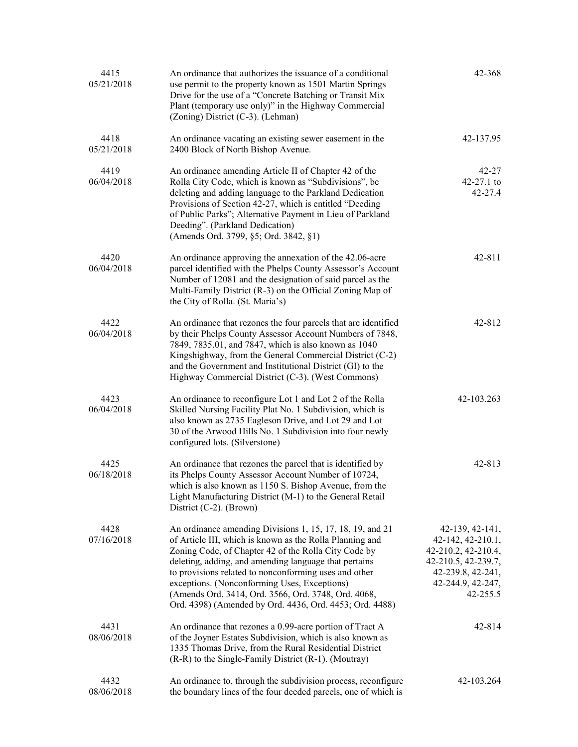| | | |
|---|---|---|
| 4415<br>05/21/2018 | An ordinance that authorizes the issuance of a conditional use permit to the property known as 1501 Martin Springs Drive for the use of a "Concrete Batching or Transit Mix Plant (temporary use only)" in the Highway Commercial (Zoning) District (C-3). (Lehman) | 42-368 |
| 4418<br>05/21/2018 | An ordinance vacating an existing sewer easement in the 2400 Block of North Bishop Avenue. | 42-137.95 |
| 4419<br>06/04/2018 | An ordinance amending Article II of Chapter 42 of the Rolla City Code, which is known as "Subdivisions", be deleting and adding language to the Parkland Dedication Provisions of Section 42-27, which is entitled "Deeding of Public Parks"; Alternative Payment in Lieu of Parkland Deeding". (Parkland Dedication)<br>(Amends Ord. 3799, §5; Ord. 3842, §1) | 42-27<br>42-27.1 to 42-27.4 |
| 4420<br>06/04/2018 | An ordinance approving the annexation of the 42.06-acre parcel identified with the Phelps County Assessor's Account Number of 12081 and the designation of said parcel as the Multi-Family District (R-3) on the Official Zoning Map of the City of Rolla. (St. Maria's) | 42-811 |
| 4422<br>06/04/2018 | An ordinance that rezones the four parcels that are identified by their Phelps County Assessor Account Numbers of 7848, 7849, 7835.01, and 7847, which is also known as 1040 Kingshighway, from the General Commercial District (C-2) and the Government and Institutional District (GI) to the Highway Commercial District (C-3). (West Commons) | 42-812 |
| 4423<br>06/04/2018 | An ordinance to reconfigure Lot 1 and Lot 2 of the Rolla Skilled Nursing Facility Plat No. 1 Subdivision, which is also known as 2735 Eagleson Drive, and Lot 29 and Lot 30 of the Arwood Hills No. 1 Subdivision into four newly configured lots. (Silverstone) | 42-103.263 |
| 4425<br>06/18/2018 | An ordinance that rezones the parcel that is identified by its Phelps County Assessor Account Number of 10724, which is also known as 1150 S. Bishop Avenue, from the Light Manufacturing District (M-1) to the General Retail District (C-2). (Brown) | 42-813 |
| 4428<br>07/16/2018 | An ordinance amending Divisions 1, 15, 17, 18, 19, and 21 of Article III, which is known as the Rolla Planning and Zoning Code, of Chapter 42 of the Rolla City Code by deleting, adding, and amending language that pertains to provisions related to nonconforming uses and other exceptions. (Nonconforming Uses, Exceptions)<br>(Amends Ord. 3414, Ord. 3566, Ord. 3748, Ord. 4068, Ord. 4398) (Amended by Ord. 4436, Ord. 4453; Ord. 4488) | 42-139, 42-141, 42-142, 42-210.1, 42-210.2, 42-210.4, 42-210.5, 42-239.7, 42-239.8, 42-241, 42-244.9, 42-247, 42-255.5 |
| 4431<br>08/06/2018 | An ordinance that rezones a 0.99-acre portion of Tract A of the Joyner Estates Subdivision, which is also known as 1335 Thomas Drive, from the Rural Residential District (R-R) to the Single-Family District (R-1). (Moutray) | 42-814 |
| 4432<br>08/06/2018 | An ordinance to, through the subdivision process, reconfigure the boundary lines of the four deeded parcels, one of which is | 42-103.264 |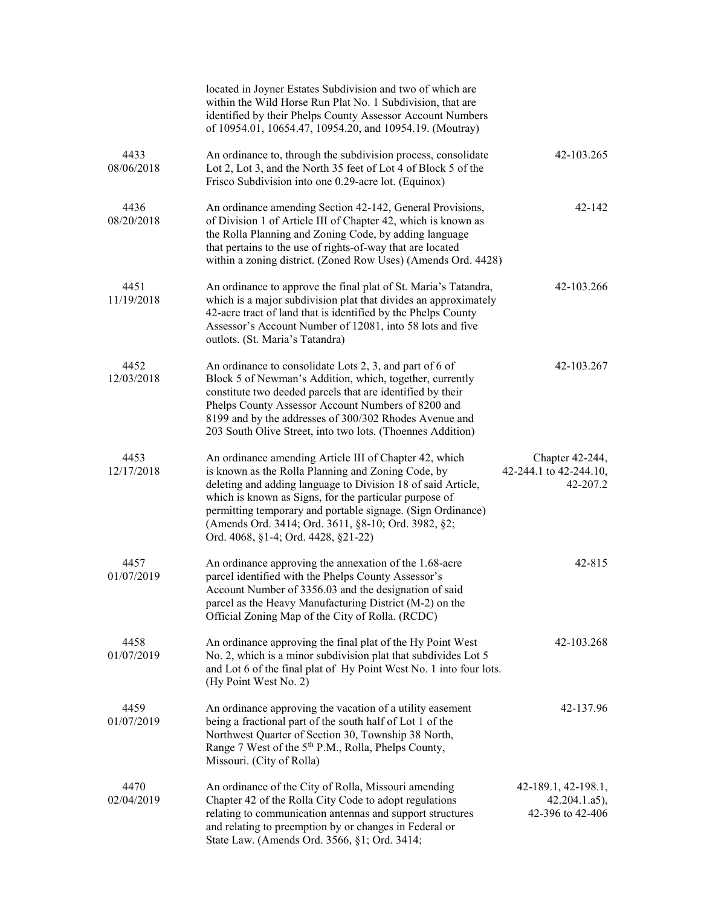| | | |
|---|---|---|
| | located in Joyner Estates Subdivision and two of which are within the Wild Horse Run Plat No. 1 Subdivision, that are identified by their Phelps County Assessor Account Numbers of 10954.01, 10654.47, 10954.20, and 10954.19. (Moutray) | |
| 4433<br>08/06/2018 | An ordinance to, through the subdivision process, consolidate Lot 2, Lot 3, and the North 35 feet of Lot 4 of Block 5 of the Frisco Subdivision into one 0.29-acre lot. (Equinox) | 42-103.265 |
| 4436<br>08/20/2018 | An ordinance amending Section 42-142, General Provisions, of Division 1 of Article III of Chapter 42, which is known as the Rolla Planning and Zoning Code, by adding language that pertains to the use of rights-of-way that are located within a zoning district. (Zoned Row Uses) (Amends Ord. 4428) | 42-142 |
| 4451<br>11/19/2018 | An ordinance to approve the final plat of St. Maria's Tatandra, which is a major subdivision plat that divides an approximately 42-acre tract of land that is identified by the Phelps County Assessor's Account Number of 12081, into 58 lots and five outlots. (St. Maria's Tatandra) | 42-103.266 |
| 4452<br>12/03/2018 | An ordinance to consolidate Lots 2, 3, and part of 6 of Block 5 of Newman's Addition, which, together, currently constitute two deeded parcels that are identified by their Phelps County Assessor Account Numbers of 8200 and 8199 and by the addresses of 300/302 Rhodes Avenue and 203 South Olive Street, into two lots. (Thoennes Addition) | 42-103.267 |
| 4453<br>12/17/2018 | An ordinance amending Article III of Chapter 42, which is known as the Rolla Planning and Zoning Code, by deleting and adding language to Division 18 of said Article, which is known as Signs, for the particular purpose of permitting temporary and portable signage. (Sign Ordinance) (Amends Ord. 3414; Ord. 3611, §8-10; Ord. 3982, §2; Ord. 4068, §1-4; Ord. 4428, §21-22) | Chapter 42-244, 42-244.1 to 42-244.10, 42-207.2 |
| 4457<br>01/07/2019 | An ordinance approving the annexation of the 1.68-acre parcel identified with the Phelps County Assessor's Account Number of 3356.03 and the designation of said parcel as the Heavy Manufacturing District (M-2) on the Official Zoning Map of the City of Rolla. (RCDC) | 42-815 |
| 4458<br>01/07/2019 | An ordinance approving the final plat of the Hy Point West No. 2, which is a minor subdivision plat that subdivides Lot 5 and Lot 6 of the final plat of Hy Point West No. 1 into four lots. (Hy Point West No. 2) | 42-103.268 |
| 4459<br>01/07/2019 | An ordinance approving the vacation of a utility easement being a fractional part of the south half of Lot 1 of the Northwest Quarter of Section 30, Township 38 North, Range 7 West of the 5th P.M., Rolla, Phelps County, Missouri. (City of Rolla) | 42-137.96 |
| 4470<br>02/04/2019 | An ordinance of the City of Rolla, Missouri amending Chapter 42 of the Rolla City Code to adopt regulations relating to communication antennas and support structures and relating to preemption by or changes in Federal or State Law. (Amends Ord. 3566, §1; Ord. 3414; | 42-189.1, 42-198.1, 42.204.1.a5), 42-396 to 42-406 |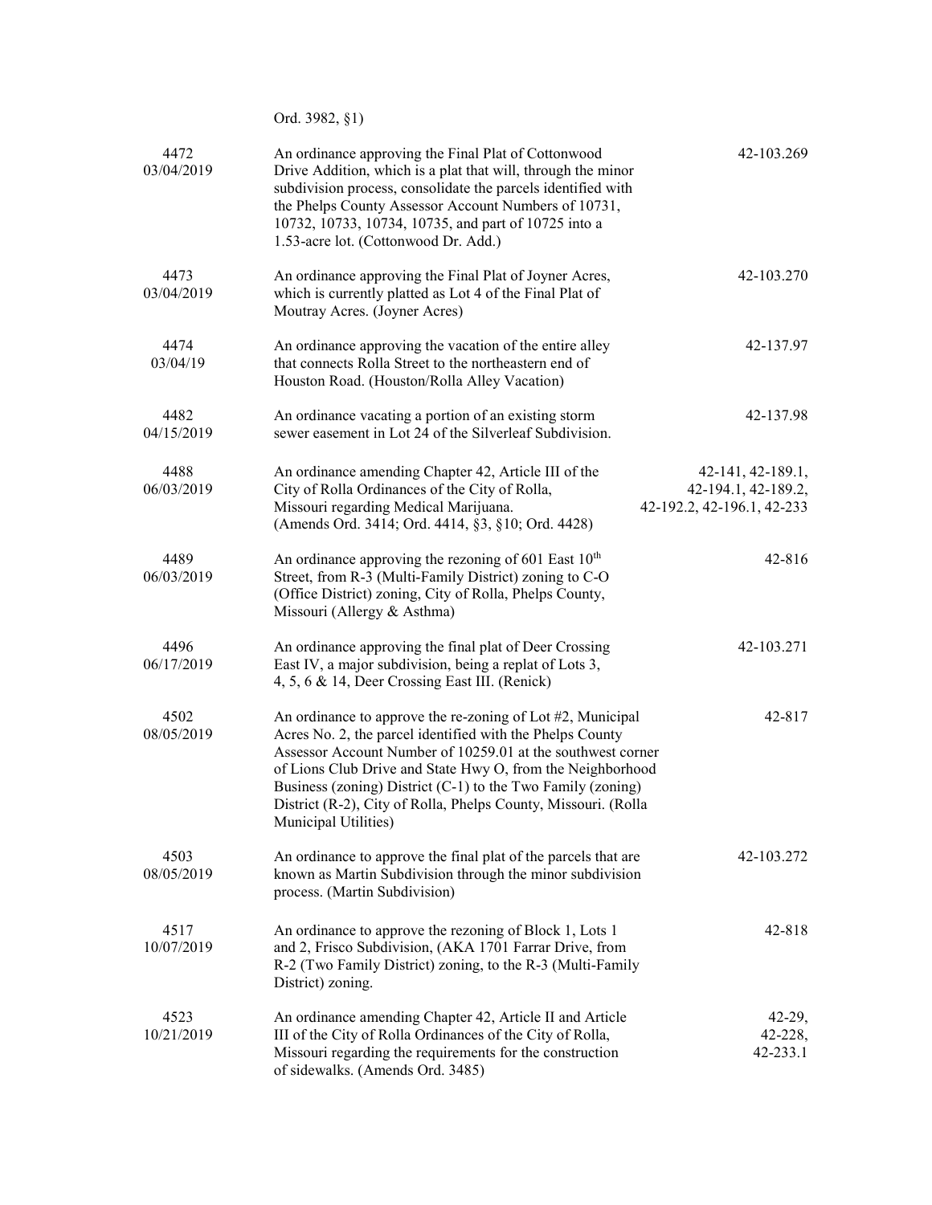Ord. 3982, §1)

| | | |
|---|---|---|
| 4472<br>03/04/2019 | An ordinance approving the Final Plat of Cottonwood Drive Addition, which is a plat that will, through the minor subdivision process, consolidate the parcels identified with the Phelps County Assessor Account Numbers of 10731, 10732, 10733, 10734, 10735, and part of 10725 into a 1.53-acre lot. (Cottonwood Dr. Add.) | 42-103.269 |
| 4473<br>03/04/2019 | An ordinance approving the Final Plat of Joyner Acres, which is currently platted as Lot 4 of the Final Plat of Moutray Acres. (Joyner Acres) | 42-103.270 |
| 4474<br>03/04/19 | An ordinance approving the vacation of the entire alley that connects Rolla Street to the northeastern end of Houston Road. (Houston/Rolla Alley Vacation) | 42-137.97 |
| 4482<br>04/15/2019 | An ordinance vacating a portion of an existing storm sewer easement in Lot 24 of the Silverleaf Subdivision. | 42-137.98 |
| 4488<br>06/03/2019 | An ordinance amending Chapter 42, Article III of the City of Rolla Ordinances of the City of Rolla, Missouri regarding Medical Marijuana. (Amends Ord. 3414; Ord. 4414, §3, §10; Ord. 4428) | 42-141, 42-189.1, 42-194.1, 42-189.2, 42-192.2, 42-196.1, 42-233 |
| 4489<br>06/03/2019 | An ordinance approving the rezoning of 601 East 10th Street, from R-3 (Multi-Family District) zoning to C-O (Office District) zoning, City of Rolla, Phelps County, Missouri (Allergy & Asthma) | 42-816 |
| 4496<br>06/17/2019 | An ordinance approving the final plat of Deer Crossing East IV, a major subdivision, being a replat of Lots 3, 4, 5, 6 & 14, Deer Crossing East III. (Renick) | 42-103.271 |
| 4502<br>08/05/2019 | An ordinance to approve the re-zoning of Lot #2, Municipal Acres No. 2, the parcel identified with the Phelps County Assessor Account Number of 10259.01 at the southwest corner of Lions Club Drive and State Hwy O, from the Neighborhood Business (zoning) District (C-1) to the Two Family (zoning) District (R-2), City of Rolla, Phelps County, Missouri. (Rolla Municipal Utilities) | 42-817 |
| 4503<br>08/05/2019 | An ordinance to approve the final plat of the parcels that are known as Martin Subdivision through the minor subdivision process. (Martin Subdivision) | 42-103.272 |
| 4517<br>10/07/2019 | An ordinance to approve the rezoning of Block 1, Lots 1 and 2, Frisco Subdivision, (AKA 1701 Farrar Drive, from R-2 (Two Family District) zoning, to the R-3 (Multi-Family District) zoning. | 42-818 |
| 4523<br>10/21/2019 | An ordinance amending Chapter 42, Article II and Article III of the City of Rolla Ordinances of the City of Rolla, Missouri regarding the requirements for the construction of sidewalks. (Amends Ord. 3485) | 42-29, 42-228, 42-233.1 |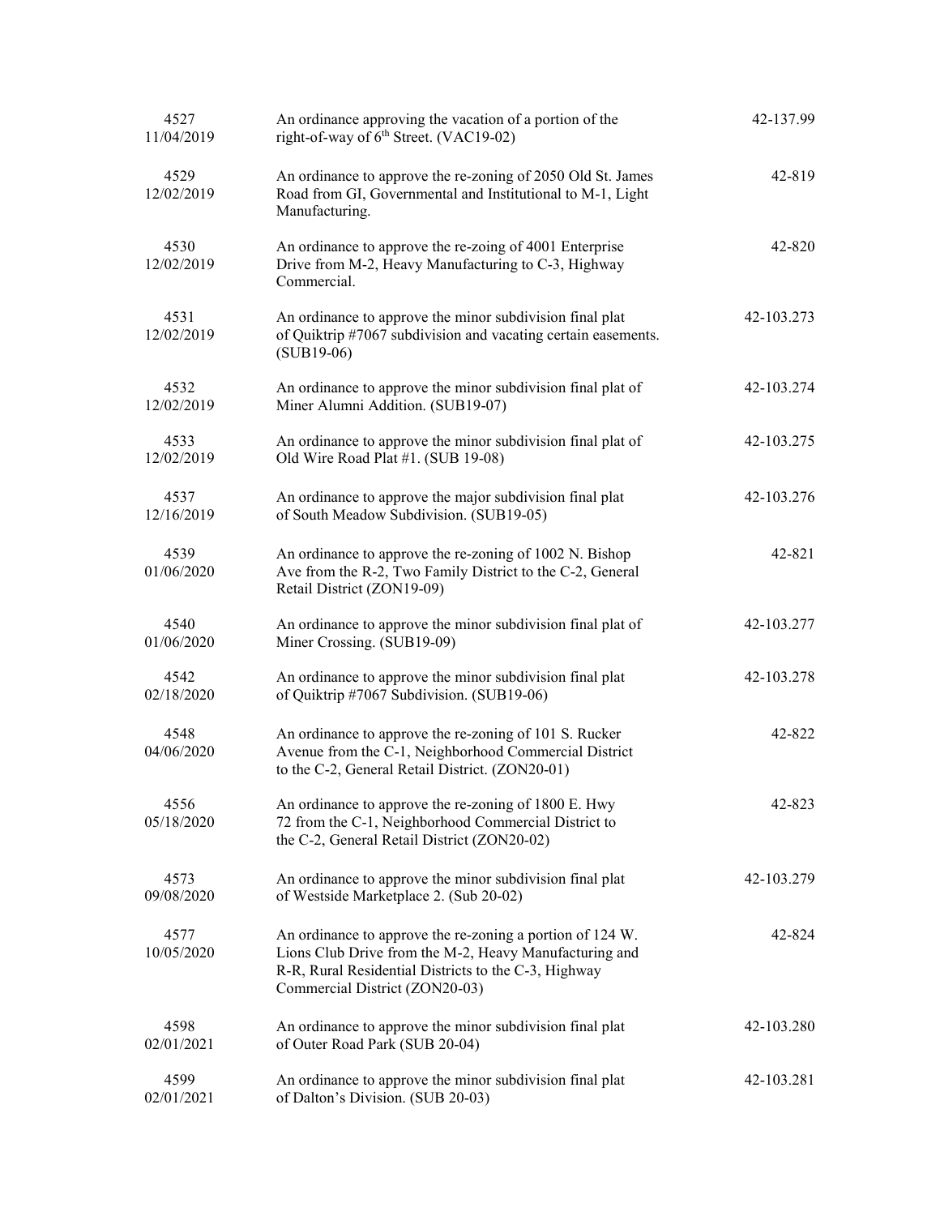| | | |
|---|---|---|
| 4527<br>11/04/2019 | An ordinance approving the vacation of a portion of the right-of-way of 6th Street. (VAC19-02) | 42-137.99 |
| 4529<br>12/02/2019 | An ordinance to approve the re-zoning of 2050 Old St. James Road from GI, Governmental and Institutional to M-1, Light Manufacturing. | 42-819 |
| 4530<br>12/02/2019 | An ordinance to approve the re-zoing of 4001 Enterprise Drive from M-2, Heavy Manufacturing to C-3, Highway Commercial. | 42-820 |
| 4531<br>12/02/2019 | An ordinance to approve the minor subdivision final plat of Quiktrip #7067 subdivision and vacating certain easements. (SUB19-06) | 42-103.273 |
| 4532<br>12/02/2019 | An ordinance to approve the minor subdivision final plat of Miner Alumni Addition. (SUB19-07) | 42-103.274 |
| 4533<br>12/02/2019 | An ordinance to approve the minor subdivision final plat of Old Wire Road Plat #1. (SUB 19-08) | 42-103.275 |
| 4537<br>12/16/2019 | An ordinance to approve the major subdivision final plat of South Meadow Subdivision. (SUB19-05) | 42-103.276 |
| 4539<br>01/06/2020 | An ordinance to approve the re-zoning of 1002 N. Bishop Ave from the R-2, Two Family District to the C-2, General Retail District (ZON19-09) | 42-821 |
| 4540<br>01/06/2020 | An ordinance to approve the minor subdivision final plat of Miner Crossing. (SUB19-09) | 42-103.277 |
| 4542<br>02/18/2020 | An ordinance to approve the minor subdivision final plat of Quiktrip #7067 Subdivision. (SUB19-06) | 42-103.278 |
| 4548<br>04/06/2020 | An ordinance to approve the re-zoning of 101 S. Rucker Avenue from the C-1, Neighborhood Commercial District to the C-2, General Retail District. (ZON20-01) | 42-822 |
| 4556<br>05/18/2020 | An ordinance to approve the re-zoning of 1800 E. Hwy 72 from the C-1, Neighborhood Commercial District to the C-2, General Retail District (ZON20-02) | 42-823 |
| 4573<br>09/08/2020 | An ordinance to approve the minor subdivision final plat of Westside Marketplace 2. (Sub 20-02) | 42-103.279 |
| 4577<br>10/05/2020 | An ordinance to approve the re-zoning a portion of 124 W. Lions Club Drive from the M-2, Heavy Manufacturing and R-R, Rural Residential Districts to the C-3, Highway Commercial District (ZON20-03) | 42-824 |
| 4598<br>02/01/2021 | An ordinance to approve the minor subdivision final plat of Outer Road Park (SUB 20-04) | 42-103.280 |
| 4599<br>02/01/2021 | An ordinance to approve the minor subdivision final plat of Dalton's Division. (SUB 20-03) | 42-103.281 |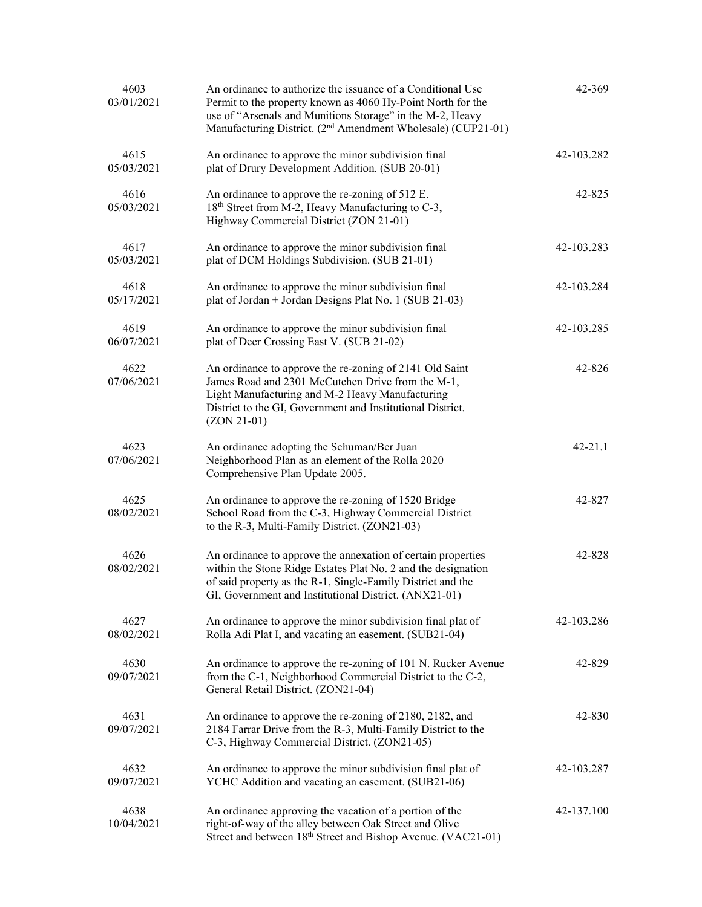| | | |
|---|---|---|
| 4603<br>03/01/2021 | An ordinance to authorize the issuance of a Conditional Use Permit to the property known as 4060 Hy-Point North for the use of "Arsenals and Munitions Storage" in the M-2, Heavy Manufacturing District. (2nd Amendment Wholesale) (CUP21-01) | 42-369 |
| 4615<br>05/03/2021 | An ordinance to approve the minor subdivision final plat of Drury Development Addition. (SUB 20-01) | 42-103.282 |
| 4616<br>05/03/2021 | An ordinance to approve the re-zoning of 512 E. 18th Street from M-2, Heavy Manufacturing to C-3, Highway Commercial District (ZON 21-01) | 42-825 |
| 4617<br>05/03/2021 | An ordinance to approve the minor subdivision final plat of DCM Holdings Subdivision. (SUB 21-01) | 42-103.283 |
| 4618<br>05/17/2021 | An ordinance to approve the minor subdivision final plat of Jordan + Jordan Designs Plat No. 1 (SUB 21-03) | 42-103.284 |
| 4619<br>06/07/2021 | An ordinance to approve the minor subdivision final plat of Deer Crossing East V. (SUB 21-02) | 42-103.285 |
| 4622<br>07/06/2021 | An ordinance to approve the re-zoning of 2141 Old Saint James Road and 2301 McCutchen Drive from the M-1, Light Manufacturing and M-2 Heavy Manufacturing District to the GI, Government and Institutional District. (ZON 21-01) | 42-826 |
| 4623<br>07/06/2021 | An ordinance adopting the Schuman/Ber Juan Neighborhood Plan as an element of the Rolla 2020 Comprehensive Plan Update 2005. | 42-21.1 |
| 4625<br>08/02/2021 | An ordinance to approve the re-zoning of 1520 Bridge School Road from the C-3, Highway Commercial District to the R-3, Multi-Family District. (ZON21-03) | 42-827 |
| 4626<br>08/02/2021 | An ordinance to approve the annexation of certain properties within the Stone Ridge Estates Plat No. 2 and the designation of said property as the R-1, Single-Family District and the GI, Government and Institutional District. (ANX21-01) | 42-828 |
| 4627<br>08/02/2021 | An ordinance to approve the minor subdivision final plat of Rolla Adi Plat I, and vacating an easement. (SUB21-04) | 42-103.286 |
| 4630<br>09/07/2021 | An ordinance to approve the re-zoning of 101 N. Rucker Avenue from the C-1, Neighborhood Commercial District to the C-2, General Retail District. (ZON21-04) | 42-829 |
| 4631<br>09/07/2021 | An ordinance to approve the re-zoning of 2180, 2182, and 2184 Farrar Drive from the R-3, Multi-Family District to the C-3, Highway Commercial District. (ZON21-05) | 42-830 |
| 4632<br>09/07/2021 | An ordinance to approve the minor subdivision final plat of YCHC Addition and vacating an easement. (SUB21-06) | 42-103.287 |
| 4638<br>10/04/2021 | An ordinance approving the vacation of a portion of the right-of-way of the alley between Oak Street and Olive Street and between 18th Street and Bishop Avenue. (VAC21-01) | 42-137.100 |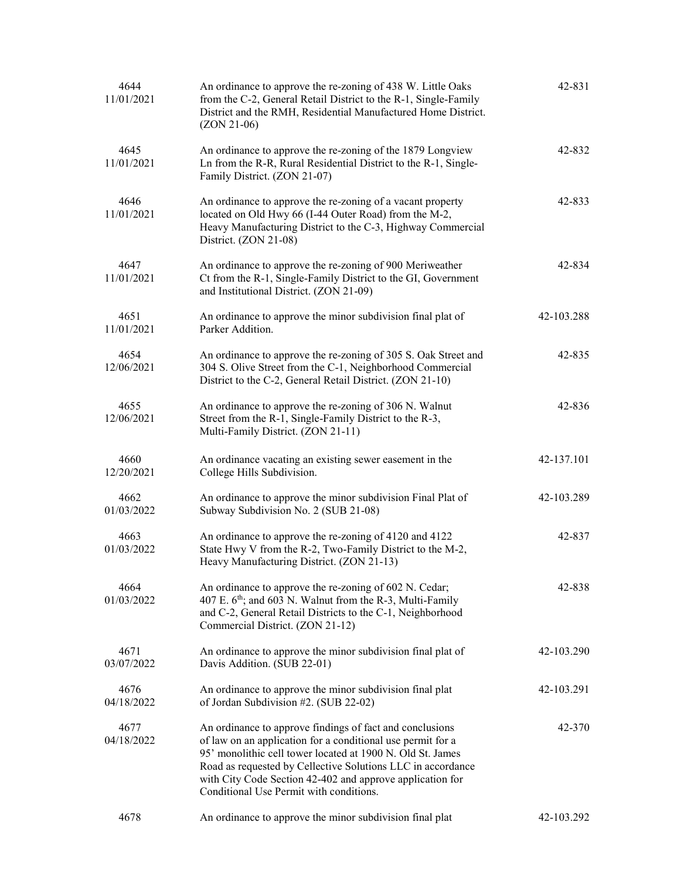| | | |
|---|---|---|
| 4644<br>11/01/2021 | An ordinance to approve the re-zoning of 438 W. Little Oaks from the C-2, General Retail District to the R-1, Single-Family District and the RMH, Residential Manufactured Home District. (ZON 21-06) | 42-831 |
| 4645<br>11/01/2021 | An ordinance to approve the re-zoning of the 1879 Longview Ln from the R-R, Rural Residential District to the R-1, Single-Family District. (ZON 21-07) | 42-832 |
| 4646<br>11/01/2021 | An ordinance to approve the re-zoning of a vacant property located on Old Hwy 66 (I-44 Outer Road) from the M-2, Heavy Manufacturing District to the C-3, Highway Commercial District. (ZON 21-08) | 42-833 |
| 4647<br>11/01/2021 | An ordinance to approve the re-zoning of 900 Meriweather Ct from the R-1, Single-Family District to the GI, Government and Institutional District. (ZON 21-09) | 42-834 |
| 4651<br>11/01/2021 | An ordinance to approve the minor subdivision final plat of Parker Addition. | 42-103.288 |
| 4654<br>12/06/2021 | An ordinance to approve the re-zoning of 305 S. Oak Street and 304 S. Olive Street from the C-1, Neighborhood Commercial District to the C-2, General Retail District. (ZON 21-10) | 42-835 |
| 4655<br>12/06/2021 | An ordinance to approve the re-zoning of 306 N. Walnut Street from the R-1, Single-Family District to the R-3, Multi-Family District. (ZON 21-11) | 42-836 |
| 4660<br>12/20/2021 | An ordinance vacating an existing sewer easement in the College Hills Subdivision. | 42-137.101 |
| 4662<br>01/03/2022 | An ordinance to approve the minor subdivision Final Plat of Subway Subdivision No. 2 (SUB 21-08) | 42-103.289 |
| 4663<br>01/03/2022 | An ordinance to approve the re-zoning of 4120 and 4122 State Hwy V from the R-2, Two-Family District to the M-2, Heavy Manufacturing District. (ZON 21-13) | 42-837 |
| 4664<br>01/03/2022 | An ordinance to approve the re-zoning of 602 N. Cedar; 407 E. 6th; and 603 N. Walnut from the R-3, Multi-Family and C-2, General Retail Districts to the C-1, Neighborhood Commercial District. (ZON 21-12) | 42-838 |
| 4671<br>03/07/2022 | An ordinance to approve the minor subdivision final plat of Davis Addition. (SUB 22-01) | 42-103.290 |
| 4676<br>04/18/2022 | An ordinance to approve the minor subdivision final plat of Jordan Subdivision #2. (SUB 22-02) | 42-103.291 |
| 4677<br>04/18/2022 | An ordinance to approve findings of fact and conclusions of law on an application for a conditional use permit for a 95' monolithic cell tower located at 1900 N. Old St. James Road as requested by Cellective Solutions LLC in accordance with City Code Section 42-402 and approve application for Conditional Use Permit with conditions. | 42-370 |
| 4678 | An ordinance to approve the minor subdivision final plat | 42-103.292 |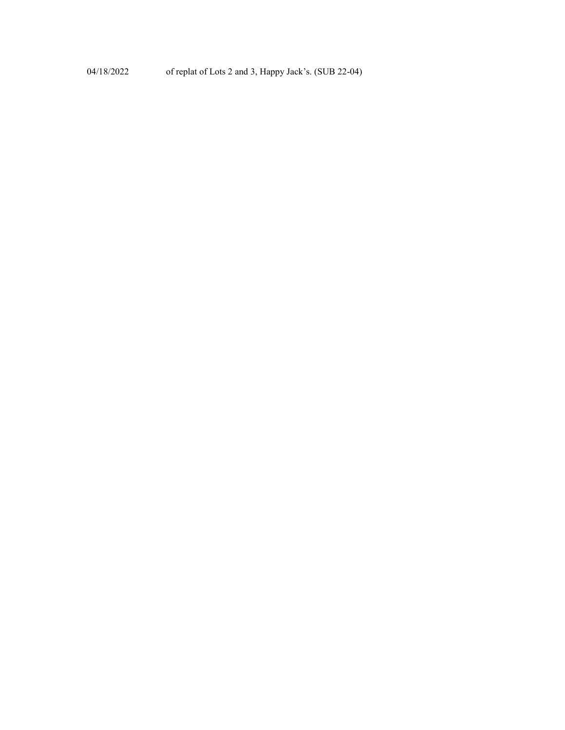04/18/2022 of replat of Lots 2 and 3, Happy Jack's. (SUB 22-04)